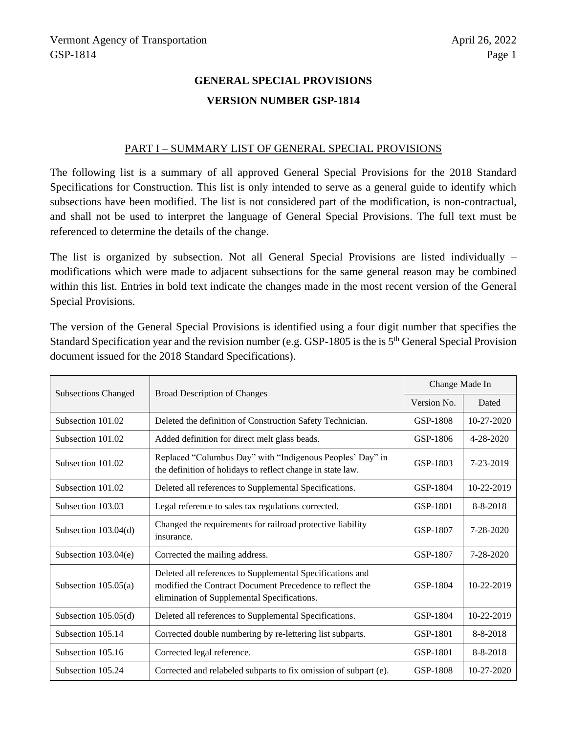# GENERAL SPECIAL PROVISIONS

## VERSION NUMBER GSP-1814

### PART I – SUMMARY LIST OF GENERAL SPECIAL PROVISIONS

The following list is a summary of all approved General Special Provisions for the 2018 Standard Specifications for Construction. This list is only intended to serve as a general guide to identify which subsections have been modified. The list is not considered part of the modification, is non-contractual, and shall not be used to interpret the language of General Special Provisions. The full text must be referenced to determine the details of the change.

The list is organized by subsection. Not all General Special Provisions are listed individually – modifications which were made to adjacent subsections for the same general reason may be combined within this list. Entries in bold text indicate the changes made in the most recent version of the General Special Provisions.

The version of the General Special Provisions is identified using a four digit number that specifies the Standard Specification year and the revision number (e.g. GSP-1805 is the is 5th General Special Provision document issued for the 2018 Standard Specifications).

| Subsections Changed | Broad Description of Changes | Change Made In | |
|---|---|---|---|
| | | Version No. | Dated |
| Subsection 101.02 | Deleted the definition of Construction Safety Technician. | GSP-1808 | 10-27-2020 |
| Subsection 101.02 | Added definition for direct melt glass beads. | GSP-1806 | 4-28-2020 |
| Subsection 101.02 | Replaced “Columbus Day” with “Indigenous Peoples’ Day” in the definition of holidays to reflect change in state law. | GSP-1803 | 7-23-2019 |
| Subsection 101.02 | Deleted all references to Supplemental Specifications. | GSP-1804 | 10-22-2019 |
| Subsection 103.03 | Legal reference to sales tax regulations corrected. | GSP-1801 | 8-8-2018 |
| Subsection 103.04(d) | Changed the requirements for railroad protective liability insurance. | GSP-1807 | 7-28-2020 |
| Subsection 103.04(e) | Corrected the mailing address. | GSP-1807 | 7-28-2020 |
| Subsection 105.05(a) | Deleted all references to Supplemental Specifications and modified the Contract Document Precedence to reflect the elimination of Supplemental Specifications. | GSP-1804 | 10-22-2019 |
| Subsection 105.05(d) | Deleted all references to Supplemental Specifications. | GSP-1804 | 10-22-2019 |
| Subsection 105.14 | Corrected double numbering by re-lettering list subparts. | GSP-1801 | 8-8-2018 |
| Subsection 105.16 | Corrected legal reference. | GSP-1801 | 8-8-2018 |
| Subsection 105.24 | Corrected and relabeled subparts to fix omission of subpart (e). | GSP-1808 | 10-27-2020 |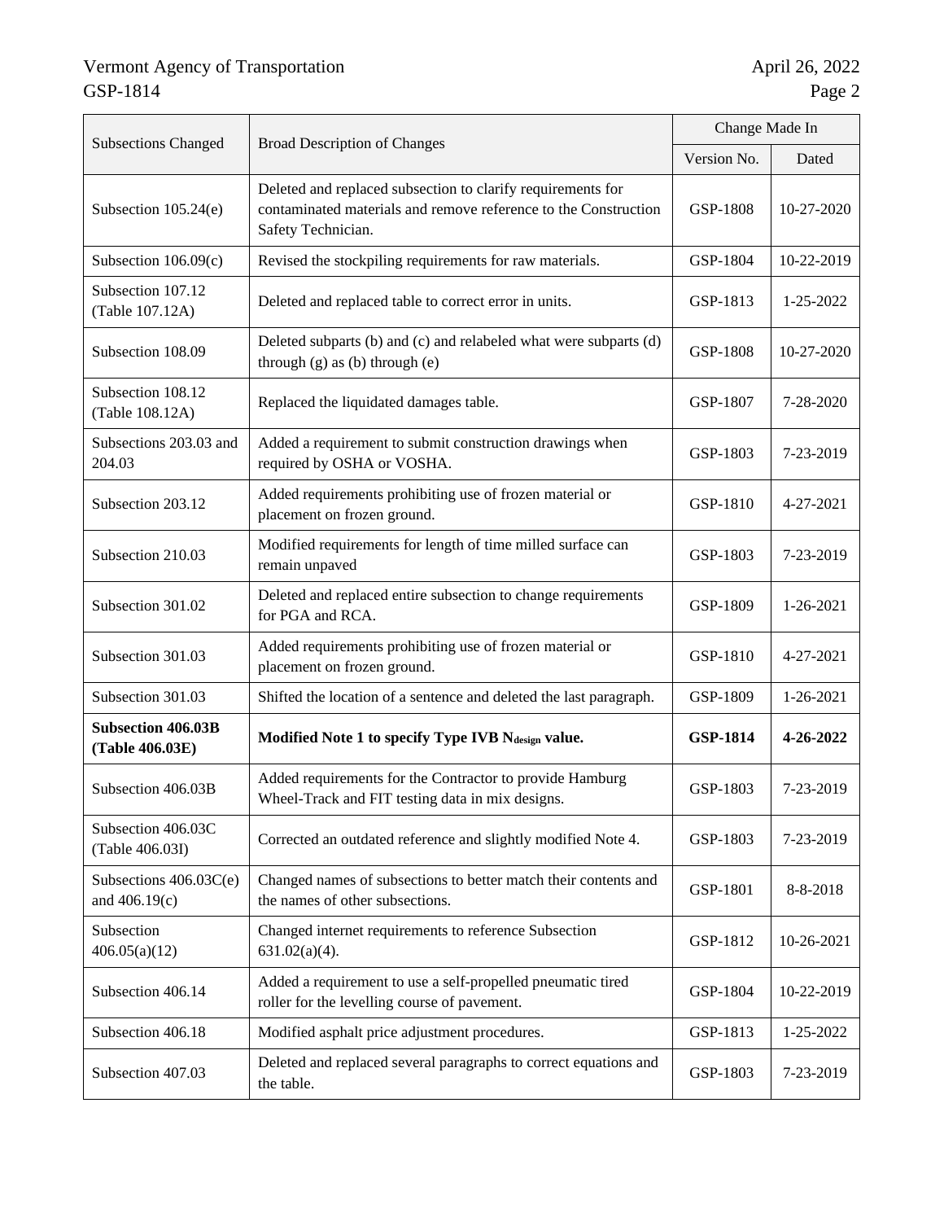| Subsections Changed | Broad Description of Changes | Change Made In | |
|---|---|---|---|
| | | Version No. | Dated |
| Subsection 105.24(e) | Deleted and replaced subsection to clarify requirements for contaminated materials and remove reference to the Construction Safety Technician. | GSP-1808 | 10-27-2020 |
| Subsection 106.09(c) | Revised the stockpiling requirements for raw materials. | GSP-1804 | 10-22-2019 |
| Subsection 107.12 (Table 107.12A) | Deleted and replaced table to correct error in units. | GSP-1813 | 1-25-2022 |
| Subsection 108.09 | Deleted subparts (b) and (c) and relabeled what were subparts (d) through (g) as (b) through (e) | GSP-1808 | 10-27-2020 |
| Subsection 108.12 (Table 108.12A) | Replaced the liquidated damages table. | GSP-1807 | 7-28-2020 |
| Subsections 203.03 and 204.03 | Added a requirement to submit construction drawings when required by OSHA or VOSHA. | GSP-1803 | 7-23-2019 |
| Subsection 203.12 | Added requirements prohibiting use of frozen material or placement on frozen ground. | GSP-1810 | 4-27-2021 |
| Subsection 210.03 | Modified requirements for length of time milled surface can remain unpaved | GSP-1803 | 7-23-2019 |
| Subsection 301.02 | Deleted and replaced entire subsection to change requirements for PGA and RCA. | GSP-1809 | 1-26-2021 |
| Subsection 301.03 | Added requirements prohibiting use of frozen material or placement on frozen ground. | GSP-1810 | 4-27-2021 |
| Subsection 301.03 | Shifted the location of a sentence and deleted the last paragraph. | GSP-1809 | 1-26-2021 |
| **Subsection 406.03B (Table 406.03E)** | **Modified Note 1 to specify Type IVB $N_{design}$ value.** | **GSP-1814** | **4-26-2022** |
| Subsection 406.03B | Added requirements for the Contractor to provide Hamburg Wheel-Track and FIT testing data in mix designs. | GSP-1803 | 7-23-2019 |
| Subsection 406.03C (Table 406.03I) | Corrected an outdated reference and slightly modified Note 4. | GSP-1803 | 7-23-2019 |
| Subsections 406.03C(e) and 406.19(c) | Changed names of subsections to better match their contents and the names of other subsections. | GSP-1801 | 8-8-2018 |
| Subsection 406.05(a)(12) | Changed internet requirements to reference Subsection 631.02(a)(4). | GSP-1812 | 10-26-2021 |
| Subsection 406.14 | Added a requirement to use a self-propelled pneumatic tired roller for the levelling course of pavement. | GSP-1804 | 10-22-2019 |
| Subsection 406.18 | Modified asphalt price adjustment procedures. | GSP-1813 | 1-25-2022 |
| Subsection 407.03 | Deleted and replaced several paragraphs to correct equations and the table. | GSP-1803 | 7-23-2019 |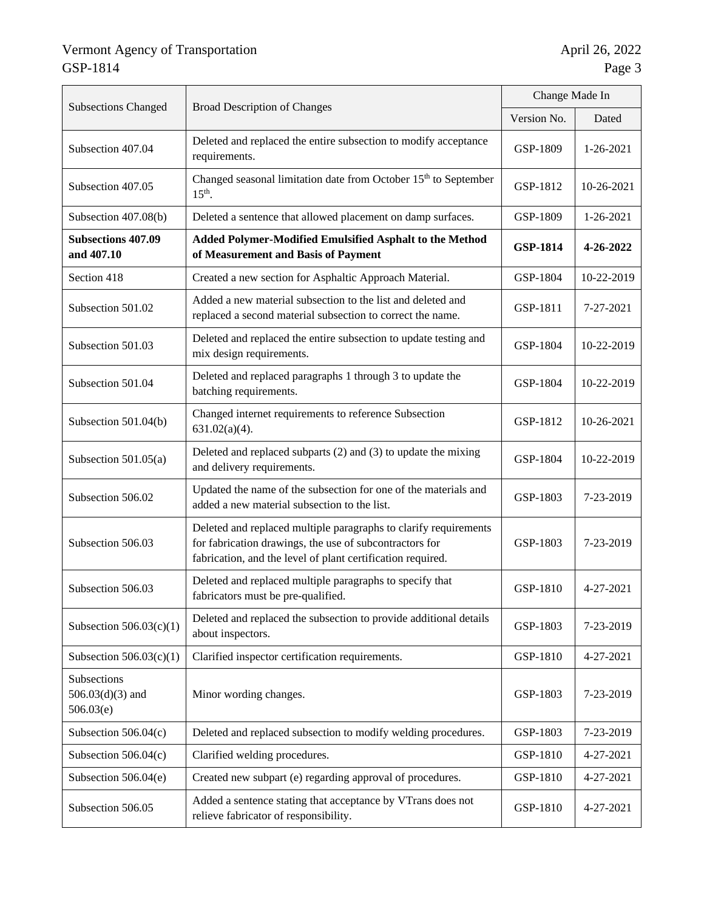| Subsections Changed | Broad Description of Changes | Change Made In | |
|---|---|---|---|
| | | Version No. | Dated |
| Subsection 407.04 | Deleted and replaced the entire subsection to modify acceptance requirements. | GSP-1809 | 1-26-2021 |
| Subsection 407.05 | Changed seasonal limitation date from October 15th to September 15th. | GSP-1812 | 10-26-2021 |
| Subsection 407.08(b) | Deleted a sentence that allowed placement on damp surfaces. | GSP-1809 | 1-26-2021 |
| **Subsections 407.09 and 407.10** | **Added Polymer-Modified Emulsified Asphalt to the Method of Measurement and Basis of Payment** | **GSP-1814** | **4-26-2022** |
| Section 418 | Created a new section for Asphaltic Approach Material. | GSP-1804 | 10-22-2019 |
| Subsection 501.02 | Added a new material subsection to the list and deleted and replaced a second material subsection to correct the name. | GSP-1811 | 7-27-2021 |
| Subsection 501.03 | Deleted and replaced the entire subsection to update testing and mix design requirements. | GSP-1804 | 10-22-2019 |
| Subsection 501.04 | Deleted and replaced paragraphs 1 through 3 to update the batching requirements. | GSP-1804 | 10-22-2019 |
| Subsection 501.04(b) | Changed internet requirements to reference Subsection 631.02(a)(4). | GSP-1812 | 10-26-2021 |
| Subsection 501.05(a) | Deleted and replaced subparts (2) and (3) to update the mixing and delivery requirements. | GSP-1804 | 10-22-2019 |
| Subsection 506.02 | Updated the name of the subsection for one of the materials and added a new material subsection to the list. | GSP-1803 | 7-23-2019 |
| Subsection 506.03 | Deleted and replaced multiple paragraphs to clarify requirements for fabrication drawings, the use of subcontractors for fabrication, and the level of plant certification required. | GSP-1803 | 7-23-2019 |
| Subsection 506.03 | Deleted and replaced multiple paragraphs to specify that fabricators must be pre-qualified. | GSP-1810 | 4-27-2021 |
| Subsection 506.03(c)(1) | Deleted and replaced the subsection to provide additional details about inspectors. | GSP-1803 | 7-23-2019 |
| Subsection 506.03(c)(1) | Clarified inspector certification requirements. | GSP-1810 | 4-27-2021 |
| Subsections 506.03(d)(3) and 506.03(e) | Minor wording changes. | GSP-1803 | 7-23-2019 |
| Subsection 506.04(c) | Deleted and replaced subsection to modify welding procedures. | GSP-1803 | 7-23-2019 |
| Subsection 506.04(c) | Clarified welding procedures. | GSP-1810 | 4-27-2021 |
| Subsection 506.04(e) | Created new subpart (e) regarding approval of procedures. | GSP-1810 | 4-27-2021 |
| Subsection 506.05 | Added a sentence stating that acceptance by VTrans does not relieve fabricator of responsibility. | GSP-1810 | 4-27-2021 |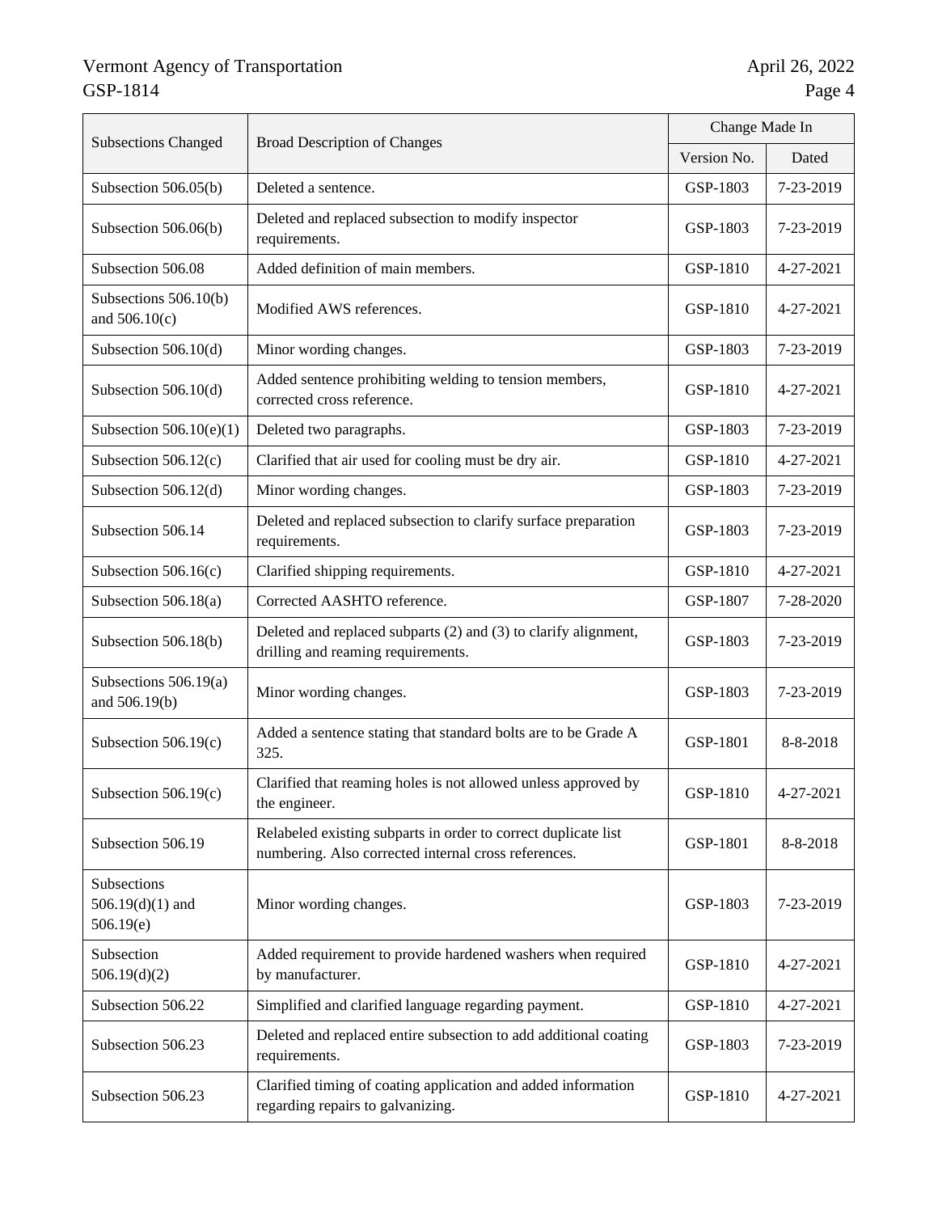| Subsections Changed | Broad Description of Changes | Change Made In | |
|---|---|---|---|
| | | Version No. | Dated |
| Subsection 506.05(b) | Deleted a sentence. | GSP-1803 | 7-23-2019 |
| Subsection 506.06(b) | Deleted and replaced subsection to modify inspector requirements. | GSP-1803 | 7-23-2019 |
| Subsection 506.08 | Added definition of main members. | GSP-1810 | 4-27-2021 |
| Subsections 506.10(b) and 506.10(c) | Modified AWS references. | GSP-1810 | 4-27-2021 |
| Subsection 506.10(d) | Minor wording changes. | GSP-1803 | 7-23-2019 |
| Subsection 506.10(d) | Added sentence prohibiting welding to tension members, corrected cross reference. | GSP-1810 | 4-27-2021 |
| Subsection 506.10(e)(1) | Deleted two paragraphs. | GSP-1803 | 7-23-2019 |
| Subsection 506.12(c) | Clarified that air used for cooling must be dry air. | GSP-1810 | 4-27-2021 |
| Subsection 506.12(d) | Minor wording changes. | GSP-1803 | 7-23-2019 |
| Subsection 506.14 | Deleted and replaced subsection to clarify surface preparation requirements. | GSP-1803 | 7-23-2019 |
| Subsection 506.16(c) | Clarified shipping requirements. | GSP-1810 | 4-27-2021 |
| Subsection 506.18(a) | Corrected AASHTO reference. | GSP-1807 | 7-28-2020 |
| Subsection 506.18(b) | Deleted and replaced subparts (2) and (3) to clarify alignment, drilling and reaming requirements. | GSP-1803 | 7-23-2019 |
| Subsections 506.19(a) and 506.19(b) | Minor wording changes. | GSP-1803 | 7-23-2019 |
| Subsection 506.19(c) | Added a sentence stating that standard bolts are to be Grade A 325. | GSP-1801 | 8-8-2018 |
| Subsection 506.19(c) | Clarified that reaming holes is not allowed unless approved by the engineer. | GSP-1810 | 4-27-2021 |
| Subsection 506.19 | Relabeled existing subparts in order to correct duplicate list numbering. Also corrected internal cross references. | GSP-1801 | 8-8-2018 |
| Subsections 506.19(d)(1) and 506.19(e) | Minor wording changes. | GSP-1803 | 7-23-2019 |
| Subsection 506.19(d)(2) | Added requirement to provide hardened washers when required by manufacturer. | GSP-1810 | 4-27-2021 |
| Subsection 506.22 | Simplified and clarified language regarding payment. | GSP-1810 | 4-27-2021 |
| Subsection 506.23 | Deleted and replaced entire subsection to add additional coating requirements. | GSP-1803 | 7-23-2019 |
| Subsection 506.23 | Clarified timing of coating application and added information regarding repairs to galvanizing. | GSP-1810 | 4-27-2021 |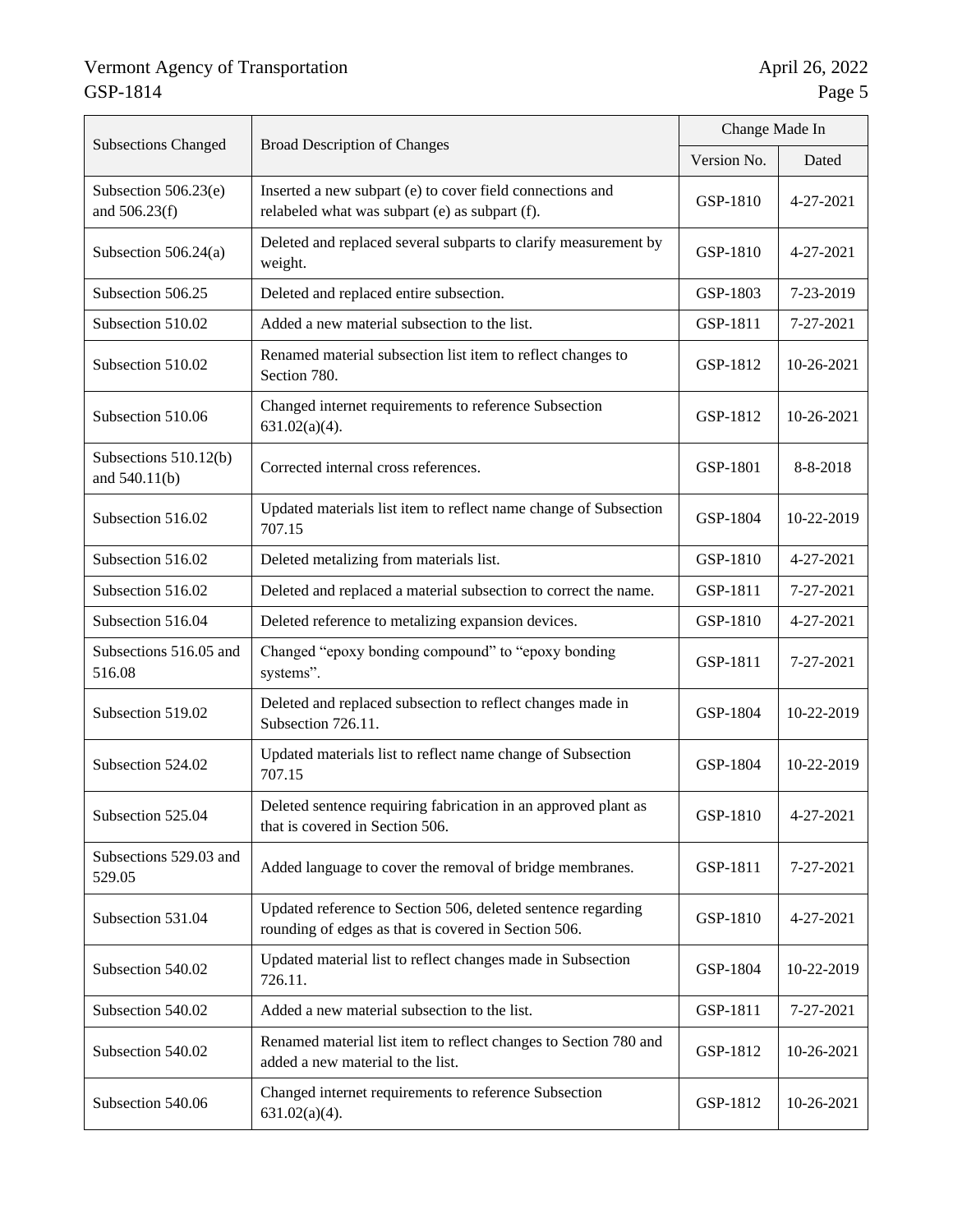| Subsections Changed | Broad Description of Changes | Change Made In | |
|---|---|---|---|
| | | Version No. | Dated |
| Subsection 506.23(e) and 506.23(f) | Inserted a new subpart (e) to cover field connections and relabeled what was subpart (e) as subpart (f). | GSP-1810 | 4-27-2021 |
| Subsection 506.24(a) | Deleted and replaced several subparts to clarify measurement by weight. | GSP-1810 | 4-27-2021 |
| Subsection 506.25 | Deleted and replaced entire subsection. | GSP-1803 | 7-23-2019 |
| Subsection 510.02 | Added a new material subsection to the list. | GSP-1811 | 7-27-2021 |
| Subsection 510.02 | Renamed material subsection list item to reflect changes to Section 780. | GSP-1812 | 10-26-2021 |
| Subsection 510.06 | Changed internet requirements to reference Subsection 631.02(a)(4). | GSP-1812 | 10-26-2021 |
| Subsections 510.12(b) and 540.11(b) | Corrected internal cross references. | GSP-1801 | 8-8-2018 |
| Subsection 516.02 | Updated materials list item to reflect name change of Subsection 707.15 | GSP-1804 | 10-22-2019 |
| Subsection 516.02 | Deleted metalizing from materials list. | GSP-1810 | 4-27-2021 |
| Subsection 516.02 | Deleted and replaced a material subsection to correct the name. | GSP-1811 | 7-27-2021 |
| Subsection 516.04 | Deleted reference to metalizing expansion devices. | GSP-1810 | 4-27-2021 |
| Subsections 516.05 and 516.08 | Changed "epoxy bonding compound" to "epoxy bonding systems". | GSP-1811 | 7-27-2021 |
| Subsection 519.02 | Deleted and replaced subsection to reflect changes made in Subsection 726.11. | GSP-1804 | 10-22-2019 |
| Subsection 524.02 | Updated materials list to reflect name change of Subsection 707.15 | GSP-1804 | 10-22-2019 |
| Subsection 525.04 | Deleted sentence requiring fabrication in an approved plant as that is covered in Section 506. | GSP-1810 | 4-27-2021 |
| Subsections 529.03 and 529.05 | Added language to cover the removal of bridge membranes. | GSP-1811 | 7-27-2021 |
| Subsection 531.04 | Updated reference to Section 506, deleted sentence regarding rounding of edges as that is covered in Section 506. | GSP-1810 | 4-27-2021 |
| Subsection 540.02 | Updated material list to reflect changes made in Subsection 726.11. | GSP-1804 | 10-22-2019 |
| Subsection 540.02 | Added a new material subsection to the list. | GSP-1811 | 7-27-2021 |
| Subsection 540.02 | Renamed material list item to reflect changes to Section 780 and added a new material to the list. | GSP-1812 | 10-26-2021 |
| Subsection 540.06 | Changed internet requirements to reference Subsection 631.02(a)(4). | GSP-1812 | 10-26-2021 |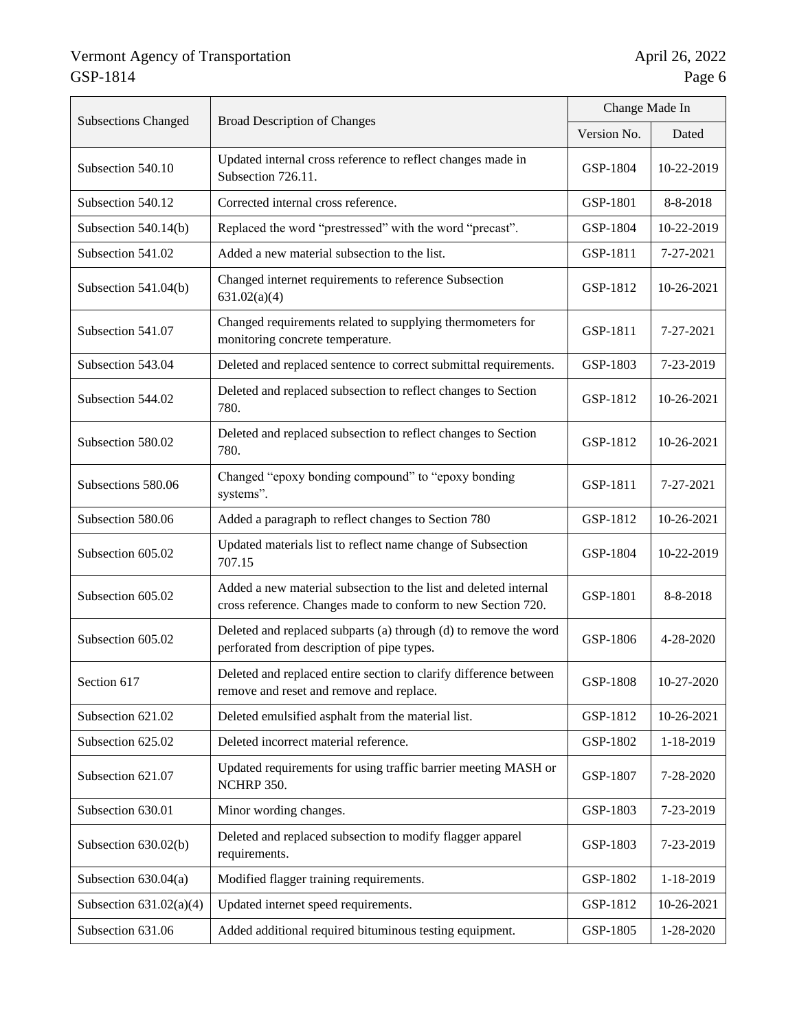| Subsections Changed | Broad Description of Changes | Change Made In | |
|---|---|---|---|
| | | Version No. | Dated |
| Subsection 540.10 | Updated internal cross reference to reflect changes made in Subsection 726.11. | GSP-1804 | 10-22-2019 |
| Subsection 540.12 | Corrected internal cross reference. | GSP-1801 | 8-8-2018 |
| Subsection 540.14(b) | Replaced the word "prestressed" with the word "precast". | GSP-1804 | 10-22-2019 |
| Subsection 541.02 | Added a new material subsection to the list. | GSP-1811 | 7-27-2021 |
| Subsection 541.04(b) | Changed internet requirements to reference Subsection 631.02(a)(4) | GSP-1812 | 10-26-2021 |
| Subsection 541.07 | Changed requirements related to supplying thermometers for monitoring concrete temperature. | GSP-1811 | 7-27-2021 |
| Subsection 543.04 | Deleted and replaced sentence to correct submittal requirements. | GSP-1803 | 7-23-2019 |
| Subsection 544.02 | Deleted and replaced subsection to reflect changes to Section 780. | GSP-1812 | 10-26-2021 |
| Subsection 580.02 | Deleted and replaced subsection to reflect changes to Section 780. | GSP-1812 | 10-26-2021 |
| Subsections 580.06 | Changed "epoxy bonding compound" to "epoxy bonding systems". | GSP-1811 | 7-27-2021 |
| Subsection 580.06 | Added a paragraph to reflect changes to Section 780 | GSP-1812 | 10-26-2021 |
| Subsection 605.02 | Updated materials list to reflect name change of Subsection 707.15 | GSP-1804 | 10-22-2019 |
| Subsection 605.02 | Added a new material subsection to the list and deleted internal cross reference. Changes made to conform to new Section 720. | GSP-1801 | 8-8-2018 |
| Subsection 605.02 | Deleted and replaced subparts (a) through (d) to remove the word perforated from description of pipe types. | GSP-1806 | 4-28-2020 |
| Section 617 | Deleted and replaced entire section to clarify difference between remove and reset and remove and replace. | GSP-1808 | 10-27-2020 |
| Subsection 621.02 | Deleted emulsified asphalt from the material list. | GSP-1812 | 10-26-2021 |
| Subsection 625.02 | Deleted incorrect material reference. | GSP-1802 | 1-18-2019 |
| Subsection 621.07 | Updated requirements for using traffic barrier meeting MASH or NCHRP 350. | GSP-1807 | 7-28-2020 |
| Subsection 630.01 | Minor wording changes. | GSP-1803 | 7-23-2019 |
| Subsection 630.02(b) | Deleted and replaced subsection to modify flagger apparel requirements. | GSP-1803 | 7-23-2019 |
| Subsection 630.04(a) | Modified flagger training requirements. | GSP-1802 | 1-18-2019 |
| Subsection 631.02(a)(4) | Updated internet speed requirements. | GSP-1812 | 10-26-2021 |
| Subsection 631.06 | Added additional required bituminous testing equipment. | GSP-1805 | 1-28-2020 |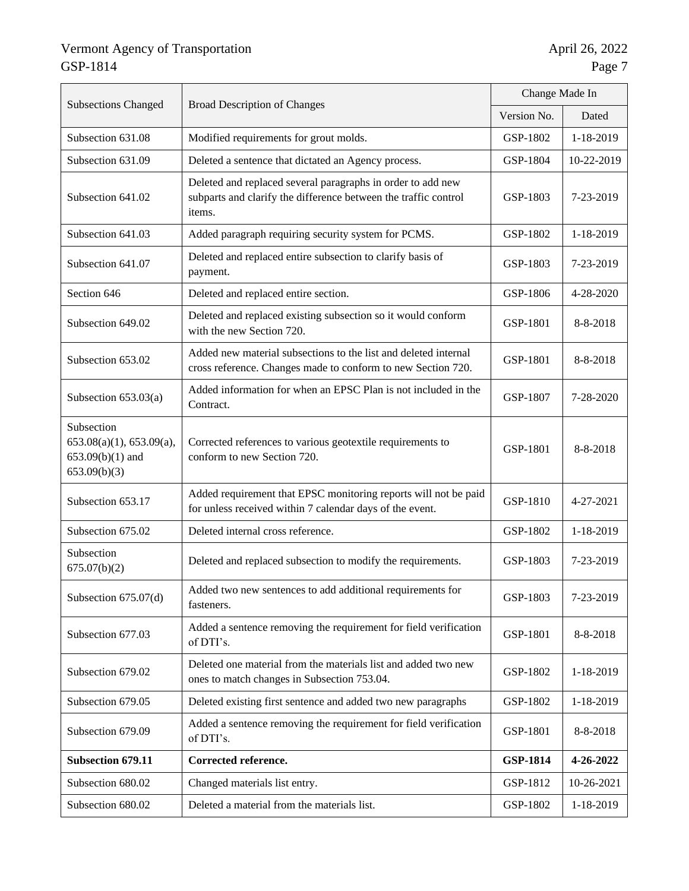| Subsections Changed | Broad Description of Changes | Change Made In | |
|---|---|---|---|
| | | Version No. | Dated |
| Subsection 631.08 | Modified requirements for grout molds. | GSP-1802 | 1-18-2019 |
| Subsection 631.09 | Deleted a sentence that dictated an Agency process. | GSP-1804 | 10-22-2019 |
| Subsection 641.02 | Deleted and replaced several paragraphs in order to add new subparts and clarify the difference between the traffic control items. | GSP-1803 | 7-23-2019 |
| Subsection 641.03 | Added paragraph requiring security system for PCMS. | GSP-1802 | 1-18-2019 |
| Subsection 641.07 | Deleted and replaced entire subsection to clarify basis of payment. | GSP-1803 | 7-23-2019 |
| Section 646 | Deleted and replaced entire section. | GSP-1806 | 4-28-2020 |
| Subsection 649.02 | Deleted and replaced existing subsection so it would conform with the new Section 720. | GSP-1801 | 8-8-2018 |
| Subsection 653.02 | Added new material subsections to the list and deleted internal cross reference. Changes made to conform to new Section 720. | GSP-1801 | 8-8-2018 |
| Subsection 653.03(a) | Added information for when an EPSC Plan is not included in the Contract. | GSP-1807 | 7-28-2020 |
| Subsection 653.08(a)(1), 653.09(a), 653.09(b)(1) and 653.09(b)(3) | Corrected references to various geotextile requirements to conform to new Section 720. | GSP-1801 | 8-8-2018 |
| Subsection 653.17 | Added requirement that EPSC monitoring reports will not be paid for unless received within 7 calendar days of the event. | GSP-1810 | 4-27-2021 |
| Subsection 675.02 | Deleted internal cross reference. | GSP-1802 | 1-18-2019 |
| Subsection 675.07(b)(2) | Deleted and replaced subsection to modify the requirements. | GSP-1803 | 7-23-2019 |
| Subsection 675.07(d) | Added two new sentences to add additional requirements for fasteners. | GSP-1803 | 7-23-2019 |
| Subsection 677.03 | Added a sentence removing the requirement for field verification of DTI's. | GSP-1801 | 8-8-2018 |
| Subsection 679.02 | Deleted one material from the materials list and added two new ones to match changes in Subsection 753.04. | GSP-1802 | 1-18-2019 |
| Subsection 679.05 | Deleted existing first sentence and added two new paragraphs | GSP-1802 | 1-18-2019 |
| Subsection 679.09 | Added a sentence removing the requirement for field verification of DTI's. | GSP-1801 | 8-8-2018 |
| **Subsection 679.11** | **Corrected reference.** | **GSP-1814** | **4-26-2022** |
| Subsection 680.02 | Changed materials list entry. | GSP-1812 | 10-26-2021 |
| Subsection 680.02 | Deleted a material from the materials list. | GSP-1802 | 1-18-2019 |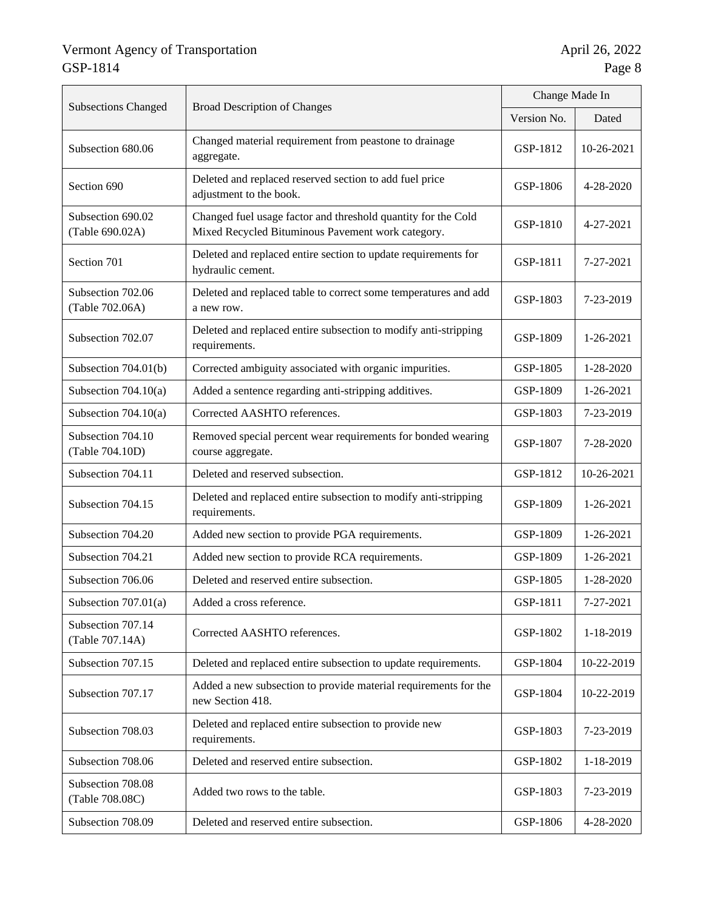| Subsections Changed | Broad Description of Changes | Change Made In | |
|---|---|---|---|
| | | Version No. | Dated |
| Subsection 680.06 | Changed material requirement from peastone to drainage aggregate. | GSP-1812 | 10-26-2021 |
| Section 690 | Deleted and replaced reserved section to add fuel price adjustment to the book. | GSP-1806 | 4-28-2020 |
| Subsection 690.02 (Table 690.02A) | Changed fuel usage factor and threshold quantity for the Cold Mixed Recycled Bituminous Pavement work category. | GSP-1810 | 4-27-2021 |
| Section 701 | Deleted and replaced entire section to update requirements for hydraulic cement. | GSP-1811 | 7-27-2021 |
| Subsection 702.06 (Table 702.06A) | Deleted and replaced table to correct some temperatures and add a new row. | GSP-1803 | 7-23-2019 |
| Subsection 702.07 | Deleted and replaced entire subsection to modify anti-stripping requirements. | GSP-1809 | 1-26-2021 |
| Subsection 704.01(b) | Corrected ambiguity associated with organic impurities. | GSP-1805 | 1-28-2020 |
| Subsection 704.10(a) | Added a sentence regarding anti-stripping additives. | GSP-1809 | 1-26-2021 |
| Subsection 704.10(a) | Corrected AASHTO references. | GSP-1803 | 7-23-2019 |
| Subsection 704.10 (Table 704.10D) | Removed special percent wear requirements for bonded wearing course aggregate. | GSP-1807 | 7-28-2020 |
| Subsection 704.11 | Deleted and reserved subsection. | GSP-1812 | 10-26-2021 |
| Subsection 704.15 | Deleted and replaced entire subsection to modify anti-stripping requirements. | GSP-1809 | 1-26-2021 |
| Subsection 704.20 | Added new section to provide PGA requirements. | GSP-1809 | 1-26-2021 |
| Subsection 704.21 | Added new section to provide RCA requirements. | GSP-1809 | 1-26-2021 |
| Subsection 706.06 | Deleted and reserved entire subsection. | GSP-1805 | 1-28-2020 |
| Subsection 707.01(a) | Added a cross reference. | GSP-1811 | 7-27-2021 |
| Subsection 707.14 (Table 707.14A) | Corrected AASHTO references. | GSP-1802 | 1-18-2019 |
| Subsection 707.15 | Deleted and replaced entire subsection to update requirements. | GSP-1804 | 10-22-2019 |
| Subsection 707.17 | Added a new subsection to provide material requirements for the new Section 418. | GSP-1804 | 10-22-2019 |
| Subsection 708.03 | Deleted and replaced entire subsection to provide new requirements. | GSP-1803 | 7-23-2019 |
| Subsection 708.06 | Deleted and reserved entire subsection. | GSP-1802 | 1-18-2019 |
| Subsection 708.08 (Table 708.08C) | Added two rows to the table. | GSP-1803 | 7-23-2019 |
| Subsection 708.09 | Deleted and reserved entire subsection. | GSP-1806 | 4-28-2020 |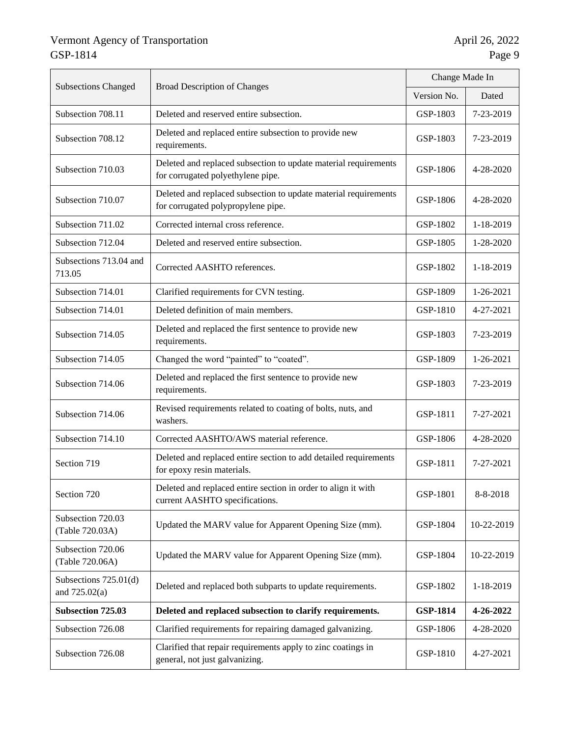| Subsections Changed | Broad Description of Changes | Change Made In | |
|---|---|---|---|
| | | Version No. | Dated |
| Subsection 708.11 | Deleted and reserved entire subsection. | GSP-1803 | 7-23-2019 |
| Subsection 708.12 | Deleted and replaced entire subsection to provide new requirements. | GSP-1803 | 7-23-2019 |
| Subsection 710.03 | Deleted and replaced subsection to update material requirements for corrugated polyethylene pipe. | GSP-1806 | 4-28-2020 |
| Subsection 710.07 | Deleted and replaced subsection to update material requirements for corrugated polypropylene pipe. | GSP-1806 | 4-28-2020 |
| Subsection 711.02 | Corrected internal cross reference. | GSP-1802 | 1-18-2019 |
| Subsection 712.04 | Deleted and reserved entire subsection. | GSP-1805 | 1-28-2020 |
| Subsections 713.04 and 713.05 | Corrected AASHTO references. | GSP-1802 | 1-18-2019 |
| Subsection 714.01 | Clarified requirements for CVN testing. | GSP-1809 | 1-26-2021 |
| Subsection 714.01 | Deleted definition of main members. | GSP-1810 | 4-27-2021 |
| Subsection 714.05 | Deleted and replaced the first sentence to provide new requirements. | GSP-1803 | 7-23-2019 |
| Subsection 714.05 | Changed the word "painted" to "coated". | GSP-1809 | 1-26-2021 |
| Subsection 714.06 | Deleted and replaced the first sentence to provide new requirements. | GSP-1803 | 7-23-2019 |
| Subsection 714.06 | Revised requirements related to coating of bolts, nuts, and washers. | GSP-1811 | 7-27-2021 |
| Subsection 714.10 | Corrected AASHTO/AWS material reference. | GSP-1806 | 4-28-2020 |
| Section 719 | Deleted and replaced entire section to add detailed requirements for epoxy resin materials. | GSP-1811 | 7-27-2021 |
| Section 720 | Deleted and replaced entire section in order to align it with current AASHTO specifications. | GSP-1801 | 8-8-2018 |
| Subsection 720.03 (Table 720.03A) | Updated the MARV value for Apparent Opening Size (mm). | GSP-1804 | 10-22-2019 |
| Subsection 720.06 (Table 720.06A) | Updated the MARV value for Apparent Opening Size (mm). | GSP-1804 | 10-22-2019 |
| Subsections 725.01(d) and 725.02(a) | Deleted and replaced both subparts to update requirements. | GSP-1802 | 1-18-2019 |
| **Subsection 725.03** | **Deleted and replaced subsection to clarify requirements.** | **GSP-1814** | **4-26-2022** |
| Subsection 726.08 | Clarified requirements for repairing damaged galvanizing. | GSP-1806 | 4-28-2020 |
| Subsection 726.08 | Clarified that repair requirements apply to zinc coatings in general, not just galvanizing. | GSP-1810 | 4-27-2021 |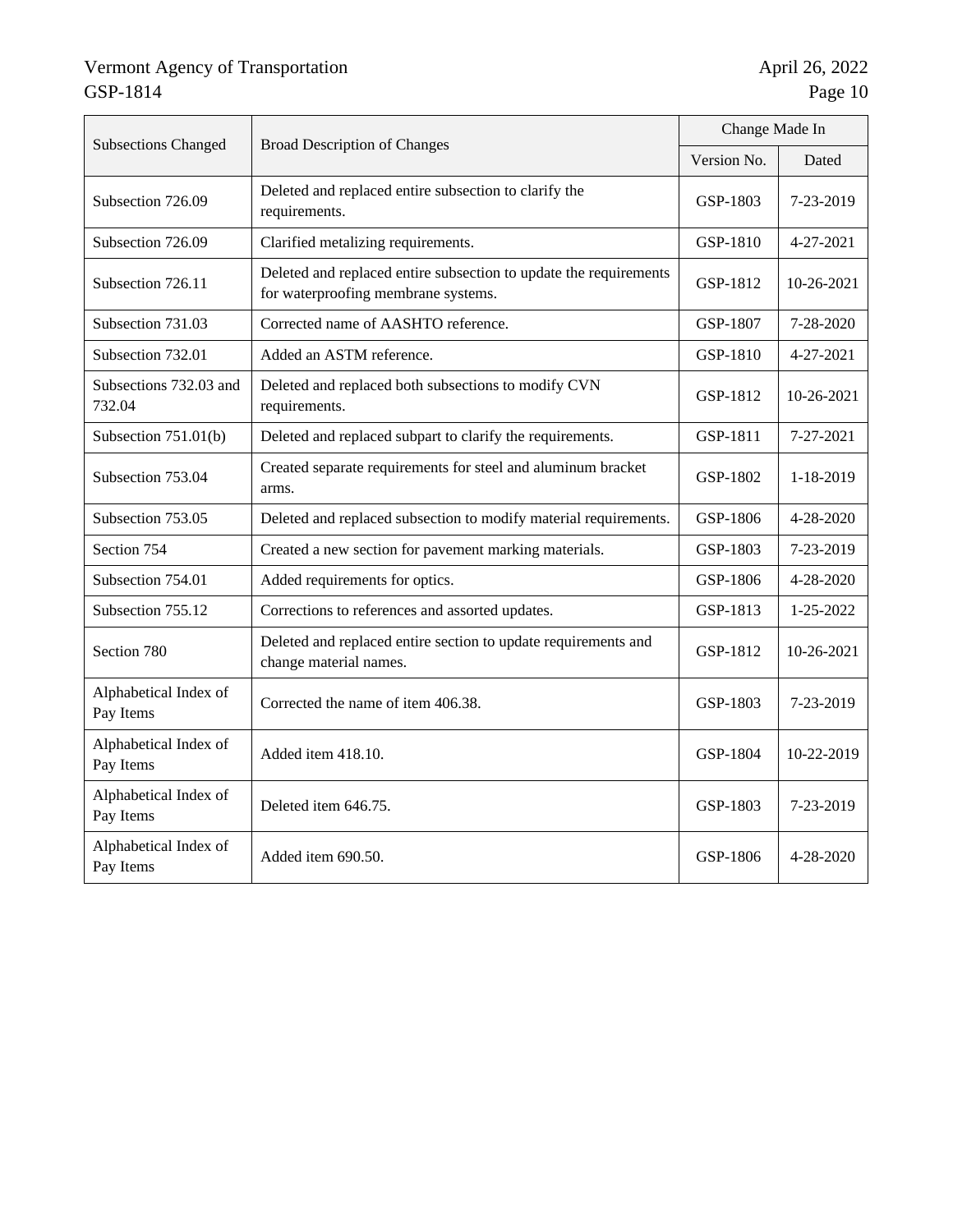| Subsections Changed | Broad Description of Changes | Change Made In | |
|---|---|---|---|
| | | Version No. | Dated |
| Subsection 726.09 | Deleted and replaced entire subsection to clarify the requirements. | GSP-1803 | 7-23-2019 |
| Subsection 726.09 | Clarified metalizing requirements. | GSP-1810 | 4-27-2021 |
| Subsection 726.11 | Deleted and replaced entire subsection to update the requirements for waterproofing membrane systems. | GSP-1812 | 10-26-2021 |
| Subsection 731.03 | Corrected name of AASHTO reference. | GSP-1807 | 7-28-2020 |
| Subsection 732.01 | Added an ASTM reference. | GSP-1810 | 4-27-2021 |
| Subsections 732.03 and 732.04 | Deleted and replaced both subsections to modify CVN requirements. | GSP-1812 | 10-26-2021 |
| Subsection 751.01(b) | Deleted and replaced subpart to clarify the requirements. | GSP-1811 | 7-27-2021 |
| Subsection 753.04 | Created separate requirements for steel and aluminum bracket arms. | GSP-1802 | 1-18-2019 |
| Subsection 753.05 | Deleted and replaced subsection to modify material requirements. | GSP-1806 | 4-28-2020 |
| Section 754 | Created a new section for pavement marking materials. | GSP-1803 | 7-23-2019 |
| Subsection 754.01 | Added requirements for optics. | GSP-1806 | 4-28-2020 |
| Subsection 755.12 | Corrections to references and assorted updates. | GSP-1813 | 1-25-2022 |
| Section 780 | Deleted and replaced entire section to update requirements and change material names. | GSP-1812 | 10-26-2021 |
| Alphabetical Index of Pay Items | Corrected the name of item 406.38. | GSP-1803 | 7-23-2019 |
| Alphabetical Index of Pay Items | Added item 418.10. | GSP-1804 | 10-22-2019 |
| Alphabetical Index of Pay Items | Deleted item 646.75. | GSP-1803 | 7-23-2019 |
| Alphabetical Index of Pay Items | Added item 690.50. | GSP-1806 | 4-28-2020 |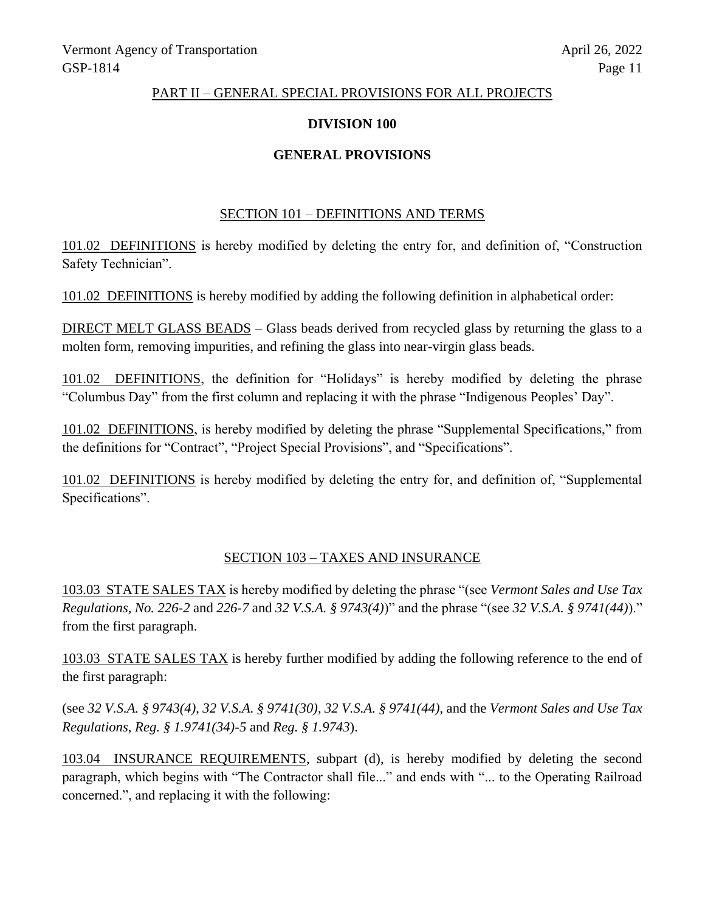## PART II – GENERAL SPECIAL PROVISIONS FOR ALL PROJECTS

### DIVISION 100

### GENERAL PROVISIONS

#### SECTION 101 – DEFINITIONS AND TERMS

101.02 DEFINITIONS is hereby modified by deleting the entry for, and definition of, "Construction Safety Technician".

101.02 DEFINITIONS is hereby modified by adding the following definition in alphabetical order:

DIRECT MELT GLASS BEADS – Glass beads derived from recycled glass by returning the glass to a molten form, removing impurities, and refining the glass into near-virgin glass beads.

101.02 DEFINITIONS, the definition for "Holidays" is hereby modified by deleting the phrase "Columbus Day" from the first column and replacing it with the phrase "Indigenous Peoples' Day".

101.02 DEFINITIONS, is hereby modified by deleting the phrase "Supplemental Specifications," from the definitions for "Contract", "Project Special Provisions", and "Specifications".

101.02 DEFINITIONS is hereby modified by deleting the entry for, and definition of, "Supplemental Specifications".

#### SECTION 103 – TAXES AND INSURANCE

103.03 STATE SALES TAX is hereby modified by deleting the phrase "(see *Vermont Sales and Use Tax Regulations, No. 226-2* and *226-7* and *32 V.S.A. § 9743(4)*)" and the phrase "(see *32 V.S.A. § 9741(44)*)." from the first paragraph.

103.03 STATE SALES TAX is hereby further modified by adding the following reference to the end of the first paragraph:

(see *32 V.S.A. § 9743(4)*, *32 V.S.A. § 9741(30)*, *32 V.S.A. § 9741(44)*, and the *Vermont Sales and Use Tax Regulations*, *Reg. § 1.9741(34)-5* and *Reg. § 1.9743*).

103.04 INSURANCE REQUIREMENTS, subpart (d), is hereby modified by deleting the second paragraph, which begins with "The Contractor shall file..." and ends with "... to the Operating Railroad concerned.", and replacing it with the following: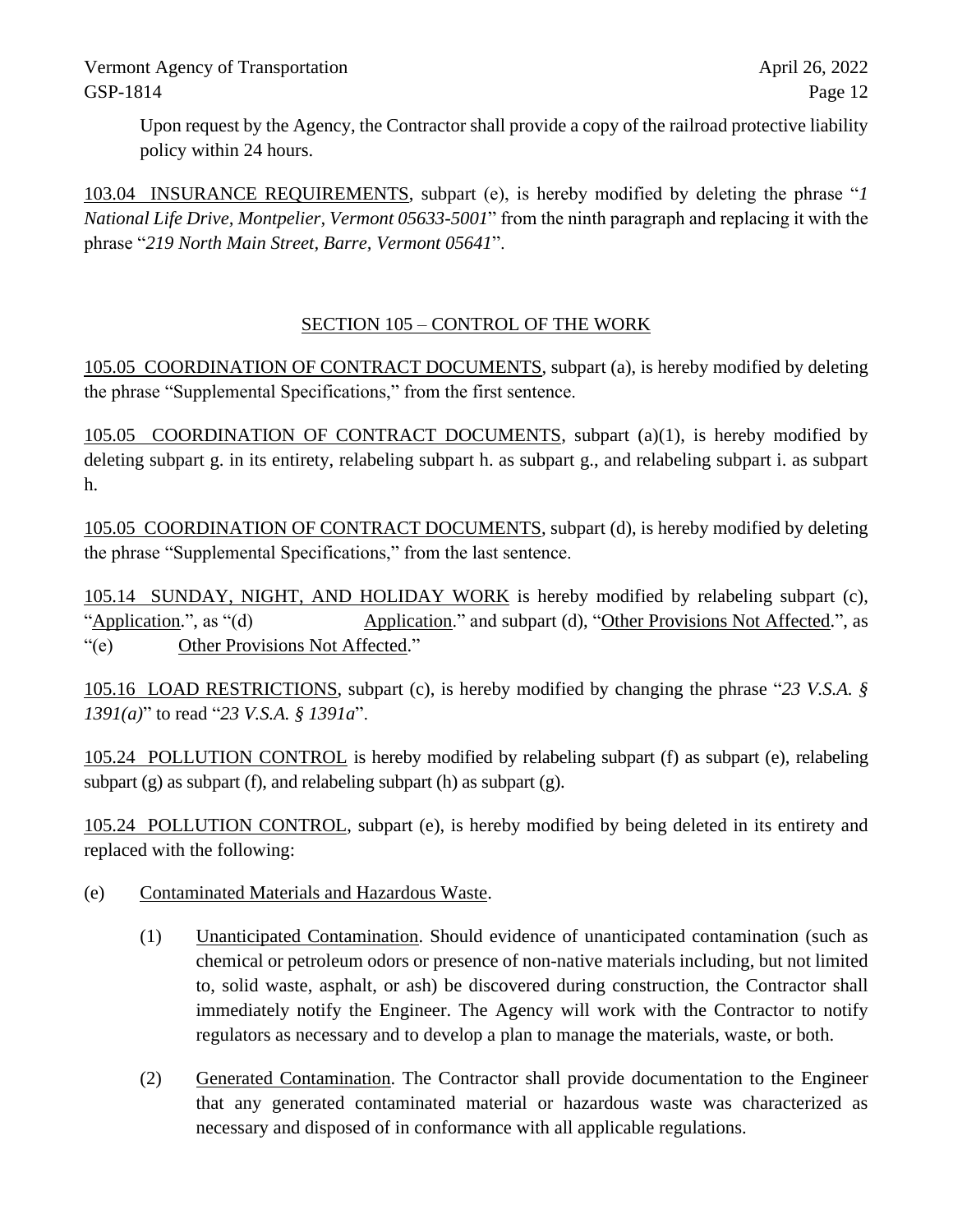Upon request by the Agency, the Contractor shall provide a copy of the railroad protective liability policy within 24 hours.

<u>103.04 INSURANCE REQUIREMENTS</u>, subpart (e), is hereby modified by deleting the phrase "*1 National Life Drive, Montpelier, Vermont 05633-5001*" from the ninth paragraph and replacing it with the phrase "*219 North Main Street, Barre, Vermont 05641*".

## <u>SECTION 105 – CONTROL OF THE WORK</u>

<u>105.05 COORDINATION OF CONTRACT DOCUMENTS</u>, subpart (a), is hereby modified by deleting the phrase "Supplemental Specifications," from the first sentence.

<u>105.05 COORDINATION OF CONTRACT DOCUMENTS</u>, subpart (a)(1), is hereby modified by deleting subpart g. in its entirety, relabeling subpart h. as subpart g., and relabeling subpart i. as subpart h.

<u>105.05 COORDINATION OF CONTRACT DOCUMENTS</u>, subpart (d), is hereby modified by deleting the phrase "Supplemental Specifications," from the last sentence.

<u>105.14 SUNDAY, NIGHT, AND HOLIDAY WORK</u> is hereby modified by relabeling subpart (c), "<u>Application</u>.", as "(d) <u>Application</u>." and subpart (d), "<u>Other Provisions Not Affected</u>.", as "(e) <u>Other Provisions Not Affected</u>."

<u>105.16 LOAD RESTRICTIONS</u>, subpart (c), is hereby modified by changing the phrase "*23 V.S.A. § 1391(a)*" to read "*23 V.S.A. § 1391a*".

<u>105.24 POLLUTION CONTROL</u> is hereby modified by relabeling subpart (f) as subpart (e), relabeling subpart (g) as subpart (f), and relabeling subpart (h) as subpart (g).

<u>105.24 POLLUTION CONTROL</u>, subpart (e), is hereby modified by being deleted in its entirety and replaced with the following:

(e) <u>Contaminated Materials and Hazardous Waste</u>.

(1) <u>Unanticipated Contamination</u>. Should evidence of unanticipated contamination (such as chemical or petroleum odors or presence of non-native materials including, but not limited to, solid waste, asphalt, or ash) be discovered during construction, the Contractor shall immediately notify the Engineer. The Agency will work with the Contractor to notify regulators as necessary and to develop a plan to manage the materials, waste, or both.

(2) <u>Generated Contamination</u>. The Contractor shall provide documentation to the Engineer that any generated contaminated material or hazardous waste was characterized as necessary and disposed of in conformance with all applicable regulations.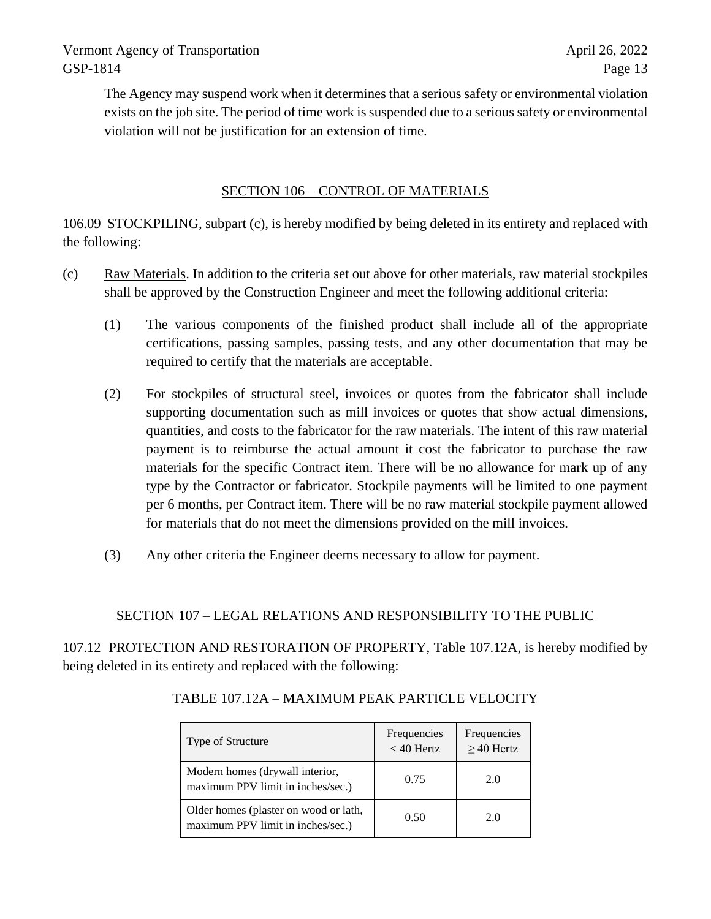The Agency may suspend work when it determines that a serious safety or environmental violation exists on the job site. The period of time work is suspended due to a serious safety or environmental violation will not be justification for an extension of time.

## SECTION 106 – CONTROL OF MATERIALS

106.09 STOCKPILING, subpart (c), is hereby modified by being deleted in its entirety and replaced with the following:

(c) Raw Materials. In addition to the criteria set out above for other materials, raw material stockpiles shall be approved by the Construction Engineer and meet the following additional criteria:

(1) The various components of the finished product shall include all of the appropriate certifications, passing samples, passing tests, and any other documentation that may be required to certify that the materials are acceptable.

(2) For stockpiles of structural steel, invoices or quotes from the fabricator shall include supporting documentation such as mill invoices or quotes that show actual dimensions, quantities, and costs to the fabricator for the raw materials. The intent of this raw material payment is to reimburse the actual amount it cost the fabricator to purchase the raw materials for the specific Contract item. There will be no allowance for mark up of any type by the Contractor or fabricator. Stockpile payments will be limited to one payment per 6 months, per Contract item. There will be no raw material stockpile payment allowed for materials that do not meet the dimensions provided on the mill invoices.

(3) Any other criteria the Engineer deems necessary to allow for payment.

## SECTION 107 – LEGAL RELATIONS AND RESPONSIBILITY TO THE PUBLIC

107.12 PROTECTION AND RESTORATION OF PROPERTY, Table 107.12A, is hereby modified by being deleted in its entirety and replaced with the following:

TABLE 107.12A – MAXIMUM PEAK PARTICLE VELOCITY

| Type of Structure | Frequencies < 40 Hertz | Frequencies ≥ 40 Hertz |
|---|---|---|
| Modern homes (drywall interior, maximum PPV limit in inches/sec.) | 0.75 | 2.0 |
| Older homes (plaster on wood or lath, maximum PPV limit in inches/sec.) | 0.50 | 2.0 |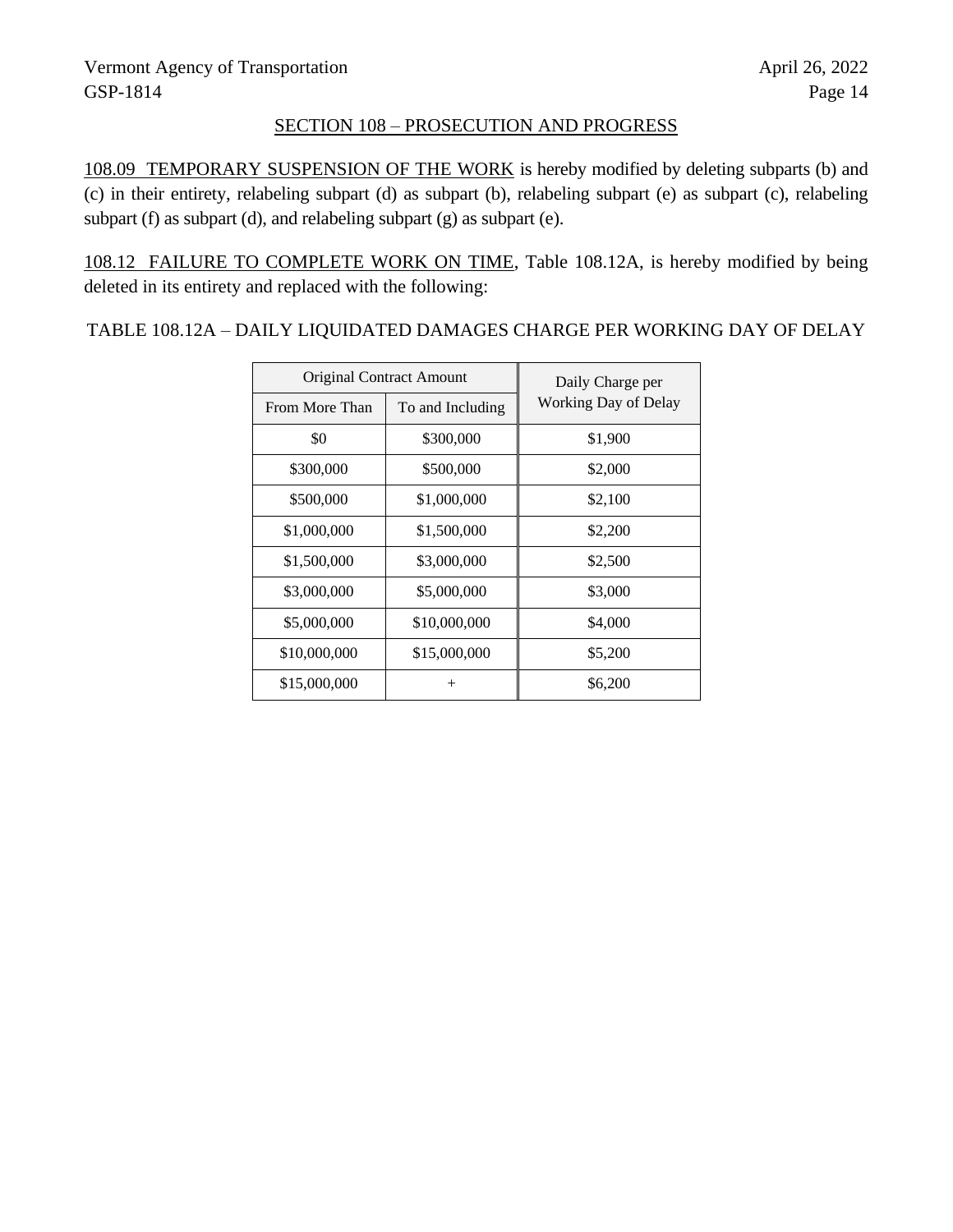## SECTION 108 – PROSECUTION AND PROGRESS

108.09 TEMPORARY SUSPENSION OF THE WORK is hereby modified by deleting subparts (b) and (c) in their entirety, relabeling subpart (d) as subpart (b), relabeling subpart (e) as subpart (c), relabeling subpart (f) as subpart (d), and relabeling subpart (g) as subpart (e).

108.12 FAILURE TO COMPLETE WORK ON TIME, Table 108.12A, is hereby modified by being deleted in its entirety and replaced with the following:

TABLE 108.12A – DAILY LIQUIDATED DAMAGES CHARGE PER WORKING DAY OF DELAY

| Original Contract Amount | | Daily Charge per Working Day of Delay |
|---|---|---|
| From More Than | To and Including | |
| $0 | $300,000 | $1,900 |
| $300,000 | $500,000 | $2,000 |
| $500,000 | $1,000,000 | $2,100 |
| $1,000,000 | $1,500,000 | $2,200 |
| $1,500,000 | $3,000,000 | $2,500 |
| $3,000,000 | $5,000,000 | $3,000 |
| $5,000,000 | $10,000,000 | $4,000 |
| $10,000,000 | $15,000,000 | $5,200 |
| $15,000,000 | + | $6,200 |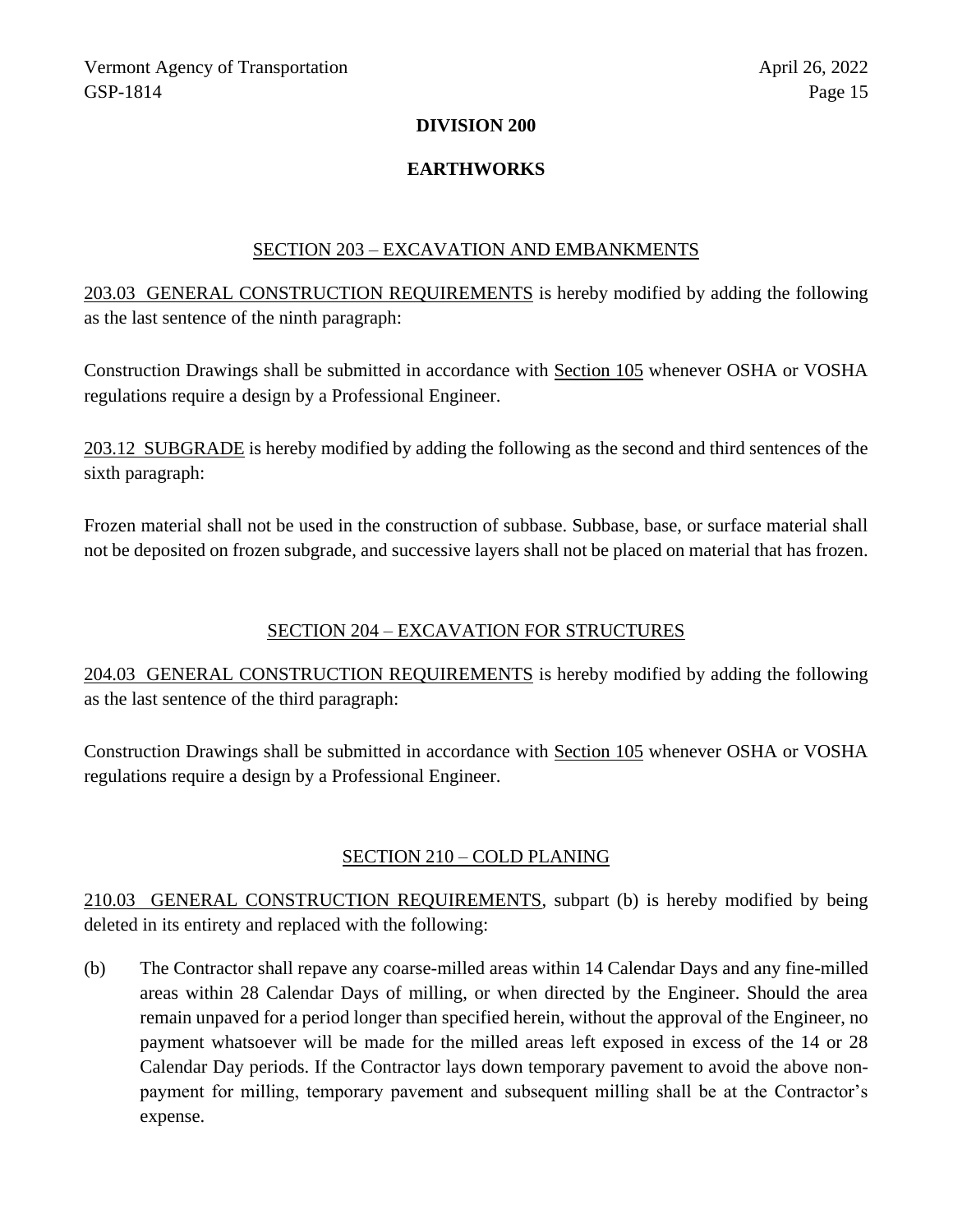# DIVISION 200

# EARTHWORKS

## SECTION 203 – EXCAVATION AND EMBANKMENTS

203.03 GENERAL CONSTRUCTION REQUIREMENTS is hereby modified by adding the following as the last sentence of the ninth paragraph:

Construction Drawings shall be submitted in accordance with Section 105 whenever OSHA or VOSHA regulations require a design by a Professional Engineer.

203.12 SUBGRADE is hereby modified by adding the following as the second and third sentences of the sixth paragraph:

Frozen material shall not be used in the construction of subbase. Subbase, base, or surface material shall not be deposited on frozen subgrade, and successive layers shall not be placed on material that has frozen.

## SECTION 204 – EXCAVATION FOR STRUCTURES

204.03 GENERAL CONSTRUCTION REQUIREMENTS is hereby modified by adding the following as the last sentence of the third paragraph:

Construction Drawings shall be submitted in accordance with Section 105 whenever OSHA or VOSHA regulations require a design by a Professional Engineer.

## SECTION 210 – COLD PLANING

210.03 GENERAL CONSTRUCTION REQUIREMENTS, subpart (b) is hereby modified by being deleted in its entirety and replaced with the following:

(b) The Contractor shall repave any coarse-milled areas within 14 Calendar Days and any fine-milled areas within 28 Calendar Days of milling, or when directed by the Engineer. Should the area remain unpaved for a period longer than specified herein, without the approval of the Engineer, no payment whatsoever will be made for the milled areas left exposed in excess of the 14 or 28 Calendar Day periods. If the Contractor lays down temporary pavement to avoid the above non-payment for milling, temporary pavement and subsequent milling shall be at the Contractor's expense.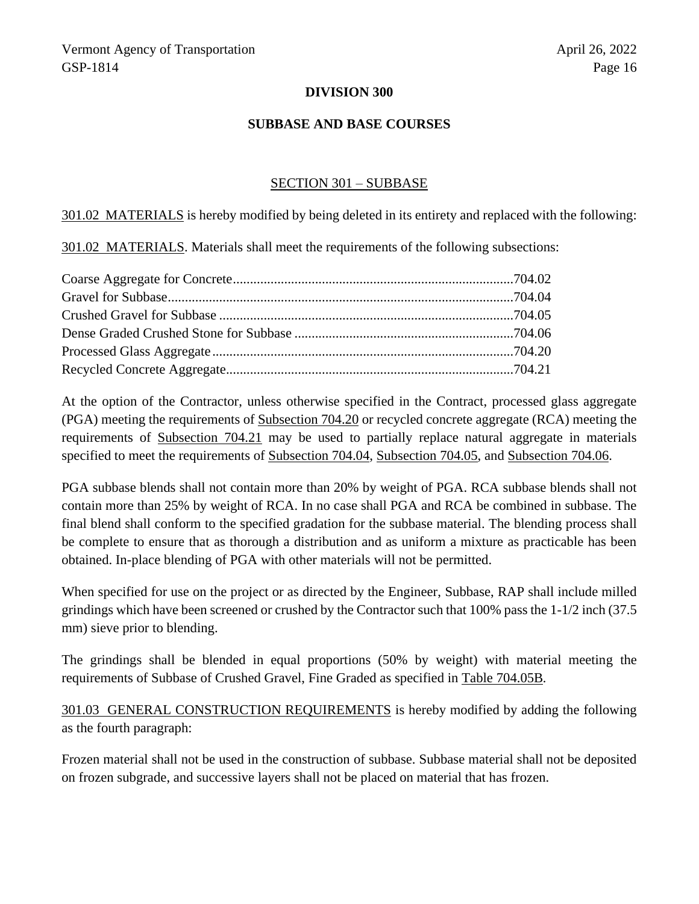# DIVISION 300

## SUBBASE AND BASE COURSES

### SECTION 301 – SUBBASE

301.02 MATERIALS is hereby modified by being deleted in its entirety and replaced with the following:

301.02 MATERIALS. Materials shall meet the requirements of the following subsections:

Coarse Aggregate for Concrete ........................................................................ 704.02
Gravel for Subbase ........................................................................................ 704.04
Crushed Gravel for Subbase ........................................................................... 704.05
Dense Graded Crushed Stone for Subbase ...................................................... 704.06
Processed Glass Aggregate ............................................................................. 704.20
Recycled Concrete Aggregate .......................................................................... 704.21

At the option of the Contractor, unless otherwise specified in the Contract, processed glass aggregate (PGA) meeting the requirements of Subsection 704.20 or recycled concrete aggregate (RCA) meeting the requirements of Subsection 704.21 may be used to partially replace natural aggregate in materials specified to meet the requirements of Subsection 704.04, Subsection 704.05, and Subsection 704.06.

PGA subbase blends shall not contain more than 20% by weight of PGA. RCA subbase blends shall not contain more than 25% by weight of RCA. In no case shall PGA and RCA be combined in subbase. The final blend shall conform to the specified gradation for the subbase material. The blending process shall be complete to ensure that as thorough a distribution and as uniform a mixture as practicable has been obtained. In-place blending of PGA with other materials will not be permitted.

When specified for use on the project or as directed by the Engineer, Subbase, RAP shall include milled grindings which have been screened or crushed by the Contractor such that 100% pass the 1-1/2 inch (37.5 mm) sieve prior to blending.

The grindings shall be blended in equal proportions (50% by weight) with material meeting the requirements of Subbase of Crushed Gravel, Fine Graded as specified in Table 704.05B.

301.03 GENERAL CONSTRUCTION REQUIREMENTS is hereby modified by adding the following as the fourth paragraph:

Frozen material shall not be used in the construction of subbase. Subbase material shall not be deposited on frozen subgrade, and successive layers shall not be placed on material that has frozen.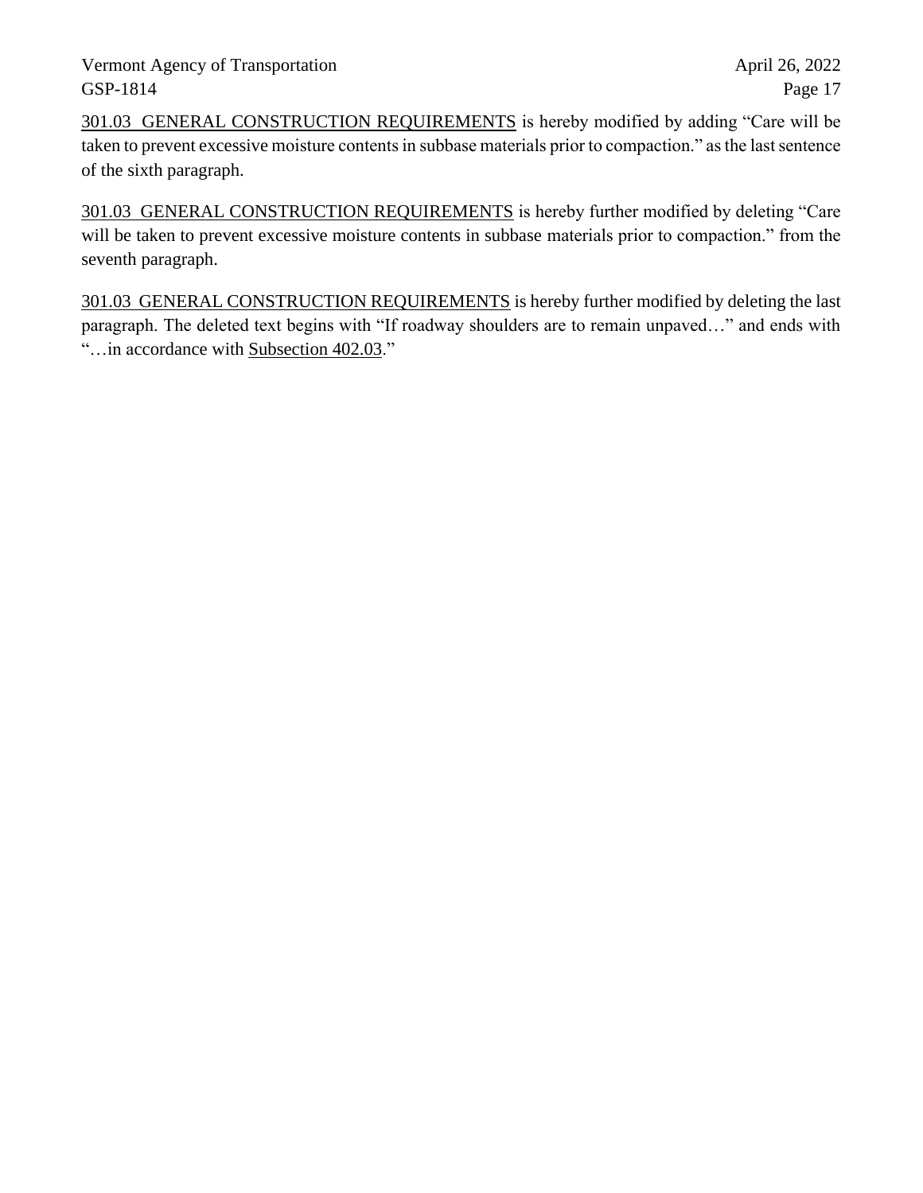301.03 GENERAL CONSTRUCTION REQUIREMENTS is hereby modified by adding "Care will be taken to prevent excessive moisture contents in subbase materials prior to compaction." as the last sentence of the sixth paragraph.

301.03 GENERAL CONSTRUCTION REQUIREMENTS is hereby further modified by deleting "Care will be taken to prevent excessive moisture contents in subbase materials prior to compaction." from the seventh paragraph.

301.03 GENERAL CONSTRUCTION REQUIREMENTS is hereby further modified by deleting the last paragraph. The deleted text begins with "If roadway shoulders are to remain unpaved…" and ends with "…in accordance with Subsection 402.03."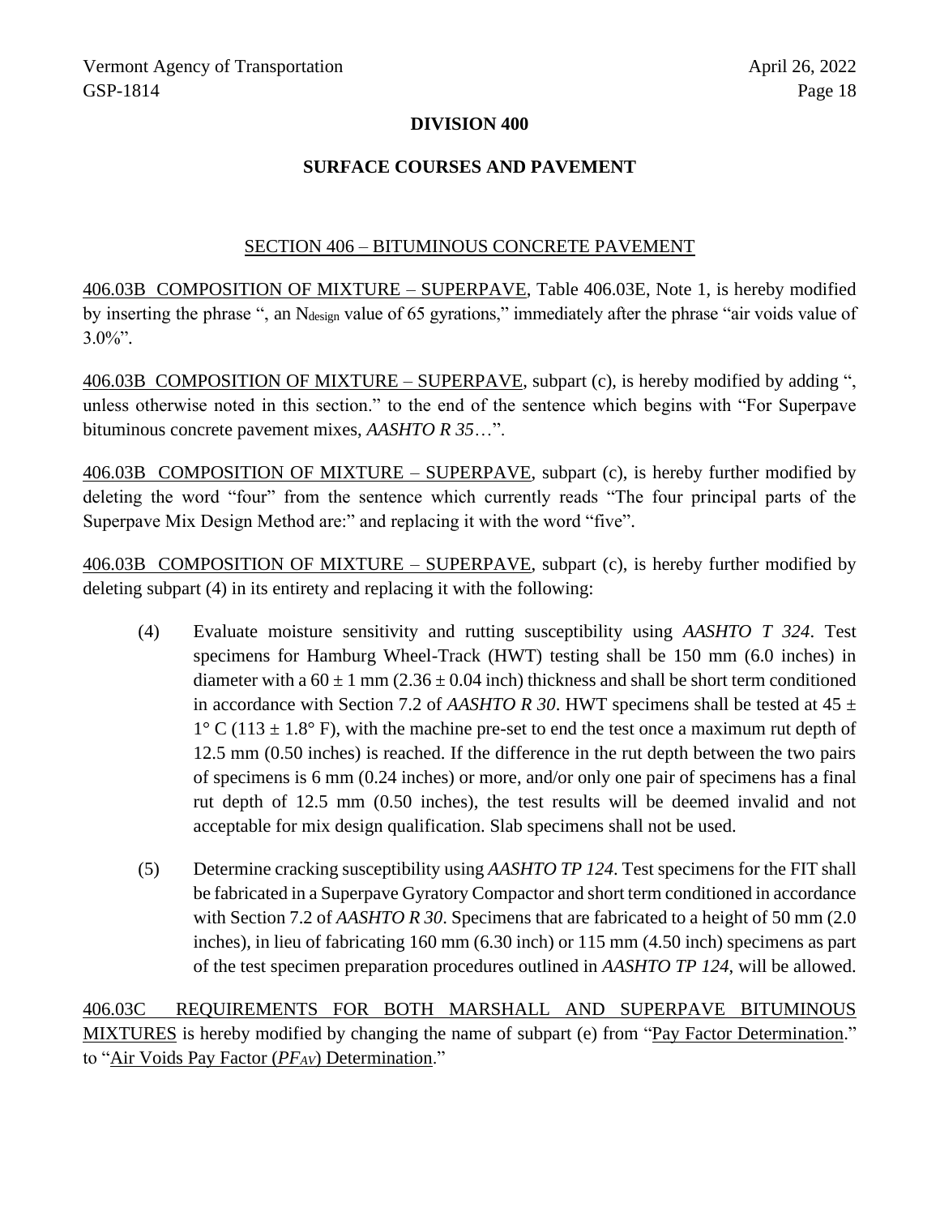## DIVISION 400

## SURFACE COURSES AND PAVEMENT

### SECTION 406 – BITUMINOUS CONCRETE PAVEMENT

406.03B COMPOSITION OF MIXTURE – SUPERPAVE, Table 406.03E, Note 1, is hereby modified by inserting the phrase ", an $N_{design}$ value of 65 gyrations," immediately after the phrase "air voids value of 3.0%".

406.03B COMPOSITION OF MIXTURE – SUPERPAVE, subpart (c), is hereby modified by adding ", unless otherwise noted in this section." to the end of the sentence which begins with "For Superpave bituminous concrete pavement mixes, *AASHTO R 35*…".

406.03B COMPOSITION OF MIXTURE – SUPERPAVE, subpart (c), is hereby further modified by deleting the word "four" from the sentence which currently reads "The four principal parts of the Superpave Mix Design Method are:" and replacing it with the word "five".

406.03B COMPOSITION OF MIXTURE – SUPERPAVE, subpart (c), is hereby further modified by deleting subpart (4) in its entirety and replacing it with the following:

(4) Evaluate moisture sensitivity and rutting susceptibility using *AASHTO T 324*. Test specimens for Hamburg Wheel-Track (HWT) testing shall be 150 mm (6.0 inches) in diameter with a $60 \pm 1$ mm ($2.36 \pm 0.04$ inch) thickness and shall be short term conditioned in accordance with Section 7.2 of *AASHTO R 30*. HWT specimens shall be tested at $45 \pm 1°$ C ($113 \pm 1.8°$ F), with the machine pre-set to end the test once a maximum rut depth of 12.5 mm (0.50 inches) is reached. If the difference in the rut depth between the two pairs of specimens is 6 mm (0.24 inches) or more, and/or only one pair of specimens has a final rut depth of 12.5 mm (0.50 inches), the test results will be deemed invalid and not acceptable for mix design qualification. Slab specimens shall not be used.

(5) Determine cracking susceptibility using *AASHTO TP 124*. Test specimens for the FIT shall be fabricated in a Superpave Gyratory Compactor and short term conditioned in accordance with Section 7.2 of *AASHTO R 30*. Specimens that are fabricated to a height of 50 mm (2.0 inches), in lieu of fabricating 160 mm (6.30 inch) or 115 mm (4.50 inch) specimens as part of the test specimen preparation procedures outlined in *AASHTO TP 124*, will be allowed.

406.03C REQUIREMENTS FOR BOTH MARSHALL AND SUPERPAVE BITUMINOUS MIXTURES is hereby modified by changing the name of subpart (e) from "Pay Factor Determination." to "Air Voids Pay Factor ($PF_{AV}$) Determination."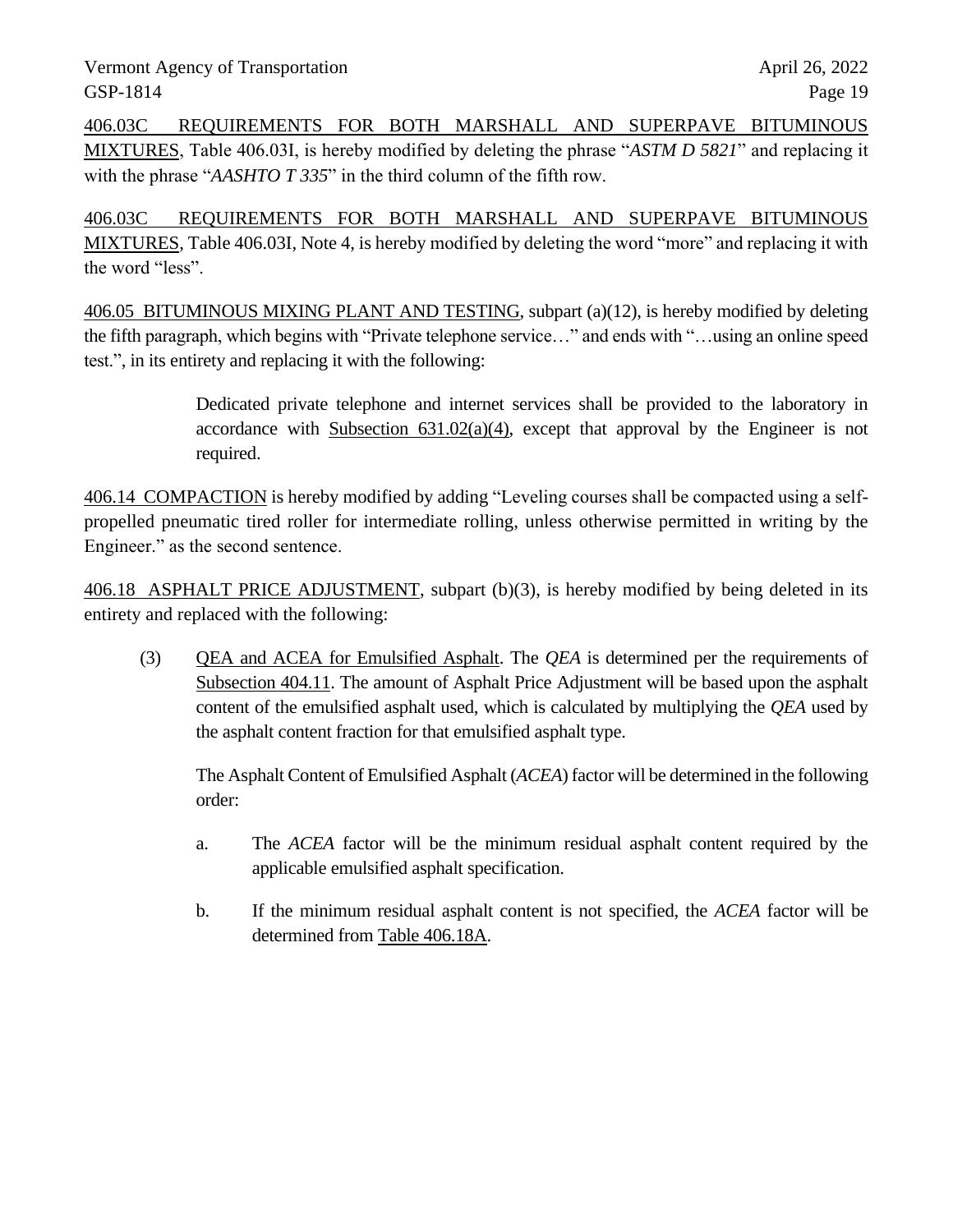<u>406.03C REQUIREMENTS FOR BOTH MARSHALL AND SUPERPAVE BITUMINOUS MIXTURES</u>, Table 406.03I, is hereby modified by deleting the phrase "*ASTM D 5821*" and replacing it with the phrase "*AASHTO T 335*" in the third column of the fifth row.

<u>406.03C REQUIREMENTS FOR BOTH MARSHALL AND SUPERPAVE BITUMINOUS MIXTURES</u>, Table 406.03I, Note 4, is hereby modified by deleting the word "more" and replacing it with the word "less".

<u>406.05 BITUMINOUS MIXING PLANT AND TESTING</u>, subpart (a)(12), is hereby modified by deleting the fifth paragraph, which begins with "Private telephone service…" and ends with "…using an online speed test.", in its entirety and replacing it with the following:

> Dedicated private telephone and internet services shall be provided to the laboratory in accordance with <u>Subsection 631.02(a)(4)</u>, except that approval by the Engineer is not required.

<u>406.14 COMPACTION</u> is hereby modified by adding "Leveling courses shall be compacted using a self-propelled pneumatic tired roller for intermediate rolling, unless otherwise permitted in writing by the Engineer." as the second sentence.

<u>406.18 ASPHALT PRICE ADJUSTMENT</u>, subpart (b)(3), is hereby modified by being deleted in its entirety and replaced with the following:

(3) <u>QEA and ACEA for Emulsified Asphalt</u>. The *QEA* is determined per the requirements of <u>Subsection 404.11</u>. The amount of Asphalt Price Adjustment will be based upon the asphalt content of the emulsified asphalt used, which is calculated by multiplying the *QEA* used by the asphalt content fraction for that emulsified asphalt type.

The Asphalt Content of Emulsified Asphalt (*ACEA*) factor will be determined in the following order:

a. The *ACEA* factor will be the minimum residual asphalt content required by the applicable emulsified asphalt specification.

b. If the minimum residual asphalt content is not specified, the *ACEA* factor will be determined from <u>Table 406.18A</u>.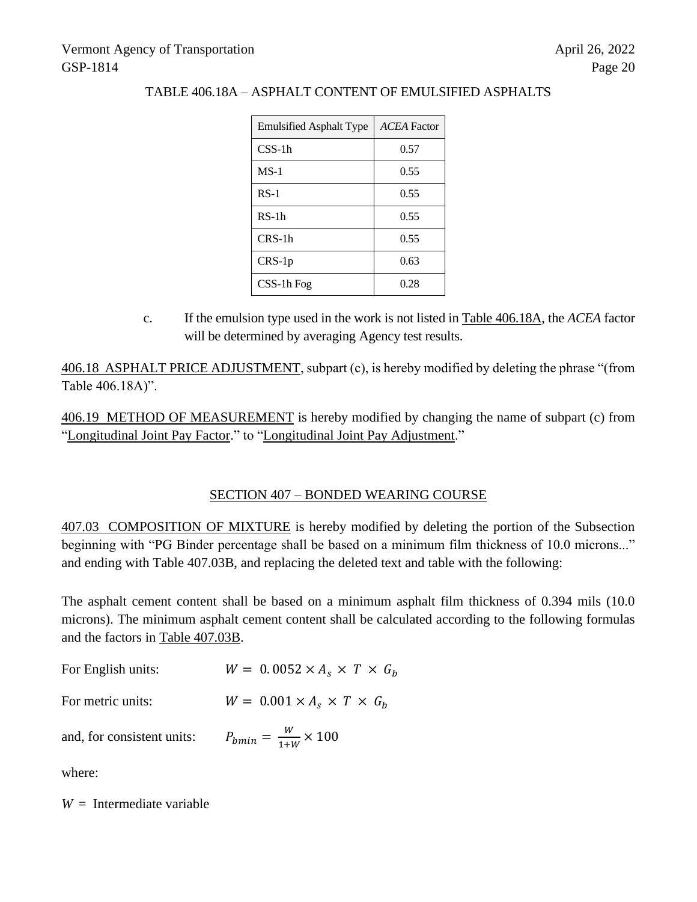TABLE 406.18A – ASPHALT CONTENT OF EMULSIFIED ASPHALTS

| Emulsified Asphalt Type | *ACEA* Factor |
|---|---|
| CSS-1h | 0.57 |
| MS-1 | 0.55 |
| RS-1 | 0.55 |
| RS-1h | 0.55 |
| CRS-1h | 0.55 |
| CRS-1p | 0.63 |
| CSS-1h Fog | 0.28 |

c. If the emulsion type used in the work is not listed in Table 406.18A, the *ACEA* factor will be determined by averaging Agency test results.

406.18 ASPHALT PRICE ADJUSTMENT, subpart (c), is hereby modified by deleting the phrase "(from Table 406.18A)".

406.19 METHOD OF MEASUREMENT is hereby modified by changing the name of subpart (c) from "Longitudinal Joint Pay Factor." to "Longitudinal Joint Pay Adjustment."

## SECTION 407 – BONDED WEARING COURSE

407.03 COMPOSITION OF MIXTURE is hereby modified by deleting the portion of the Subsection beginning with "PG Binder percentage shall be based on a minimum film thickness of 10.0 microns..." and ending with Table 407.03B, and replacing the deleted text and table with the following:

The asphalt cement content shall be based on a minimum asphalt film thickness of 0.394 mils (10.0 microns). The minimum asphalt cement content shall be calculated according to the following formulas and the factors in Table 407.03B.

For English units: $W = 0.0052 \times A_s \times T \times G_b$

For metric units: $W = 0.001 \times A_s \times T \times G_b$

and, for consistent units: $P_{bmin} = \frac{W}{1+W} \times 100$

where:

$W =$ Intermediate variable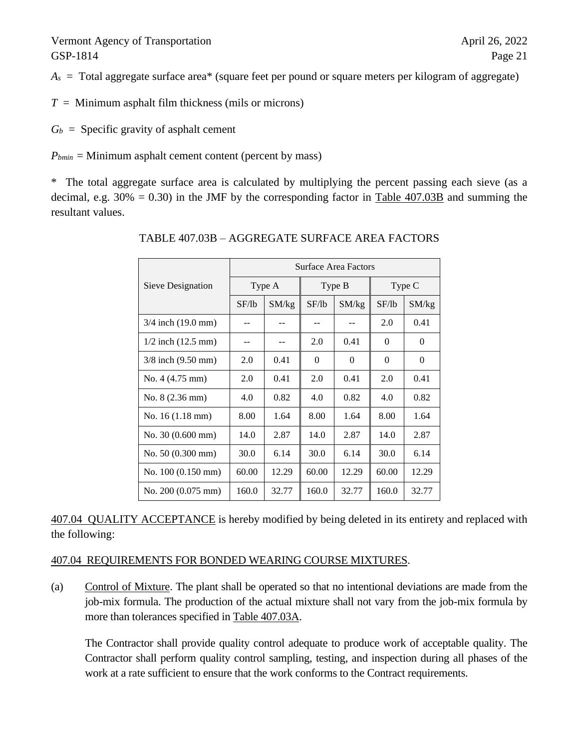$A_s$ = Total aggregate surface area* (square feet per pound or square meters per kilogram of aggregate)

$T$ = Minimum asphalt film thickness (mils or microns)

$G_b$ = Specific gravity of asphalt cement

$P_{bmin}$ = Minimum asphalt cement content (percent by mass)

* The total aggregate surface area is calculated by multiplying the percent passing each sieve (as a decimal, e.g. 30% = 0.30) in the JMF by the corresponding factor in Table 407.03B and summing the resultant values.

TABLE 407.03B – AGGREGATE SURFACE AREA FACTORS

| Sieve Designation | Surface Area Factors | | | | | |
|---|---|---|---|---|---|---|
| | Type A | | Type B | | Type C | |
| | SF/lb | SM/kg | SF/lb | SM/kg | SF/lb | SM/kg |
| 3/4 inch (19.0 mm) | -- | -- | -- | -- | 2.0 | 0.41 |
| 1/2 inch (12.5 mm) | -- | -- | 2.0 | 0.41 | 0 | 0 |
| 3/8 inch (9.50 mm) | 2.0 | 0.41 | 0 | 0 | 0 | 0 |
| No. 4 (4.75 mm) | 2.0 | 0.41 | 2.0 | 0.41 | 2.0 | 0.41 |
| No. 8 (2.36 mm) | 4.0 | 0.82 | 4.0 | 0.82 | 4.0 | 0.82 |
| No. 16 (1.18 mm) | 8.00 | 1.64 | 8.00 | 1.64 | 8.00 | 1.64 |
| No. 30 (0.600 mm) | 14.0 | 2.87 | 14.0 | 2.87 | 14.0 | 2.87 |
| No. 50 (0.300 mm) | 30.0 | 6.14 | 30.0 | 6.14 | 30.0 | 6.14 |
| No. 100 (0.150 mm) | 60.00 | 12.29 | 60.00 | 12.29 | 60.00 | 12.29 |
| No. 200 (0.075 mm) | 160.0 | 32.77 | 160.0 | 32.77 | 160.0 | 32.77 |

407.04 QUALITY ACCEPTANCE is hereby modified by being deleted in its entirety and replaced with the following:

407.04 REQUIREMENTS FOR BONDED WEARING COURSE MIXTURES.

(a) Control of Mixture. The plant shall be operated so that no intentional deviations are made from the job-mix formula. The production of the actual mixture shall not vary from the job-mix formula by more than tolerances specified in Table 407.03A.

The Contractor shall provide quality control adequate to produce work of acceptable quality. The Contractor shall perform quality control sampling, testing, and inspection during all phases of the work at a rate sufficient to ensure that the work conforms to the Contract requirements.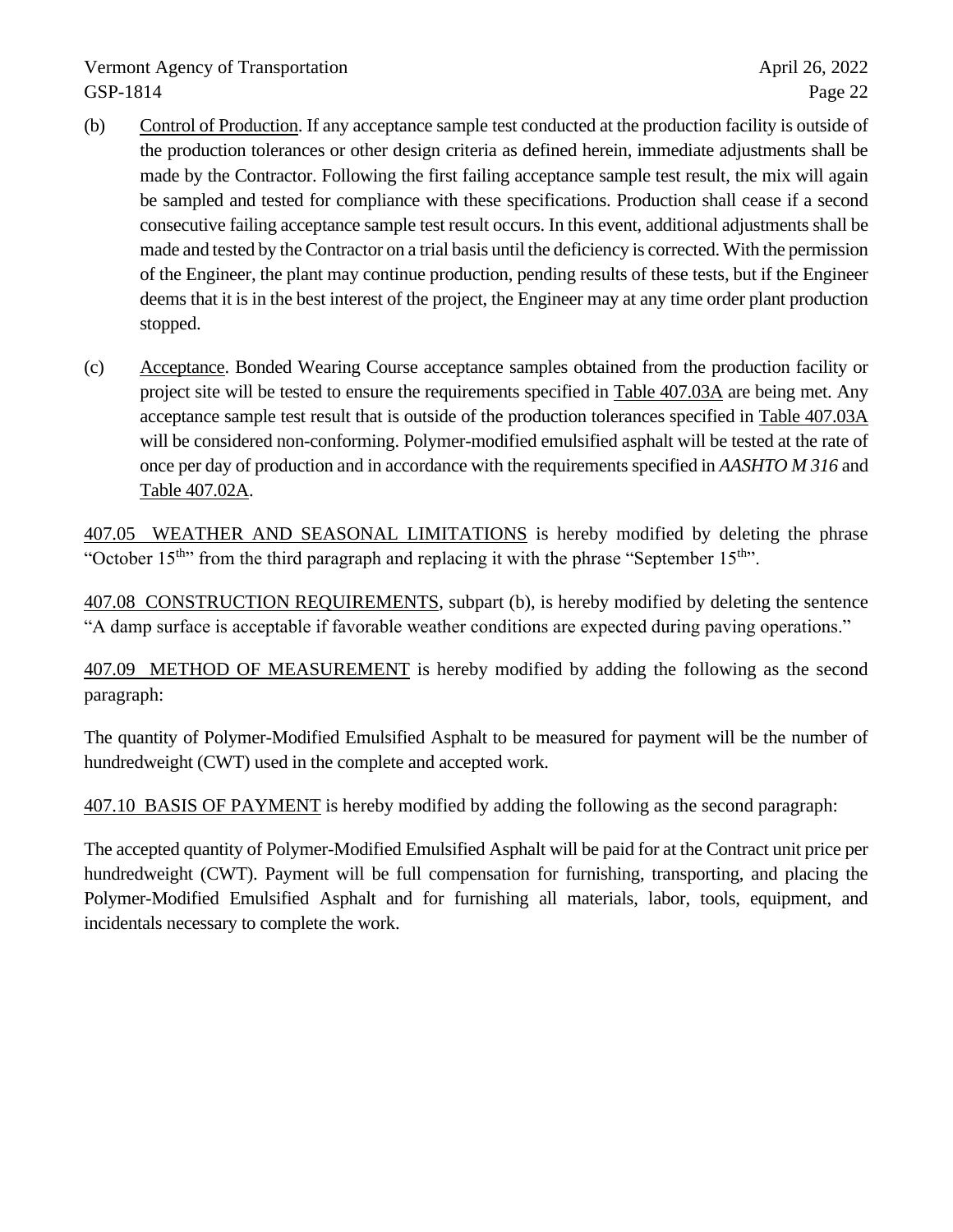(b) Control of Production. If any acceptance sample test conducted at the production facility is outside of the production tolerances or other design criteria as defined herein, immediate adjustments shall be made by the Contractor. Following the first failing acceptance sample test result, the mix will again be sampled and tested for compliance with these specifications. Production shall cease if a second consecutive failing acceptance sample test result occurs. In this event, additional adjustments shall be made and tested by the Contractor on a trial basis until the deficiency is corrected. With the permission of the Engineer, the plant may continue production, pending results of these tests, but if the Engineer deems that it is in the best interest of the project, the Engineer may at any time order plant production stopped.

(c) Acceptance. Bonded Wearing Course acceptance samples obtained from the production facility or project site will be tested to ensure the requirements specified in Table 407.03A are being met. Any acceptance sample test result that is outside of the production tolerances specified in Table 407.03A will be considered non-conforming. Polymer-modified emulsified asphalt will be tested at the rate of once per day of production and in accordance with the requirements specified in *AASHTO M 316* and Table 407.02A.

407.05 WEATHER AND SEASONAL LIMITATIONS is hereby modified by deleting the phrase "October 15th" from the third paragraph and replacing it with the phrase "September 15th".

407.08 CONSTRUCTION REQUIREMENTS, subpart (b), is hereby modified by deleting the sentence "A damp surface is acceptable if favorable weather conditions are expected during paving operations."

407.09 METHOD OF MEASUREMENT is hereby modified by adding the following as the second paragraph:

The quantity of Polymer-Modified Emulsified Asphalt to be measured for payment will be the number of hundredweight (CWT) used in the complete and accepted work.

407.10 BASIS OF PAYMENT is hereby modified by adding the following as the second paragraph:

The accepted quantity of Polymer-Modified Emulsified Asphalt will be paid for at the Contract unit price per hundredweight (CWT). Payment will be full compensation for furnishing, transporting, and placing the Polymer-Modified Emulsified Asphalt and for furnishing all materials, labor, tools, equipment, and incidentals necessary to complete the work.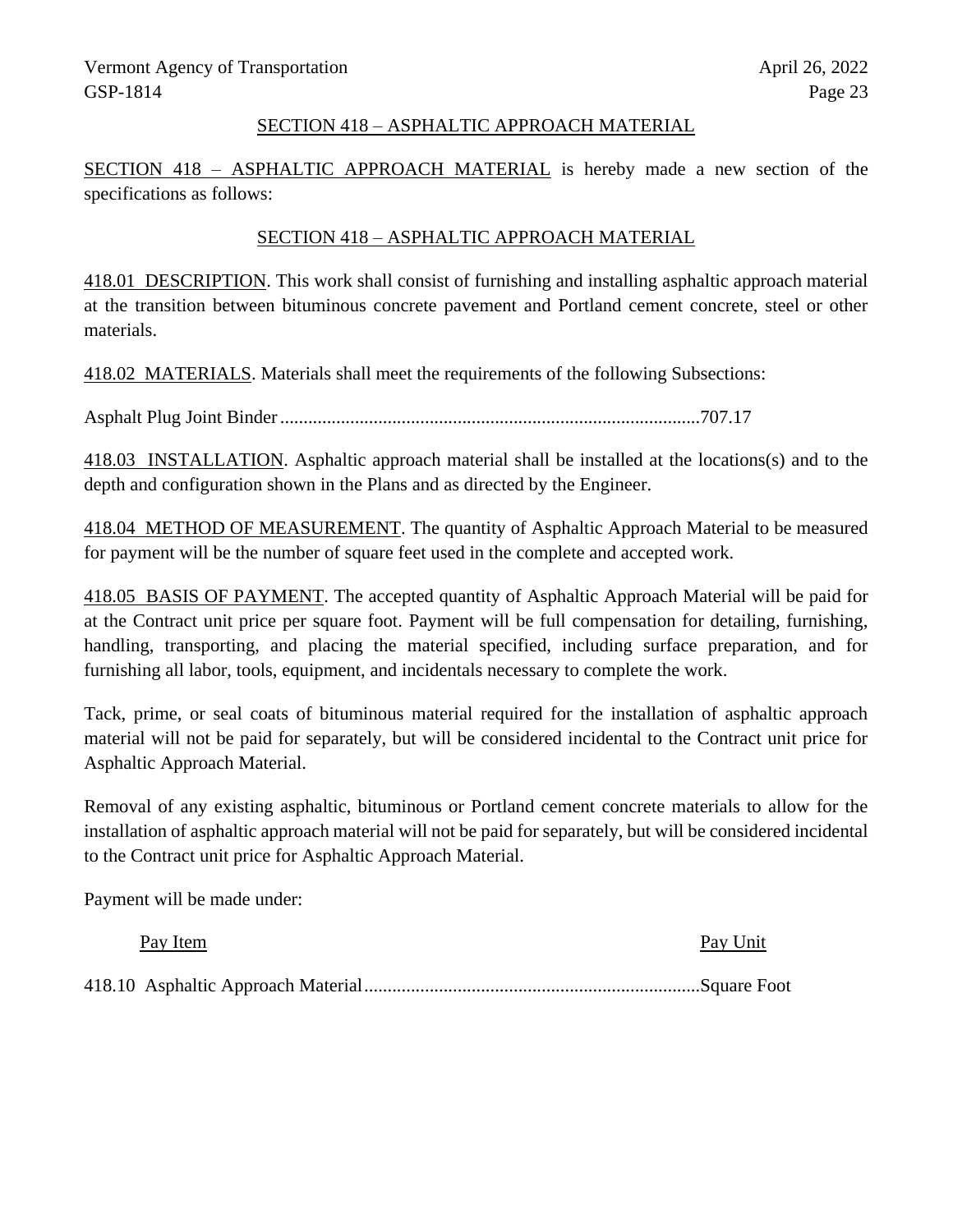## SECTION 418 – ASPHALTIC APPROACH MATERIAL

SECTION 418 – ASPHALTIC APPROACH MATERIAL is hereby made a new section of the specifications as follows:

## SECTION 418 – ASPHALTIC APPROACH MATERIAL

418.01 DESCRIPTION. This work shall consist of furnishing and installing asphaltic approach material at the transition between bituminous concrete pavement and Portland cement concrete, steel or other materials.

418.02 MATERIALS. Materials shall meet the requirements of the following Subsections:

Asphalt Plug Joint Binder ......................................................................................... 707.17

418.03 INSTALLATION. Asphaltic approach material shall be installed at the locations(s) and to the depth and configuration shown in the Plans and as directed by the Engineer.

418.04 METHOD OF MEASUREMENT. The quantity of Asphaltic Approach Material to be measured for payment will be the number of square feet used in the complete and accepted work.

418.05 BASIS OF PAYMENT. The accepted quantity of Asphaltic Approach Material will be paid for at the Contract unit price per square foot. Payment will be full compensation for detailing, furnishing, handling, transporting, and placing the material specified, including surface preparation, and for furnishing all labor, tools, equipment, and incidentals necessary to complete the work.

Tack, prime, or seal coats of bituminous material required for the installation of asphaltic approach material will not be paid for separately, but will be considered incidental to the Contract unit price for Asphaltic Approach Material.

Removal of any existing asphaltic, bituminous or Portland cement concrete materials to allow for the installation of asphaltic approach material will not be paid for separately, but will be considered incidental to the Contract unit price for Asphaltic Approach Material.

Payment will be made under:

| Pay Item | Pay Unit |
|---|---|
| 418.10 Asphaltic Approach Material | Square Foot |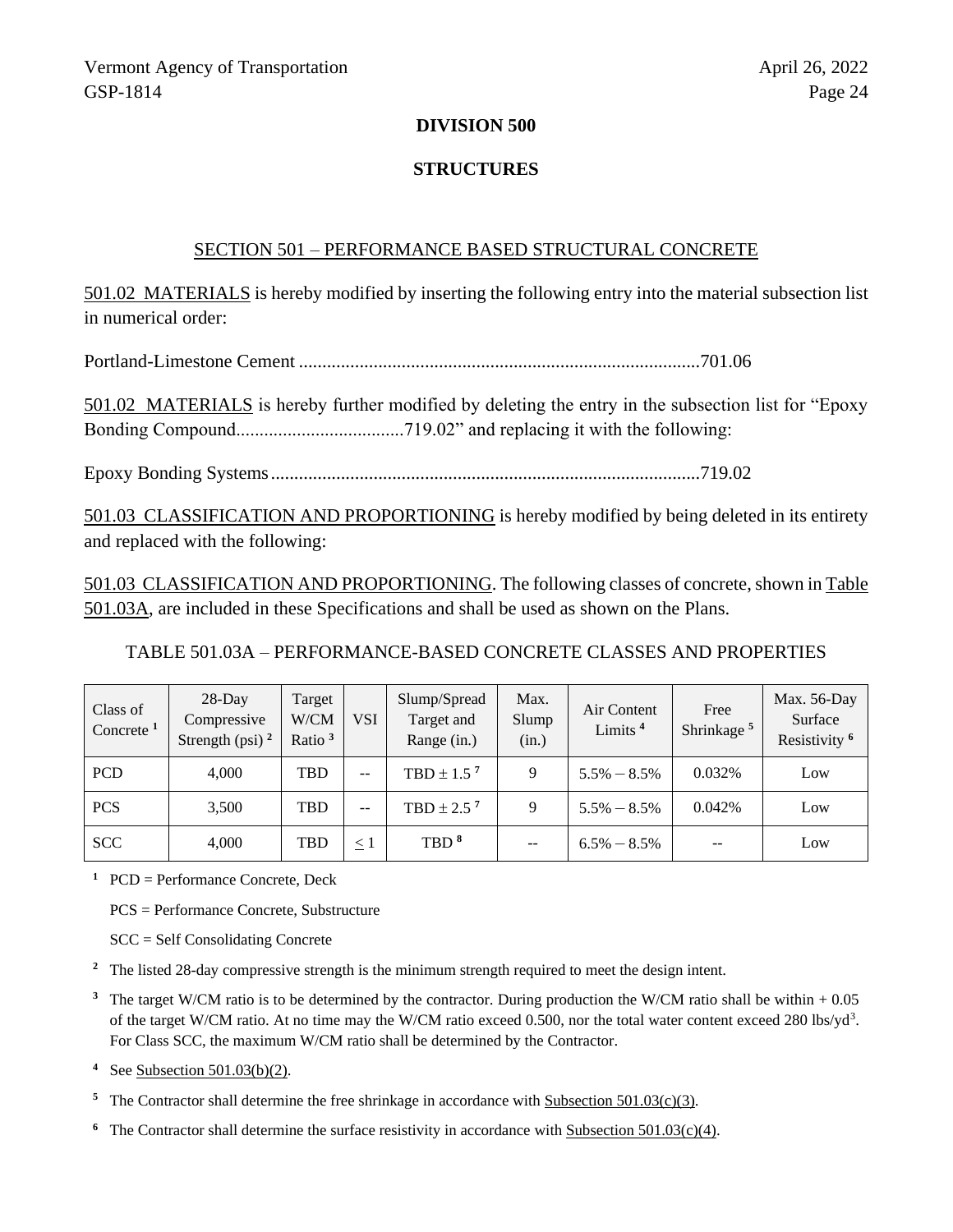## DIVISION 500

## STRUCTURES

### SECTION 501 – PERFORMANCE BASED STRUCTURAL CONCRETE

501.02 MATERIALS is hereby modified by inserting the following entry into the material subsection list in numerical order:

Portland-Limestone Cement ......................................................................................701.06

501.02 MATERIALS is hereby further modified by deleting the entry in the subsection list for "Epoxy Bonding Compound....................................719.02" and replacing it with the following:

Epoxy Bonding Systems............................................................................................719.02

501.03 CLASSIFICATION AND PROPORTIONING is hereby modified by being deleted in its entirety and replaced with the following:

501.03 CLASSIFICATION AND PROPORTIONING. The following classes of concrete, shown in Table 501.03A, are included in these Specifications and shall be used as shown on the Plans.

TABLE 501.03A – PERFORMANCE-BASED CONCRETE CLASSES AND PROPERTIES

| Class of Concrete [1] | 28-Day Compressive Strength (psi) [2] | Target W/CM Ratio [3] | VSI | Slump/Spread Target and Range (in.) | Max. Slump (in.) | Air Content Limits [4] | Free Shrinkage [5] | Max. 56-Day Surface Resistivity [6] |
|---|---|---|---|---|---|---|---|---|
| PCD | 4,000 | TBD | -- | TBD ± 1.5 [7] | 9 | 5.5% – 8.5% | 0.032% | Low |
| PCS | 3,500 | TBD | -- | TBD ± 2.5 [7] | 9 | 5.5% – 8.5% | 0.042% | Low |
| SCC | 4,000 | TBD | ≤ 1 | TBD [8] | -- | 6.5% – 8.5% | -- | Low |

[1] PCD = Performance Concrete, Deck

PCS = Performance Concrete, Substructure

SCC = Self Consolidating Concrete

[2] The listed 28-day compressive strength is the minimum strength required to meet the design intent.

[3] The target W/CM ratio is to be determined by the contractor. During production the W/CM ratio shall be within + 0.05 of the target W/CM ratio. At no time may the W/CM ratio exceed 0.500, nor the total water content exceed 280 lbs/yd$^3$. For Class SCC, the maximum W/CM ratio shall be determined by the Contractor.

[4] See Subsection 501.03(b)(2).

[5] The Contractor shall determine the free shrinkage in accordance with Subsection 501.03(c)(3).

[6] The Contractor shall determine the surface resistivity in accordance with Subsection 501.03(c)(4).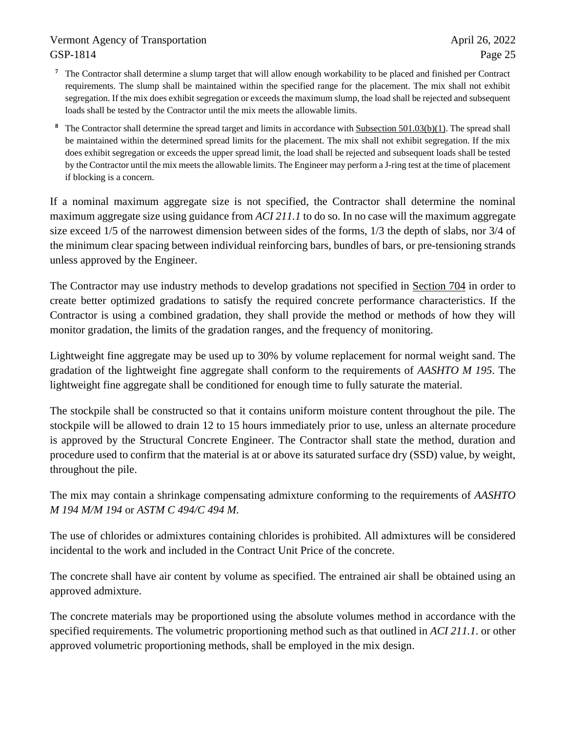[7] The Contractor shall determine a slump target that will allow enough workability to be placed and finished per Contract requirements. The slump shall be maintained within the specified range for the placement. The mix shall not exhibit segregation. If the mix does exhibit segregation or exceeds the maximum slump, the load shall be rejected and subsequent loads shall be tested by the Contractor until the mix meets the allowable limits.

[8] The Contractor shall determine the spread target and limits in accordance with Subsection 501.03(b)(1). The spread shall be maintained within the determined spread limits for the placement. The mix shall not exhibit segregation. If the mix does exhibit segregation or exceeds the upper spread limit, the load shall be rejected and subsequent loads shall be tested by the Contractor until the mix meets the allowable limits. The Engineer may perform a J-ring test at the time of placement if blocking is a concern.

If a nominal maximum aggregate size is not specified, the Contractor shall determine the nominal maximum aggregate size using guidance from *ACI 211.1* to do so. In no case will the maximum aggregate size exceed 1/5 of the narrowest dimension between sides of the forms, 1/3 the depth of slabs, nor 3/4 of the minimum clear spacing between individual reinforcing bars, bundles of bars, or pre-tensioning strands unless approved by the Engineer.

The Contractor may use industry methods to develop gradations not specified in Section 704 in order to create better optimized gradations to satisfy the required concrete performance characteristics. If the Contractor is using a combined gradation, they shall provide the method or methods of how they will monitor gradation, the limits of the gradation ranges, and the frequency of monitoring.

Lightweight fine aggregate may be used up to 30% by volume replacement for normal weight sand. The gradation of the lightweight fine aggregate shall conform to the requirements of *AASHTO M 195*. The lightweight fine aggregate shall be conditioned for enough time to fully saturate the material.

The stockpile shall be constructed so that it contains uniform moisture content throughout the pile. The stockpile will be allowed to drain 12 to 15 hours immediately prior to use, unless an alternate procedure is approved by the Structural Concrete Engineer. The Contractor shall state the method, duration and procedure used to confirm that the material is at or above its saturated surface dry (SSD) value, by weight, throughout the pile.

The mix may contain a shrinkage compensating admixture conforming to the requirements of *AASHTO M 194 M/M 194* or *ASTM C 494/C 494 M*.

The use of chlorides or admixtures containing chlorides is prohibited. All admixtures will be considered incidental to the work and included in the Contract Unit Price of the concrete.

The concrete shall have air content by volume as specified. The entrained air shall be obtained using an approved admixture.

The concrete materials may be proportioned using the absolute volumes method in accordance with the specified requirements. The volumetric proportioning method such as that outlined in *ACI 211.1*. or other approved volumetric proportioning methods, shall be employed in the mix design.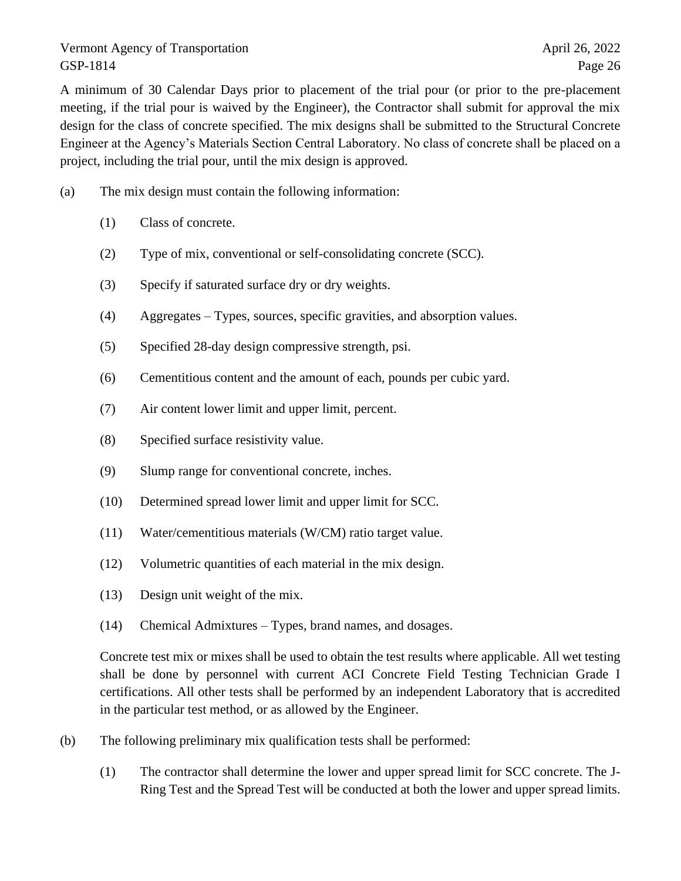A minimum of 30 Calendar Days prior to placement of the trial pour (or prior to the pre-placement meeting, if the trial pour is waived by the Engineer), the Contractor shall submit for approval the mix design for the class of concrete specified. The mix designs shall be submitted to the Structural Concrete Engineer at the Agency's Materials Section Central Laboratory. No class of concrete shall be placed on a project, including the trial pour, until the mix design is approved.

(a) The mix design must contain the following information:

(1) Class of concrete.

(2) Type of mix, conventional or self-consolidating concrete (SCC).

(3) Specify if saturated surface dry or dry weights.

(4) Aggregates – Types, sources, specific gravities, and absorption values.

(5) Specified 28-day design compressive strength, psi.

(6) Cementitious content and the amount of each, pounds per cubic yard.

(7) Air content lower limit and upper limit, percent.

(8) Specified surface resistivity value.

(9) Slump range for conventional concrete, inches.

(10) Determined spread lower limit and upper limit for SCC.

(11) Water/cementitious materials (W/CM) ratio target value.

(12) Volumetric quantities of each material in the mix design.

(13) Design unit weight of the mix.

(14) Chemical Admixtures – Types, brand names, and dosages.

Concrete test mix or mixes shall be used to obtain the test results where applicable. All wet testing shall be done by personnel with current ACI Concrete Field Testing Technician Grade I certifications. All other tests shall be performed by an independent Laboratory that is accredited in the particular test method, or as allowed by the Engineer.

(b) The following preliminary mix qualification tests shall be performed:

(1) The contractor shall determine the lower and upper spread limit for SCC concrete. The J-Ring Test and the Spread Test will be conducted at both the lower and upper spread limits.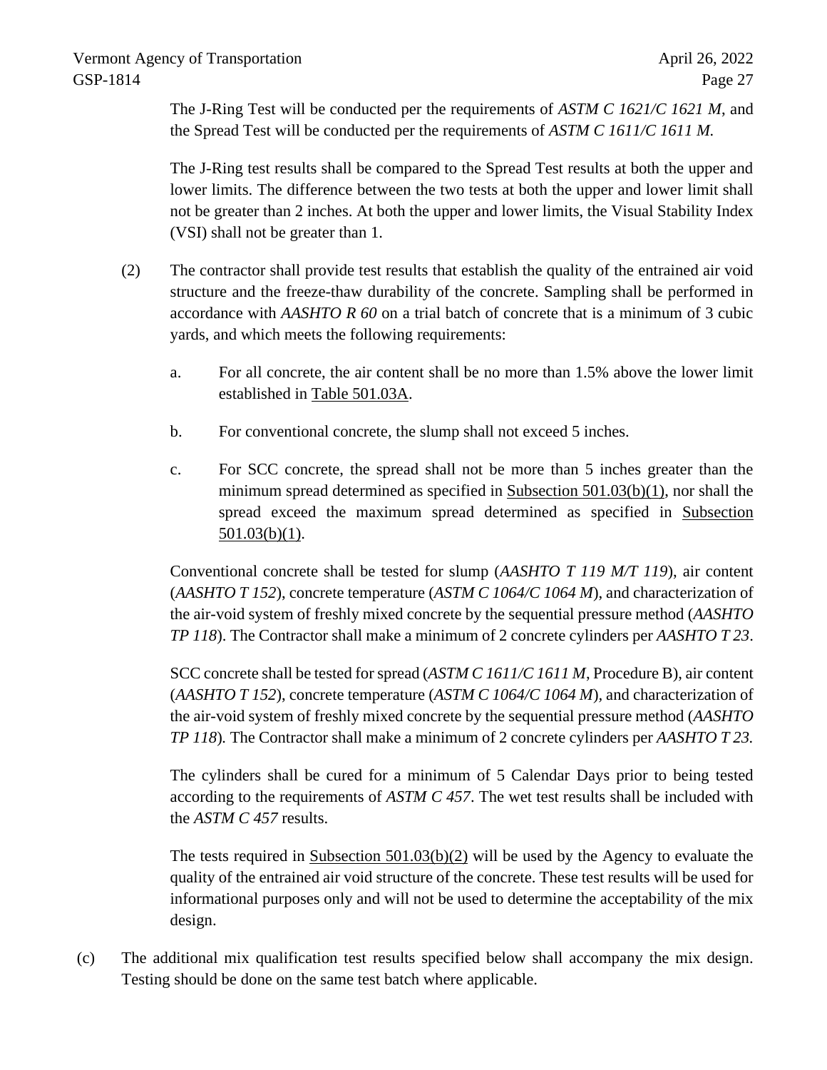The J-Ring Test will be conducted per the requirements of *ASTM C 1621/C 1621 M*, and the Spread Test will be conducted per the requirements of *ASTM C 1611/C 1611 M*.

The J-Ring test results shall be compared to the Spread Test results at both the upper and lower limits. The difference between the two tests at both the upper and lower limit shall not be greater than 2 inches. At both the upper and lower limits, the Visual Stability Index (VSI) shall not be greater than 1.

(2) The contractor shall provide test results that establish the quality of the entrained air void structure and the freeze-thaw durability of the concrete. Sampling shall be performed in accordance with *AASHTO R 60* on a trial batch of concrete that is a minimum of 3 cubic yards, and which meets the following requirements:

a. For all concrete, the air content shall be no more than 1.5% above the lower limit established in Table 501.03A.

b. For conventional concrete, the slump shall not exceed 5 inches.

c. For SCC concrete, the spread shall not be more than 5 inches greater than the minimum spread determined as specified in Subsection 501.03(b)(1), nor shall the spread exceed the maximum spread determined as specified in Subsection 501.03(b)(1).

Conventional concrete shall be tested for slump (*AASHTO T 119 M/T 119*), air content (*AASHTO T 152*), concrete temperature (*ASTM C 1064/C 1064 M*), and characterization of the air-void system of freshly mixed concrete by the sequential pressure method (*AASHTO TP 118*). The Contractor shall make a minimum of 2 concrete cylinders per *AASHTO T 23*.

SCC concrete shall be tested for spread (*ASTM C 1611/C 1611 M*, Procedure B), air content (*AASHTO T 152*), concrete temperature (*ASTM C 1064/C 1064 M*), and characterization of the air-void system of freshly mixed concrete by the sequential pressure method (*AASHTO TP 118*). The Contractor shall make a minimum of 2 concrete cylinders per *AASHTO T 23*.

The cylinders shall be cured for a minimum of 5 Calendar Days prior to being tested according to the requirements of *ASTM C 457*. The wet test results shall be included with the *ASTM C 457* results.

The tests required in Subsection 501.03(b)(2) will be used by the Agency to evaluate the quality of the entrained air void structure of the concrete. These test results will be used for informational purposes only and will not be used to determine the acceptability of the mix design.

(c) The additional mix qualification test results specified below shall accompany the mix design. Testing should be done on the same test batch where applicable.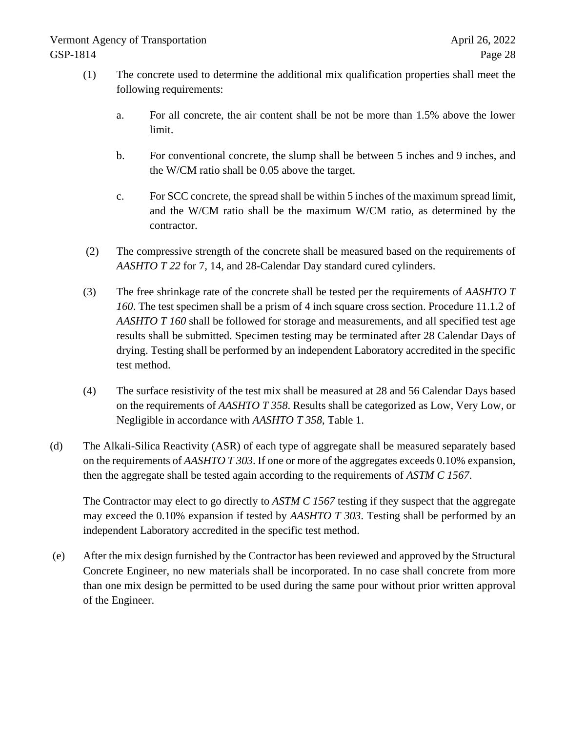(1) The concrete used to determine the additional mix qualification properties shall meet the following requirements:

   a. For all concrete, the air content shall be not be more than 1.5% above the lower limit.

   b. For conventional concrete, the slump shall be between 5 inches and 9 inches, and the W/CM ratio shall be 0.05 above the target.

   c. For SCC concrete, the spread shall be within 5 inches of the maximum spread limit, and the W/CM ratio shall be the maximum W/CM ratio, as determined by the contractor.

(2) The compressive strength of the concrete shall be measured based on the requirements of *AASHTO T 22* for 7, 14, and 28-Calendar Day standard cured cylinders.

(3) The free shrinkage rate of the concrete shall be tested per the requirements of *AASHTO T 160*. The test specimen shall be a prism of 4 inch square cross section. Procedure 11.1.2 of *AASHTO T 160* shall be followed for storage and measurements, and all specified test age results shall be submitted. Specimen testing may be terminated after 28 Calendar Days of drying. Testing shall be performed by an independent Laboratory accredited in the specific test method.

(4) The surface resistivity of the test mix shall be measured at 28 and 56 Calendar Days based on the requirements of *AASHTO T 358*. Results shall be categorized as Low, Very Low, or Negligible in accordance with *AASHTO T 358*, Table 1.

(d) The Alkali-Silica Reactivity (ASR) of each type of aggregate shall be measured separately based on the requirements of *AASHTO T 303*. If one or more of the aggregates exceeds 0.10% expansion, then the aggregate shall be tested again according to the requirements of *ASTM C 1567*.

The Contractor may elect to go directly to *ASTM C 1567* testing if they suspect that the aggregate may exceed the 0.10% expansion if tested by *AASHTO T 303*. Testing shall be performed by an independent Laboratory accredited in the specific test method.

(e) After the mix design furnished by the Contractor has been reviewed and approved by the Structural Concrete Engineer, no new materials shall be incorporated. In no case shall concrete from more than one mix design be permitted to be used during the same pour without prior written approval of the Engineer.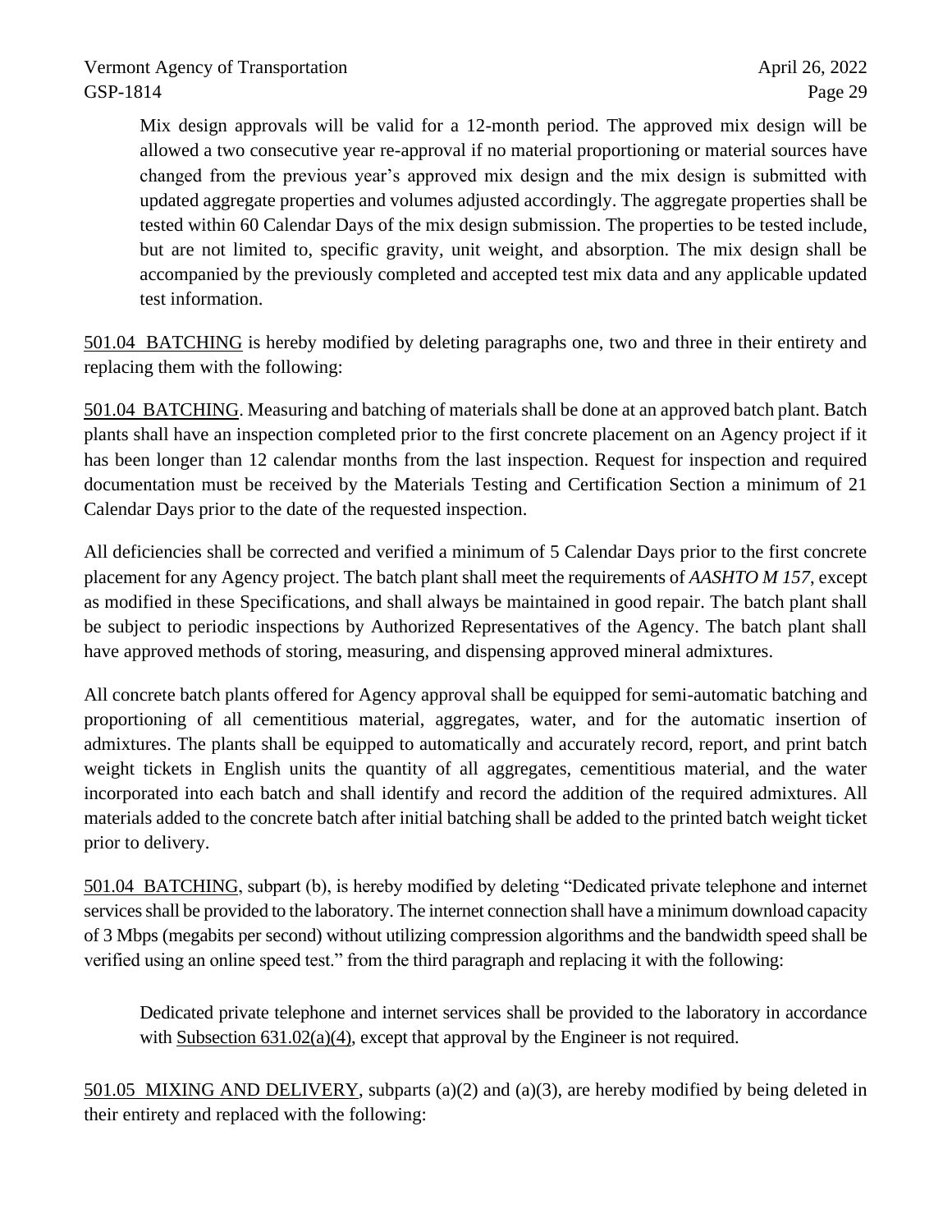> Mix design approvals will be valid for a 12-month period. The approved mix design will be allowed a two consecutive year re-approval if no material proportioning or material sources have changed from the previous year's approved mix design and the mix design is submitted with updated aggregate properties and volumes adjusted accordingly. The aggregate properties shall be tested within 60 Calendar Days of the mix design submission. The properties to be tested include, but are not limited to, specific gravity, unit weight, and absorption. The mix design shall be accompanied by the previously completed and accepted test mix data and any applicable updated test information.

<u>501.04 BATCHING</u> is hereby modified by deleting paragraphs one, two and three in their entirety and replacing them with the following:

<u>501.04 BATCHING</u>. Measuring and batching of materials shall be done at an approved batch plant. Batch plants shall have an inspection completed prior to the first concrete placement on an Agency project if it has been longer than 12 calendar months from the last inspection. Request for inspection and required documentation must be received by the Materials Testing and Certification Section a minimum of 21 Calendar Days prior to the date of the requested inspection.

All deficiencies shall be corrected and verified a minimum of 5 Calendar Days prior to the first concrete placement for any Agency project. The batch plant shall meet the requirements of *AASHTO M 157*, except as modified in these Specifications, and shall always be maintained in good repair. The batch plant shall be subject to periodic inspections by Authorized Representatives of the Agency. The batch plant shall have approved methods of storing, measuring, and dispensing approved mineral admixtures.

All concrete batch plants offered for Agency approval shall be equipped for semi-automatic batching and proportioning of all cementitious material, aggregates, water, and for the automatic insertion of admixtures. The plants shall be equipped to automatically and accurately record, report, and print batch weight tickets in English units the quantity of all aggregates, cementitious material, and the water incorporated into each batch and shall identify and record the addition of the required admixtures. All materials added to the concrete batch after initial batching shall be added to the printed batch weight ticket prior to delivery.

<u>501.04 BATCHING</u>, subpart (b), is hereby modified by deleting "Dedicated private telephone and internet services shall be provided to the laboratory. The internet connection shall have a minimum download capacity of 3 Mbps (megabits per second) without utilizing compression algorithms and the bandwidth speed shall be verified using an online speed test." from the third paragraph and replacing it with the following:

> Dedicated private telephone and internet services shall be provided to the laboratory in accordance with <u>Subsection 631.02(a)(4)</u>, except that approval by the Engineer is not required.

<u>501.05 MIXING AND DELIVERY</u>, subparts (a)(2) and (a)(3), are hereby modified by being deleted in their entirety and replaced with the following: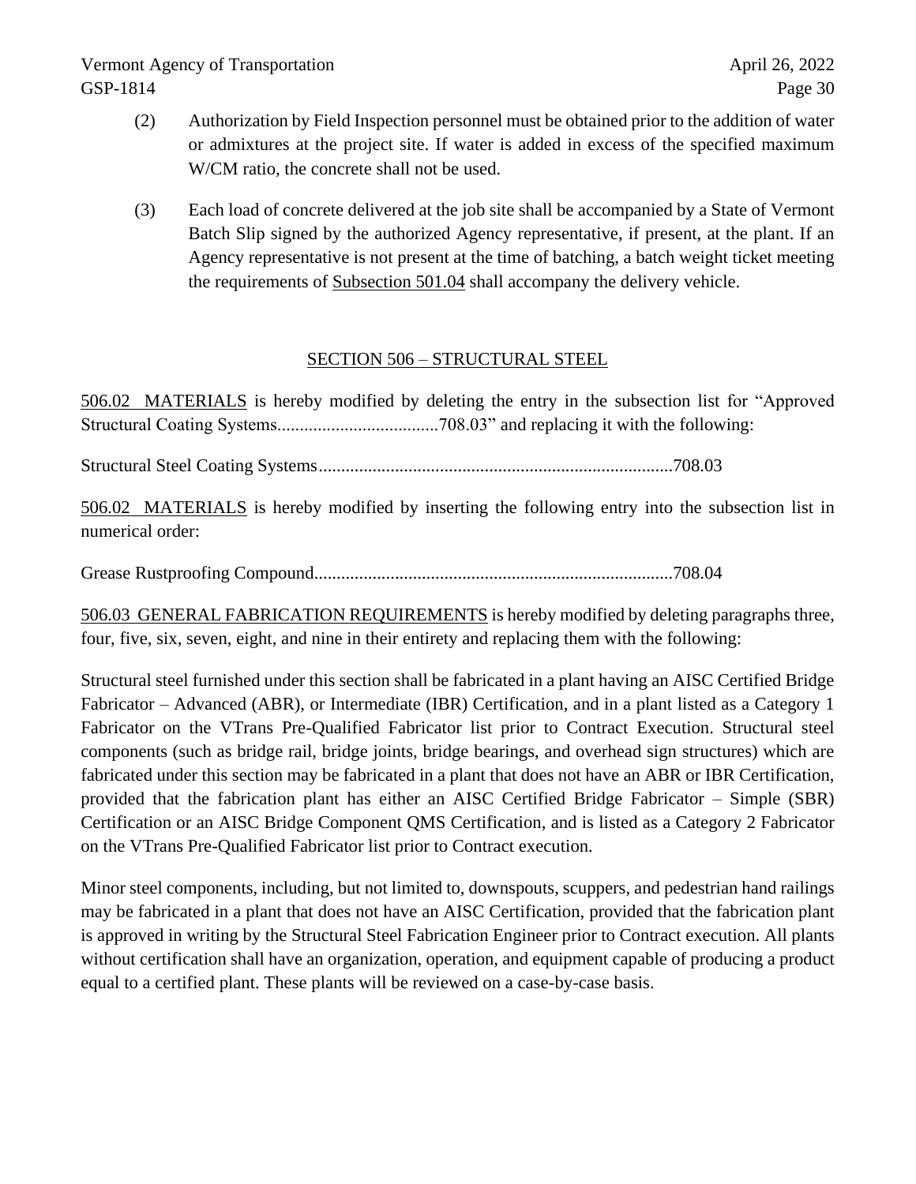(2) Authorization by Field Inspection personnel must be obtained prior to the addition of water or admixtures at the project site. If water is added in excess of the specified maximum W/CM ratio, the concrete shall not be used.

(3) Each load of concrete delivered at the job site shall be accompanied by a State of Vermont Batch Slip signed by the authorized Agency representative, if present, at the plant. If an Agency representative is not present at the time of batching, a batch weight ticket meeting the requirements of Subsection 501.04 shall accompany the delivery vehicle.

## SECTION 506 – STRUCTURAL STEEL

506.02 MATERIALS is hereby modified by deleting the entry in the subsection list for "Approved Structural Coating Systems....................................708.03" and replacing it with the following:

Structural Steel Coating Systems...............................................................................708.03

506.02 MATERIALS is hereby modified by inserting the following entry into the subsection list in numerical order:

Grease Rustproofing Compound................................................................................708.04

506.03 GENERAL FABRICATION REQUIREMENTS is hereby modified by deleting paragraphs three, four, five, six, seven, eight, and nine in their entirety and replacing them with the following:

Structural steel furnished under this section shall be fabricated in a plant having an AISC Certified Bridge Fabricator – Advanced (ABR), or Intermediate (IBR) Certification, and in a plant listed as a Category 1 Fabricator on the VTrans Pre-Qualified Fabricator list prior to Contract Execution. Structural steel components (such as bridge rail, bridge joints, bridge bearings, and overhead sign structures) which are fabricated under this section may be fabricated in a plant that does not have an ABR or IBR Certification, provided that the fabrication plant has either an AISC Certified Bridge Fabricator – Simple (SBR) Certification or an AISC Bridge Component QMS Certification, and is listed as a Category 2 Fabricator on the VTrans Pre-Qualified Fabricator list prior to Contract execution.

Minor steel components, including, but not limited to, downspouts, scuppers, and pedestrian hand railings may be fabricated in a plant that does not have an AISC Certification, provided that the fabrication plant is approved in writing by the Structural Steel Fabrication Engineer prior to Contract execution. All plants without certification shall have an organization, operation, and equipment capable of producing a product equal to a certified plant. These plants will be reviewed on a case-by-case basis.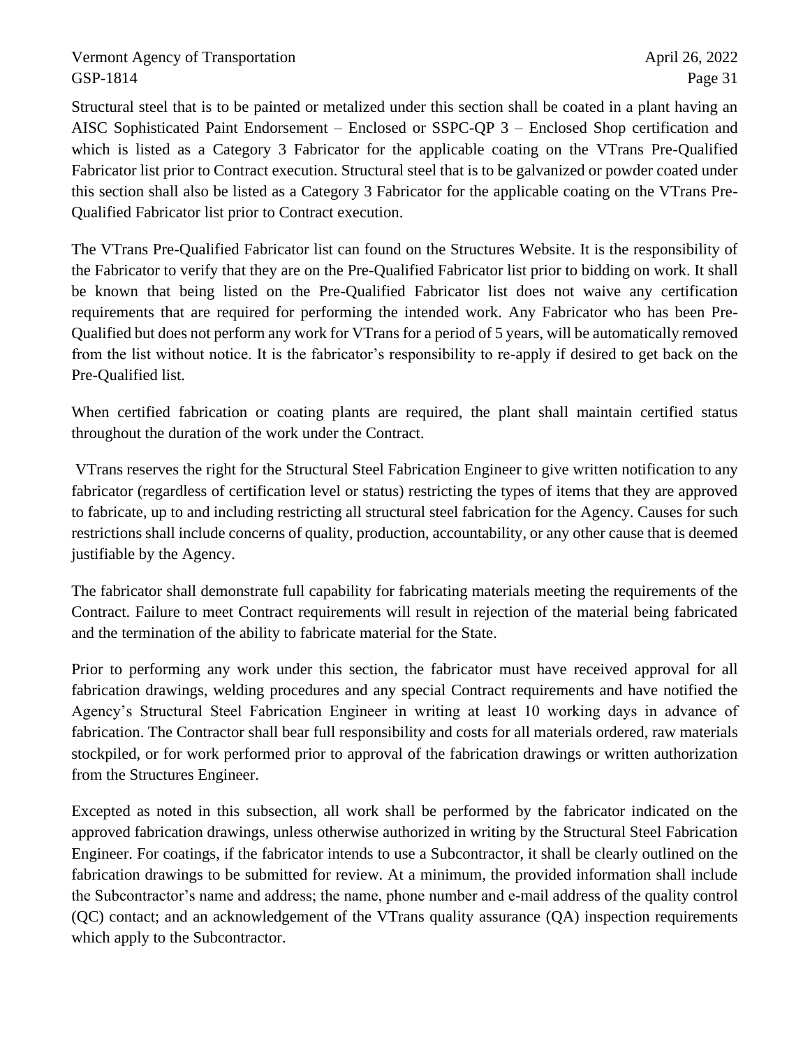Structural steel that is to be painted or metalized under this section shall be coated in a plant having an AISC Sophisticated Paint Endorsement – Enclosed or SSPC-QP 3 – Enclosed Shop certification and which is listed as a Category 3 Fabricator for the applicable coating on the VTrans Pre-Qualified Fabricator list prior to Contract execution. Structural steel that is to be galvanized or powder coated under this section shall also be listed as a Category 3 Fabricator for the applicable coating on the VTrans Pre-Qualified Fabricator list prior to Contract execution.

The VTrans Pre-Qualified Fabricator list can found on the Structures Website. It is the responsibility of the Fabricator to verify that they are on the Pre-Qualified Fabricator list prior to bidding on work. It shall be known that being listed on the Pre-Qualified Fabricator list does not waive any certification requirements that are required for performing the intended work. Any Fabricator who has been Pre-Qualified but does not perform any work for VTrans for a period of 5 years, will be automatically removed from the list without notice. It is the fabricator's responsibility to re-apply if desired to get back on the Pre-Qualified list.

When certified fabrication or coating plants are required, the plant shall maintain certified status throughout the duration of the work under the Contract.

VTrans reserves the right for the Structural Steel Fabrication Engineer to give written notification to any fabricator (regardless of certification level or status) restricting the types of items that they are approved to fabricate, up to and including restricting all structural steel fabrication for the Agency. Causes for such restrictions shall include concerns of quality, production, accountability, or any other cause that is deemed justifiable by the Agency.

The fabricator shall demonstrate full capability for fabricating materials meeting the requirements of the Contract. Failure to meet Contract requirements will result in rejection of the material being fabricated and the termination of the ability to fabricate material for the State.

Prior to performing any work under this section, the fabricator must have received approval for all fabrication drawings, welding procedures and any special Contract requirements and have notified the Agency's Structural Steel Fabrication Engineer in writing at least 10 working days in advance of fabrication. The Contractor shall bear full responsibility and costs for all materials ordered, raw materials stockpiled, or for work performed prior to approval of the fabrication drawings or written authorization from the Structures Engineer.

Excepted as noted in this subsection, all work shall be performed by the fabricator indicated on the approved fabrication drawings, unless otherwise authorized in writing by the Structural Steel Fabrication Engineer. For coatings, if the fabricator intends to use a Subcontractor, it shall be clearly outlined on the fabrication drawings to be submitted for review. At a minimum, the provided information shall include the Subcontractor's name and address; the name, phone number and e-mail address of the quality control (QC) contact; and an acknowledgement of the VTrans quality assurance (QA) inspection requirements which apply to the Subcontractor.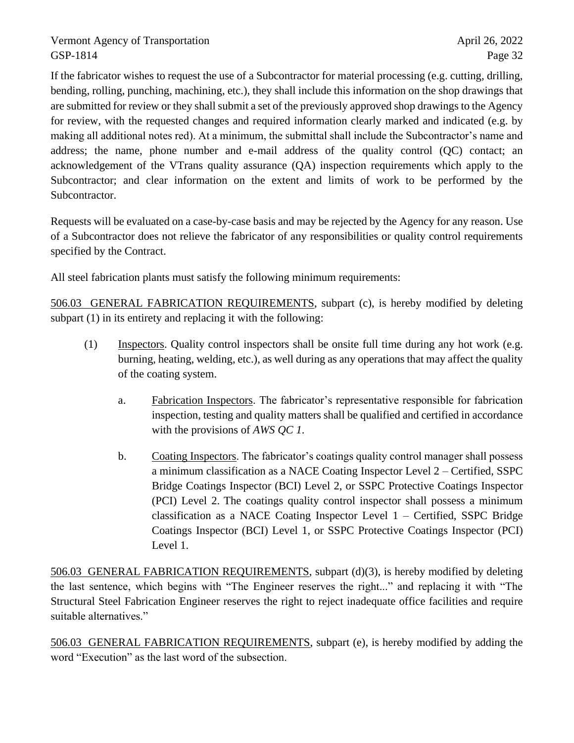If the fabricator wishes to request the use of a Subcontractor for material processing (e.g. cutting, drilling, bending, rolling, punching, machining, etc.), they shall include this information on the shop drawings that are submitted for review or they shall submit a set of the previously approved shop drawings to the Agency for review, with the requested changes and required information clearly marked and indicated (e.g. by making all additional notes red). At a minimum, the submittal shall include the Subcontractor's name and address; the name, phone number and e-mail address of the quality control (QC) contact; an acknowledgement of the VTrans quality assurance (QA) inspection requirements which apply to the Subcontractor; and clear information on the extent and limits of work to be performed by the Subcontractor.

Requests will be evaluated on a case-by-case basis and may be rejected by the Agency for any reason. Use of a Subcontractor does not relieve the fabricator of any responsibilities or quality control requirements specified by the Contract.

All steel fabrication plants must satisfy the following minimum requirements:

<u>506.03 GENERAL FABRICATION REQUIREMENTS</u>, subpart (c), is hereby modified by deleting subpart (1) in its entirety and replacing it with the following:

(1) <u>Inspectors</u>. Quality control inspectors shall be onsite full time during any hot work (e.g. burning, heating, welding, etc.), as well during as any operations that may affect the quality of the coating system.

   a. <u>Fabrication Inspectors</u>. The fabricator's representative responsible for fabrication inspection, testing and quality matters shall be qualified and certified in accordance with the provisions of *AWS QC 1*.

   b. <u>Coating Inspectors</u>. The fabricator's coatings quality control manager shall possess a minimum classification as a NACE Coating Inspector Level 2 – Certified, SSPC Bridge Coatings Inspector (BCI) Level 2, or SSPC Protective Coatings Inspector (PCI) Level 2. The coatings quality control inspector shall possess a minimum classification as a NACE Coating Inspector Level 1 – Certified, SSPC Bridge Coatings Inspector (BCI) Level 1, or SSPC Protective Coatings Inspector (PCI) Level 1.

<u>506.03 GENERAL FABRICATION REQUIREMENTS</u>, subpart (d)(3), is hereby modified by deleting the last sentence, which begins with "The Engineer reserves the right..." and replacing it with "The Structural Steel Fabrication Engineer reserves the right to reject inadequate office facilities and require suitable alternatives."

<u>506.03 GENERAL FABRICATION REQUIREMENTS</u>, subpart (e), is hereby modified by adding the word "Execution" as the last word of the subsection.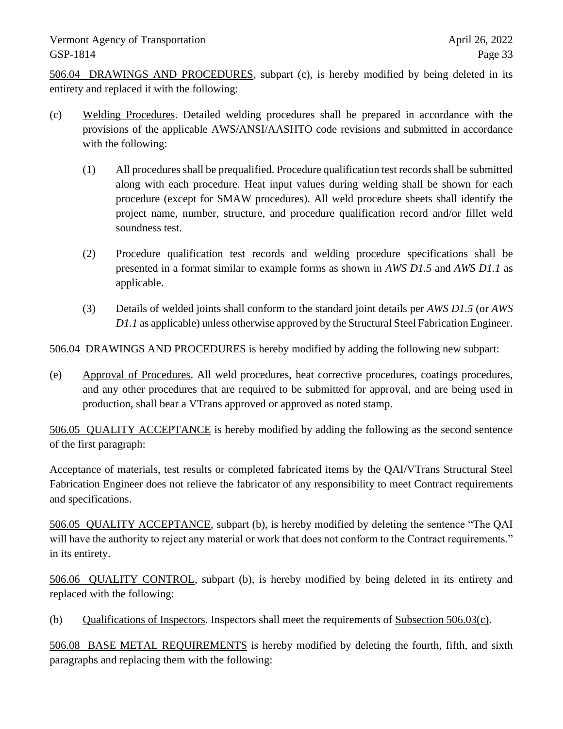506.04 DRAWINGS AND PROCEDURES, subpart (c), is hereby modified by being deleted in its entirety and replaced it with the following:

(c) Welding Procedures. Detailed welding procedures shall be prepared in accordance with the provisions of the applicable AWS/ANSI/AASHTO code revisions and submitted in accordance with the following:

(1) All procedures shall be prequalified. Procedure qualification test records shall be submitted along with each procedure. Heat input values during welding shall be shown for each procedure (except for SMAW procedures). All weld procedure sheets shall identify the project name, number, structure, and procedure qualification record and/or fillet weld soundness test.

(2) Procedure qualification test records and welding procedure specifications shall be presented in a format similar to example forms as shown in *AWS D1.5* and *AWS D1.1* as applicable.

(3) Details of welded joints shall conform to the standard joint details per *AWS D1.5* (or *AWS D1.1* as applicable) unless otherwise approved by the Structural Steel Fabrication Engineer.

506.04 DRAWINGS AND PROCEDURES is hereby modified by adding the following new subpart:

(e) Approval of Procedures. All weld procedures, heat corrective procedures, coatings procedures, and any other procedures that are required to be submitted for approval, and are being used in production, shall bear a VTrans approved or approved as noted stamp.

506.05 QUALITY ACCEPTANCE is hereby modified by adding the following as the second sentence of the first paragraph:

Acceptance of materials, test results or completed fabricated items by the QAI/VTrans Structural Steel Fabrication Engineer does not relieve the fabricator of any responsibility to meet Contract requirements and specifications.

506.05 QUALITY ACCEPTANCE, subpart (b), is hereby modified by deleting the sentence "The QAI will have the authority to reject any material or work that does not conform to the Contract requirements." in its entirety.

506.06 QUALITY CONTROL, subpart (b), is hereby modified by being deleted in its entirety and replaced with the following:

(b) Qualifications of Inspectors. Inspectors shall meet the requirements of Subsection 506.03(c).

506.08 BASE METAL REQUIREMENTS is hereby modified by deleting the fourth, fifth, and sixth paragraphs and replacing them with the following: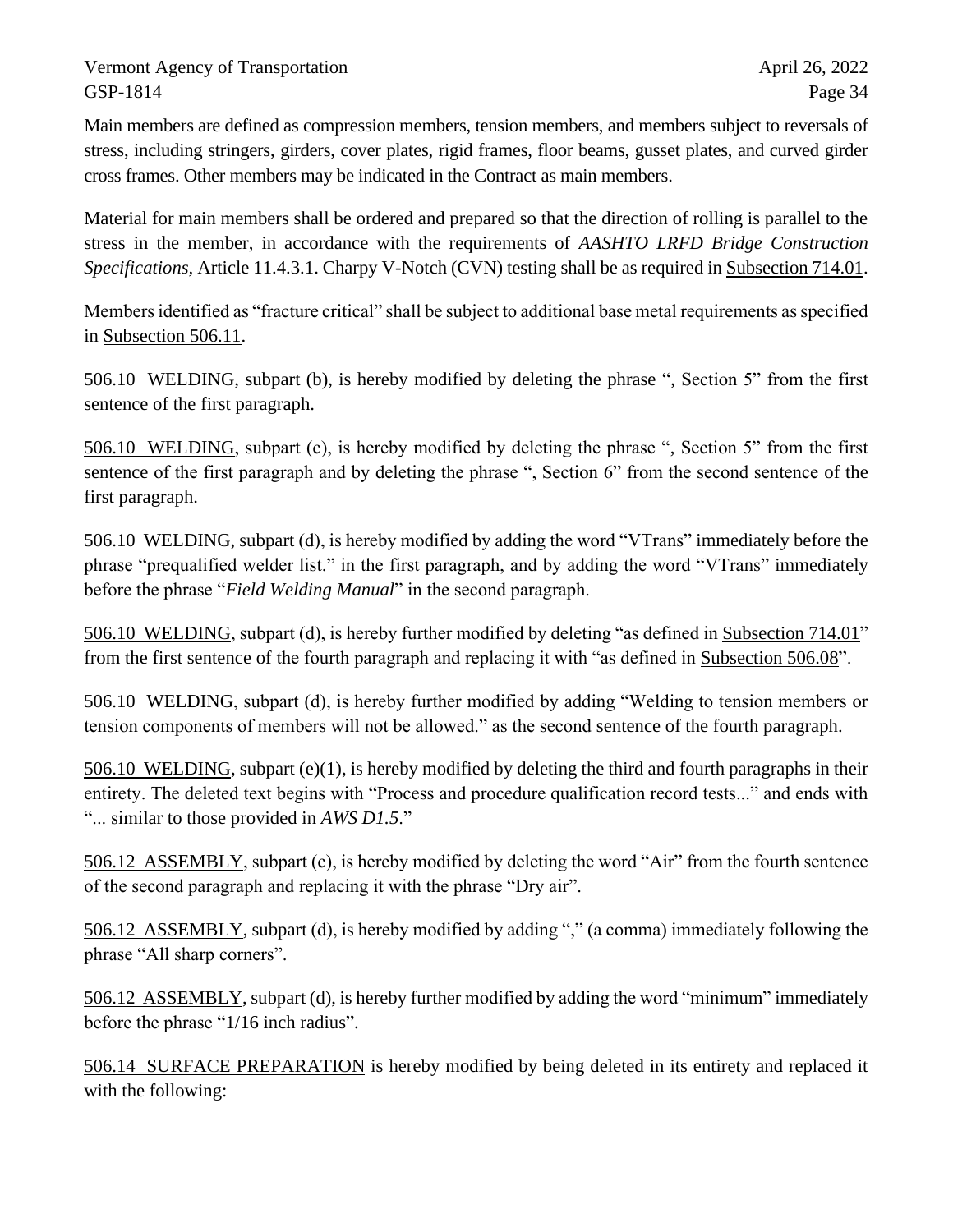Main members are defined as compression members, tension members, and members subject to reversals of stress, including stringers, girders, cover plates, rigid frames, floor beams, gusset plates, and curved girder cross frames. Other members may be indicated in the Contract as main members.

Material for main members shall be ordered and prepared so that the direction of rolling is parallel to the stress in the member, in accordance with the requirements of *AASHTO LRFD Bridge Construction Specifications*, Article 11.4.3.1. Charpy V-Notch (CVN) testing shall be as required in Subsection 714.01.

Members identified as "fracture critical" shall be subject to additional base metal requirements as specified in Subsection 506.11.

506.10 WELDING, subpart (b), is hereby modified by deleting the phrase ", Section 5" from the first sentence of the first paragraph.

506.10 WELDING, subpart (c), is hereby modified by deleting the phrase ", Section 5" from the first sentence of the first paragraph and by deleting the phrase ", Section 6" from the second sentence of the first paragraph.

506.10 WELDING, subpart (d), is hereby modified by adding the word "VTrans" immediately before the phrase "prequalified welder list." in the first paragraph, and by adding the word "VTrans" immediately before the phrase "*Field Welding Manual*" in the second paragraph.

506.10 WELDING, subpart (d), is hereby further modified by deleting "as defined in Subsection 714.01" from the first sentence of the fourth paragraph and replacing it with "as defined in Subsection 506.08".

506.10 WELDING, subpart (d), is hereby further modified by adding "Welding to tension members or tension components of members will not be allowed." as the second sentence of the fourth paragraph.

506.10 WELDING, subpart (e)(1), is hereby modified by deleting the third and fourth paragraphs in their entirety. The deleted text begins with "Process and procedure qualification record tests..." and ends with "... similar to those provided in *AWS D1.5*."

506.12 ASSEMBLY, subpart (c), is hereby modified by deleting the word "Air" from the fourth sentence of the second paragraph and replacing it with the phrase "Dry air".

506.12 ASSEMBLY, subpart (d), is hereby modified by adding "," (a comma) immediately following the phrase "All sharp corners".

506.12 ASSEMBLY, subpart (d), is hereby further modified by adding the word "minimum" immediately before the phrase "1/16 inch radius".

506.14 SURFACE PREPARATION is hereby modified by being deleted in its entirety and replaced it with the following: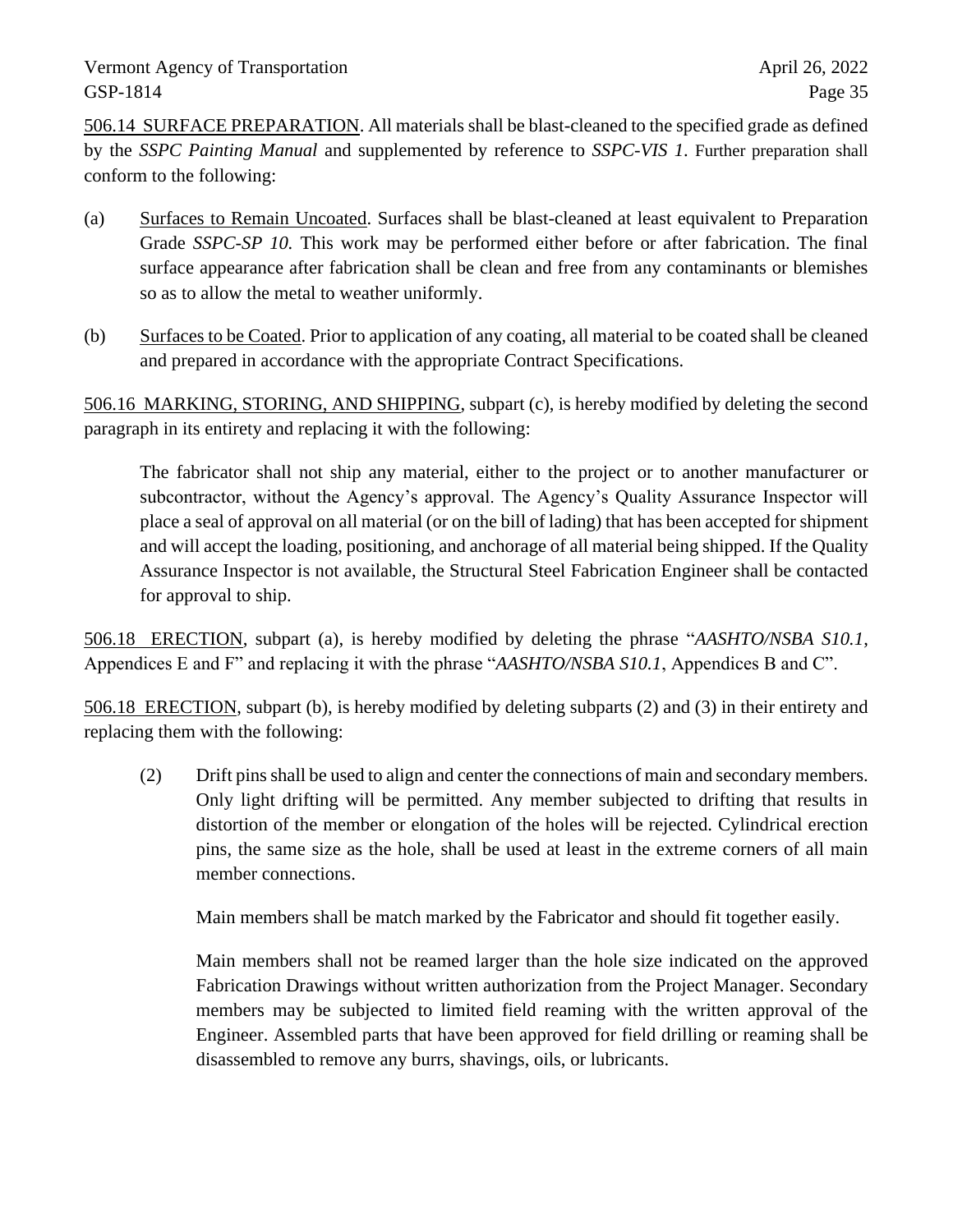<u>506.14 SURFACE PREPARATION</u>. All materials shall be blast-cleaned to the specified grade as defined by the *SSPC Painting Manual* and supplemented by reference to *SSPC-VIS 1*. Further preparation shall conform to the following:

(a) <u>Surfaces to Remain Uncoated</u>. Surfaces shall be blast-cleaned at least equivalent to Preparation Grade *SSPC-SP 10.* This work may be performed either before or after fabrication. The final surface appearance after fabrication shall be clean and free from any contaminants or blemishes so as to allow the metal to weather uniformly.

(b) <u>Surfaces to be Coated</u>. Prior to application of any coating, all material to be coated shall be cleaned and prepared in accordance with the appropriate Contract Specifications.

<u>506.16 MARKING, STORING, AND SHIPPING</u>, subpart (c), is hereby modified by deleting the second paragraph in its entirety and replacing it with the following:

> The fabricator shall not ship any material, either to the project or to another manufacturer or subcontractor, without the Agency's approval. The Agency's Quality Assurance Inspector will place a seal of approval on all material (or on the bill of lading) that has been accepted for shipment and will accept the loading, positioning, and anchorage of all material being shipped. If the Quality Assurance Inspector is not available, the Structural Steel Fabrication Engineer shall be contacted for approval to ship.

<u>506.18 ERECTION</u>, subpart (a), is hereby modified by deleting the phrase "*AASHTO/NSBA S10.1*, Appendices E and F" and replacing it with the phrase "*AASHTO/NSBA S10.1*, Appendices B and C".

<u>506.18 ERECTION</u>, subpart (b), is hereby modified by deleting subparts (2) and (3) in their entirety and replacing them with the following:

> (2) Drift pins shall be used to align and center the connections of main and secondary members. Only light drifting will be permitted. Any member subjected to drifting that results in distortion of the member or elongation of the holes will be rejected. Cylindrical erection pins, the same size as the hole, shall be used at least in the extreme corners of all main member connections.
>
> Main members shall be match marked by the Fabricator and should fit together easily.
>
> Main members shall not be reamed larger than the hole size indicated on the approved Fabrication Drawings without written authorization from the Project Manager. Secondary members may be subjected to limited field reaming with the written approval of the Engineer. Assembled parts that have been approved for field drilling or reaming shall be disassembled to remove any burrs, shavings, oils, or lubricants.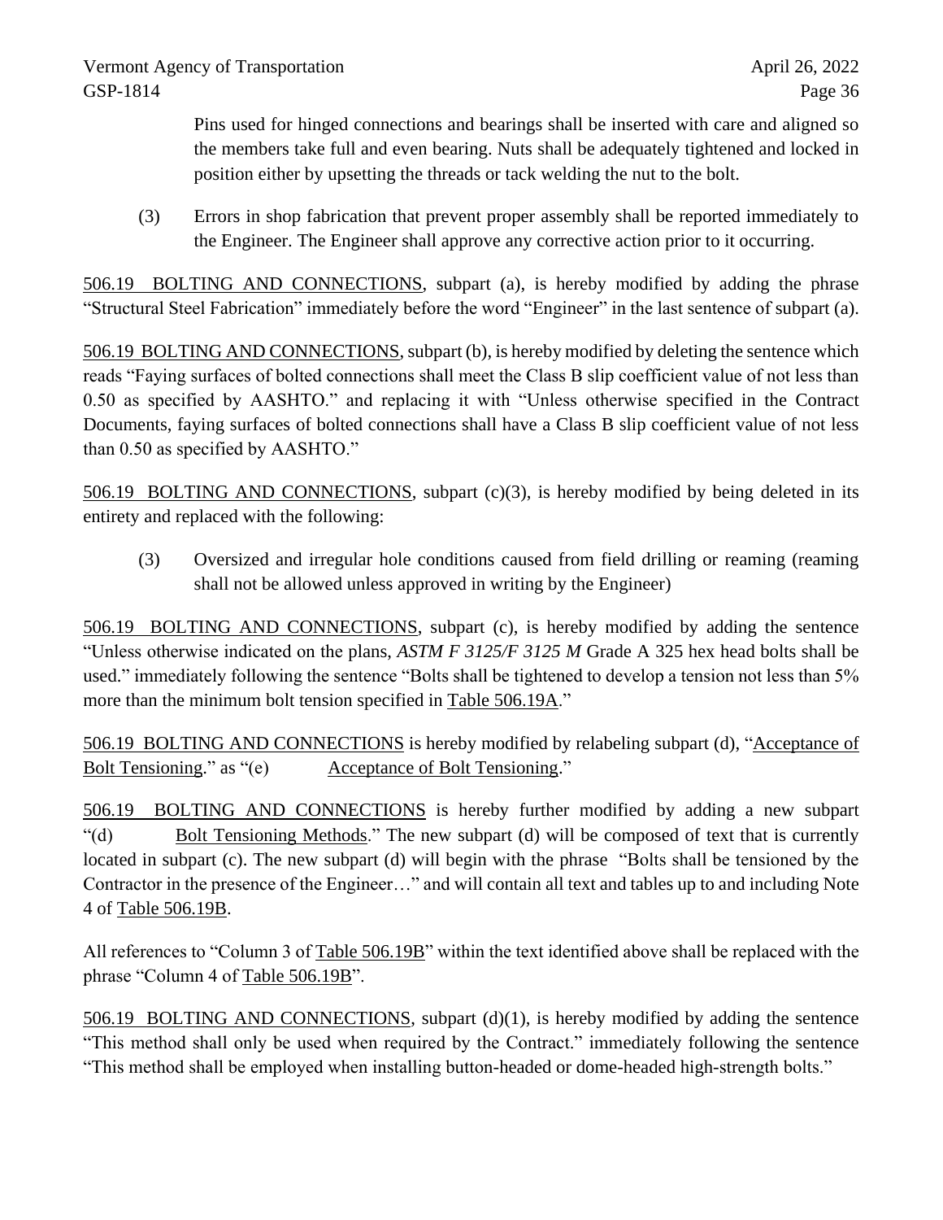Pins used for hinged connections and bearings shall be inserted with care and aligned so the members take full and even bearing. Nuts shall be adequately tightened and locked in position either by upsetting the threads or tack welding the nut to the bolt.

(3) Errors in shop fabrication that prevent proper assembly shall be reported immediately to the Engineer. The Engineer shall approve any corrective action prior to it occurring.

<u>506.19 BOLTING AND CONNECTIONS</u>, subpart (a), is hereby modified by adding the phrase "Structural Steel Fabrication" immediately before the word "Engineer" in the last sentence of subpart (a).

<u>506.19 BOLTING AND CONNECTIONS</u>, subpart (b), is hereby modified by deleting the sentence which reads "Faying surfaces of bolted connections shall meet the Class B slip coefficient value of not less than 0.50 as specified by AASHTO." and replacing it with "Unless otherwise specified in the Contract Documents, faying surfaces of bolted connections shall have a Class B slip coefficient value of not less than 0.50 as specified by AASHTO."

<u>506.19 BOLTING AND CONNECTIONS</u>, subpart (c)(3), is hereby modified by being deleted in its entirety and replaced with the following:

(3) Oversized and irregular hole conditions caused from field drilling or reaming (reaming shall not be allowed unless approved in writing by the Engineer)

<u>506.19 BOLTING AND CONNECTIONS</u>, subpart (c), is hereby modified by adding the sentence "Unless otherwise indicated on the plans, *ASTM F 3125/F 3125 M* Grade A 325 hex head bolts shall be used." immediately following the sentence "Bolts shall be tightened to develop a tension not less than 5% more than the minimum bolt tension specified in <u>Table 506.19A</u>."

<u>506.19 BOLTING AND CONNECTIONS</u> is hereby modified by relabeling subpart (d), "<u>Acceptance of Bolt Tensioning</u>." as "(e) <u>Acceptance of Bolt Tensioning</u>."

<u>506.19 BOLTING AND CONNECTIONS</u> is hereby further modified by adding a new subpart "(d) <u>Bolt Tensioning Methods</u>." The new subpart (d) will be composed of text that is currently located in subpart (c). The new subpart (d) will begin with the phrase "Bolts shall be tensioned by the Contractor in the presence of the Engineer…" and will contain all text and tables up to and including Note 4 of <u>Table 506.19B</u>.

All references to "Column 3 of <u>Table 506.19B</u>" within the text identified above shall be replaced with the phrase "Column 4 of <u>Table 506.19B</u>".

<u>506.19 BOLTING AND CONNECTIONS</u>, subpart (d)(1), is hereby modified by adding the sentence "This method shall only be used when required by the Contract." immediately following the sentence "This method shall be employed when installing button-headed or dome-headed high-strength bolts."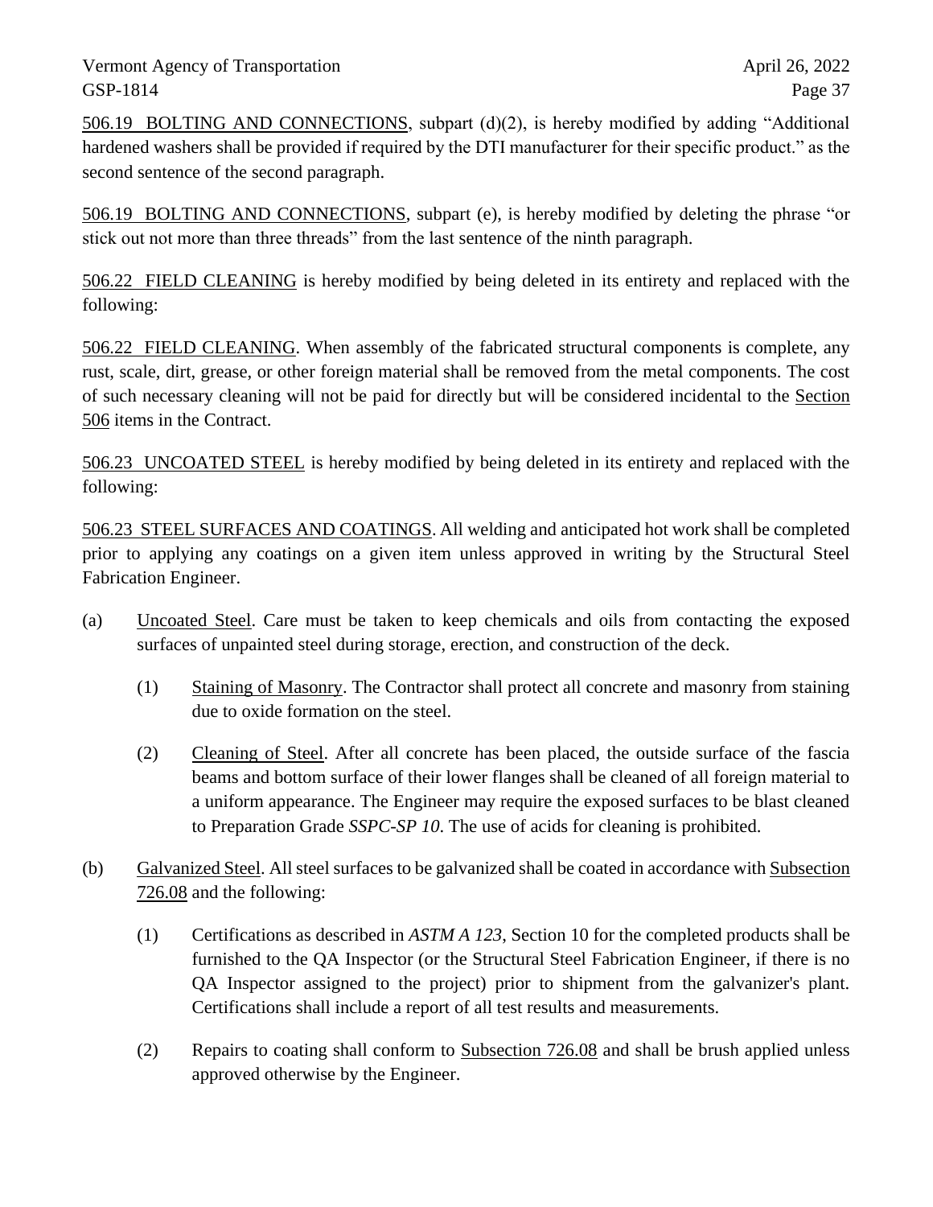506.19 BOLTING AND CONNECTIONS, subpart (d)(2), is hereby modified by adding "Additional hardened washers shall be provided if required by the DTI manufacturer for their specific product." as the second sentence of the second paragraph.

506.19 BOLTING AND CONNECTIONS, subpart (e), is hereby modified by deleting the phrase "or stick out not more than three threads" from the last sentence of the ninth paragraph.

506.22 FIELD CLEANING is hereby modified by being deleted in its entirety and replaced with the following:

506.22 FIELD CLEANING. When assembly of the fabricated structural components is complete, any rust, scale, dirt, grease, or other foreign material shall be removed from the metal components. The cost of such necessary cleaning will not be paid for directly but will be considered incidental to the Section 506 items in the Contract.

506.23 UNCOATED STEEL is hereby modified by being deleted in its entirety and replaced with the following:

506.23 STEEL SURFACES AND COATINGS. All welding and anticipated hot work shall be completed prior to applying any coatings on a given item unless approved in writing by the Structural Steel Fabrication Engineer.

(a) Uncoated Steel. Care must be taken to keep chemicals and oils from contacting the exposed surfaces of unpainted steel during storage, erection, and construction of the deck.

  (1) Staining of Masonry. The Contractor shall protect all concrete and masonry from staining due to oxide formation on the steel.

  (2) Cleaning of Steel. After all concrete has been placed, the outside surface of the fascia beams and bottom surface of their lower flanges shall be cleaned of all foreign material to a uniform appearance. The Engineer may require the exposed surfaces to be blast cleaned to Preparation Grade *SSPC-SP 10*. The use of acids for cleaning is prohibited.

(b) Galvanized Steel. All steel surfaces to be galvanized shall be coated in accordance with Subsection 726.08 and the following:

  (1) Certifications as described in *ASTM A 123*, Section 10 for the completed products shall be furnished to the QA Inspector (or the Structural Steel Fabrication Engineer, if there is no QA Inspector assigned to the project) prior to shipment from the galvanizer's plant. Certifications shall include a report of all test results and measurements.

  (2) Repairs to coating shall conform to Subsection 726.08 and shall be brush applied unless approved otherwise by the Engineer.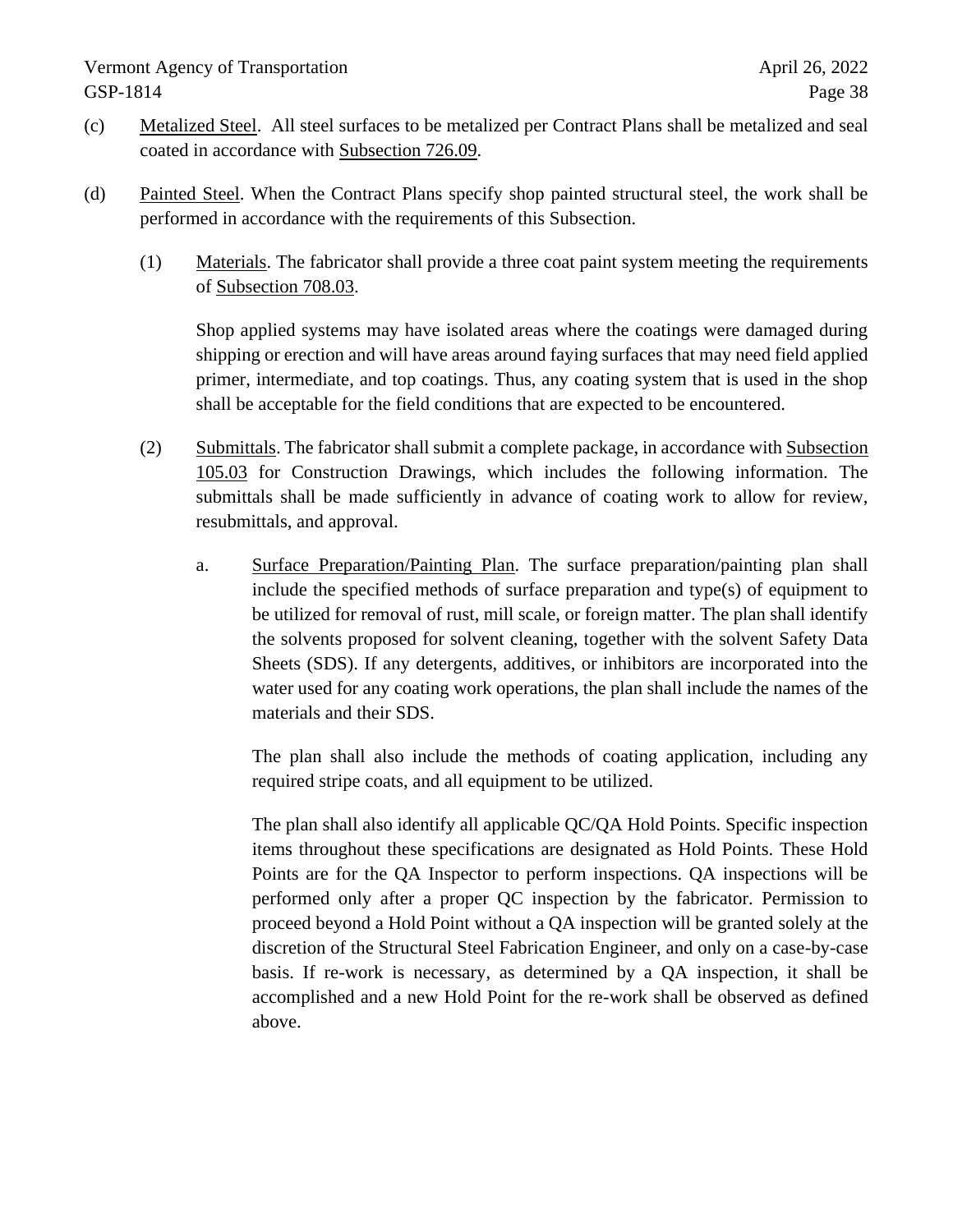(c) Metalized Steel. All steel surfaces to be metalized per Contract Plans shall be metalized and seal coated in accordance with Subsection 726.09.

(d) Painted Steel. When the Contract Plans specify shop painted structural steel, the work shall be performed in accordance with the requirements of this Subsection.

(1) Materials. The fabricator shall provide a three coat paint system meeting the requirements of Subsection 708.03.

Shop applied systems may have isolated areas where the coatings were damaged during shipping or erection and will have areas around faying surfaces that may need field applied primer, intermediate, and top coatings. Thus, any coating system that is used in the shop shall be acceptable for the field conditions that are expected to be encountered.

(2) Submittals. The fabricator shall submit a complete package, in accordance with Subsection 105.03 for Construction Drawings, which includes the following information. The submittals shall be made sufficiently in advance of coating work to allow for review, resubmittals, and approval.

a. Surface Preparation/Painting Plan. The surface preparation/painting plan shall include the specified methods of surface preparation and type(s) of equipment to be utilized for removal of rust, mill scale, or foreign matter. The plan shall identify the solvents proposed for solvent cleaning, together with the solvent Safety Data Sheets (SDS). If any detergents, additives, or inhibitors are incorporated into the water used for any coating work operations, the plan shall include the names of the materials and their SDS.

The plan shall also include the methods of coating application, including any required stripe coats, and all equipment to be utilized.

The plan shall also identify all applicable QC/QA Hold Points. Specific inspection items throughout these specifications are designated as Hold Points. These Hold Points are for the QA Inspector to perform inspections. QA inspections will be performed only after a proper QC inspection by the fabricator. Permission to proceed beyond a Hold Point without a QA inspection will be granted solely at the discretion of the Structural Steel Fabrication Engineer, and only on a case-by-case basis. If re-work is necessary, as determined by a QA inspection, it shall be accomplished and a new Hold Point for the re-work shall be observed as defined above.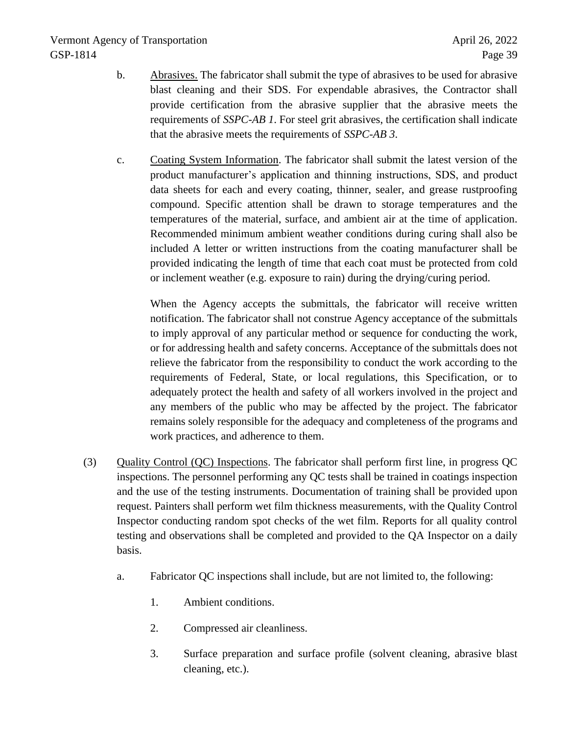b. <u>Abrasives.</u> The fabricator shall submit the type of abrasives to be used for abrasive blast cleaning and their SDS. For expendable abrasives, the Contractor shall provide certification from the abrasive supplier that the abrasive meets the requirements of *SSPC-AB 1*. For steel grit abrasives, the certification shall indicate that the abrasive meets the requirements of *SSPC-AB 3*.

c. <u>Coating System Information</u>. The fabricator shall submit the latest version of the product manufacturer's application and thinning instructions, SDS, and product data sheets for each and every coating, thinner, sealer, and grease rustproofing compound. Specific attention shall be drawn to storage temperatures and the temperatures of the material, surface, and ambient air at the time of application. Recommended minimum ambient weather conditions during curing shall also be included A letter or written instructions from the coating manufacturer shall be provided indicating the length of time that each coat must be protected from cold or inclement weather (e.g. exposure to rain) during the drying/curing period.

When the Agency accepts the submittals, the fabricator will receive written notification. The fabricator shall not construe Agency acceptance of the submittals to imply approval of any particular method or sequence for conducting the work, or for addressing health and safety concerns. Acceptance of the submittals does not relieve the fabricator from the responsibility to conduct the work according to the requirements of Federal, State, or local regulations, this Specification, or to adequately protect the health and safety of all workers involved in the project and any members of the public who may be affected by the project. The fabricator remains solely responsible for the adequacy and completeness of the programs and work practices, and adherence to them.

(3) <u>Quality Control (QC) Inspections</u>. The fabricator shall perform first line, in progress QC inspections. The personnel performing any QC tests shall be trained in coatings inspection and the use of the testing instruments. Documentation of training shall be provided upon request. Painters shall perform wet film thickness measurements, with the Quality Control Inspector conducting random spot checks of the wet film. Reports for all quality control testing and observations shall be completed and provided to the QA Inspector on a daily basis.

a. Fabricator QC inspections shall include, but are not limited to, the following:

1. Ambient conditions.

2. Compressed air cleanliness.

3. Surface preparation and surface profile (solvent cleaning, abrasive blast cleaning, etc.).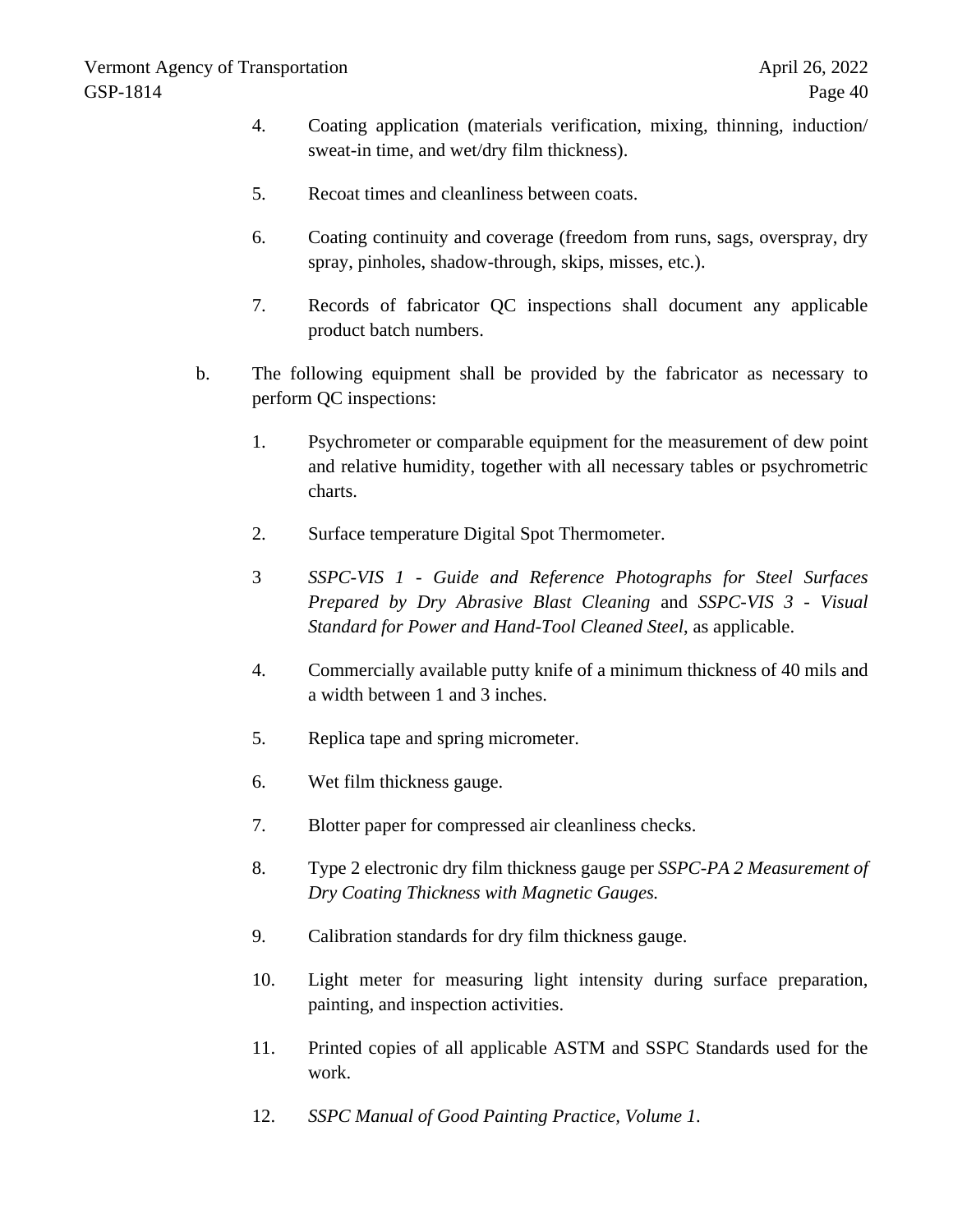4. Coating application (materials verification, mixing, thinning, induction/ sweat-in time, and wet/dry film thickness).

5. Recoat times and cleanliness between coats.

6. Coating continuity and coverage (freedom from runs, sags, overspray, dry spray, pinholes, shadow-through, skips, misses, etc.).

7. Records of fabricator QC inspections shall document any applicable product batch numbers.

b. The following equipment shall be provided by the fabricator as necessary to perform QC inspections:

1. Psychrometer or comparable equipment for the measurement of dew point and relative humidity, together with all necessary tables or psychrometric charts.

2. Surface temperature Digital Spot Thermometer.

3 *SSPC-VIS 1 - Guide and Reference Photographs for Steel Surfaces Prepared by Dry Abrasive Blast Cleaning* and *SSPC-VIS 3 - Visual Standard for Power and Hand-Tool Cleaned Steel,* as applicable.

4. Commercially available putty knife of a minimum thickness of 40 mils and a width between 1 and 3 inches.

5. Replica tape and spring micrometer.

6. Wet film thickness gauge.

7. Blotter paper for compressed air cleanliness checks.

8. Type 2 electronic dry film thickness gauge per *SSPC-PA 2 Measurement of Dry Coating Thickness with Magnetic Gauges.*

9. Calibration standards for dry film thickness gauge.

10. Light meter for measuring light intensity during surface preparation, painting, and inspection activities.

11. Printed copies of all applicable ASTM and SSPC Standards used for the work.

12. *SSPC Manual of Good Painting Practice, Volume 1*.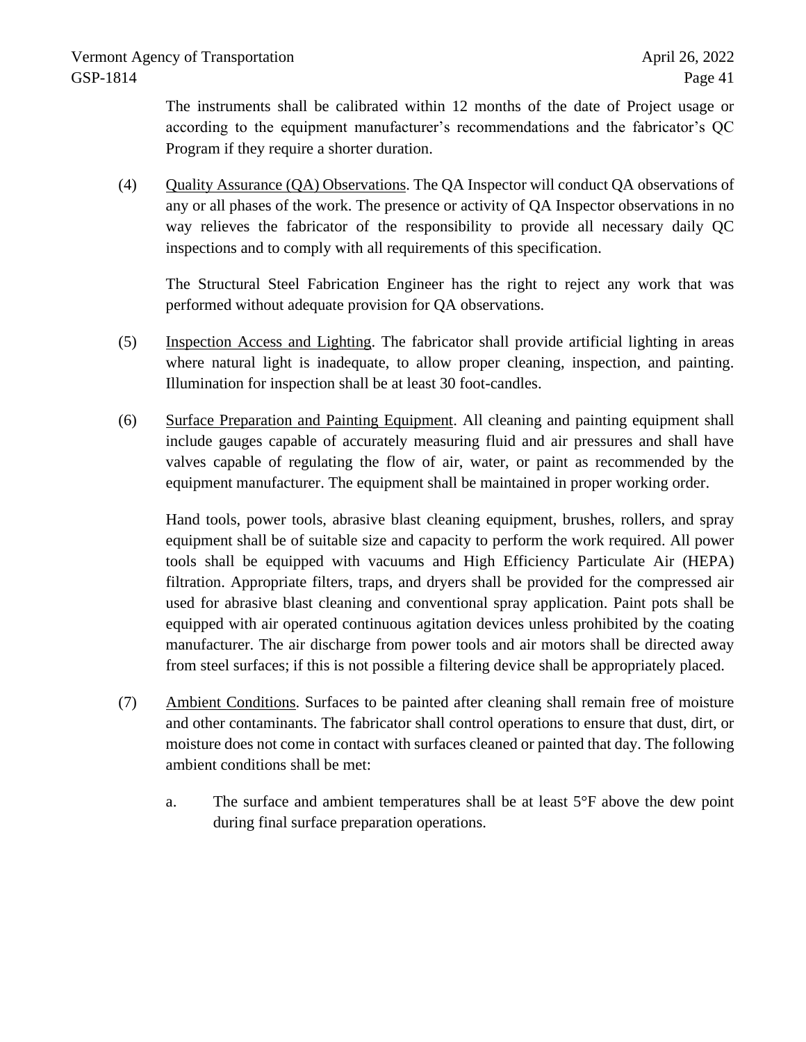The instruments shall be calibrated within 12 months of the date of Project usage or according to the equipment manufacturer's recommendations and the fabricator's QC Program if they require a shorter duration.

(4) Quality Assurance (QA) Observations. The QA Inspector will conduct QA observations of any or all phases of the work. The presence or activity of QA Inspector observations in no way relieves the fabricator of the responsibility to provide all necessary daily QC inspections and to comply with all requirements of this specification.

The Structural Steel Fabrication Engineer has the right to reject any work that was performed without adequate provision for QA observations.

(5) Inspection Access and Lighting. The fabricator shall provide artificial lighting in areas where natural light is inadequate, to allow proper cleaning, inspection, and painting. Illumination for inspection shall be at least 30 foot-candles.

(6) Surface Preparation and Painting Equipment. All cleaning and painting equipment shall include gauges capable of accurately measuring fluid and air pressures and shall have valves capable of regulating the flow of air, water, or paint as recommended by the equipment manufacturer. The equipment shall be maintained in proper working order.

Hand tools, power tools, abrasive blast cleaning equipment, brushes, rollers, and spray equipment shall be of suitable size and capacity to perform the work required. All power tools shall be equipped with vacuums and High Efficiency Particulate Air (HEPA) filtration. Appropriate filters, traps, and dryers shall be provided for the compressed air used for abrasive blast cleaning and conventional spray application. Paint pots shall be equipped with air operated continuous agitation devices unless prohibited by the coating manufacturer. The air discharge from power tools and air motors shall be directed away from steel surfaces; if this is not possible a filtering device shall be appropriately placed.

(7) Ambient Conditions. Surfaces to be painted after cleaning shall remain free of moisture and other contaminants. The fabricator shall control operations to ensure that dust, dirt, or moisture does not come in contact with surfaces cleaned or painted that day. The following ambient conditions shall be met:

a. The surface and ambient temperatures shall be at least 5°F above the dew point during final surface preparation operations.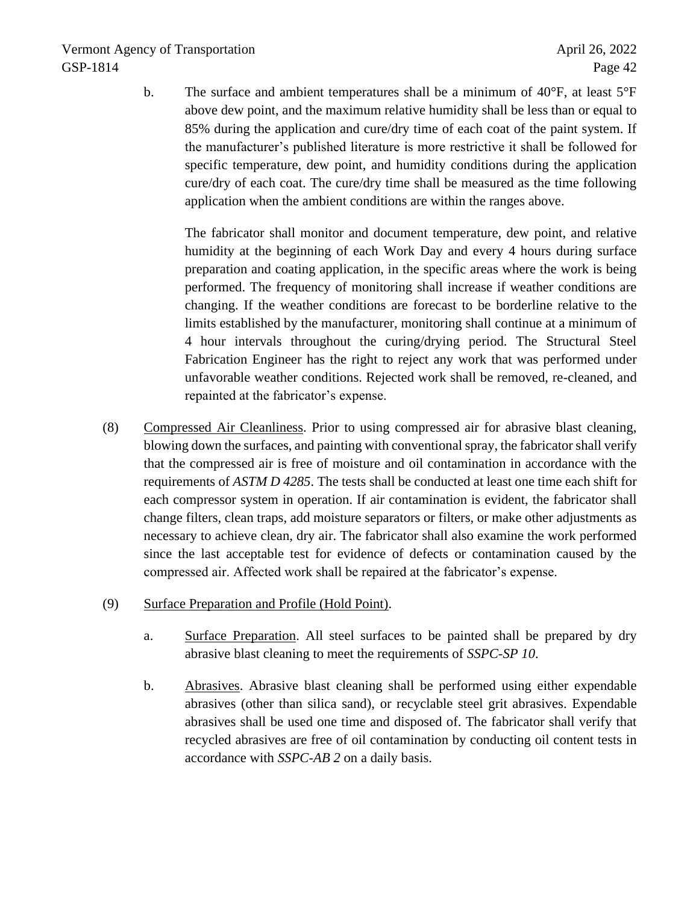b. The surface and ambient temperatures shall be a minimum of 40°F, at least 5°F above dew point, and the maximum relative humidity shall be less than or equal to 85% during the application and cure/dry time of each coat of the paint system. If the manufacturer's published literature is more restrictive it shall be followed for specific temperature, dew point, and humidity conditions during the application cure/dry of each coat. The cure/dry time shall be measured as the time following application when the ambient conditions are within the ranges above.

The fabricator shall monitor and document temperature, dew point, and relative humidity at the beginning of each Work Day and every 4 hours during surface preparation and coating application, in the specific areas where the work is being performed. The frequency of monitoring shall increase if weather conditions are changing. If the weather conditions are forecast to be borderline relative to the limits established by the manufacturer, monitoring shall continue at a minimum of 4 hour intervals throughout the curing/drying period. The Structural Steel Fabrication Engineer has the right to reject any work that was performed under unfavorable weather conditions. Rejected work shall be removed, re-cleaned, and repainted at the fabricator's expense.

(8) Compressed Air Cleanliness. Prior to using compressed air for abrasive blast cleaning, blowing down the surfaces, and painting with conventional spray, the fabricator shall verify that the compressed air is free of moisture and oil contamination in accordance with the requirements of *ASTM D 4285*. The tests shall be conducted at least one time each shift for each compressor system in operation. If air contamination is evident, the fabricator shall change filters, clean traps, add moisture separators or filters, or make other adjustments as necessary to achieve clean, dry air. The fabricator shall also examine the work performed since the last acceptable test for evidence of defects or contamination caused by the compressed air. Affected work shall be repaired at the fabricator's expense.

(9) Surface Preparation and Profile (Hold Point).

a. Surface Preparation. All steel surfaces to be painted shall be prepared by dry abrasive blast cleaning to meet the requirements of *SSPC-SP 10*.

b. Abrasives. Abrasive blast cleaning shall be performed using either expendable abrasives (other than silica sand), or recyclable steel grit abrasives. Expendable abrasives shall be used one time and disposed of. The fabricator shall verify that recycled abrasives are free of oil contamination by conducting oil content tests in accordance with *SSPC-AB 2* on a daily basis.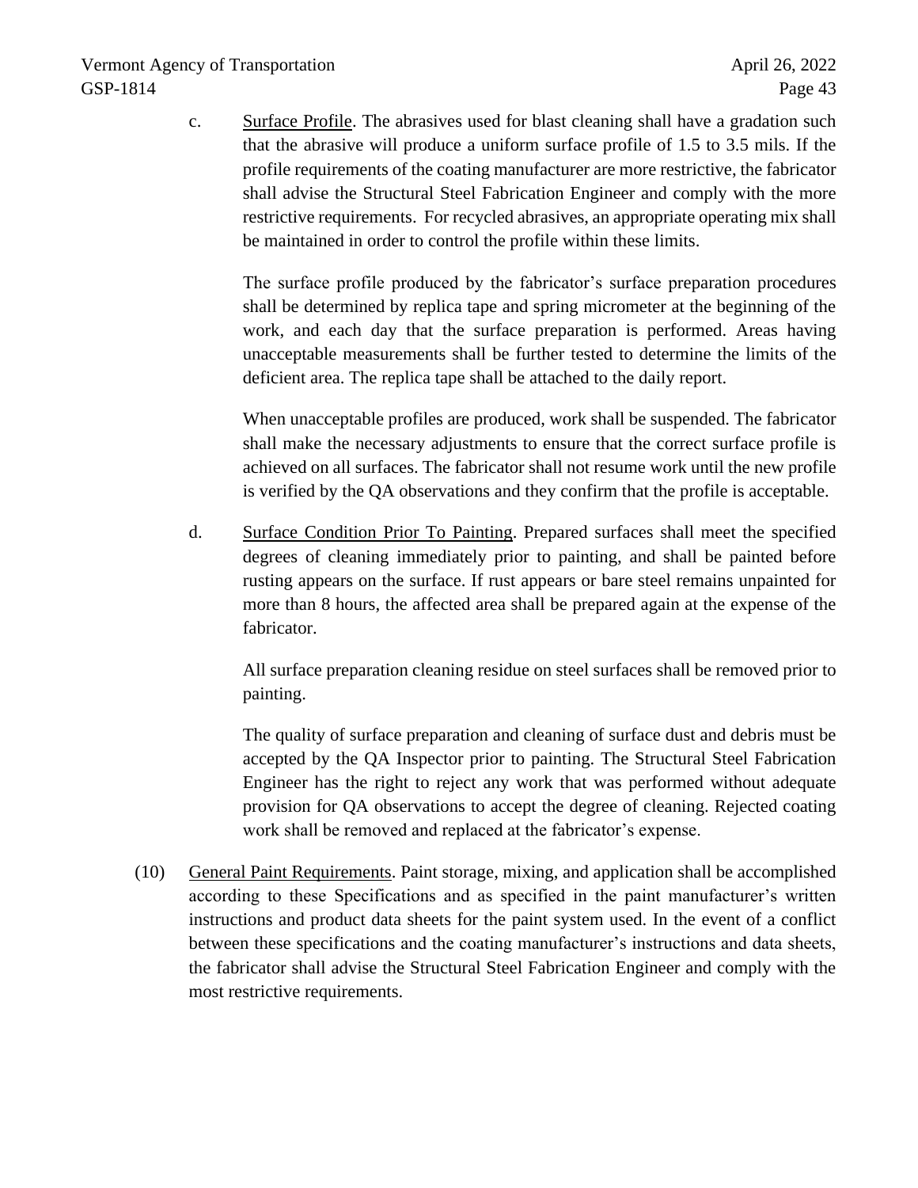c. Surface Profile. The abrasives used for blast cleaning shall have a gradation such that the abrasive will produce a uniform surface profile of 1.5 to 3.5 mils. If the profile requirements of the coating manufacturer are more restrictive, the fabricator shall advise the Structural Steel Fabrication Engineer and comply with the more restrictive requirements. For recycled abrasives, an appropriate operating mix shall be maintained in order to control the profile within these limits.

   The surface profile produced by the fabricator's surface preparation procedures shall be determined by replica tape and spring micrometer at the beginning of the work, and each day that the surface preparation is performed. Areas having unacceptable measurements shall be further tested to determine the limits of the deficient area. The replica tape shall be attached to the daily report.

   When unacceptable profiles are produced, work shall be suspended. The fabricator shall make the necessary adjustments to ensure that the correct surface profile is achieved on all surfaces. The fabricator shall not resume work until the new profile is verified by the QA observations and they confirm that the profile is acceptable.

d. Surface Condition Prior To Painting. Prepared surfaces shall meet the specified degrees of cleaning immediately prior to painting, and shall be painted before rusting appears on the surface. If rust appears or bare steel remains unpainted for more than 8 hours, the affected area shall be prepared again at the expense of the fabricator.

   All surface preparation cleaning residue on steel surfaces shall be removed prior to painting.

   The quality of surface preparation and cleaning of surface dust and debris must be accepted by the QA Inspector prior to painting. The Structural Steel Fabrication Engineer has the right to reject any work that was performed without adequate provision for QA observations to accept the degree of cleaning. Rejected coating work shall be removed and replaced at the fabricator's expense.

(10) General Paint Requirements. Paint storage, mixing, and application shall be accomplished according to these Specifications and as specified in the paint manufacturer's written instructions and product data sheets for the paint system used. In the event of a conflict between these specifications and the coating manufacturer's instructions and data sheets, the fabricator shall advise the Structural Steel Fabrication Engineer and comply with the most restrictive requirements.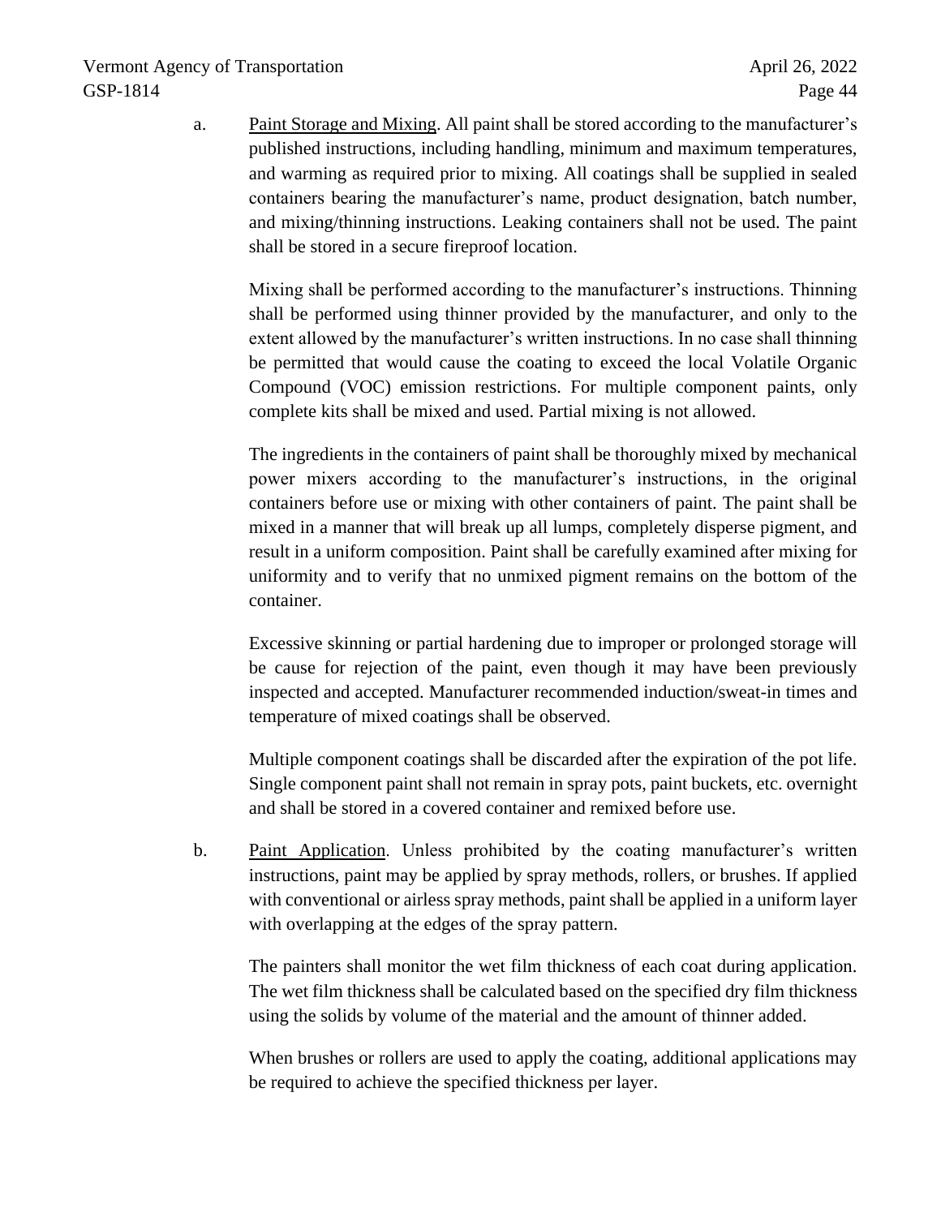a. <u>Paint Storage and Mixing</u>. All paint shall be stored according to the manufacturer's published instructions, including handling, minimum and maximum temperatures, and warming as required prior to mixing. All coatings shall be supplied in sealed containers bearing the manufacturer's name, product designation, batch number, and mixing/thinning instructions. Leaking containers shall not be used. The paint shall be stored in a secure fireproof location.

   Mixing shall be performed according to the manufacturer's instructions. Thinning shall be performed using thinner provided by the manufacturer, and only to the extent allowed by the manufacturer's written instructions. In no case shall thinning be permitted that would cause the coating to exceed the local Volatile Organic Compound (VOC) emission restrictions. For multiple component paints, only complete kits shall be mixed and used. Partial mixing is not allowed.

   The ingredients in the containers of paint shall be thoroughly mixed by mechanical power mixers according to the manufacturer's instructions, in the original containers before use or mixing with other containers of paint. The paint shall be mixed in a manner that will break up all lumps, completely disperse pigment, and result in a uniform composition. Paint shall be carefully examined after mixing for uniformity and to verify that no unmixed pigment remains on the bottom of the container.

   Excessive skinning or partial hardening due to improper or prolonged storage will be cause for rejection of the paint, even though it may have been previously inspected and accepted. Manufacturer recommended induction/sweat-in times and temperature of mixed coatings shall be observed.

   Multiple component coatings shall be discarded after the expiration of the pot life. Single component paint shall not remain in spray pots, paint buckets, etc. overnight and shall be stored in a covered container and remixed before use.

b. <u>Paint Application</u>. Unless prohibited by the coating manufacturer's written instructions, paint may be applied by spray methods, rollers, or brushes. If applied with conventional or airless spray methods, paint shall be applied in a uniform layer with overlapping at the edges of the spray pattern.

   The painters shall monitor the wet film thickness of each coat during application. The wet film thickness shall be calculated based on the specified dry film thickness using the solids by volume of the material and the amount of thinner added.

   When brushes or rollers are used to apply the coating, additional applications may be required to achieve the specified thickness per layer.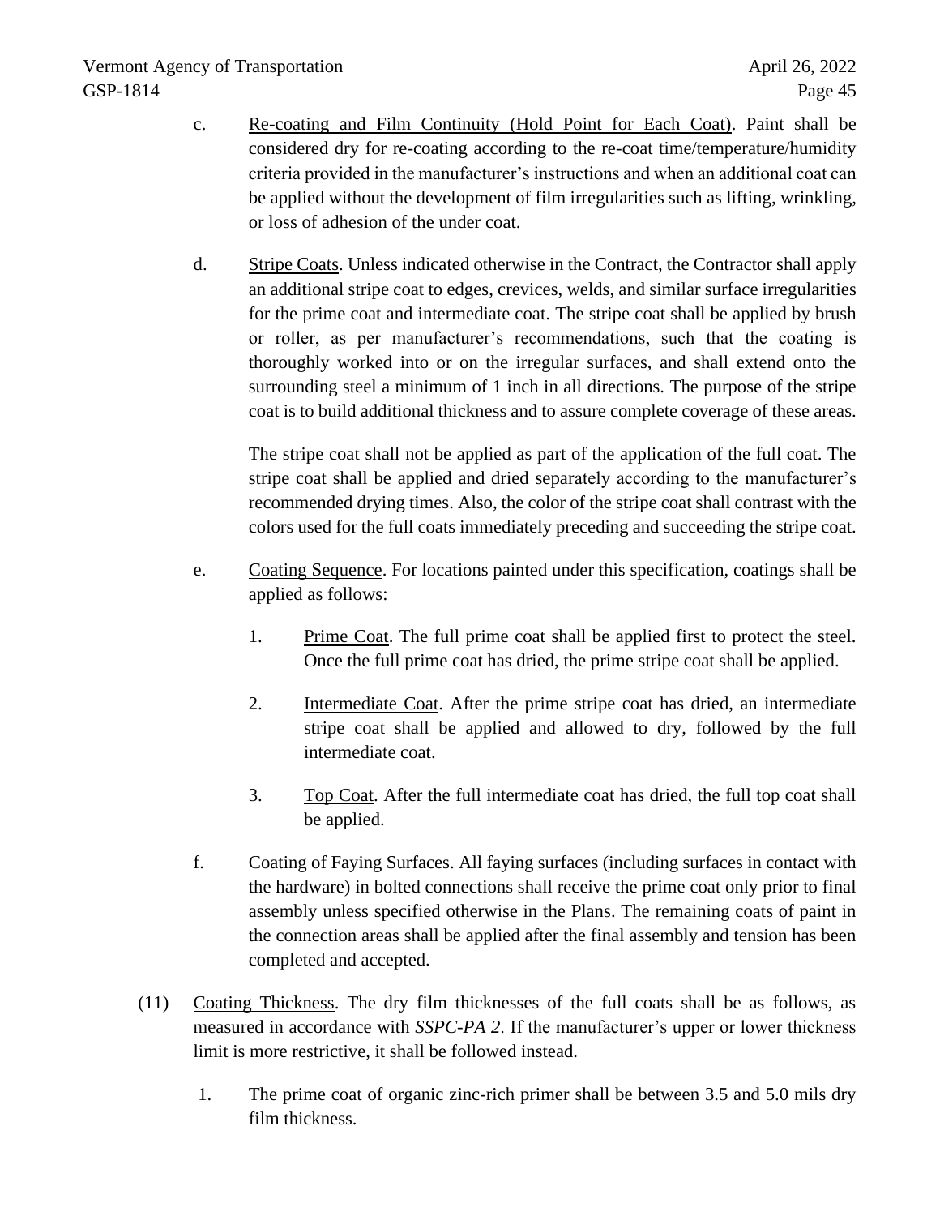c. <u>Re-coating and Film Continuity (Hold Point for Each Coat)</u>. Paint shall be considered dry for re-coating according to the re-coat time/temperature/humidity criteria provided in the manufacturer's instructions and when an additional coat can be applied without the development of film irregularities such as lifting, wrinkling, or loss of adhesion of the under coat.

d. <u>Stripe Coats</u>. Unless indicated otherwise in the Contract, the Contractor shall apply an additional stripe coat to edges, crevices, welds, and similar surface irregularities for the prime coat and intermediate coat. The stripe coat shall be applied by brush or roller, as per manufacturer's recommendations, such that the coating is thoroughly worked into or on the irregular surfaces, and shall extend onto the surrounding steel a minimum of 1 inch in all directions. The purpose of the stripe coat is to build additional thickness and to assure complete coverage of these areas.

The stripe coat shall not be applied as part of the application of the full coat. The stripe coat shall be applied and dried separately according to the manufacturer's recommended drying times. Also, the color of the stripe coat shall contrast with the colors used for the full coats immediately preceding and succeeding the stripe coat.

e. <u>Coating Sequence</u>. For locations painted under this specification, coatings shall be applied as follows:

1. <u>Prime Coat</u>. The full prime coat shall be applied first to protect the steel. Once the full prime coat has dried, the prime stripe coat shall be applied.

2. <u>Intermediate Coat</u>. After the prime stripe coat has dried, an intermediate stripe coat shall be applied and allowed to dry, followed by the full intermediate coat.

3. <u>Top Coat</u>. After the full intermediate coat has dried, the full top coat shall be applied.

f. <u>Coating of Faying Surfaces</u>. All faying surfaces (including surfaces in contact with the hardware) in bolted connections shall receive the prime coat only prior to final assembly unless specified otherwise in the Plans. The remaining coats of paint in the connection areas shall be applied after the final assembly and tension has been completed and accepted.

(11) <u>Coating Thickness</u>. The dry film thicknesses of the full coats shall be as follows, as measured in accordance with *SSPC-PA 2*. If the manufacturer's upper or lower thickness limit is more restrictive, it shall be followed instead.

1. The prime coat of organic zinc-rich primer shall be between 3.5 and 5.0 mils dry film thickness.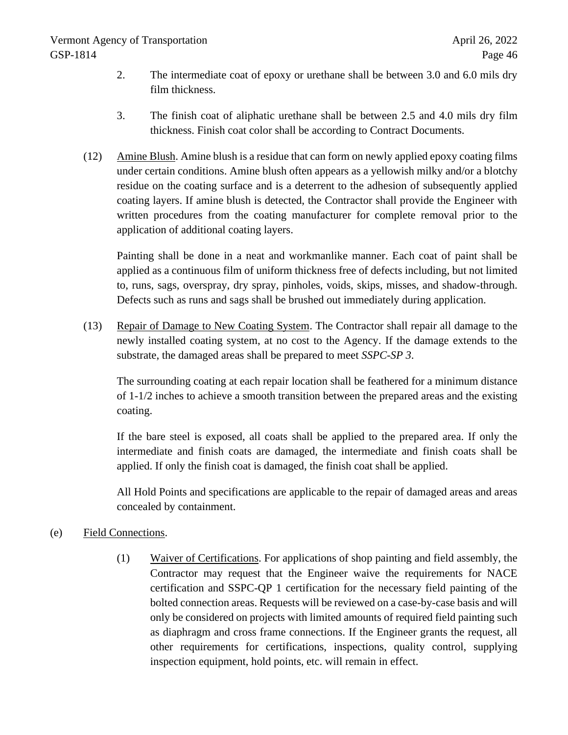2. The intermediate coat of epoxy or urethane shall be between 3.0 and 6.0 mils dry film thickness.

3. The finish coat of aliphatic urethane shall be between 2.5 and 4.0 mils dry film thickness. Finish coat color shall be according to Contract Documents.

(12) Amine Blush. Amine blush is a residue that can form on newly applied epoxy coating films under certain conditions. Amine blush often appears as a yellowish milky and/or a blotchy residue on the coating surface and is a deterrent to the adhesion of subsequently applied coating layers. If amine blush is detected, the Contractor shall provide the Engineer with written procedures from the coating manufacturer for complete removal prior to the application of additional coating layers.

Painting shall be done in a neat and workmanlike manner. Each coat of paint shall be applied as a continuous film of uniform thickness free of defects including, but not limited to, runs, sags, overspray, dry spray, pinholes, voids, skips, misses, and shadow-through. Defects such as runs and sags shall be brushed out immediately during application.

(13) Repair of Damage to New Coating System. The Contractor shall repair all damage to the newly installed coating system, at no cost to the Agency. If the damage extends to the substrate, the damaged areas shall be prepared to meet *SSPC-SP 3*.

The surrounding coating at each repair location shall be feathered for a minimum distance of 1-1/2 inches to achieve a smooth transition between the prepared areas and the existing coating.

If the bare steel is exposed, all coats shall be applied to the prepared area. If only the intermediate and finish coats are damaged, the intermediate and finish coats shall be applied. If only the finish coat is damaged, the finish coat shall be applied.

All Hold Points and specifications are applicable to the repair of damaged areas and areas concealed by containment.

(e) Field Connections.

(1) Waiver of Certifications. For applications of shop painting and field assembly, the Contractor may request that the Engineer waive the requirements for NACE certification and SSPC-QP 1 certification for the necessary field painting of the bolted connection areas. Requests will be reviewed on a case-by-case basis and will only be considered on projects with limited amounts of required field painting such as diaphragm and cross frame connections. If the Engineer grants the request, all other requirements for certifications, inspections, quality control, supplying inspection equipment, hold points, etc. will remain in effect.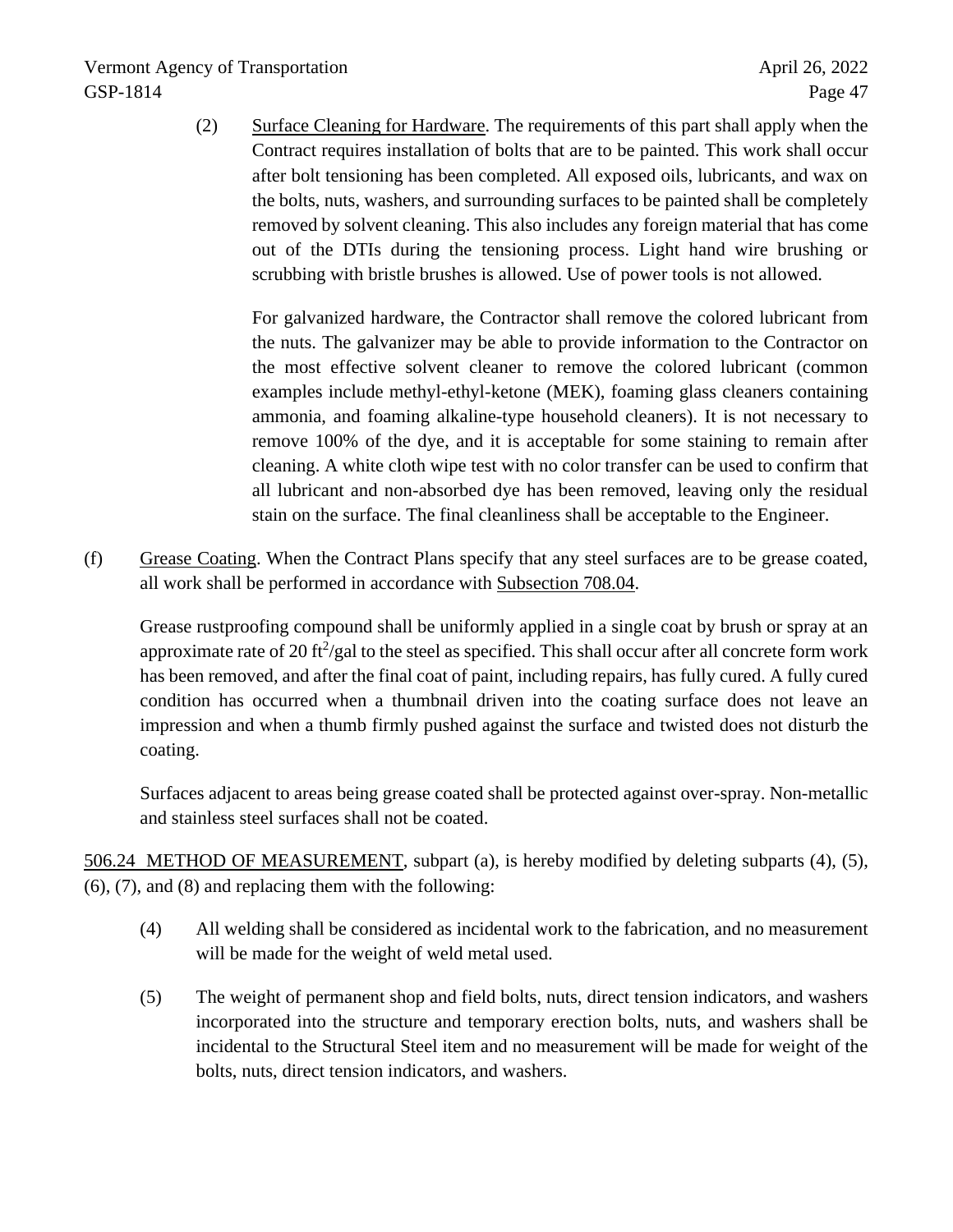(2) Surface Cleaning for Hardware. The requirements of this part shall apply when the Contract requires installation of bolts that are to be painted. This work shall occur after bolt tensioning has been completed. All exposed oils, lubricants, and wax on the bolts, nuts, washers, and surrounding surfaces to be painted shall be completely removed by solvent cleaning. This also includes any foreign material that has come out of the DTIs during the tensioning process. Light hand wire brushing or scrubbing with bristle brushes is allowed. Use of power tools is not allowed.

For galvanized hardware, the Contractor shall remove the colored lubricant from the nuts. The galvanizer may be able to provide information to the Contractor on the most effective solvent cleaner to remove the colored lubricant (common examples include methyl-ethyl-ketone (MEK), foaming glass cleaners containing ammonia, and foaming alkaline-type household cleaners). It is not necessary to remove 100% of the dye, and it is acceptable for some staining to remain after cleaning. A white cloth wipe test with no color transfer can be used to confirm that all lubricant and non-absorbed dye has been removed, leaving only the residual stain on the surface. The final cleanliness shall be acceptable to the Engineer.

(f) Grease Coating. When the Contract Plans specify that any steel surfaces are to be grease coated, all work shall be performed in accordance with Subsection 708.04.

Grease rustproofing compound shall be uniformly applied in a single coat by brush or spray at an approximate rate of 20 $ft^2$/gal to the steel as specified. This shall occur after all concrete form work has been removed, and after the final coat of paint, including repairs, has fully cured. A fully cured condition has occurred when a thumbnail driven into the coating surface does not leave an impression and when a thumb firmly pushed against the surface and twisted does not disturb the coating.

Surfaces adjacent to areas being grease coated shall be protected against over-spray. Non-metallic and stainless steel surfaces shall not be coated.

506.24 METHOD OF MEASUREMENT, subpart (a), is hereby modified by deleting subparts (4), (5), (6), (7), and (8) and replacing them with the following:

(4) All welding shall be considered as incidental work to the fabrication, and no measurement will be made for the weight of weld metal used.

(5) The weight of permanent shop and field bolts, nuts, direct tension indicators, and washers incorporated into the structure and temporary erection bolts, nuts, and washers shall be incidental to the Structural Steel item and no measurement will be made for weight of the bolts, nuts, direct tension indicators, and washers.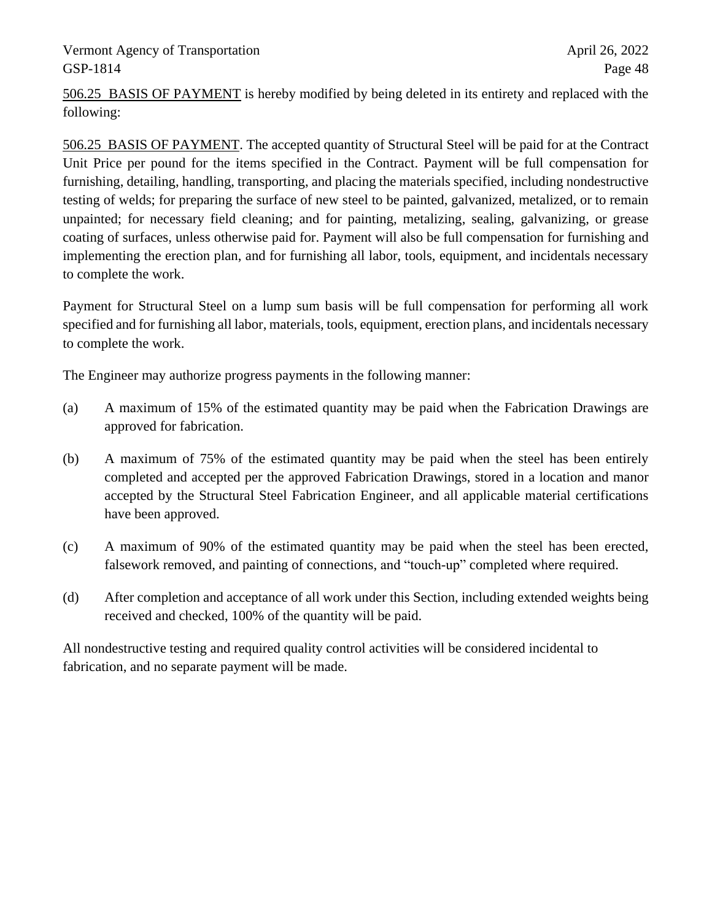<u>506.25 BASIS OF PAYMENT</u> is hereby modified by being deleted in its entirety and replaced with the following:

<u>506.25 BASIS OF PAYMENT</u>. The accepted quantity of Structural Steel will be paid for at the Contract Unit Price per pound for the items specified in the Contract. Payment will be full compensation for furnishing, detailing, handling, transporting, and placing the materials specified, including nondestructive testing of welds; for preparing the surface of new steel to be painted, galvanized, metalized, or to remain unpainted; for necessary field cleaning; and for painting, metalizing, sealing, galvanizing, or grease coating of surfaces, unless otherwise paid for. Payment will also be full compensation for furnishing and implementing the erection plan, and for furnishing all labor, tools, equipment, and incidentals necessary to complete the work.

Payment for Structural Steel on a lump sum basis will be full compensation for performing all work specified and for furnishing all labor, materials, tools, equipment, erection plans, and incidentals necessary to complete the work.

The Engineer may authorize progress payments in the following manner:

(a) A maximum of 15% of the estimated quantity may be paid when the Fabrication Drawings are approved for fabrication.

(b) A maximum of 75% of the estimated quantity may be paid when the steel has been entirely completed and accepted per the approved Fabrication Drawings, stored in a location and manor accepted by the Structural Steel Fabrication Engineer, and all applicable material certifications have been approved.

(c) A maximum of 90% of the estimated quantity may be paid when the steel has been erected, falsework removed, and painting of connections, and "touch-up" completed where required.

(d) After completion and acceptance of all work under this Section, including extended weights being received and checked, 100% of the quantity will be paid.

All nondestructive testing and required quality control activities will be considered incidental to fabrication, and no separate payment will be made.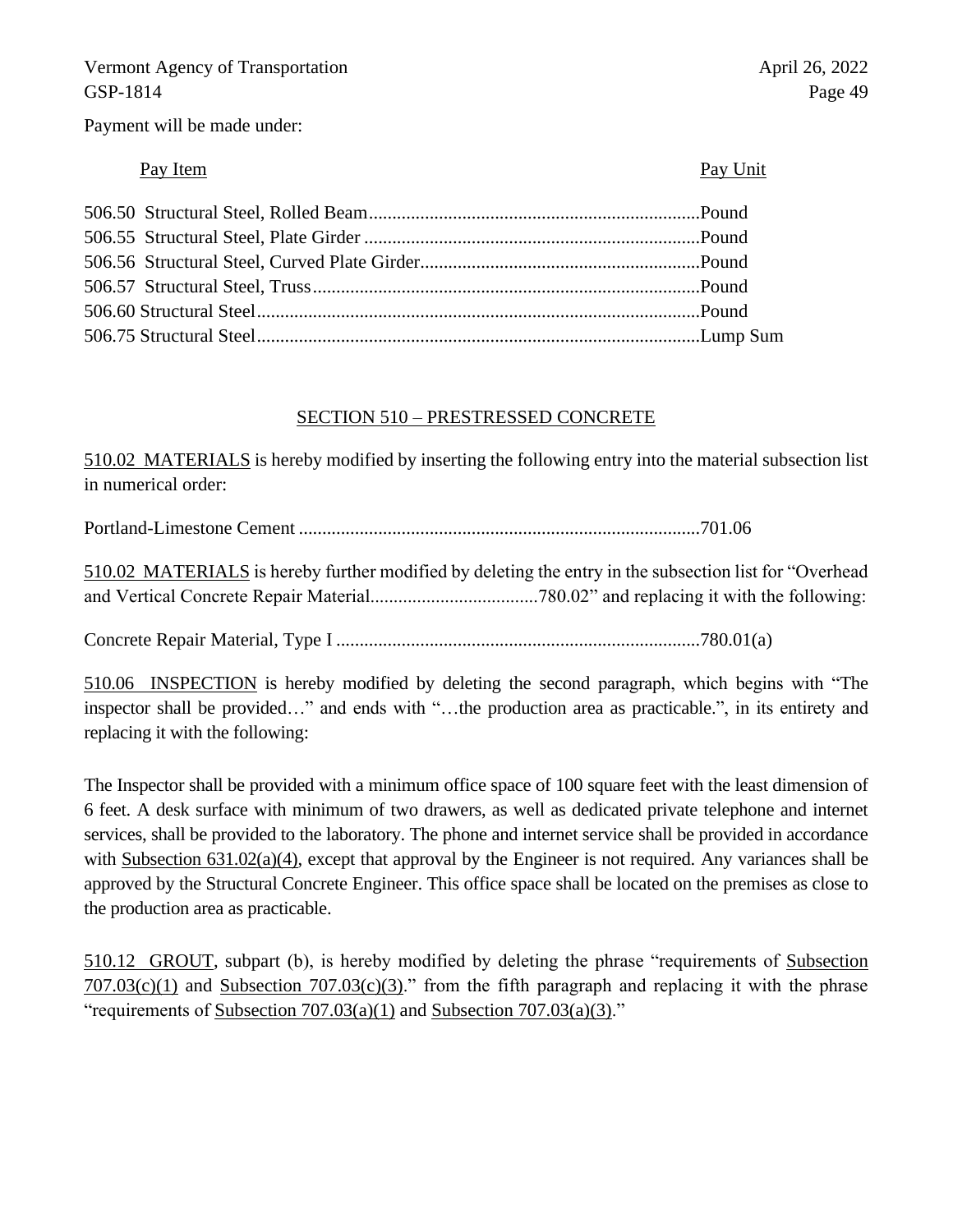Payment will be made under:

| Pay Item | Pay Unit |
|---|---|
| 506.50 Structural Steel, Rolled Beam | Pound |
| 506.55 Structural Steel, Plate Girder | Pound |
| 506.56 Structural Steel, Curved Plate Girder | Pound |
| 506.57 Structural Steel, Truss | Pound |
| 506.60 Structural Steel | Pound |
| 506.75 Structural Steel | Lump Sum |

## SECTION 510 – PRESTRESSED CONCRETE

510.02 MATERIALS is hereby modified by inserting the following entry into the material subsection list in numerical order:

Portland-Limestone Cement ........................................................................................701.06

510.02 MATERIALS is hereby further modified by deleting the entry in the subsection list for "Overhead and Vertical Concrete Repair Material....................................780.02" and replacing it with the following:

Concrete Repair Material, Type I ..............................................................................780.01(a)

510.06 INSPECTION is hereby modified by deleting the second paragraph, which begins with "The inspector shall be provided…" and ends with "…the production area as practicable.", in its entirety and replacing it with the following:

The Inspector shall be provided with a minimum office space of 100 square feet with the least dimension of 6 feet. A desk surface with minimum of two drawers, as well as dedicated private telephone and internet services, shall be provided to the laboratory. The phone and internet service shall be provided in accordance with Subsection 631.02(a)(4), except that approval by the Engineer is not required. Any variances shall be approved by the Structural Concrete Engineer. This office space shall be located on the premises as close to the production area as practicable.

510.12 GROUT, subpart (b), is hereby modified by deleting the phrase "requirements of Subsection 707.03(c)(1) and Subsection 707.03(c)(3)." from the fifth paragraph and replacing it with the phrase "requirements of Subsection 707.03(a)(1) and Subsection 707.03(a)(3)."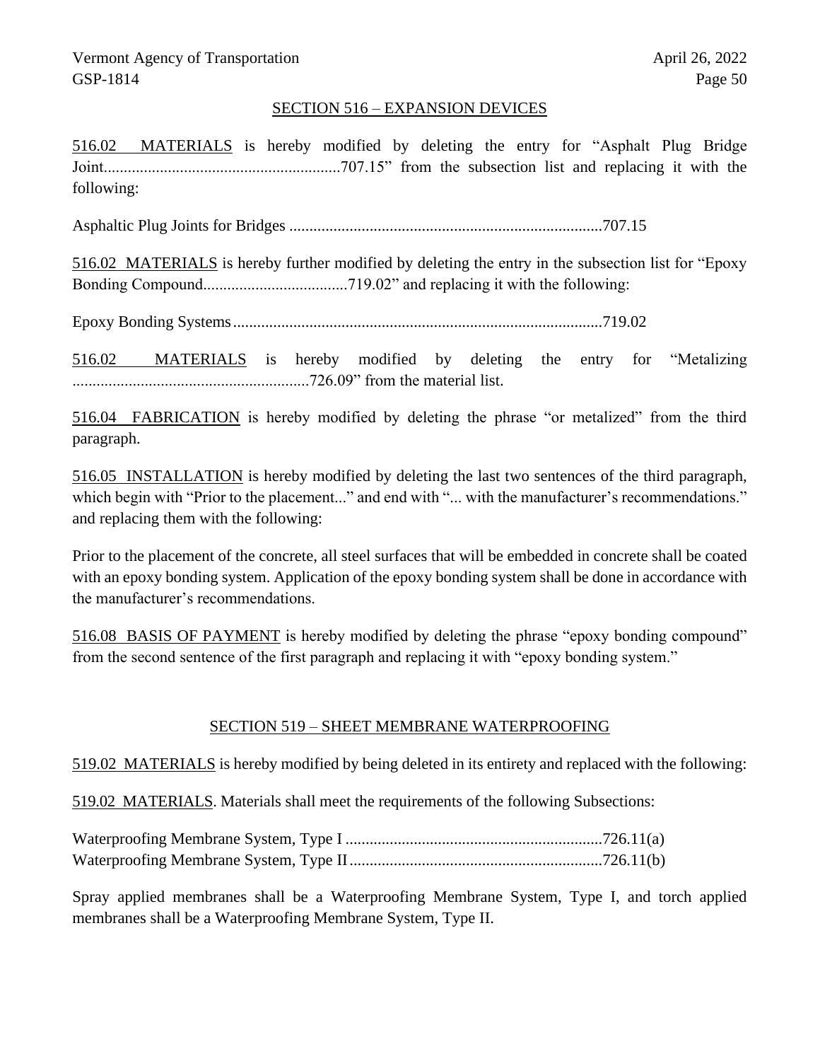## SECTION 516 – EXPANSION DEVICES

516.02 MATERIALS is hereby modified by deleting the entry for "Asphalt Plug Bridge Joint...........................................................707.15" from the subsection list and replacing it with the following:

Asphaltic Plug Joints for Bridges .............................................................................707.15

516.02 MATERIALS is hereby further modified by deleting the entry in the subsection list for "Epoxy Bonding Compound....................................719.02" and replacing it with the following:

Epoxy Bonding Systems...........................................................................................719.02

516.02 MATERIALS is hereby modified by deleting the entry for "Metalizing ...........................................................726.09" from the material list.

516.04 FABRICATION is hereby modified by deleting the phrase "or metalized" from the third paragraph.

516.05 INSTALLATION is hereby modified by deleting the last two sentences of the third paragraph, which begin with "Prior to the placement..." and end with "... with the manufacturer's recommendations." and replacing them with the following:

Prior to the placement of the concrete, all steel surfaces that will be embedded in concrete shall be coated with an epoxy bonding system. Application of the epoxy bonding system shall be done in accordance with the manufacturer's recommendations.

516.08 BASIS OF PAYMENT is hereby modified by deleting the phrase "epoxy bonding compound" from the second sentence of the first paragraph and replacing it with "epoxy bonding system."

## SECTION 519 – SHEET MEMBRANE WATERPROOFING

519.02 MATERIALS is hereby modified by being deleted in its entirety and replaced with the following:

519.02 MATERIALS. Materials shall meet the requirements of the following Subsections:

Waterproofing Membrane System, Type I ................................................................726.11(a)
Waterproofing Membrane System, Type II ...............................................................726.11(b)

Spray applied membranes shall be a Waterproofing Membrane System, Type I, and torch applied membranes shall be a Waterproofing Membrane System, Type II.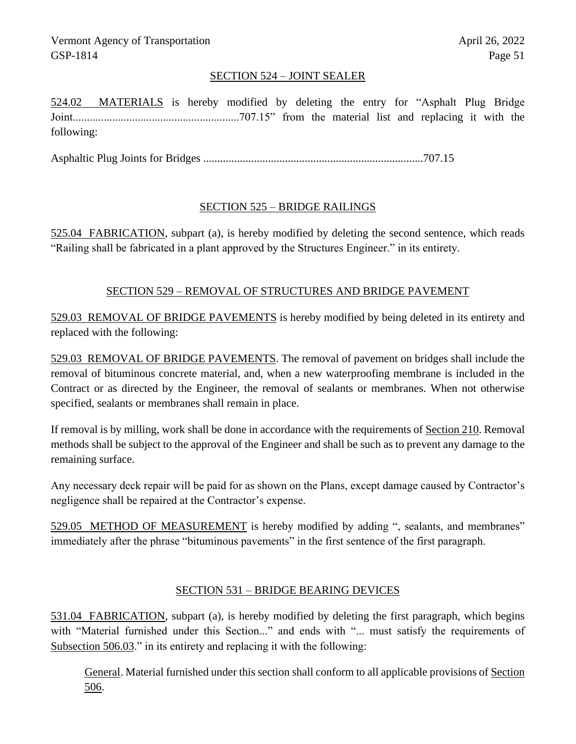## SECTION 524 – JOINT SEALER

524.02 MATERIALS is hereby modified by deleting the entry for "Asphalt Plug Bridge Joint..........................................................707.15" from the material list and replacing it with the following:

Asphaltic Plug Joints for Bridges .............................................................................707.15

## SECTION 525 – BRIDGE RAILINGS

525.04 FABRICATION, subpart (a), is hereby modified by deleting the second sentence, which reads "Railing shall be fabricated in a plant approved by the Structures Engineer." in its entirety.

## SECTION 529 – REMOVAL OF STRUCTURES AND BRIDGE PAVEMENT

529.03 REMOVAL OF BRIDGE PAVEMENTS is hereby modified by being deleted in its entirety and replaced with the following:

529.03 REMOVAL OF BRIDGE PAVEMENTS. The removal of pavement on bridges shall include the removal of bituminous concrete material, and, when a new waterproofing membrane is included in the Contract or as directed by the Engineer, the removal of sealants or membranes. When not otherwise specified, sealants or membranes shall remain in place.

If removal is by milling, work shall be done in accordance with the requirements of Section 210. Removal methods shall be subject to the approval of the Engineer and shall be such as to prevent any damage to the remaining surface.

Any necessary deck repair will be paid for as shown on the Plans, except damage caused by Contractor's negligence shall be repaired at the Contractor's expense.

529.05 METHOD OF MEASUREMENT is hereby modified by adding ", sealants, and membranes" immediately after the phrase "bituminous pavements" in the first sentence of the first paragraph.

## SECTION 531 – BRIDGE BEARING DEVICES

531.04 FABRICATION, subpart (a), is hereby modified by deleting the first paragraph, which begins with "Material furnished under this Section..." and ends with "... must satisfy the requirements of Subsection 506.03." in its entirety and replacing it with the following:

> General. Material furnished under this section shall conform to all applicable provisions of Section 506.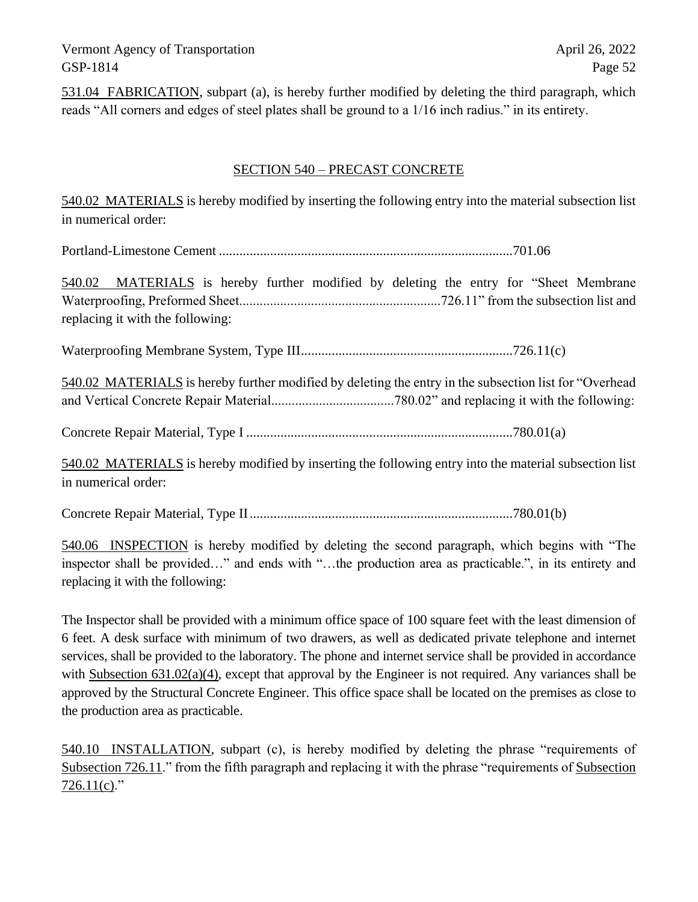531.04 FABRICATION, subpart (a), is hereby further modified by deleting the third paragraph, which reads "All corners and edges of steel plates shall be ground to a 1/16 inch radius." in its entirety.

## SECTION 540 – PRECAST CONCRETE

540.02 MATERIALS is hereby modified by inserting the following entry into the material subsection list in numerical order:

Portland-Limestone Cement ......................................................................................701.06

540.02 MATERIALS is hereby further modified by deleting the entry for "Sheet Membrane Waterproofing, Preformed Sheet...........................................................726.11" from the subsection list and replacing it with the following:

Waterproofing Membrane System, Type III..............................................................726.11(c)

540.02 MATERIALS is hereby further modified by deleting the entry in the subsection list for "Overhead and Vertical Concrete Repair Material....................................780.02" and replacing it with the following:

Concrete Repair Material, Type I ..............................................................................780.01(a)

540.02 MATERIALS is hereby modified by inserting the following entry into the material subsection list in numerical order:

Concrete Repair Material, Type II.............................................................................780.01(b)

540.06 INSPECTION is hereby modified by deleting the second paragraph, which begins with "The inspector shall be provided…" and ends with "…the production area as practicable.", in its entirety and replacing it with the following:

The Inspector shall be provided with a minimum office space of 100 square feet with the least dimension of 6 feet. A desk surface with minimum of two drawers, as well as dedicated private telephone and internet services, shall be provided to the laboratory. The phone and internet service shall be provided in accordance with Subsection 631.02(a)(4), except that approval by the Engineer is not required. Any variances shall be approved by the Structural Concrete Engineer. This office space shall be located on the premises as close to the production area as practicable.

540.10 INSTALLATION, subpart (c), is hereby modified by deleting the phrase "requirements of Subsection 726.11." from the fifth paragraph and replacing it with the phrase "requirements of Subsection 726.11(c)."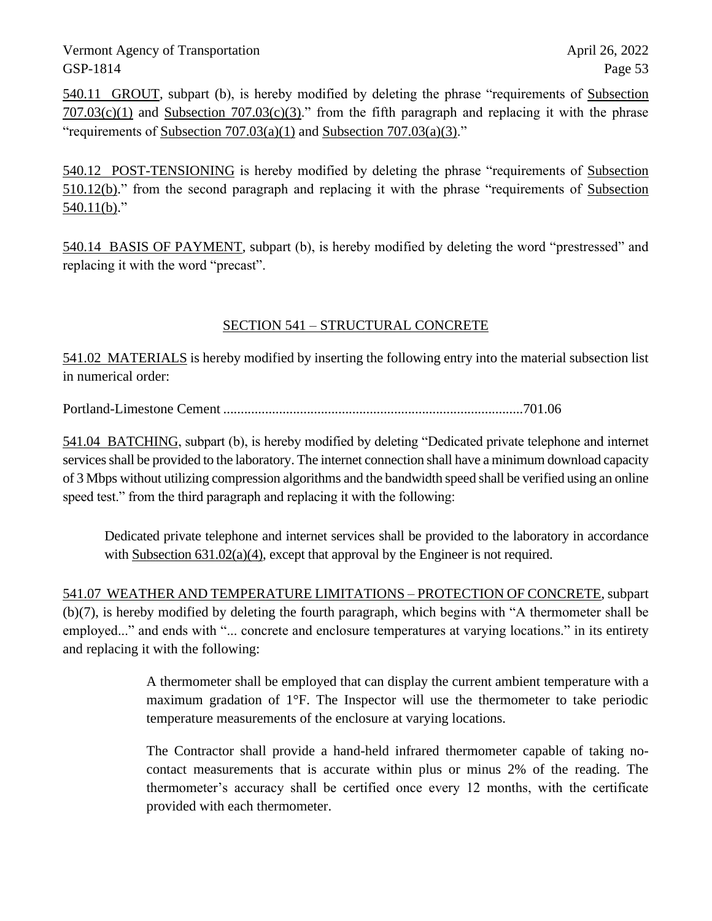540.11 GROUT, subpart (b), is hereby modified by deleting the phrase "requirements of Subsection 707.03(c)(1) and Subsection 707.03(c)(3)." from the fifth paragraph and replacing it with the phrase "requirements of Subsection 707.03(a)(1) and Subsection 707.03(a)(3)."

540.12 POST-TENSIONING is hereby modified by deleting the phrase "requirements of Subsection 510.12(b)." from the second paragraph and replacing it with the phrase "requirements of Subsection 540.11(b)."

540.14 BASIS OF PAYMENT, subpart (b), is hereby modified by deleting the word "prestressed" and replacing it with the word "precast".

## SECTION 541 – STRUCTURAL CONCRETE

541.02 MATERIALS is hereby modified by inserting the following entry into the material subsection list in numerical order:

Portland-Limestone Cement ......................................................................................701.06

541.04 BATCHING, subpart (b), is hereby modified by deleting "Dedicated private telephone and internet services shall be provided to the laboratory. The internet connection shall have a minimum download capacity of 3 Mbps without utilizing compression algorithms and the bandwidth speed shall be verified using an online speed test." from the third paragraph and replacing it with the following:

> Dedicated private telephone and internet services shall be provided to the laboratory in accordance with Subsection 631.02(a)(4), except that approval by the Engineer is not required.

541.07 WEATHER AND TEMPERATURE LIMITATIONS – PROTECTION OF CONCRETE, subpart (b)(7), is hereby modified by deleting the fourth paragraph, which begins with "A thermometer shall be employed..." and ends with "... concrete and enclosure temperatures at varying locations." in its entirety and replacing it with the following:

> A thermometer shall be employed that can display the current ambient temperature with a maximum gradation of 1°F. The Inspector will use the thermometer to take periodic temperature measurements of the enclosure at varying locations.
>
> The Contractor shall provide a hand-held infrared thermometer capable of taking no-contact measurements that is accurate within plus or minus 2% of the reading. The thermometer's accuracy shall be certified once every 12 months, with the certificate provided with each thermometer.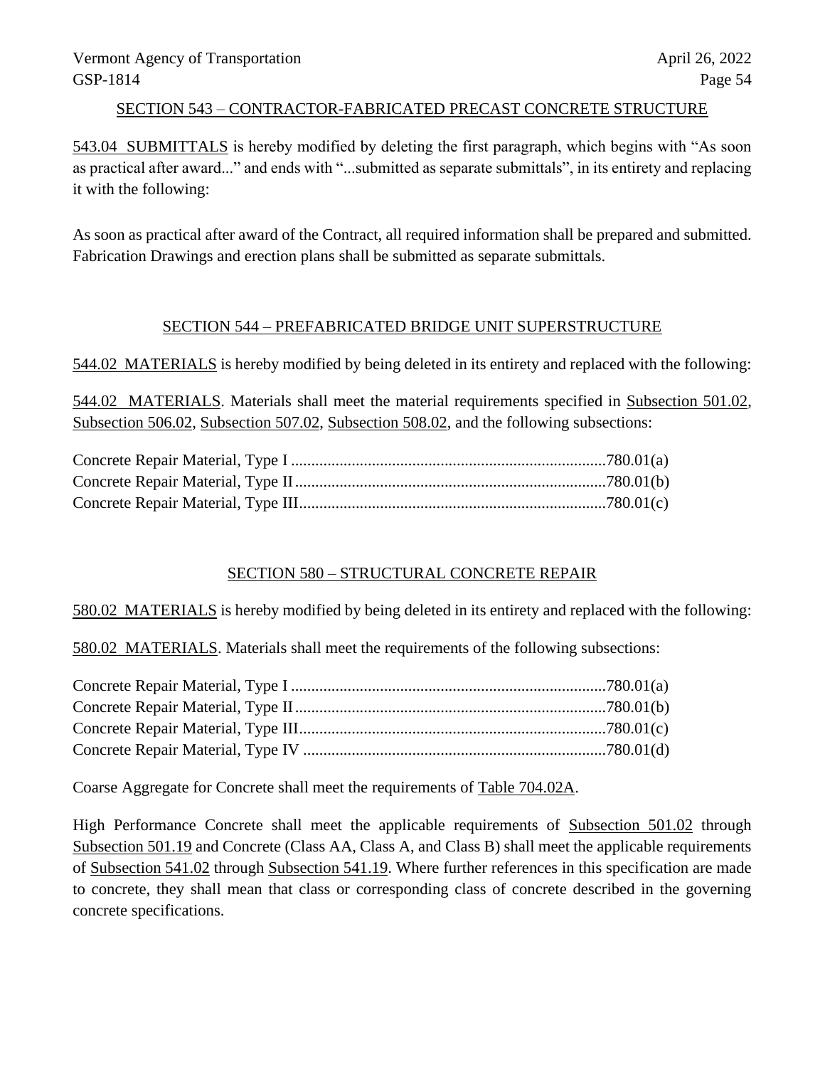## SECTION 543 – CONTRACTOR-FABRICATED PRECAST CONCRETE STRUCTURE

543.04 SUBMITTALS is hereby modified by deleting the first paragraph, which begins with "As soon as practical after award..." and ends with "...submitted as separate submittals", in its entirety and replacing it with the following:

As soon as practical after award of the Contract, all required information shall be prepared and submitted. Fabrication Drawings and erection plans shall be submitted as separate submittals.

## SECTION 544 – PREFABRICATED BRIDGE UNIT SUPERSTRUCTURE

544.02 MATERIALS is hereby modified by being deleted in its entirety and replaced with the following:

544.02 MATERIALS. Materials shall meet the material requirements specified in Subsection 501.02, Subsection 506.02, Subsection 507.02, Subsection 508.02, and the following subsections:

Concrete Repair Material, Type I ............................................................................780.01(a)
Concrete Repair Material, Type II ...........................................................................780.01(b)
Concrete Repair Material, Type III..........................................................................780.01(c)

## SECTION 580 – STRUCTURAL CONCRETE REPAIR

580.02 MATERIALS is hereby modified by being deleted in its entirety and replaced with the following:

580.02 MATERIALS. Materials shall meet the requirements of the following subsections:

Concrete Repair Material, Type I ............................................................................780.01(a)
Concrete Repair Material, Type II ...........................................................................780.01(b)
Concrete Repair Material, Type III..........................................................................780.01(c)
Concrete Repair Material, Type IV .........................................................................780.01(d)

Coarse Aggregate for Concrete shall meet the requirements of Table 704.02A.

High Performance Concrete shall meet the applicable requirements of Subsection 501.02 through Subsection 501.19 and Concrete (Class AA, Class A, and Class B) shall meet the applicable requirements of Subsection 541.02 through Subsection 541.19. Where further references in this specification are made to concrete, they shall mean that class or corresponding class of concrete described in the governing concrete specifications.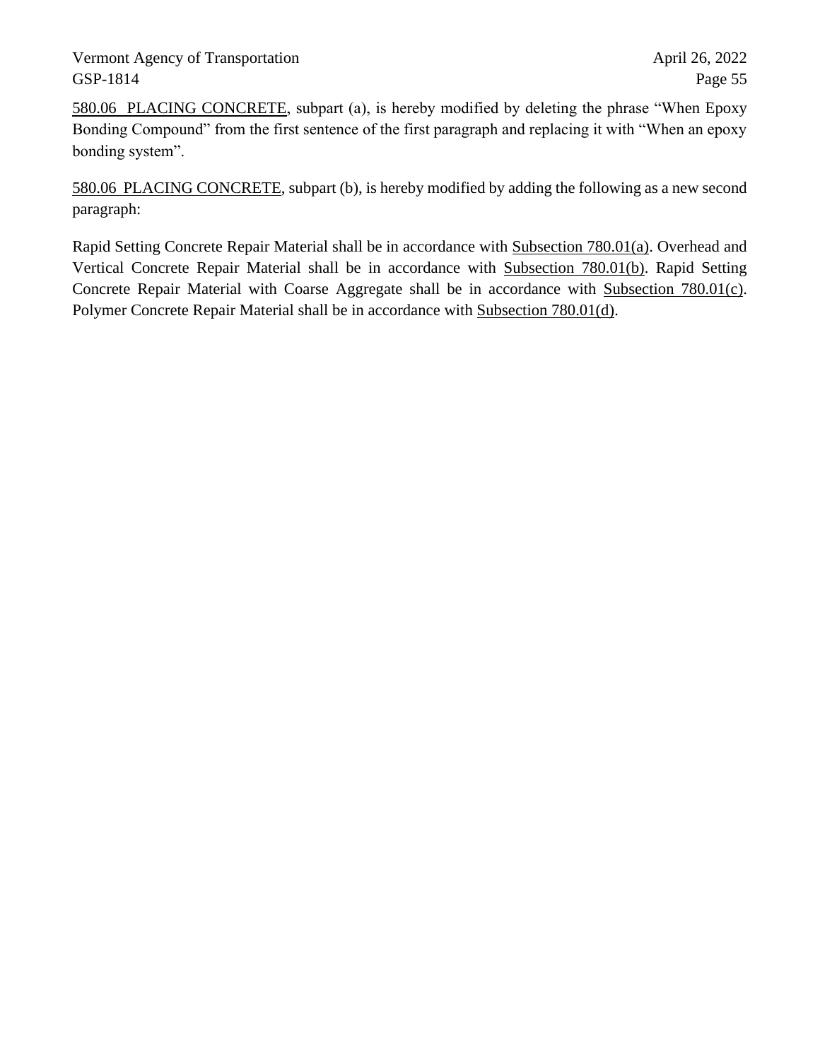<u>580.06  PLACING CONCRETE</u>, subpart (a), is hereby modified by deleting the phrase “When Epoxy Bonding Compound” from the first sentence of the first paragraph and replacing it with “When an epoxy bonding system”.

<u>580.06  PLACING CONCRETE</u>, subpart (b), is hereby modified by adding the following as a new second paragraph:

Rapid Setting Concrete Repair Material shall be in accordance with <u>Subsection 780.01(a)</u>. Overhead and Vertical Concrete Repair Material shall be in accordance with <u>Subsection 780.01(b)</u>. Rapid Setting Concrete Repair Material with Coarse Aggregate shall be in accordance with <u>Subsection 780.01(c)</u>. Polymer Concrete Repair Material shall be in accordance with <u>Subsection 780.01(d)</u>.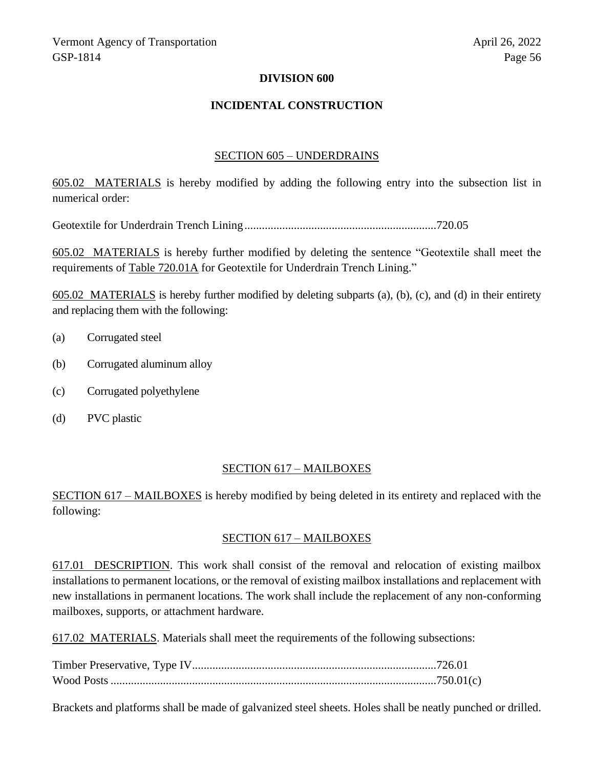# DIVISION 600

## INCIDENTAL CONSTRUCTION

### SECTION 605 – UNDERDRAINS

605.02 MATERIALS is hereby modified by adding the following entry into the subsection list in numerical order:

Geotextile for Underdrain Trench Lining..................................................................720.05

605.02 MATERIALS is hereby further modified by deleting the sentence “Geotextile shall meet the requirements of Table 720.01A for Geotextile for Underdrain Trench Lining.”

605.02 MATERIALS is hereby further modified by deleting subparts (a), (b), (c), and (d) in their entirety and replacing them with the following:

(a) Corrugated steel

(b) Corrugated aluminum alloy

(c) Corrugated polyethylene

(d) PVC plastic

### SECTION 617 – MAILBOXES

SECTION 617 – MAILBOXES is hereby modified by being deleted in its entirety and replaced with the following:

### SECTION 617 – MAILBOXES

617.01 DESCRIPTION. This work shall consist of the removal and relocation of existing mailbox installations to permanent locations, or the removal of existing mailbox installations and replacement with new installations in permanent locations. The work shall include the replacement of any non-conforming mailboxes, supports, or attachment hardware.

617.02 MATERIALS. Materials shall meet the requirements of the following subsections:

Timber Preservative, Type IV...................................................................................726.01
Wood Posts ...............................................................................................................750.01(c)

Brackets and platforms shall be made of galvanized steel sheets. Holes shall be neatly punched or drilled.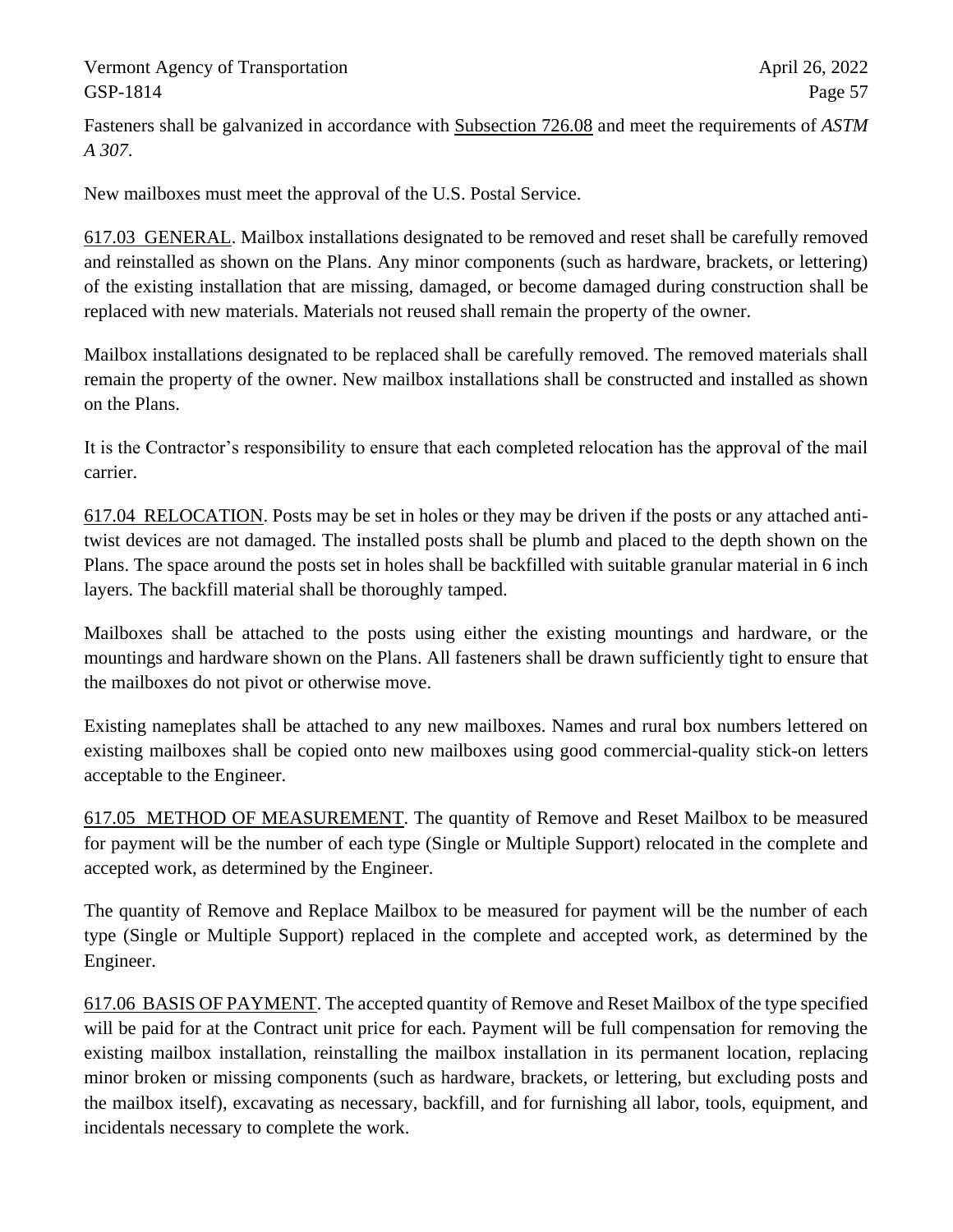Fasteners shall be galvanized in accordance with Subsection 726.08 and meet the requirements of *ASTM A 307*.

New mailboxes must meet the approval of the U.S. Postal Service.

617.03 GENERAL. Mailbox installations designated to be removed and reset shall be carefully removed and reinstalled as shown on the Plans. Any minor components (such as hardware, brackets, or lettering) of the existing installation that are missing, damaged, or become damaged during construction shall be replaced with new materials. Materials not reused shall remain the property of the owner.

Mailbox installations designated to be replaced shall be carefully removed. The removed materials shall remain the property of the owner. New mailbox installations shall be constructed and installed as shown on the Plans.

It is the Contractor's responsibility to ensure that each completed relocation has the approval of the mail carrier.

617.04 RELOCATION. Posts may be set in holes or they may be driven if the posts or any attached anti-twist devices are not damaged. The installed posts shall be plumb and placed to the depth shown on the Plans. The space around the posts set in holes shall be backfilled with suitable granular material in 6 inch layers. The backfill material shall be thoroughly tamped.

Mailboxes shall be attached to the posts using either the existing mountings and hardware, or the mountings and hardware shown on the Plans. All fasteners shall be drawn sufficiently tight to ensure that the mailboxes do not pivot or otherwise move.

Existing nameplates shall be attached to any new mailboxes. Names and rural box numbers lettered on existing mailboxes shall be copied onto new mailboxes using good commercial-quality stick-on letters acceptable to the Engineer.

617.05 METHOD OF MEASUREMENT. The quantity of Remove and Reset Mailbox to be measured for payment will be the number of each type (Single or Multiple Support) relocated in the complete and accepted work, as determined by the Engineer.

The quantity of Remove and Replace Mailbox to be measured for payment will be the number of each type (Single or Multiple Support) replaced in the complete and accepted work, as determined by the Engineer.

617.06 BASIS OF PAYMENT. The accepted quantity of Remove and Reset Mailbox of the type specified will be paid for at the Contract unit price for each. Payment will be full compensation for removing the existing mailbox installation, reinstalling the mailbox installation in its permanent location, replacing minor broken or missing components (such as hardware, brackets, or lettering, but excluding posts and the mailbox itself), excavating as necessary, backfill, and for furnishing all labor, tools, equipment, and incidentals necessary to complete the work.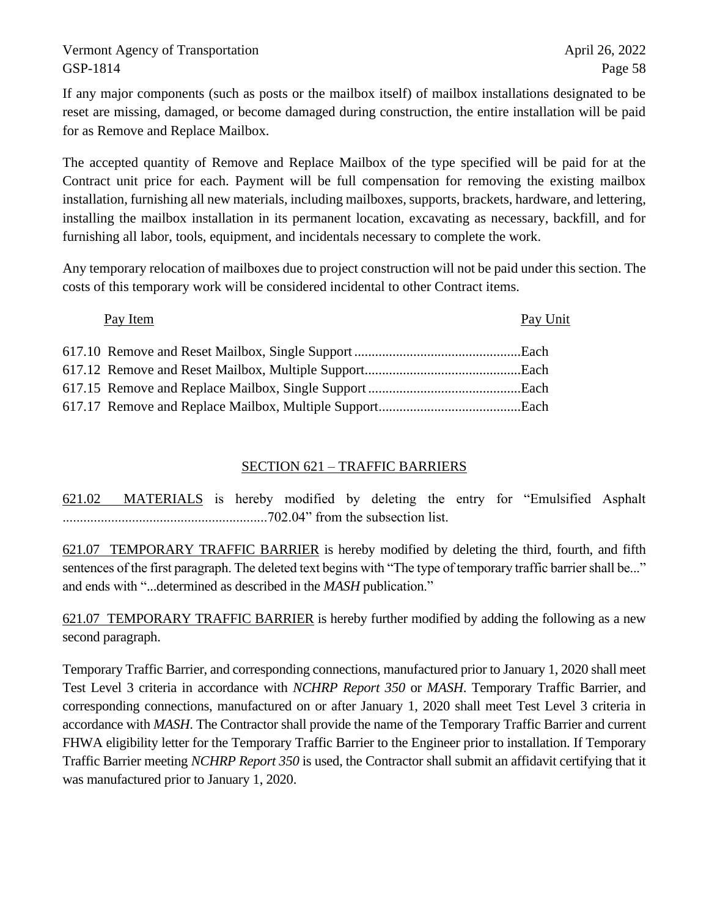If any major components (such as posts or the mailbox itself) of mailbox installations designated to be reset are missing, damaged, or become damaged during construction, the entire installation will be paid for as Remove and Replace Mailbox.

The accepted quantity of Remove and Replace Mailbox of the type specified will be paid for at the Contract unit price for each. Payment will be full compensation for removing the existing mailbox installation, furnishing all new materials, including mailboxes, supports, brackets, hardware, and lettering, installing the mailbox installation in its permanent location, excavating as necessary, backfill, and for furnishing all labor, tools, equipment, and incidentals necessary to complete the work.

Any temporary relocation of mailboxes due to project construction will not be paid under this section. The costs of this temporary work will be considered incidental to other Contract items.

| Pay Item | Pay Unit |
|---|---|
| 617.10 Remove and Reset Mailbox, Single Support | Each |
| 617.12 Remove and Reset Mailbox, Multiple Support | Each |
| 617.15 Remove and Replace Mailbox, Single Support | Each |
| 617.17 Remove and Replace Mailbox, Multiple Support | Each |

## SECTION 621 – TRAFFIC BARRIERS

621.02 MATERIALS is hereby modified by deleting the entry for "Emulsified Asphalt ..........................................................702.04" from the subsection list.

621.07 TEMPORARY TRAFFIC BARRIER is hereby modified by deleting the third, fourth, and fifth sentences of the first paragraph. The deleted text begins with "The type of temporary traffic barrier shall be..." and ends with "...determined as described in the *MASH* publication."

621.07 TEMPORARY TRAFFIC BARRIER is hereby further modified by adding the following as a new second paragraph.

Temporary Traffic Barrier, and corresponding connections, manufactured prior to January 1, 2020 shall meet Test Level 3 criteria in accordance with *NCHRP Report 350* or *MASH*. Temporary Traffic Barrier, and corresponding connections, manufactured on or after January 1, 2020 shall meet Test Level 3 criteria in accordance with *MASH*. The Contractor shall provide the name of the Temporary Traffic Barrier and current FHWA eligibility letter for the Temporary Traffic Barrier to the Engineer prior to installation. If Temporary Traffic Barrier meeting *NCHRP Report 350* is used, the Contractor shall submit an affidavit certifying that it was manufactured prior to January 1, 2020.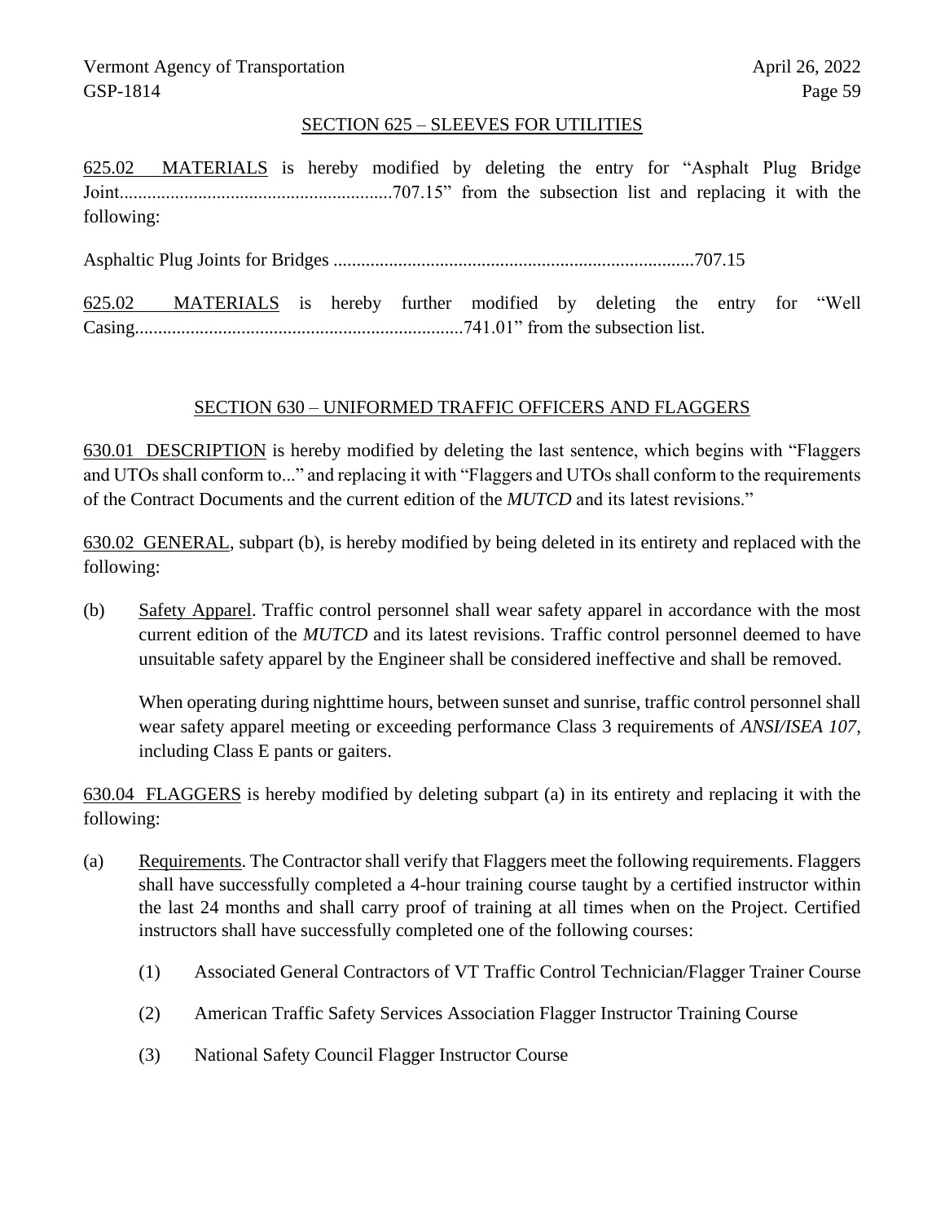## SECTION 625 – SLEEVES FOR UTILITIES

625.02 MATERIALS is hereby modified by deleting the entry for "Asphalt Plug Bridge Joint..........................................................707.15" from the subsection list and replacing it with the following:

Asphaltic Plug Joints for Bridges ............................................................................707.15

625.02 MATERIALS is hereby further modified by deleting the entry for "Well Casing......................................................................741.01" from the subsection list.

## SECTION 630 – UNIFORMED TRAFFIC OFFICERS AND FLAGGERS

630.01 DESCRIPTION is hereby modified by deleting the last sentence, which begins with "Flaggers and UTOs shall conform to..." and replacing it with "Flaggers and UTOs shall conform to the requirements of the Contract Documents and the current edition of the *MUTCD* and its latest revisions."

630.02 GENERAL, subpart (b), is hereby modified by being deleted in its entirety and replaced with the following:

(b) Safety Apparel. Traffic control personnel shall wear safety apparel in accordance with the most current edition of the *MUTCD* and its latest revisions. Traffic control personnel deemed to have unsuitable safety apparel by the Engineer shall be considered ineffective and shall be removed.

When operating during nighttime hours, between sunset and sunrise, traffic control personnel shall wear safety apparel meeting or exceeding performance Class 3 requirements of *ANSI/ISEA 107*, including Class E pants or gaiters.

630.04 FLAGGERS is hereby modified by deleting subpart (a) in its entirety and replacing it with the following:

(a) Requirements. The Contractor shall verify that Flaggers meet the following requirements. Flaggers shall have successfully completed a 4-hour training course taught by a certified instructor within the last 24 months and shall carry proof of training at all times when on the Project. Certified instructors shall have successfully completed one of the following courses:

(1) Associated General Contractors of VT Traffic Control Technician/Flagger Trainer Course

(2) American Traffic Safety Services Association Flagger Instructor Training Course

(3) National Safety Council Flagger Instructor Course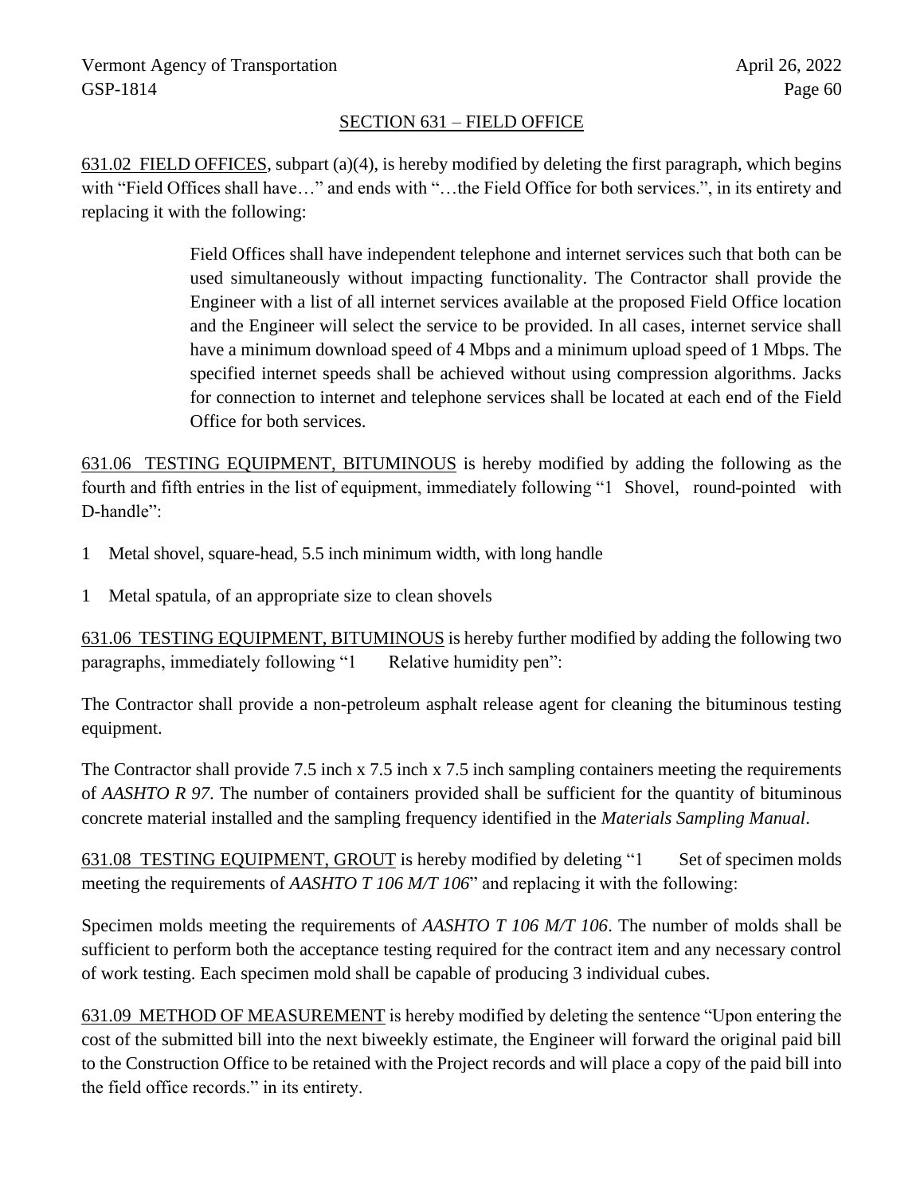## SECTION 631 – FIELD OFFICE

<u>631.02 FIELD OFFICES</u>, subpart (a)(4), is hereby modified by deleting the first paragraph, which begins with "Field Offices shall have…" and ends with "…the Field Office for both services.", in its entirety and replacing it with the following:

> Field Offices shall have independent telephone and internet services such that both can be used simultaneously without impacting functionality. The Contractor shall provide the Engineer with a list of all internet services available at the proposed Field Office location and the Engineer will select the service to be provided. In all cases, internet service shall have a minimum download speed of 4 Mbps and a minimum upload speed of 1 Mbps. The specified internet speeds shall be achieved without using compression algorithms. Jacks for connection to internet and telephone services shall be located at each end of the Field Office for both services.

<u>631.06 TESTING EQUIPMENT, BITUMINOUS</u> is hereby modified by adding the following as the fourth and fifth entries in the list of equipment, immediately following "1 Shovel, round-pointed with D-handle":

1 Metal shovel, square-head, 5.5 inch minimum width, with long handle

1 Metal spatula, of an appropriate size to clean shovels

<u>631.06 TESTING EQUIPMENT, BITUMINOUS</u> is hereby further modified by adding the following two paragraphs, immediately following "1 Relative humidity pen":

The Contractor shall provide a non-petroleum asphalt release agent for cleaning the bituminous testing equipment.

The Contractor shall provide 7.5 inch x 7.5 inch x 7.5 inch sampling containers meeting the requirements of *AASHTO R 97*. The number of containers provided shall be sufficient for the quantity of bituminous concrete material installed and the sampling frequency identified in the *Materials Sampling Manual*.

<u>631.08 TESTING EQUIPMENT, GROUT</u> is hereby modified by deleting "1 Set of specimen molds meeting the requirements of *AASHTO T 106 M/T 106*" and replacing it with the following:

Specimen molds meeting the requirements of *AASHTO T 106 M/T 106*. The number of molds shall be sufficient to perform both the acceptance testing required for the contract item and any necessary control of work testing. Each specimen mold shall be capable of producing 3 individual cubes.

<u>631.09 METHOD OF MEASUREMENT</u> is hereby modified by deleting the sentence "Upon entering the cost of the submitted bill into the next biweekly estimate, the Engineer will forward the original paid bill to the Construction Office to be retained with the Project records and will place a copy of the paid bill into the field office records." in its entirety.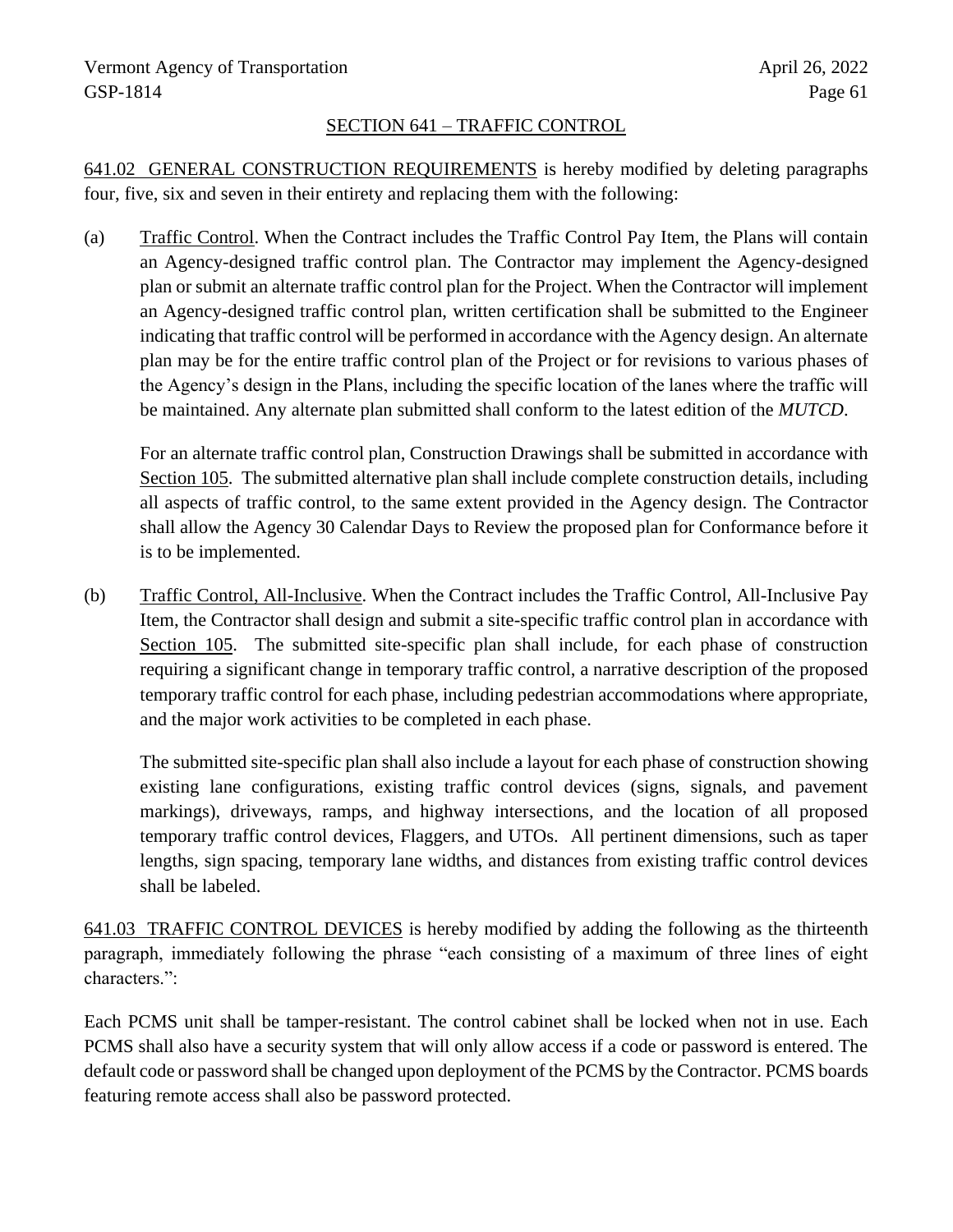## SECTION 641 – TRAFFIC CONTROL

641.02 GENERAL CONSTRUCTION REQUIREMENTS is hereby modified by deleting paragraphs four, five, six and seven in their entirety and replacing them with the following:

(a) Traffic Control. When the Contract includes the Traffic Control Pay Item, the Plans will contain an Agency-designed traffic control plan. The Contractor may implement the Agency-designed plan or submit an alternate traffic control plan for the Project. When the Contractor will implement an Agency-designed traffic control plan, written certification shall be submitted to the Engineer indicating that traffic control will be performed in accordance with the Agency design. An alternate plan may be for the entire traffic control plan of the Project or for revisions to various phases of the Agency's design in the Plans, including the specific location of the lanes where the traffic will be maintained. Any alternate plan submitted shall conform to the latest edition of the *MUTCD*.

For an alternate traffic control plan, Construction Drawings shall be submitted in accordance with Section 105. The submitted alternative plan shall include complete construction details, including all aspects of traffic control, to the same extent provided in the Agency design. The Contractor shall allow the Agency 30 Calendar Days to Review the proposed plan for Conformance before it is to be implemented.

(b) Traffic Control, All-Inclusive. When the Contract includes the Traffic Control, All-Inclusive Pay Item, the Contractor shall design and submit a site-specific traffic control plan in accordance with Section 105. The submitted site-specific plan shall include, for each phase of construction requiring a significant change in temporary traffic control, a narrative description of the proposed temporary traffic control for each phase, including pedestrian accommodations where appropriate, and the major work activities to be completed in each phase.

The submitted site-specific plan shall also include a layout for each phase of construction showing existing lane configurations, existing traffic control devices (signs, signals, and pavement markings), driveways, ramps, and highway intersections, and the location of all proposed temporary traffic control devices, Flaggers, and UTOs. All pertinent dimensions, such as taper lengths, sign spacing, temporary lane widths, and distances from existing traffic control devices shall be labeled.

641.03 TRAFFIC CONTROL DEVICES is hereby modified by adding the following as the thirteenth paragraph, immediately following the phrase "each consisting of a maximum of three lines of eight characters.":

Each PCMS unit shall be tamper-resistant. The control cabinet shall be locked when not in use. Each PCMS shall also have a security system that will only allow access if a code or password is entered. The default code or password shall be changed upon deployment of the PCMS by the Contractor. PCMS boards featuring remote access shall also be password protected.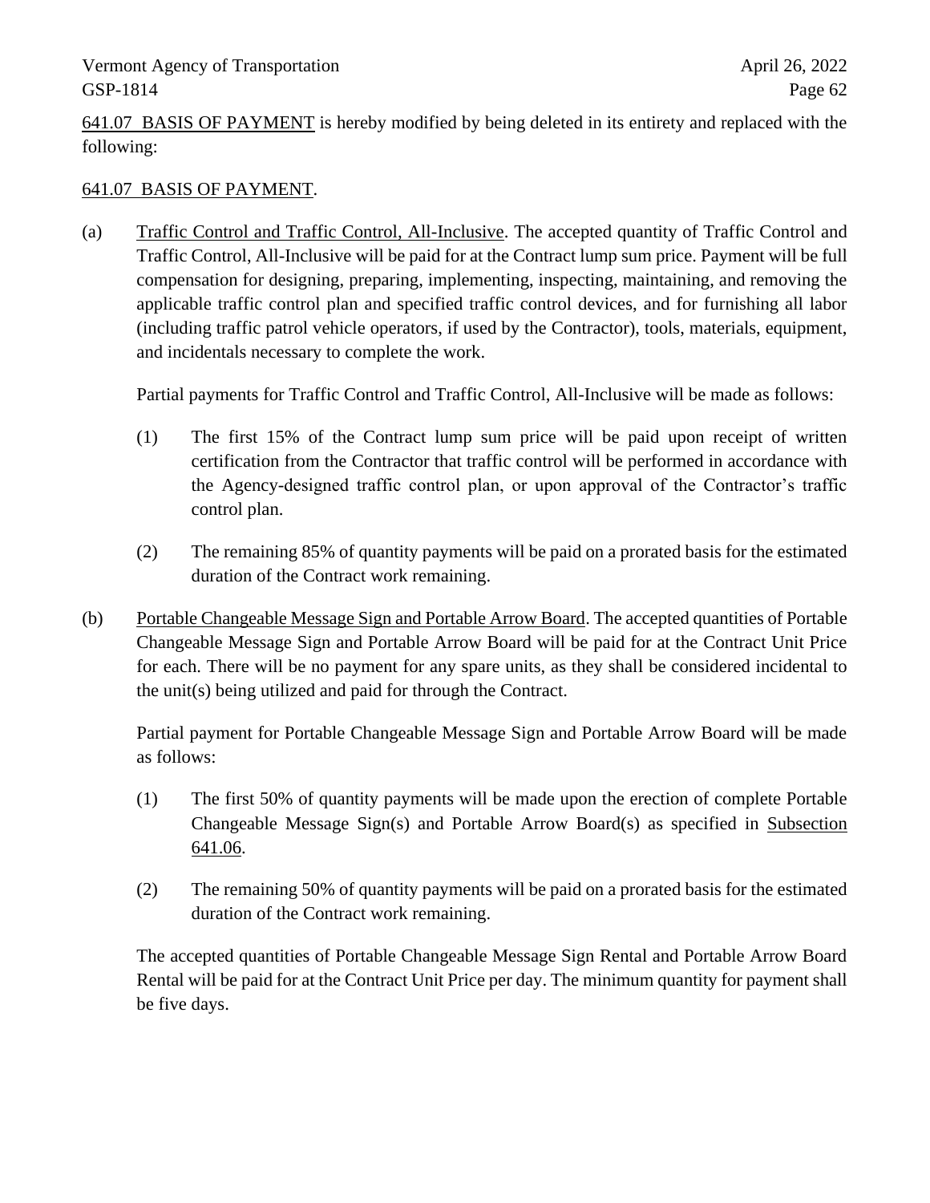641.07 BASIS OF PAYMENT is hereby modified by being deleted in its entirety and replaced with the following:

641.07 BASIS OF PAYMENT.

(a) Traffic Control and Traffic Control, All-Inclusive. The accepted quantity of Traffic Control and Traffic Control, All-Inclusive will be paid for at the Contract lump sum price. Payment will be full compensation for designing, preparing, implementing, inspecting, maintaining, and removing the applicable traffic control plan and specified traffic control devices, and for furnishing all labor (including traffic patrol vehicle operators, if used by the Contractor), tools, materials, equipment, and incidentals necessary to complete the work.

Partial payments for Traffic Control and Traffic Control, All-Inclusive will be made as follows:

(1) The first 15% of the Contract lump sum price will be paid upon receipt of written certification from the Contractor that traffic control will be performed in accordance with the Agency-designed traffic control plan, or upon approval of the Contractor's traffic control plan.

(2) The remaining 85% of quantity payments will be paid on a prorated basis for the estimated duration of the Contract work remaining.

(b) Portable Changeable Message Sign and Portable Arrow Board. The accepted quantities of Portable Changeable Message Sign and Portable Arrow Board will be paid for at the Contract Unit Price for each. There will be no payment for any spare units, as they shall be considered incidental to the unit(s) being utilized and paid for through the Contract.

Partial payment for Portable Changeable Message Sign and Portable Arrow Board will be made as follows:

(1) The first 50% of quantity payments will be made upon the erection of complete Portable Changeable Message Sign(s) and Portable Arrow Board(s) as specified in Subsection 641.06.

(2) The remaining 50% of quantity payments will be paid on a prorated basis for the estimated duration of the Contract work remaining.

The accepted quantities of Portable Changeable Message Sign Rental and Portable Arrow Board Rental will be paid for at the Contract Unit Price per day. The minimum quantity for payment shall be five days.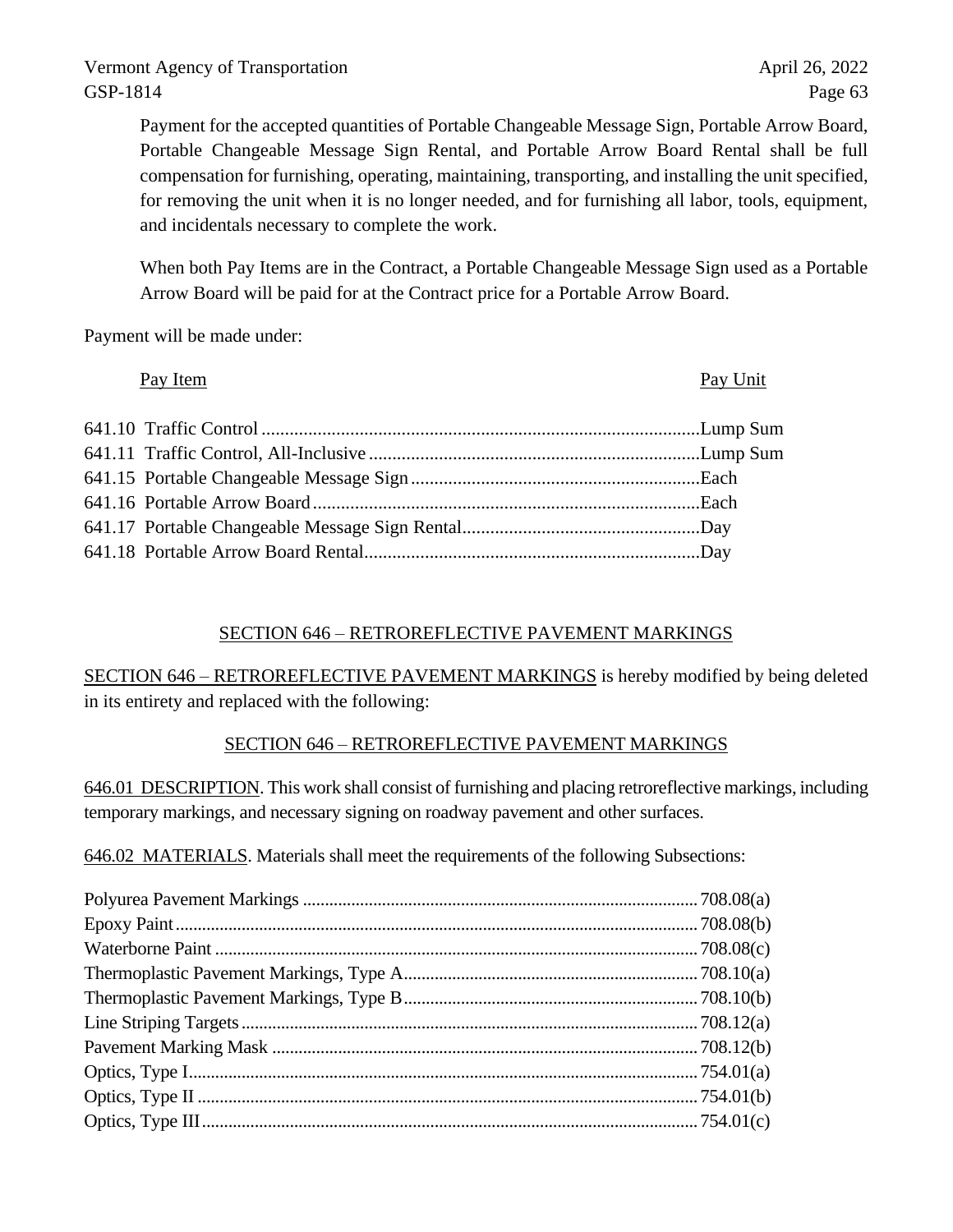Payment for the accepted quantities of Portable Changeable Message Sign, Portable Arrow Board, Portable Changeable Message Sign Rental, and Portable Arrow Board Rental shall be full compensation for furnishing, operating, maintaining, transporting, and installing the unit specified, for removing the unit when it is no longer needed, and for furnishing all labor, tools, equipment, and incidentals necessary to complete the work.

When both Pay Items are in the Contract, a Portable Changeable Message Sign used as a Portable Arrow Board will be paid for at the Contract price for a Portable Arrow Board.

Payment will be made under:

| Pay Item | Pay Unit |
|---|---|
| 641.10 Traffic Control | Lump Sum |
| 641.11 Traffic Control, All-Inclusive | Lump Sum |
| 641.15 Portable Changeable Message Sign | Each |
| 641.16 Portable Arrow Board | Each |
| 641.17 Portable Changeable Message Sign Rental | Day |
| 641.18 Portable Arrow Board Rental | Day |

## SECTION 646 – RETROREFLECTIVE PAVEMENT MARKINGS

SECTION 646 – RETROREFLECTIVE PAVEMENT MARKINGS is hereby modified by being deleted in its entirety and replaced with the following:

## SECTION 646 – RETROREFLECTIVE PAVEMENT MARKINGS

646.01 DESCRIPTION. This work shall consist of furnishing and placing retroreflective markings, including temporary markings, and necessary signing on roadway pavement and other surfaces.

646.02 MATERIALS. Materials shall meet the requirements of the following Subsections:

| Material | Subsection |
|---|---|
| Polyurea Pavement Markings | 708.08(a) |
| Epoxy Paint | 708.08(b) |
| Waterborne Paint | 708.08(c) |
| Thermoplastic Pavement Markings, Type A | 708.10(a) |
| Thermoplastic Pavement Markings, Type B | 708.10(b) |
| Line Striping Targets | 708.12(a) |
| Pavement Marking Mask | 708.12(b) |
| Optics, Type I | 754.01(a) |
| Optics, Type II | 754.01(b) |
| Optics, Type III | 754.01(c) |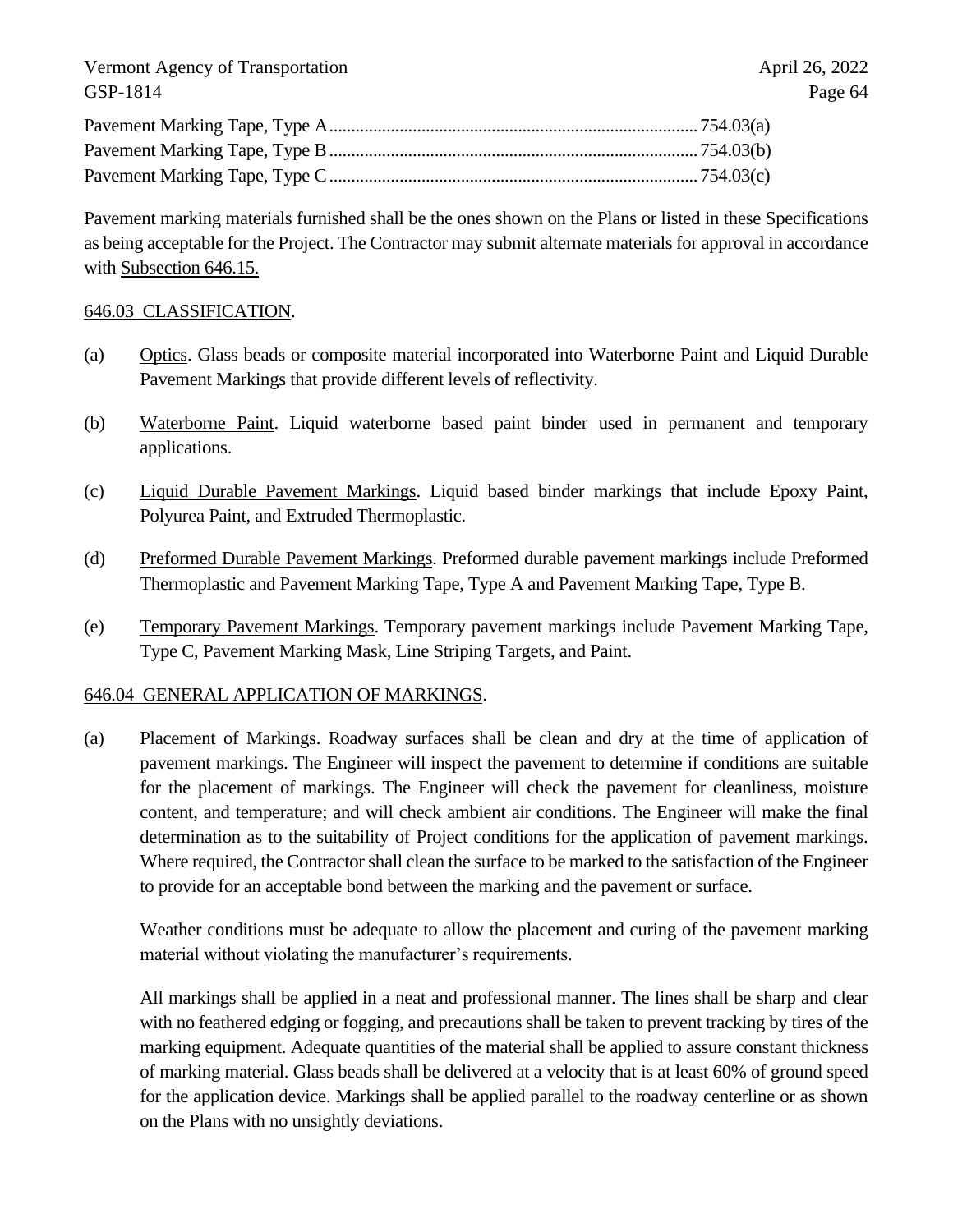Pavement Marking Tape, Type A .................................................................................... 754.03(a)
Pavement Marking Tape, Type B .................................................................................... 754.03(b)
Pavement Marking Tape, Type C .................................................................................... 754.03(c)

Pavement marking materials furnished shall be the ones shown on the Plans or listed in these Specifications as being acceptable for the Project. The Contractor may submit alternate materials for approval in accordance with Subsection 646.15.

## 646.03 CLASSIFICATION.

(a) Optics. Glass beads or composite material incorporated into Waterborne Paint and Liquid Durable Pavement Markings that provide different levels of reflectivity.

(b) Waterborne Paint. Liquid waterborne based paint binder used in permanent and temporary applications.

(c) Liquid Durable Pavement Markings. Liquid based binder markings that include Epoxy Paint, Polyurea Paint, and Extruded Thermoplastic.

(d) Preformed Durable Pavement Markings. Preformed durable pavement markings include Preformed Thermoplastic and Pavement Marking Tape, Type A and Pavement Marking Tape, Type B.

(e) Temporary Pavement Markings. Temporary pavement markings include Pavement Marking Tape, Type C, Pavement Marking Mask, Line Striping Targets, and Paint.

## 646.04 GENERAL APPLICATION OF MARKINGS.

(a) Placement of Markings. Roadway surfaces shall be clean and dry at the time of application of pavement markings. The Engineer will inspect the pavement to determine if conditions are suitable for the placement of markings. The Engineer will check the pavement for cleanliness, moisture content, and temperature; and will check ambient air conditions. The Engineer will make the final determination as to the suitability of Project conditions for the application of pavement markings. Where required, the Contractor shall clean the surface to be marked to the satisfaction of the Engineer to provide for an acceptable bond between the marking and the pavement or surface.

Weather conditions must be adequate to allow the placement and curing of the pavement marking material without violating the manufacturer's requirements.

All markings shall be applied in a neat and professional manner. The lines shall be sharp and clear with no feathered edging or fogging, and precautions shall be taken to prevent tracking by tires of the marking equipment. Adequate quantities of the material shall be applied to assure constant thickness of marking material. Glass beads shall be delivered at a velocity that is at least 60% of ground speed for the application device. Markings shall be applied parallel to the roadway centerline or as shown on the Plans with no unsightly deviations.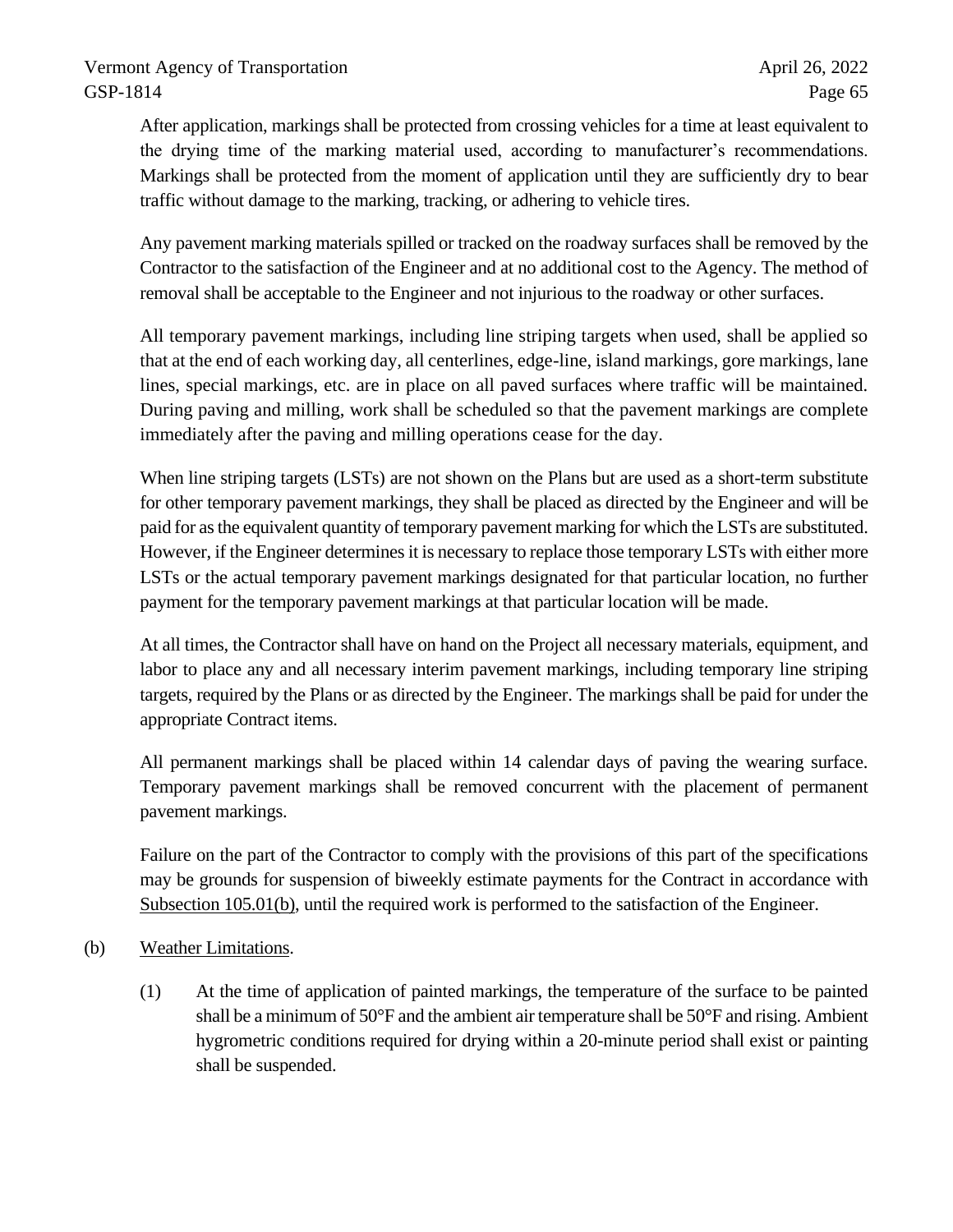After application, markings shall be protected from crossing vehicles for a time at least equivalent to the drying time of the marking material used, according to manufacturer's recommendations. Markings shall be protected from the moment of application until they are sufficiently dry to bear traffic without damage to the marking, tracking, or adhering to vehicle tires.

Any pavement marking materials spilled or tracked on the roadway surfaces shall be removed by the Contractor to the satisfaction of the Engineer and at no additional cost to the Agency. The method of removal shall be acceptable to the Engineer and not injurious to the roadway or other surfaces.

All temporary pavement markings, including line striping targets when used, shall be applied so that at the end of each working day, all centerlines, edge-line, island markings, gore markings, lane lines, special markings, etc. are in place on all paved surfaces where traffic will be maintained. During paving and milling, work shall be scheduled so that the pavement markings are complete immediately after the paving and milling operations cease for the day.

When line striping targets (LSTs) are not shown on the Plans but are used as a short-term substitute for other temporary pavement markings, they shall be placed as directed by the Engineer and will be paid for as the equivalent quantity of temporary pavement marking for which the LSTs are substituted. However, if the Engineer determines it is necessary to replace those temporary LSTs with either more LSTs or the actual temporary pavement markings designated for that particular location, no further payment for the temporary pavement markings at that particular location will be made.

At all times, the Contractor shall have on hand on the Project all necessary materials, equipment, and labor to place any and all necessary interim pavement markings, including temporary line striping targets, required by the Plans or as directed by the Engineer. The markings shall be paid for under the appropriate Contract items.

All permanent markings shall be placed within 14 calendar days of paving the wearing surface. Temporary pavement markings shall be removed concurrent with the placement of permanent pavement markings.

Failure on the part of the Contractor to comply with the provisions of this part of the specifications may be grounds for suspension of biweekly estimate payments for the Contract in accordance with Subsection 105.01(b), until the required work is performed to the satisfaction of the Engineer.

(b) Weather Limitations.

(1) At the time of application of painted markings, the temperature of the surface to be painted shall be a minimum of 50°F and the ambient air temperature shall be 50°F and rising. Ambient hygrometric conditions required for drying within a 20-minute period shall exist or painting shall be suspended.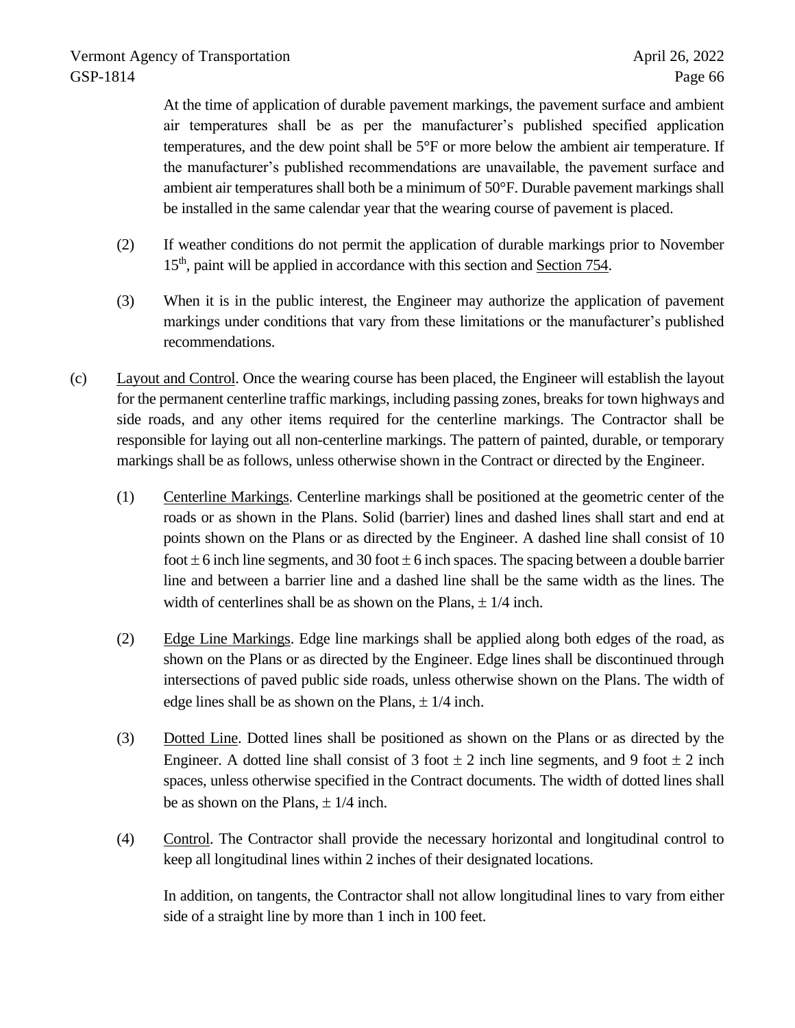At the time of application of durable pavement markings, the pavement surface and ambient air temperatures shall be as per the manufacturer's published specified application temperatures, and the dew point shall be 5°F or more below the ambient air temperature. If the manufacturer's published recommendations are unavailable, the pavement surface and ambient air temperatures shall both be a minimum of 50°F. Durable pavement markings shall be installed in the same calendar year that the wearing course of pavement is placed.

(2) If weather conditions do not permit the application of durable markings prior to November 15th, paint will be applied in accordance with this section and Section 754.

(3) When it is in the public interest, the Engineer may authorize the application of pavement markings under conditions that vary from these limitations or the manufacturer's published recommendations.

(c) Layout and Control. Once the wearing course has been placed, the Engineer will establish the layout for the permanent centerline traffic markings, including passing zones, breaks for town highways and side roads, and any other items required for the centerline markings. The Contractor shall be responsible for laying out all non-centerline markings. The pattern of painted, durable, or temporary markings shall be as follows, unless otherwise shown in the Contract or directed by the Engineer.

(1) Centerline Markings. Centerline markings shall be positioned at the geometric center of the roads or as shown in the Plans. Solid (barrier) lines and dashed lines shall start and end at points shown on the Plans or as directed by the Engineer. A dashed line shall consist of 10 foot ± 6 inch line segments, and 30 foot ± 6 inch spaces. The spacing between a double barrier line and between a barrier line and a dashed line shall be the same width as the lines. The width of centerlines shall be as shown on the Plans, ± 1/4 inch.

(2) Edge Line Markings. Edge line markings shall be applied along both edges of the road, as shown on the Plans or as directed by the Engineer. Edge lines shall be discontinued through intersections of paved public side roads, unless otherwise shown on the Plans. The width of edge lines shall be as shown on the Plans, ± 1/4 inch.

(3) Dotted Line. Dotted lines shall be positioned as shown on the Plans or as directed by the Engineer. A dotted line shall consist of 3 foot ± 2 inch line segments, and 9 foot ± 2 inch spaces, unless otherwise specified in the Contract documents. The width of dotted lines shall be as shown on the Plans, ± 1/4 inch.

(4) Control. The Contractor shall provide the necessary horizontal and longitudinal control to keep all longitudinal lines within 2 inches of their designated locations.

In addition, on tangents, the Contractor shall not allow longitudinal lines to vary from either side of a straight line by more than 1 inch in 100 feet.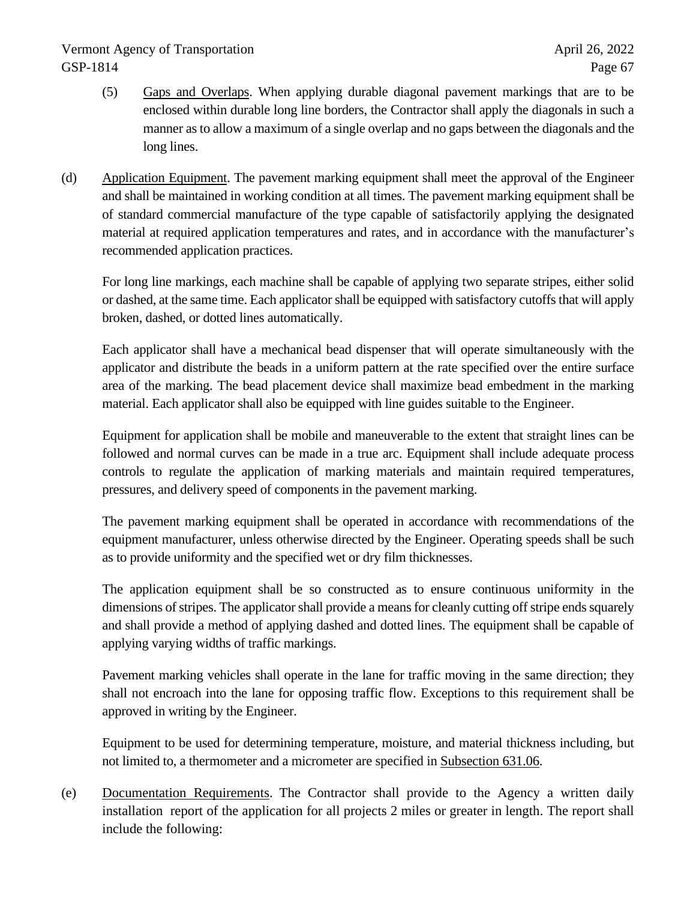(5) <u>Gaps and Overlaps</u>. When applying durable diagonal pavement markings that are to be enclosed within durable long line borders, the Contractor shall apply the diagonals in such a manner as to allow a maximum of a single overlap and no gaps between the diagonals and the long lines.

(d) <u>Application Equipment</u>. The pavement marking equipment shall meet the approval of the Engineer and shall be maintained in working condition at all times. The pavement marking equipment shall be of standard commercial manufacture of the type capable of satisfactorily applying the designated material at required application temperatures and rates, and in accordance with the manufacturer's recommended application practices.

For long line markings, each machine shall be capable of applying two separate stripes, either solid or dashed, at the same time. Each applicator shall be equipped with satisfactory cutoffs that will apply broken, dashed, or dotted lines automatically.

Each applicator shall have a mechanical bead dispenser that will operate simultaneously with the applicator and distribute the beads in a uniform pattern at the rate specified over the entire surface area of the marking. The bead placement device shall maximize bead embedment in the marking material. Each applicator shall also be equipped with line guides suitable to the Engineer.

Equipment for application shall be mobile and maneuverable to the extent that straight lines can be followed and normal curves can be made in a true arc. Equipment shall include adequate process controls to regulate the application of marking materials and maintain required temperatures, pressures, and delivery speed of components in the pavement marking.

The pavement marking equipment shall be operated in accordance with recommendations of the equipment manufacturer, unless otherwise directed by the Engineer. Operating speeds shall be such as to provide uniformity and the specified wet or dry film thicknesses.

The application equipment shall be so constructed as to ensure continuous uniformity in the dimensions of stripes. The applicator shall provide a means for cleanly cutting off stripe ends squarely and shall provide a method of applying dashed and dotted lines. The equipment shall be capable of applying varying widths of traffic markings.

Pavement marking vehicles shall operate in the lane for traffic moving in the same direction; they shall not encroach into the lane for opposing traffic flow. Exceptions to this requirement shall be approved in writing by the Engineer.

Equipment to be used for determining temperature, moisture, and material thickness including, but not limited to, a thermometer and a micrometer are specified in <u>Subsection 631.06</u>.

(e) <u>Documentation Requirements</u>. The Contractor shall provide to the Agency a written daily installation report of the application for all projects 2 miles or greater in length. The report shall include the following: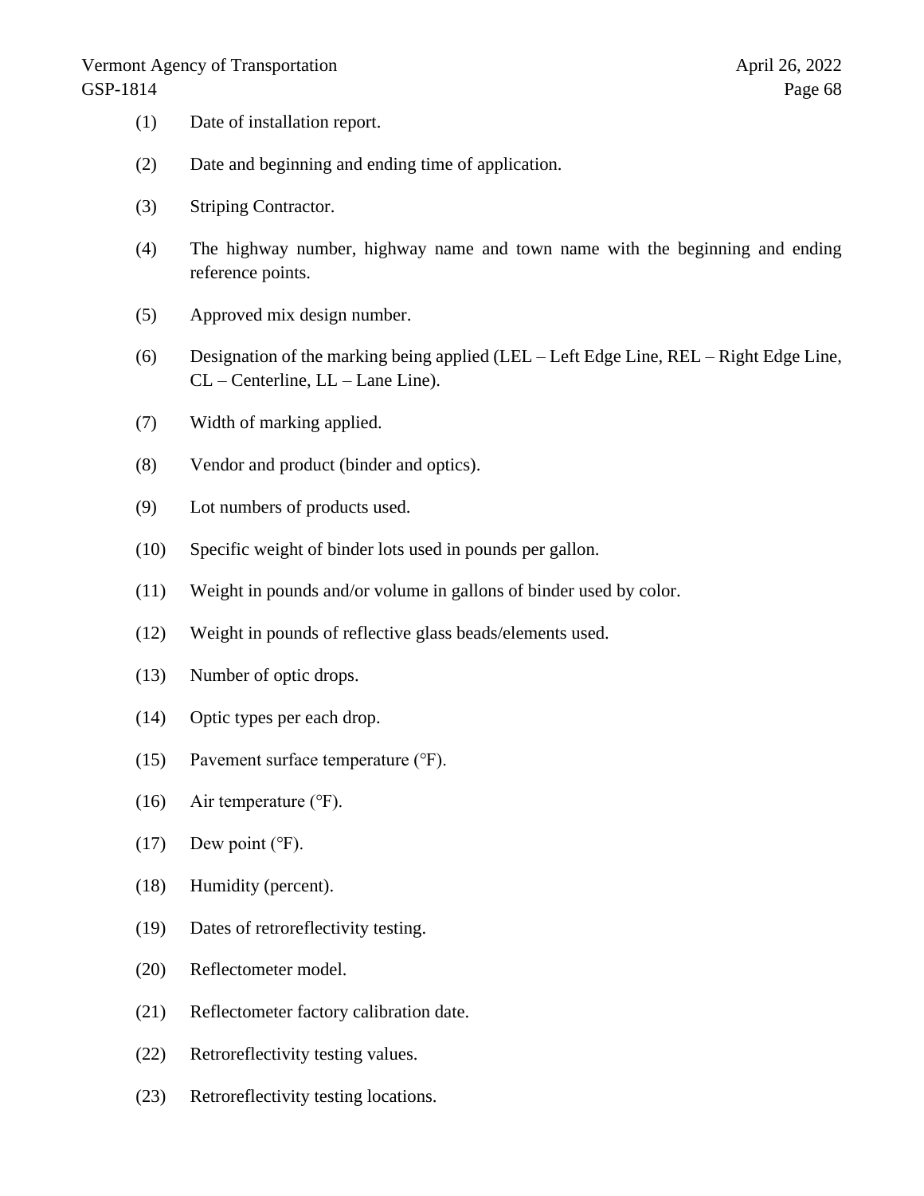(1) Date of installation report.

(2) Date and beginning and ending time of application.

(3) Striping Contractor.

(4) The highway number, highway name and town name with the beginning and ending reference points.

(5) Approved mix design number.

(6) Designation of the marking being applied (LEL – Left Edge Line, REL – Right Edge Line, CL – Centerline, LL – Lane Line).

(7) Width of marking applied.

(8) Vendor and product (binder and optics).

(9) Lot numbers of products used.

(10) Specific weight of binder lots used in pounds per gallon.

(11) Weight in pounds and/or volume in gallons of binder used by color.

(12) Weight in pounds of reflective glass beads/elements used.

(13) Number of optic drops.

(14) Optic types per each drop.

(15) Pavement surface temperature (°F).

(16) Air temperature (°F).

(17) Dew point (°F).

(18) Humidity (percent).

(19) Dates of retroreflectivity testing.

(20) Reflectometer model.

(21) Reflectometer factory calibration date.

(22) Retroreflectivity testing values.

(23) Retroreflectivity testing locations.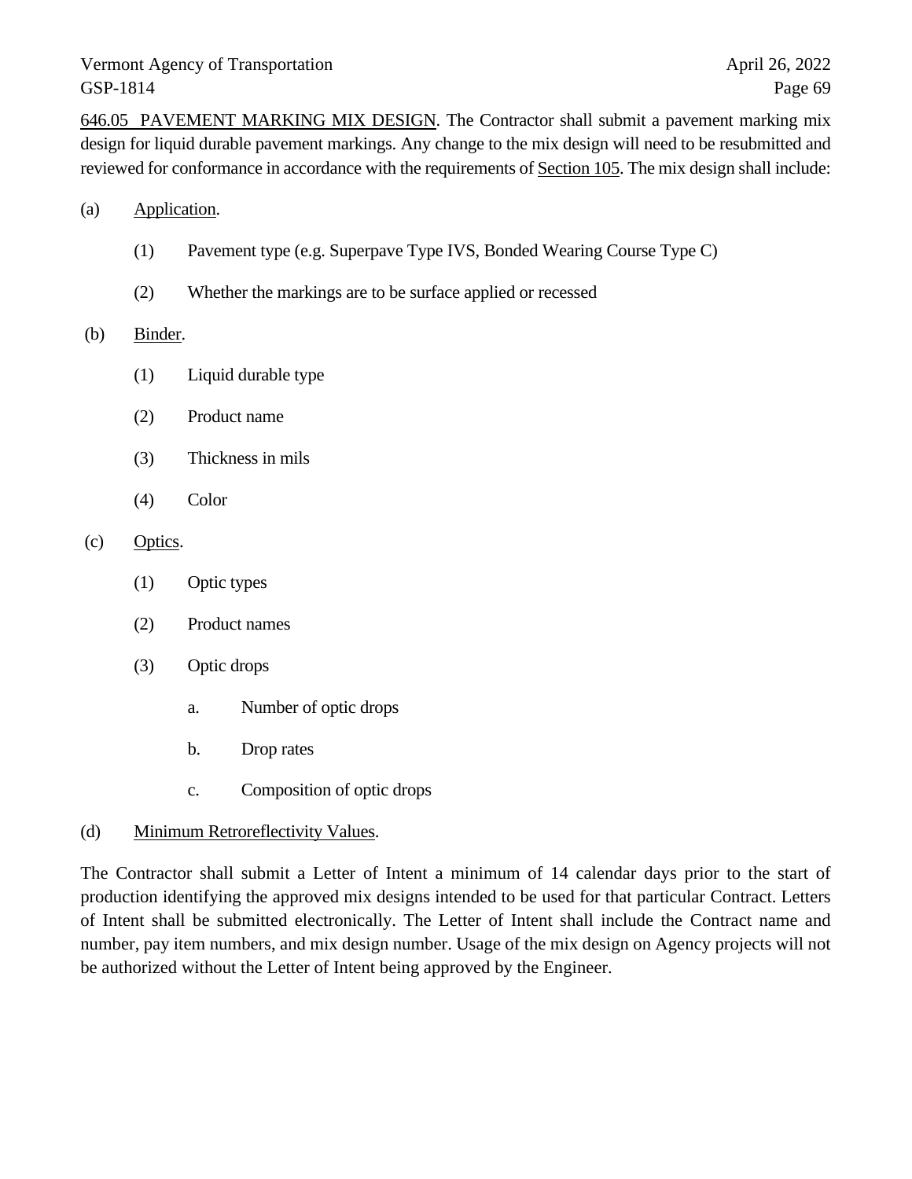646.05 PAVEMENT MARKING MIX DESIGN. The Contractor shall submit a pavement marking mix design for liquid durable pavement markings. Any change to the mix design will need to be resubmitted and reviewed for conformance in accordance with the requirements of Section 105. The mix design shall include:

(a) Application.

    (1) Pavement type (e.g. Superpave Type IVS, Bonded Wearing Course Type C)

    (2) Whether the markings are to be surface applied or recessed

(b) Binder.

    (1) Liquid durable type

    (2) Product name

    (3) Thickness in mils

    (4) Color

(c) Optics.

    (1) Optic types

    (2) Product names

    (3) Optic drops

        a. Number of optic drops

        b. Drop rates

        c. Composition of optic drops

(d) Minimum Retroreflectivity Values.

The Contractor shall submit a Letter of Intent a minimum of 14 calendar days prior to the start of production identifying the approved mix designs intended to be used for that particular Contract. Letters of Intent shall be submitted electronically. The Letter of Intent shall include the Contract name and number, pay item numbers, and mix design number. Usage of the mix design on Agency projects will not be authorized without the Letter of Intent being approved by the Engineer.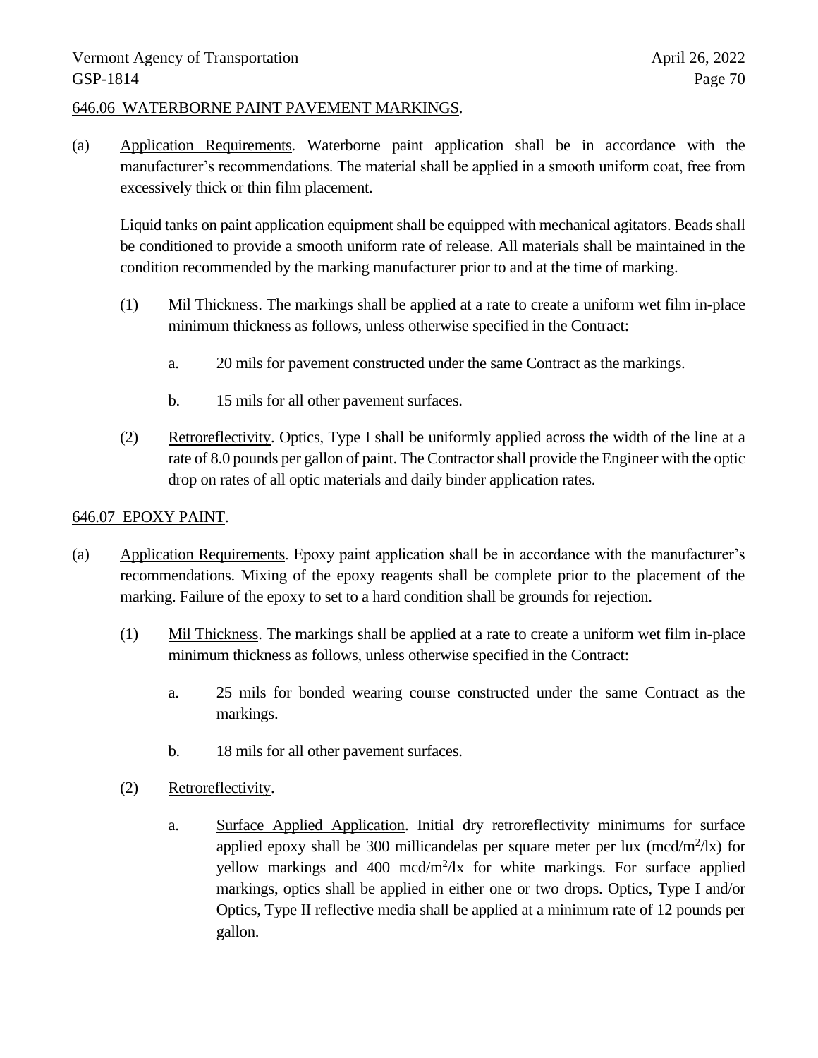646.06 WATERBORNE PAINT PAVEMENT MARKINGS.

(a) Application Requirements. Waterborne paint application shall be in accordance with the manufacturer's recommendations. The material shall be applied in a smooth uniform coat, free from excessively thick or thin film placement.

Liquid tanks on paint application equipment shall be equipped with mechanical agitators. Beads shall be conditioned to provide a smooth uniform rate of release. All materials shall be maintained in the condition recommended by the marking manufacturer prior to and at the time of marking.

(1) Mil Thickness. The markings shall be applied at a rate to create a uniform wet film in-place minimum thickness as follows, unless otherwise specified in the Contract:

a. 20 mils for pavement constructed under the same Contract as the markings.

b. 15 mils for all other pavement surfaces.

(2) Retroreflectivity. Optics, Type I shall be uniformly applied across the width of the line at a rate of 8.0 pounds per gallon of paint. The Contractor shall provide the Engineer with the optic drop on rates of all optic materials and daily binder application rates.

646.07 EPOXY PAINT.

(a) Application Requirements. Epoxy paint application shall be in accordance with the manufacturer's recommendations. Mixing of the epoxy reagents shall be complete prior to the placement of the marking. Failure of the epoxy to set to a hard condition shall be grounds for rejection.

(1) Mil Thickness. The markings shall be applied at a rate to create a uniform wet film in-place minimum thickness as follows, unless otherwise specified in the Contract:

a. 25 mils for bonded wearing course constructed under the same Contract as the markings.

b. 18 mils for all other pavement surfaces.

(2) Retroreflectivity.

a. Surface Applied Application. Initial dry retroreflectivity minimums for surface applied epoxy shall be 300 millicandelas per square meter per lux (mcd/$m^2$/lx) for yellow markings and 400 mcd/$m^2$/lx for white markings. For surface applied markings, optics shall be applied in either one or two drops. Optics, Type I and/or Optics, Type II reflective media shall be applied at a minimum rate of 12 pounds per gallon.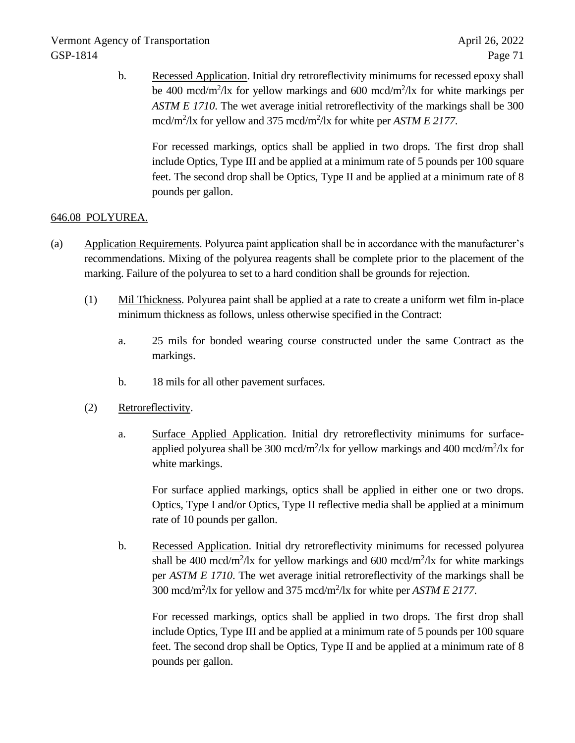b. <u>Recessed Application</u>. Initial dry retroreflectivity minimums for recessed epoxy shall be 400 mcd/m$^2$/lx for yellow markings and 600 mcd/m$^2$/lx for white markings per *ASTM E 1710*. The wet average initial retroreflectivity of the markings shall be 300 mcd/m$^2$/lx for yellow and 375 mcd/m$^2$/lx for white per *ASTM E 2177*.

For recessed markings, optics shall be applied in two drops. The first drop shall include Optics, Type III and be applied at a minimum rate of 5 pounds per 100 square feet. The second drop shall be Optics, Type II and be applied at a minimum rate of 8 pounds per gallon.

## <u>646.08 POLYUREA.</u>

(a) <u>Application Requirements</u>. Polyurea paint application shall be in accordance with the manufacturer's recommendations. Mixing of the polyurea reagents shall be complete prior to the placement of the marking. Failure of the polyurea to set to a hard condition shall be grounds for rejection.

(1) <u>Mil Thickness</u>. Polyurea paint shall be applied at a rate to create a uniform wet film in-place minimum thickness as follows, unless otherwise specified in the Contract:

a. 25 mils for bonded wearing course constructed under the same Contract as the markings.

b. 18 mils for all other pavement surfaces.

(2) <u>Retroreflectivity</u>.

a. <u>Surface Applied Application</u>. Initial dry retroreflectivity minimums for surface-applied polyurea shall be 300 mcd/m$^2$/lx for yellow markings and 400 mcd/m$^2$/lx for white markings.

For surface applied markings, optics shall be applied in either one or two drops. Optics, Type I and/or Optics, Type II reflective media shall be applied at a minimum rate of 10 pounds per gallon.

b. <u>Recessed Application</u>. Initial dry retroreflectivity minimums for recessed polyurea shall be 400 mcd/m$^2$/lx for yellow markings and 600 mcd/m$^2$/lx for white markings per *ASTM E 1710*. The wet average initial retroreflectivity of the markings shall be 300 mcd/m$^2$/lx for yellow and 375 mcd/m$^2$/lx for white per *ASTM E 2177*.

For recessed markings, optics shall be applied in two drops. The first drop shall include Optics, Type III and be applied at a minimum rate of 5 pounds per 100 square feet. The second drop shall be Optics, Type II and be applied at a minimum rate of 8 pounds per gallon.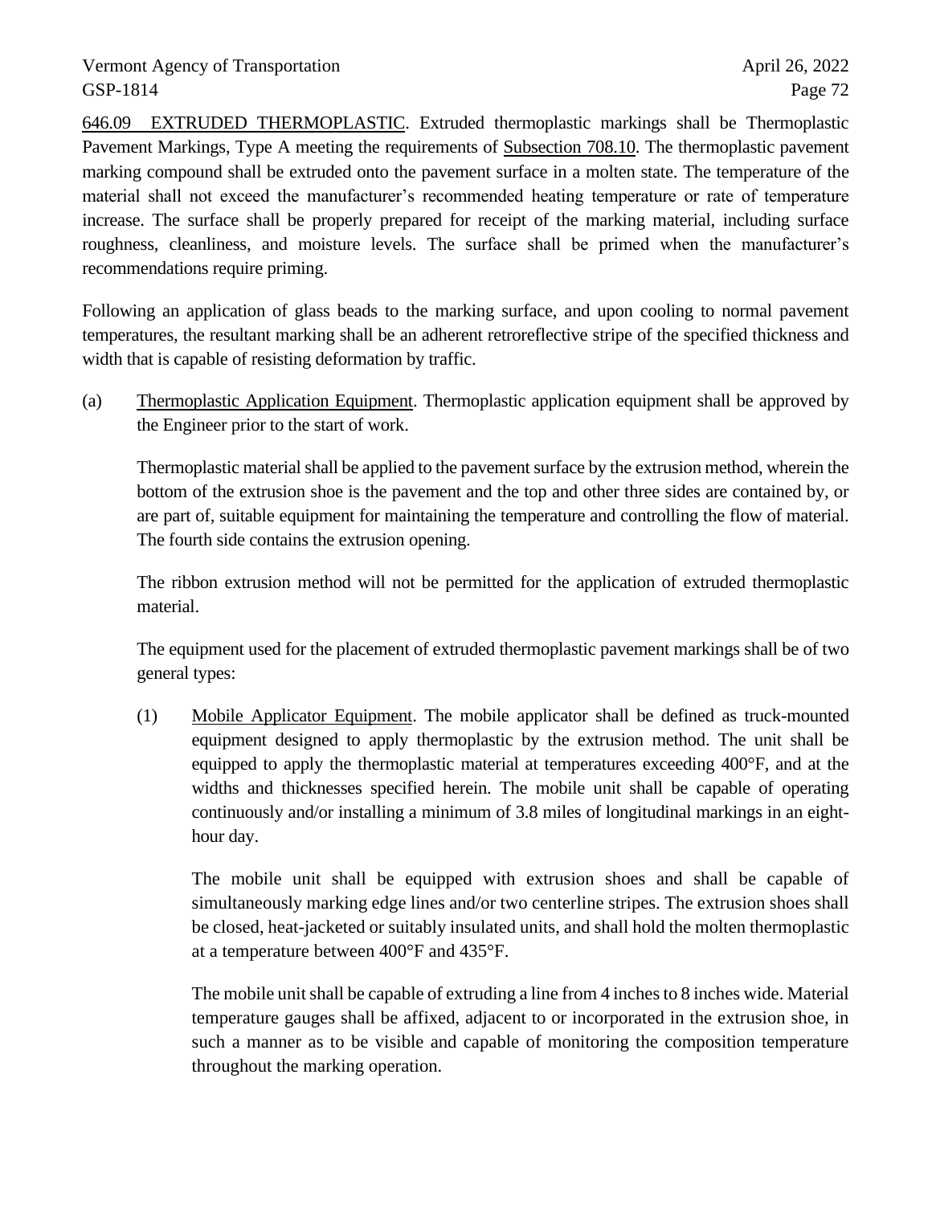646.09 EXTRUDED THERMOPLASTIC. Extruded thermoplastic markings shall be Thermoplastic Pavement Markings, Type A meeting the requirements of Subsection 708.10. The thermoplastic pavement marking compound shall be extruded onto the pavement surface in a molten state. The temperature of the material shall not exceed the manufacturer's recommended heating temperature or rate of temperature increase. The surface shall be properly prepared for receipt of the marking material, including surface roughness, cleanliness, and moisture levels. The surface shall be primed when the manufacturer's recommendations require priming.

Following an application of glass beads to the marking surface, and upon cooling to normal pavement temperatures, the resultant marking shall be an adherent retroreflective stripe of the specified thickness and width that is capable of resisting deformation by traffic.

(a) Thermoplastic Application Equipment. Thermoplastic application equipment shall be approved by the Engineer prior to the start of work.

Thermoplastic material shall be applied to the pavement surface by the extrusion method, wherein the bottom of the extrusion shoe is the pavement and the top and other three sides are contained by, or are part of, suitable equipment for maintaining the temperature and controlling the flow of material. The fourth side contains the extrusion opening.

The ribbon extrusion method will not be permitted for the application of extruded thermoplastic material.

The equipment used for the placement of extruded thermoplastic pavement markings shall be of two general types:

(1) Mobile Applicator Equipment. The mobile applicator shall be defined as truck-mounted equipment designed to apply thermoplastic by the extrusion method. The unit shall be equipped to apply the thermoplastic material at temperatures exceeding 400°F, and at the widths and thicknesses specified herein. The mobile unit shall be capable of operating continuously and/or installing a minimum of 3.8 miles of longitudinal markings in an eight-hour day.

The mobile unit shall be equipped with extrusion shoes and shall be capable of simultaneously marking edge lines and/or two centerline stripes. The extrusion shoes shall be closed, heat-jacketed or suitably insulated units, and shall hold the molten thermoplastic at a temperature between 400°F and 435°F.

The mobile unit shall be capable of extruding a line from 4 inches to 8 inches wide. Material temperature gauges shall be affixed, adjacent to or incorporated in the extrusion shoe, in such a manner as to be visible and capable of monitoring the composition temperature throughout the marking operation.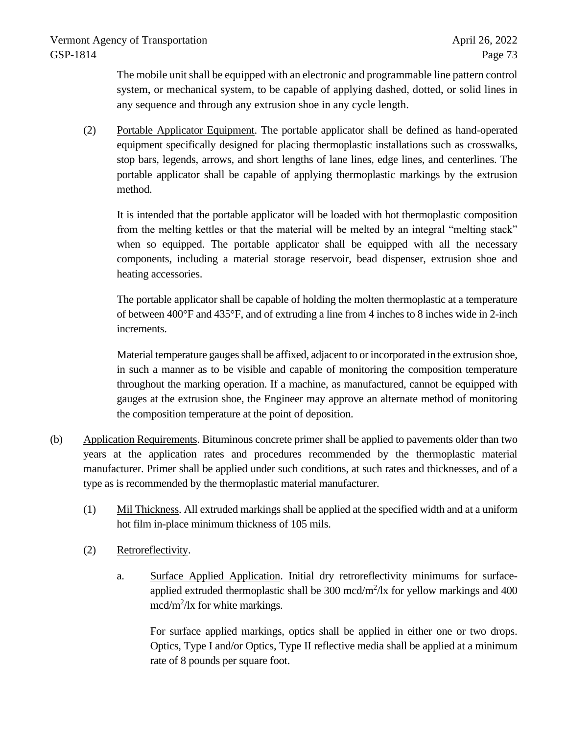The mobile unit shall be equipped with an electronic and programmable line pattern control system, or mechanical system, to be capable of applying dashed, dotted, or solid lines in any sequence and through any extrusion shoe in any cycle length.

(2) Portable Applicator Equipment. The portable applicator shall be defined as hand-operated equipment specifically designed for placing thermoplastic installations such as crosswalks, stop bars, legends, arrows, and short lengths of lane lines, edge lines, and centerlines. The portable applicator shall be capable of applying thermoplastic markings by the extrusion method.

It is intended that the portable applicator will be loaded with hot thermoplastic composition from the melting kettles or that the material will be melted by an integral "melting stack" when so equipped. The portable applicator shall be equipped with all the necessary components, including a material storage reservoir, bead dispenser, extrusion shoe and heating accessories.

The portable applicator shall be capable of holding the molten thermoplastic at a temperature of between 400°F and 435°F, and of extruding a line from 4 inches to 8 inches wide in 2-inch increments.

Material temperature gauges shall be affixed, adjacent to or incorporated in the extrusion shoe, in such a manner as to be visible and capable of monitoring the composition temperature throughout the marking operation. If a machine, as manufactured, cannot be equipped with gauges at the extrusion shoe, the Engineer may approve an alternate method of monitoring the composition temperature at the point of deposition.

(b) Application Requirements. Bituminous concrete primer shall be applied to pavements older than two years at the application rates and procedures recommended by the thermoplastic material manufacturer. Primer shall be applied under such conditions, at such rates and thicknesses, and of a type as is recommended by the thermoplastic material manufacturer.

(1) Mil Thickness. All extruded markings shall be applied at the specified width and at a uniform hot film in-place minimum thickness of 105 mils.

(2) Retroreflectivity.

a. Surface Applied Application. Initial dry retroreflectivity minimums for surface-applied extruded thermoplastic shall be 300 mcd/m$^2$/lx for yellow markings and 400 mcd/m$^2$/lx for white markings.

For surface applied markings, optics shall be applied in either one or two drops. Optics, Type I and/or Optics, Type II reflective media shall be applied at a minimum rate of 8 pounds per square foot.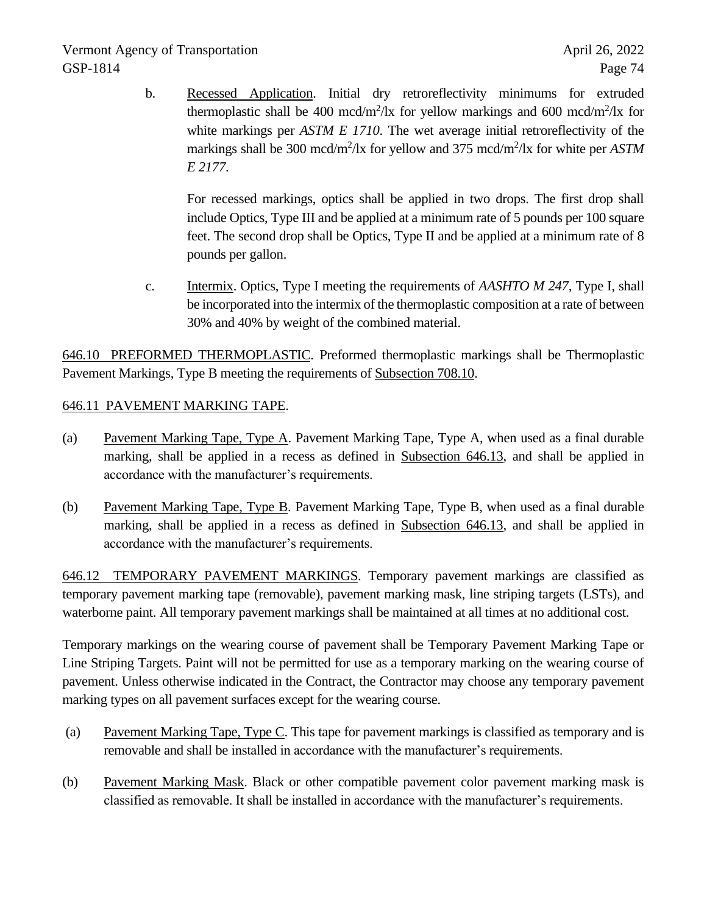b. Recessed Application. Initial dry retroreflectivity minimums for extruded thermoplastic shall be 400 mcd/m$^2$/lx for yellow markings and 600 mcd/m$^2$/lx for white markings per *ASTM E 1710*. The wet average initial retroreflectivity of the markings shall be 300 mcd/m$^2$/lx for yellow and 375 mcd/m$^2$/lx for white per *ASTM E 2177*.

   For recessed markings, optics shall be applied in two drops. The first drop shall include Optics, Type III and be applied at a minimum rate of 5 pounds per 100 square feet. The second drop shall be Optics, Type II and be applied at a minimum rate of 8 pounds per gallon.

c. Intermix. Optics, Type I meeting the requirements of *AASHTO M 247*, Type I, shall be incorporated into the intermix of the thermoplastic composition at a rate of between 30% and 40% by weight of the combined material.

646.10 PREFORMED THERMOPLASTIC. Preformed thermoplastic markings shall be Thermoplastic Pavement Markings, Type B meeting the requirements of Subsection 708.10.

646.11 PAVEMENT MARKING TAPE.

(a) Pavement Marking Tape, Type A. Pavement Marking Tape, Type A, when used as a final durable marking, shall be applied in a recess as defined in Subsection 646.13, and shall be applied in accordance with the manufacturer's requirements.

(b) Pavement Marking Tape, Type B. Pavement Marking Tape, Type B, when used as a final durable marking, shall be applied in a recess as defined in Subsection 646.13, and shall be applied in accordance with the manufacturer's requirements.

646.12 TEMPORARY PAVEMENT MARKINGS. Temporary pavement markings are classified as temporary pavement marking tape (removable), pavement marking mask, line striping targets (LSTs), and waterborne paint. All temporary pavement markings shall be maintained at all times at no additional cost.

Temporary markings on the wearing course of pavement shall be Temporary Pavement Marking Tape or Line Striping Targets. Paint will not be permitted for use as a temporary marking on the wearing course of pavement. Unless otherwise indicated in the Contract, the Contractor may choose any temporary pavement marking types on all pavement surfaces except for the wearing course.

(a) Pavement Marking Tape, Type C. This tape for pavement markings is classified as temporary and is removable and shall be installed in accordance with the manufacturer's requirements.

(b) Pavement Marking Mask. Black or other compatible pavement color pavement marking mask is classified as removable. It shall be installed in accordance with the manufacturer's requirements.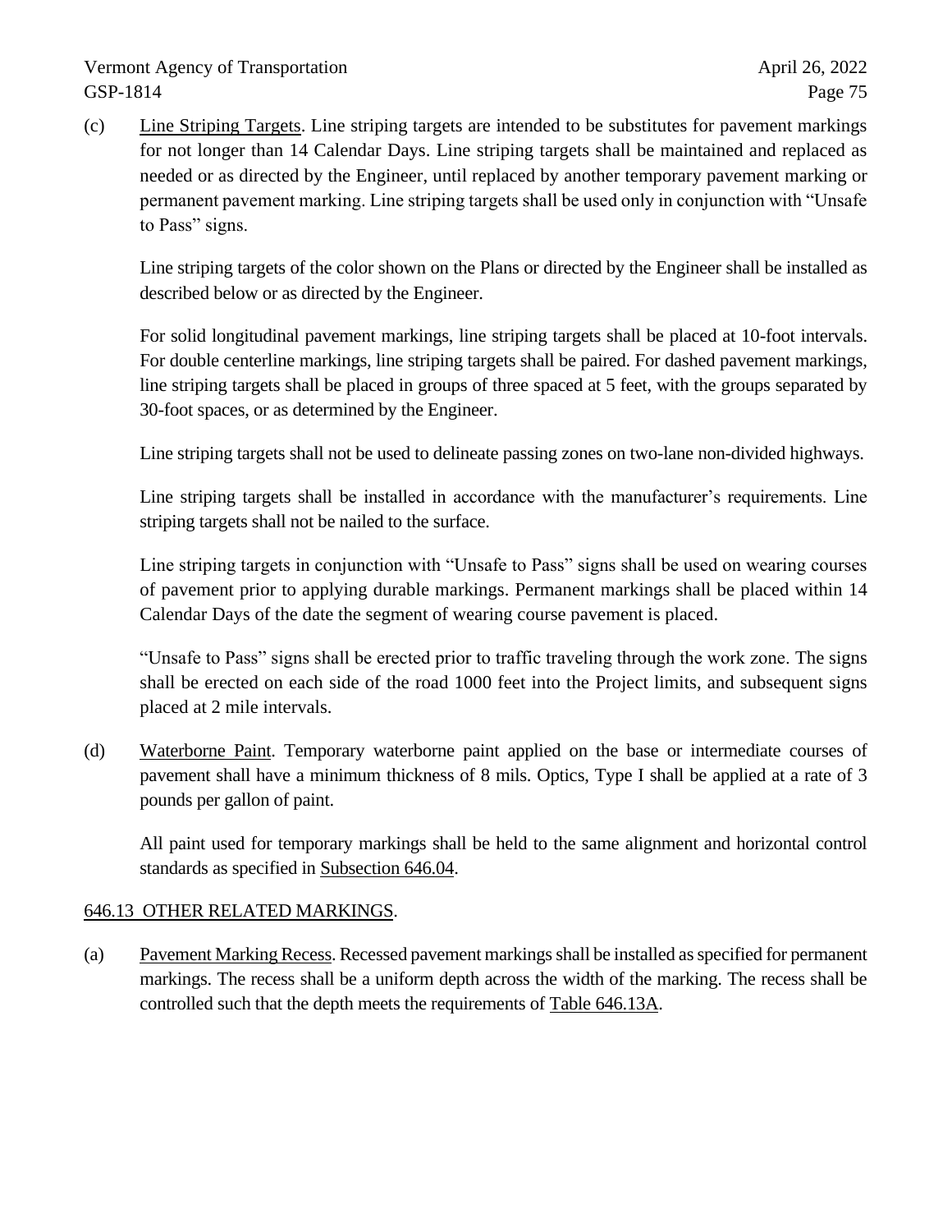(c) Line Striping Targets. Line striping targets are intended to be substitutes for pavement markings for not longer than 14 Calendar Days. Line striping targets shall be maintained and replaced as needed or as directed by the Engineer, until replaced by another temporary pavement marking or permanent pavement marking. Line striping targets shall be used only in conjunction with "Unsafe to Pass" signs.

Line striping targets of the color shown on the Plans or directed by the Engineer shall be installed as described below or as directed by the Engineer.

For solid longitudinal pavement markings, line striping targets shall be placed at 10-foot intervals. For double centerline markings, line striping targets shall be paired. For dashed pavement markings, line striping targets shall be placed in groups of three spaced at 5 feet, with the groups separated by 30-foot spaces, or as determined by the Engineer.

Line striping targets shall not be used to delineate passing zones on two-lane non-divided highways.

Line striping targets shall be installed in accordance with the manufacturer's requirements. Line striping targets shall not be nailed to the surface.

Line striping targets in conjunction with "Unsafe to Pass" signs shall be used on wearing courses of pavement prior to applying durable markings. Permanent markings shall be placed within 14 Calendar Days of the date the segment of wearing course pavement is placed.

"Unsafe to Pass" signs shall be erected prior to traffic traveling through the work zone. The signs shall be erected on each side of the road 1000 feet into the Project limits, and subsequent signs placed at 2 mile intervals.

(d) Waterborne Paint. Temporary waterborne paint applied on the base or intermediate courses of pavement shall have a minimum thickness of 8 mils. Optics, Type I shall be applied at a rate of 3 pounds per gallon of paint.

All paint used for temporary markings shall be held to the same alignment and horizontal control standards as specified in Subsection 646.04.

## 646.13 OTHER RELATED MARKINGS.

(a) Pavement Marking Recess. Recessed pavement markings shall be installed as specified for permanent markings. The recess shall be a uniform depth across the width of the marking. The recess shall be controlled such that the depth meets the requirements of Table 646.13A.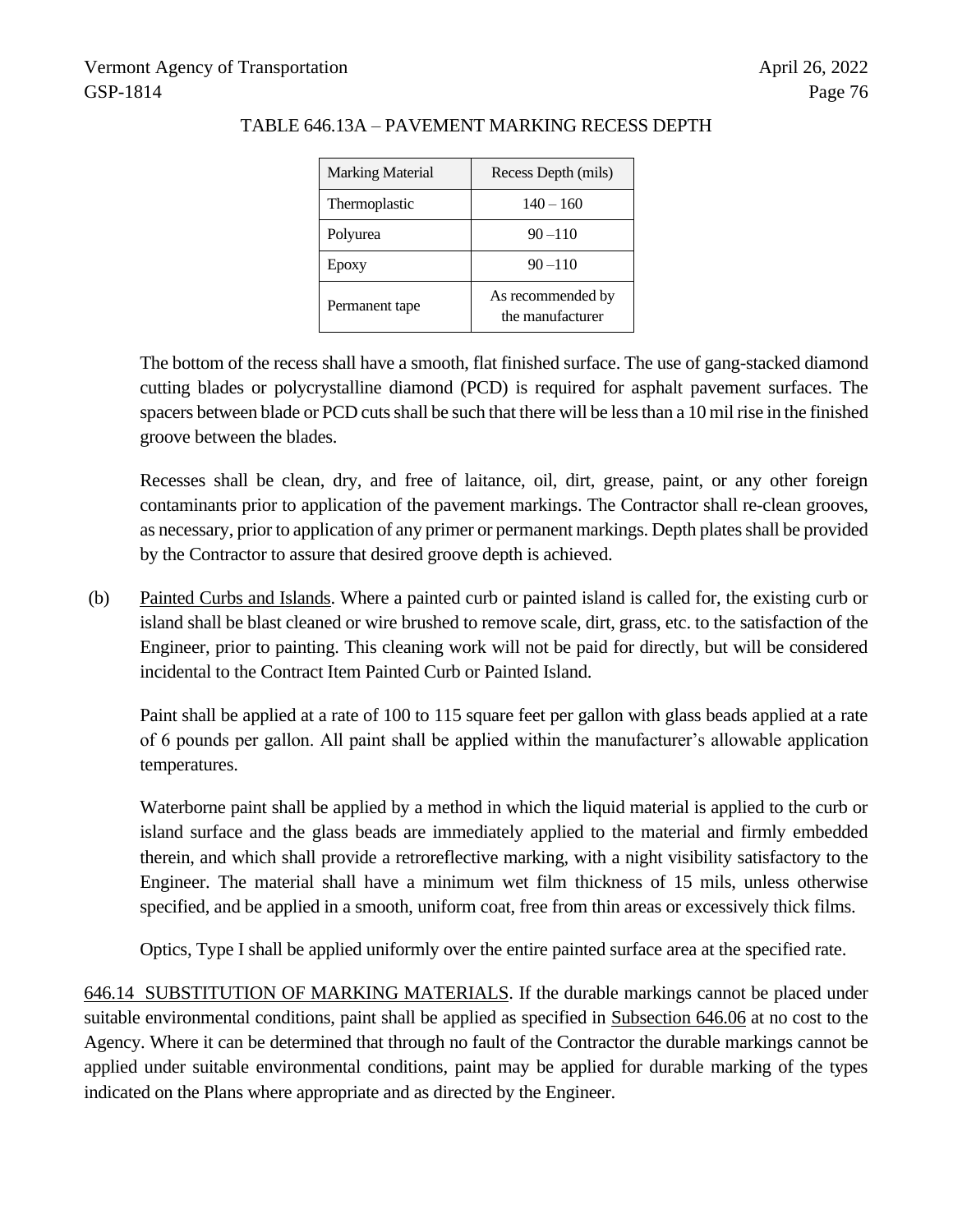TABLE 646.13A – PAVEMENT MARKING RECESS DEPTH

| Marking Material | Recess Depth (mils) |
| --- | --- |
| Thermoplastic | 140 – 160 |
| Polyurea | 90 –110 |
| Epoxy | 90 –110 |
| Permanent tape | As recommended by the manufacturer |

The bottom of the recess shall have a smooth, flat finished surface. The use of gang-stacked diamond cutting blades or polycrystalline diamond (PCD) is required for asphalt pavement surfaces. The spacers between blade or PCD cuts shall be such that there will be less than a 10 mil rise in the finished groove between the blades.

Recesses shall be clean, dry, and free of laitance, oil, dirt, grease, paint, or any other foreign contaminants prior to application of the pavement markings. The Contractor shall re-clean grooves, as necessary, prior to application of any primer or permanent markings. Depth plates shall be provided by the Contractor to assure that desired groove depth is achieved.

(b) Painted Curbs and Islands. Where a painted curb or painted island is called for, the existing curb or island shall be blast cleaned or wire brushed to remove scale, dirt, grass, etc. to the satisfaction of the Engineer, prior to painting. This cleaning work will not be paid for directly, but will be considered incidental to the Contract Item Painted Curb or Painted Island.

Paint shall be applied at a rate of 100 to 115 square feet per gallon with glass beads applied at a rate of 6 pounds per gallon. All paint shall be applied within the manufacturer's allowable application temperatures.

Waterborne paint shall be applied by a method in which the liquid material is applied to the curb or island surface and the glass beads are immediately applied to the material and firmly embedded therein, and which shall provide a retroreflective marking, with a night visibility satisfactory to the Engineer. The material shall have a minimum wet film thickness of 15 mils, unless otherwise specified, and be applied in a smooth, uniform coat, free from thin areas or excessively thick films.

Optics, Type I shall be applied uniformly over the entire painted surface area at the specified rate.

646.14 SUBSTITUTION OF MARKING MATERIALS. If the durable markings cannot be placed under suitable environmental conditions, paint shall be applied as specified in Subsection 646.06 at no cost to the Agency. Where it can be determined that through no fault of the Contractor the durable markings cannot be applied under suitable environmental conditions, paint may be applied for durable marking of the types indicated on the Plans where appropriate and as directed by the Engineer.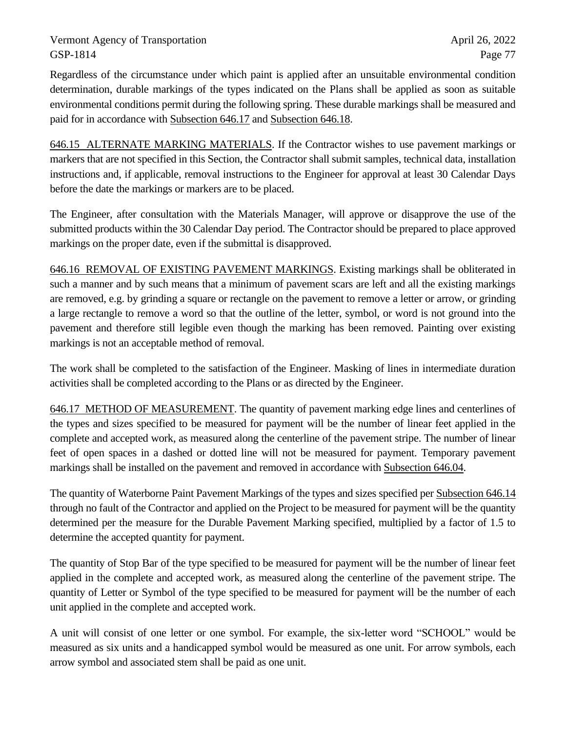Regardless of the circumstance under which paint is applied after an unsuitable environmental condition determination, durable markings of the types indicated on the Plans shall be applied as soon as suitable environmental conditions permit during the following spring. These durable markings shall be measured and paid for in accordance with Subsection 646.17 and Subsection 646.18.

646.15 ALTERNATE MARKING MATERIALS. If the Contractor wishes to use pavement markings or markers that are not specified in this Section, the Contractor shall submit samples, technical data, installation instructions and, if applicable, removal instructions to the Engineer for approval at least 30 Calendar Days before the date the markings or markers are to be placed.

The Engineer, after consultation with the Materials Manager, will approve or disapprove the use of the submitted products within the 30 Calendar Day period. The Contractor should be prepared to place approved markings on the proper date, even if the submittal is disapproved.

646.16 REMOVAL OF EXISTING PAVEMENT MARKINGS. Existing markings shall be obliterated in such a manner and by such means that a minimum of pavement scars are left and all the existing markings are removed, e.g. by grinding a square or rectangle on the pavement to remove a letter or arrow, or grinding a large rectangle to remove a word so that the outline of the letter, symbol, or word is not ground into the pavement and therefore still legible even though the marking has been removed. Painting over existing markings is not an acceptable method of removal.

The work shall be completed to the satisfaction of the Engineer. Masking of lines in intermediate duration activities shall be completed according to the Plans or as directed by the Engineer.

646.17 METHOD OF MEASUREMENT. The quantity of pavement marking edge lines and centerlines of the types and sizes specified to be measured for payment will be the number of linear feet applied in the complete and accepted work, as measured along the centerline of the pavement stripe. The number of linear feet of open spaces in a dashed or dotted line will not be measured for payment. Temporary pavement markings shall be installed on the pavement and removed in accordance with Subsection 646.04.

The quantity of Waterborne Paint Pavement Markings of the types and sizes specified per Subsection 646.14 through no fault of the Contractor and applied on the Project to be measured for payment will be the quantity determined per the measure for the Durable Pavement Marking specified, multiplied by a factor of 1.5 to determine the accepted quantity for payment.

The quantity of Stop Bar of the type specified to be measured for payment will be the number of linear feet applied in the complete and accepted work, as measured along the centerline of the pavement stripe. The quantity of Letter or Symbol of the type specified to be measured for payment will be the number of each unit applied in the complete and accepted work.

A unit will consist of one letter or one symbol. For example, the six-letter word “SCHOOL” would be measured as six units and a handicapped symbol would be measured as one unit. For arrow symbols, each arrow symbol and associated stem shall be paid as one unit.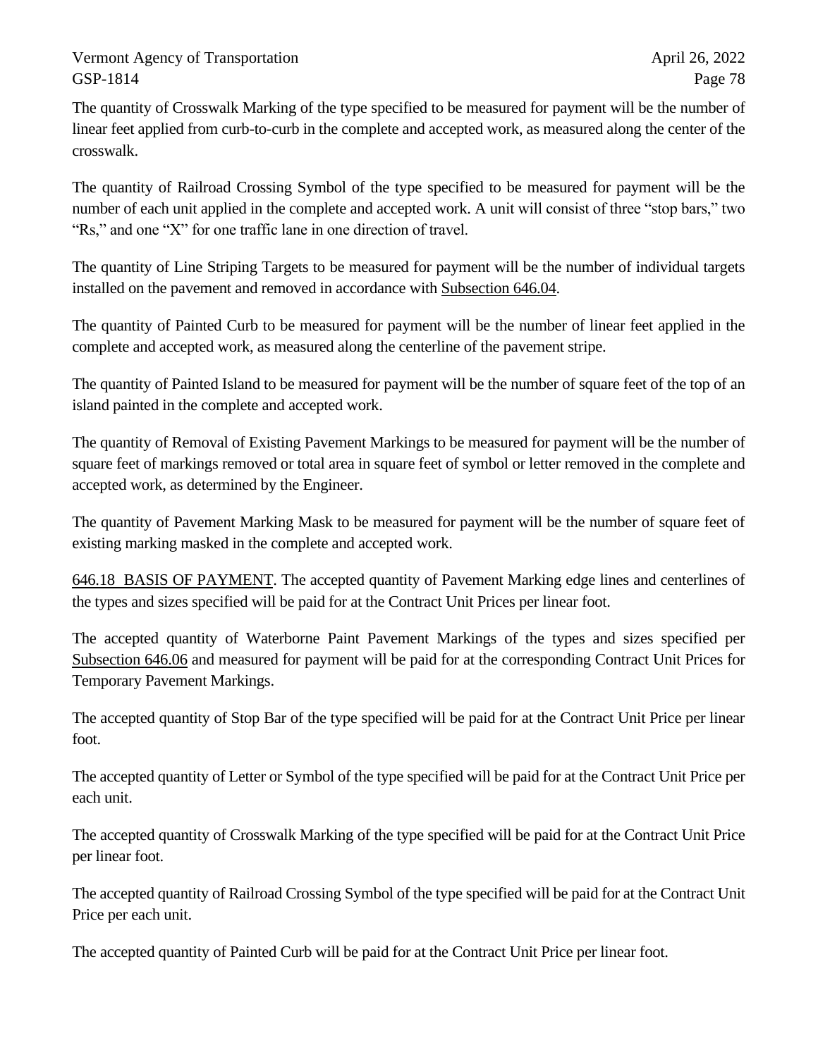The quantity of Crosswalk Marking of the type specified to be measured for payment will be the number of linear feet applied from curb-to-curb in the complete and accepted work, as measured along the center of the crosswalk.

The quantity of Railroad Crossing Symbol of the type specified to be measured for payment will be the number of each unit applied in the complete and accepted work. A unit will consist of three "stop bars," two "Rs," and one "X" for one traffic lane in one direction of travel.

The quantity of Line Striping Targets to be measured for payment will be the number of individual targets installed on the pavement and removed in accordance with Subsection 646.04.

The quantity of Painted Curb to be measured for payment will be the number of linear feet applied in the complete and accepted work, as measured along the centerline of the pavement stripe.

The quantity of Painted Island to be measured for payment will be the number of square feet of the top of an island painted in the complete and accepted work.

The quantity of Removal of Existing Pavement Markings to be measured for payment will be the number of square feet of markings removed or total area in square feet of symbol or letter removed in the complete and accepted work, as determined by the Engineer.

The quantity of Pavement Marking Mask to be measured for payment will be the number of square feet of existing marking masked in the complete and accepted work.

646.18 BASIS OF PAYMENT. The accepted quantity of Pavement Marking edge lines and centerlines of the types and sizes specified will be paid for at the Contract Unit Prices per linear foot.

The accepted quantity of Waterborne Paint Pavement Markings of the types and sizes specified per Subsection 646.06 and measured for payment will be paid for at the corresponding Contract Unit Prices for Temporary Pavement Markings.

The accepted quantity of Stop Bar of the type specified will be paid for at the Contract Unit Price per linear foot.

The accepted quantity of Letter or Symbol of the type specified will be paid for at the Contract Unit Price per each unit.

The accepted quantity of Crosswalk Marking of the type specified will be paid for at the Contract Unit Price per linear foot.

The accepted quantity of Railroad Crossing Symbol of the type specified will be paid for at the Contract Unit Price per each unit.

The accepted quantity of Painted Curb will be paid for at the Contract Unit Price per linear foot.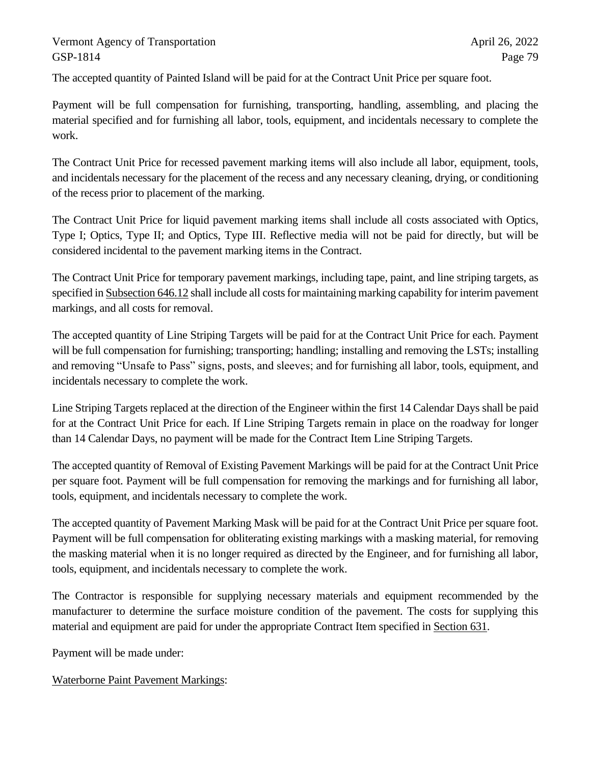The accepted quantity of Painted Island will be paid for at the Contract Unit Price per square foot.

Payment will be full compensation for furnishing, transporting, handling, assembling, and placing the material specified and for furnishing all labor, tools, equipment, and incidentals necessary to complete the work.

The Contract Unit Price for recessed pavement marking items will also include all labor, equipment, tools, and incidentals necessary for the placement of the recess and any necessary cleaning, drying, or conditioning of the recess prior to placement of the marking.

The Contract Unit Price for liquid pavement marking items shall include all costs associated with Optics, Type I; Optics, Type II; and Optics, Type III. Reflective media will not be paid for directly, but will be considered incidental to the pavement marking items in the Contract.

The Contract Unit Price for temporary pavement markings, including tape, paint, and line striping targets, as specified in Subsection 646.12 shall include all costs for maintaining marking capability for interim pavement markings, and all costs for removal.

The accepted quantity of Line Striping Targets will be paid for at the Contract Unit Price for each. Payment will be full compensation for furnishing; transporting; handling; installing and removing the LSTs; installing and removing "Unsafe to Pass" signs, posts, and sleeves; and for furnishing all labor, tools, equipment, and incidentals necessary to complete the work.

Line Striping Targets replaced at the direction of the Engineer within the first 14 Calendar Days shall be paid for at the Contract Unit Price for each. If Line Striping Targets remain in place on the roadway for longer than 14 Calendar Days, no payment will be made for the Contract Item Line Striping Targets.

The accepted quantity of Removal of Existing Pavement Markings will be paid for at the Contract Unit Price per square foot. Payment will be full compensation for removing the markings and for furnishing all labor, tools, equipment, and incidentals necessary to complete the work.

The accepted quantity of Pavement Marking Mask will be paid for at the Contract Unit Price per square foot. Payment will be full compensation for obliterating existing markings with a masking material, for removing the masking material when it is no longer required as directed by the Engineer, and for furnishing all labor, tools, equipment, and incidentals necessary to complete the work.

The Contractor is responsible for supplying necessary materials and equipment recommended by the manufacturer to determine the surface moisture condition of the pavement. The costs for supplying this material and equipment are paid for under the appropriate Contract Item specified in Section 631.

Payment will be made under:

Waterborne Paint Pavement Markings: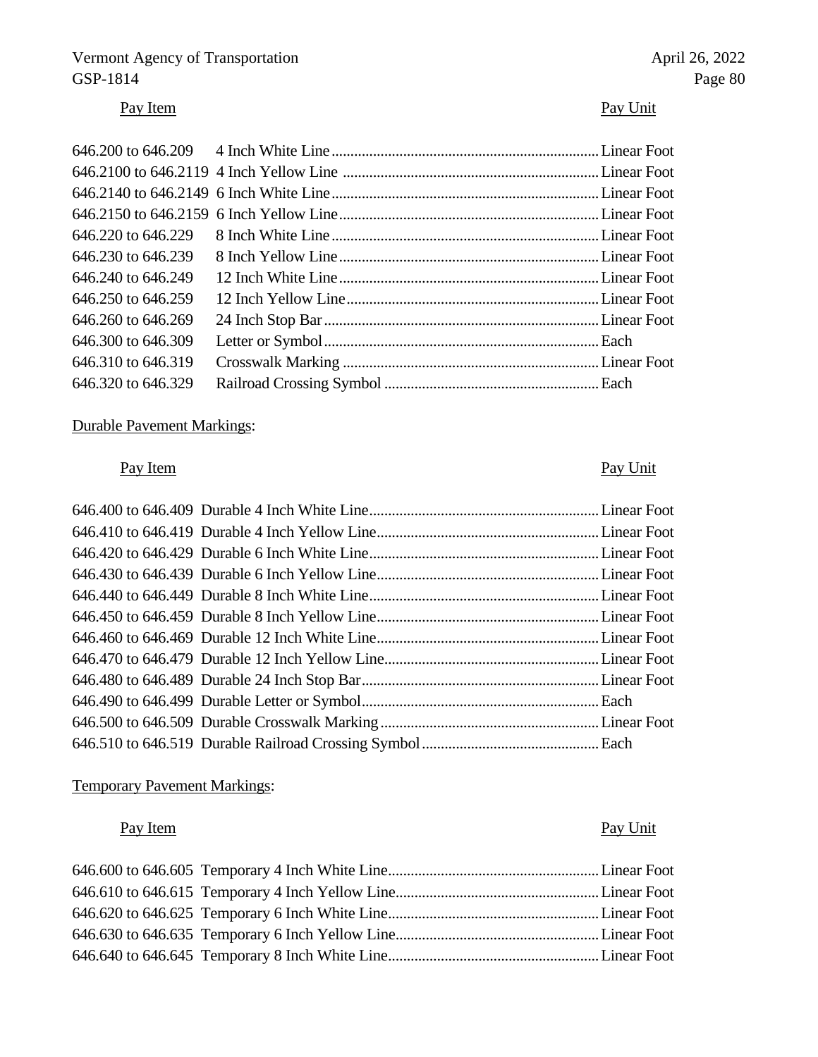| Pay Item | | Pay Unit |
|---|---|---|
| 646.200 to 646.209 | 4 Inch White Line | Linear Foot |
| 646.2100 to 646.2119 | 4 Inch Yellow Line | Linear Foot |
| 646.2140 to 646.2149 | 6 Inch White Line | Linear Foot |
| 646.2150 to 646.2159 | 6 Inch Yellow Line | Linear Foot |
| 646.220 to 646.229 | 8 Inch White Line | Linear Foot |
| 646.230 to 646.239 | 8 Inch Yellow Line | Linear Foot |
| 646.240 to 646.249 | 12 Inch White Line | Linear Foot |
| 646.250 to 646.259 | 12 Inch Yellow Line | Linear Foot |
| 646.260 to 646.269 | 24 Inch Stop Bar | Linear Foot |
| 646.300 to 646.309 | Letter or Symbol | Each |
| 646.310 to 646.319 | Crosswalk Marking | Linear Foot |
| 646.320 to 646.329 | Railroad Crossing Symbol | Each |

Durable Pavement Markings:

| Pay Item | | Pay Unit |
|---|---|---|
| 646.400 to 646.409 | Durable 4 Inch White Line | Linear Foot |
| 646.410 to 646.419 | Durable 4 Inch Yellow Line | Linear Foot |
| 646.420 to 646.429 | Durable 6 Inch White Line | Linear Foot |
| 646.430 to 646.439 | Durable 6 Inch Yellow Line | Linear Foot |
| 646.440 to 646.449 | Durable 8 Inch White Line | Linear Foot |
| 646.450 to 646.459 | Durable 8 Inch Yellow Line | Linear Foot |
| 646.460 to 646.469 | Durable 12 Inch White Line | Linear Foot |
| 646.470 to 646.479 | Durable 12 Inch Yellow Line | Linear Foot |
| 646.480 to 646.489 | Durable 24 Inch Stop Bar | Linear Foot |
| 646.490 to 646.499 | Durable Letter or Symbol | Each |
| 646.500 to 646.509 | Durable Crosswalk Marking | Linear Foot |
| 646.510 to 646.519 | Durable Railroad Crossing Symbol | Each |

Temporary Pavement Markings:

| Pay Item | | Pay Unit |
|---|---|---|
| 646.600 to 646.605 | Temporary 4 Inch White Line | Linear Foot |
| 646.610 to 646.615 | Temporary 4 Inch Yellow Line | Linear Foot |
| 646.620 to 646.625 | Temporary 6 Inch White Line | Linear Foot |
| 646.630 to 646.635 | Temporary 6 Inch Yellow Line | Linear Foot |
| 646.640 to 646.645 | Temporary 8 Inch White Line | Linear Foot |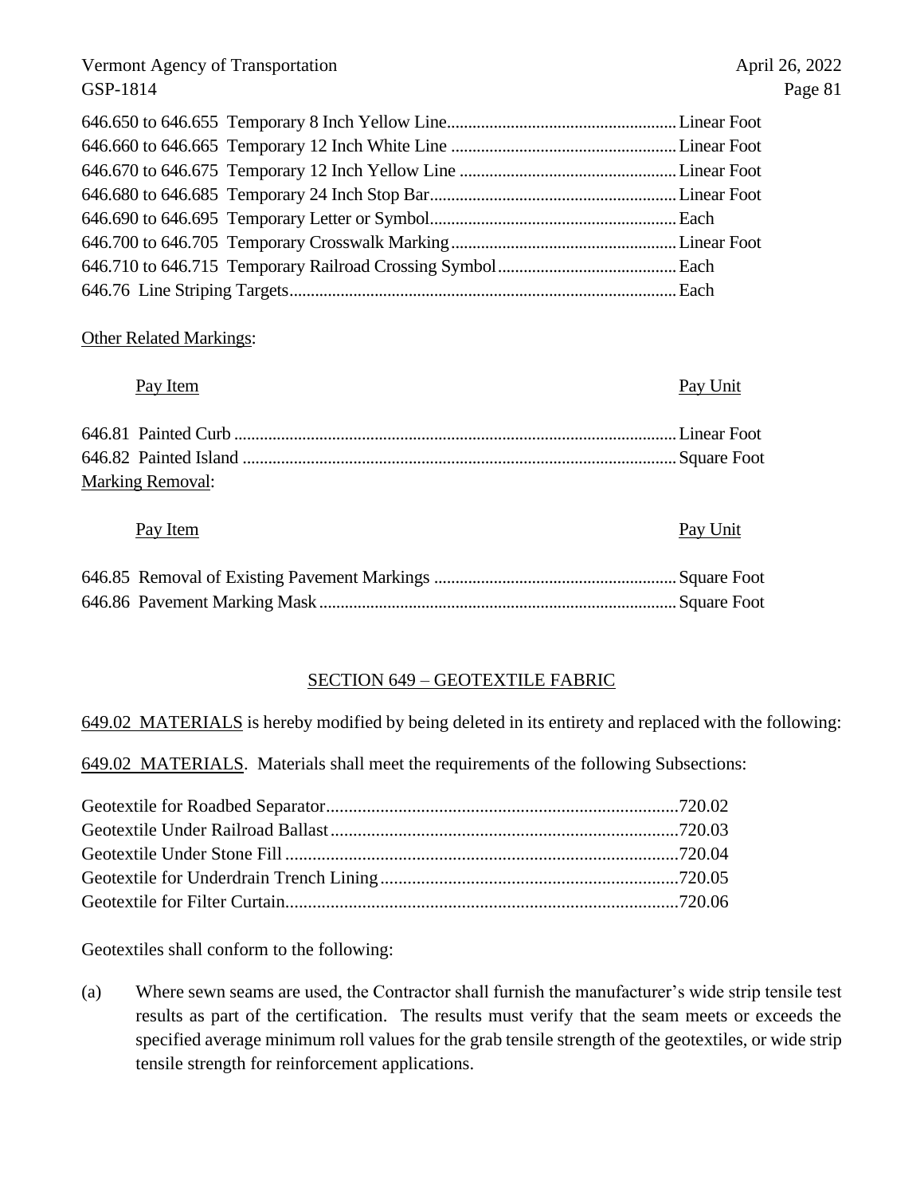| | |
|---|---|
| 646.650 to 646.655 Temporary 8 Inch Yellow Line | Linear Foot |
| 646.660 to 646.665 Temporary 12 Inch White Line | Linear Foot |
| 646.670 to 646.675 Temporary 12 Inch Yellow Line | Linear Foot |
| 646.680 to 646.685 Temporary 24 Inch Stop Bar | Linear Foot |
| 646.690 to 646.695 Temporary Letter or Symbol | Each |
| 646.700 to 646.705 Temporary Crosswalk Marking | Linear Foot |
| 646.710 to 646.715 Temporary Railroad Crossing Symbol | Each |
| 646.76 Line Striping Targets | Each |

<u>Other Related Markings</u>:

| <u>Pay Item</u> | <u>Pay Unit</u> |
|---|---|
| 646.81 Painted Curb | Linear Foot |
| 646.82 Painted Island | Square Foot |

<u>Marking Removal</u>:

| <u>Pay Item</u> | <u>Pay Unit</u> |
|---|---|
| 646.85 Removal of Existing Pavement Markings | Square Foot |
| 646.86 Pavement Marking Mask | Square Foot |

## <u>SECTION 649 – GEOTEXTILE FABRIC</u>

<u>649.02 MATERIALS</u> is hereby modified by being deleted in its entirety and replaced with the following:

<u>649.02 MATERIALS</u>. Materials shall meet the requirements of the following Subsections:

| | |
|---|---|
| Geotextile for Roadbed Separator | 720.02 |
| Geotextile Under Railroad Ballast | 720.03 |
| Geotextile Under Stone Fill | 720.04 |
| Geotextile for Underdrain Trench Lining | 720.05 |
| Geotextile for Filter Curtain | 720.06 |

Geotextiles shall conform to the following:

(a) Where sewn seams are used, the Contractor shall furnish the manufacturer's wide strip tensile test results as part of the certification. The results must verify that the seam meets or exceeds the specified average minimum roll values for the grab tensile strength of the geotextiles, or wide strip tensile strength for reinforcement applications.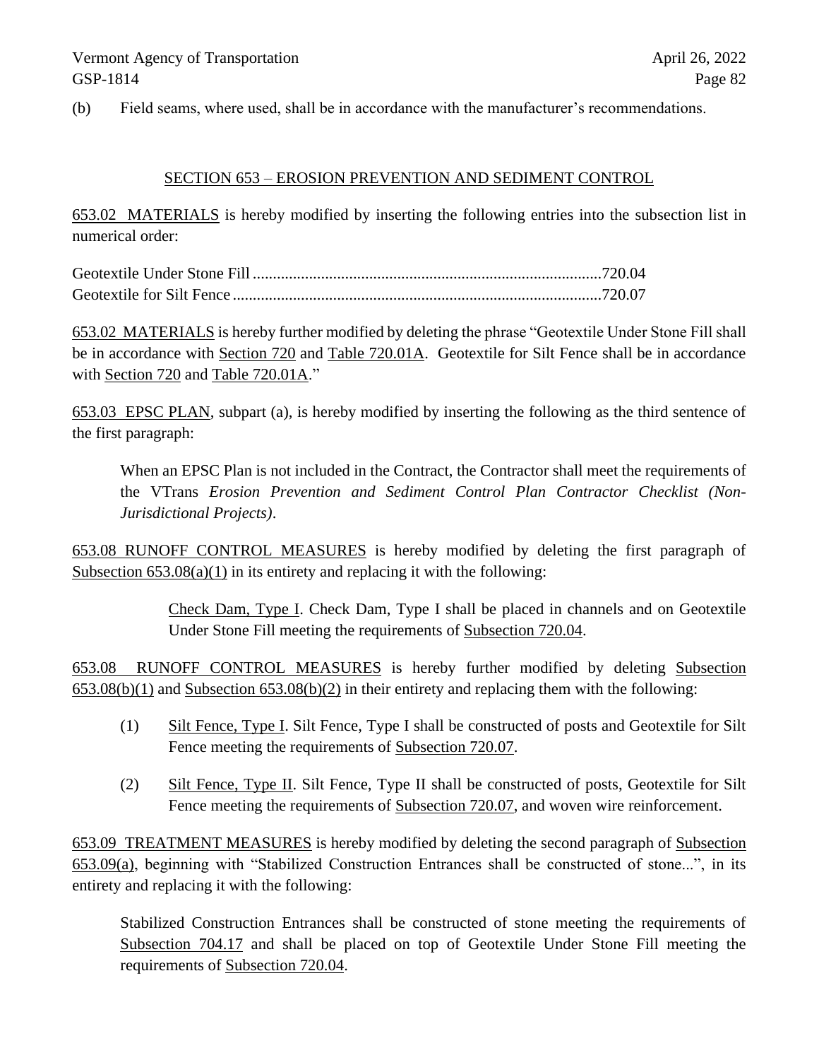(b) Field seams, where used, shall be in accordance with the manufacturer's recommendations.

## SECTION 653 – EROSION PREVENTION AND SEDIMENT CONTROL

653.02 MATERIALS is hereby modified by inserting the following entries into the subsection list in numerical order:

Geotextile Under Stone Fill .......................................................................................720.04
Geotextile for Silt Fence ...........................................................................................720.07

653.02 MATERIALS is hereby further modified by deleting the phrase "Geotextile Under Stone Fill shall be in accordance with Section 720 and Table 720.01A. Geotextile for Silt Fence shall be in accordance with Section 720 and Table 720.01A."

653.03 EPSC PLAN, subpart (a), is hereby modified by inserting the following as the third sentence of the first paragraph:

> When an EPSC Plan is not included in the Contract, the Contractor shall meet the requirements of the VTrans *Erosion Prevention and Sediment Control Plan Contractor Checklist (Non-Jurisdictional Projects)*.

653.08 RUNOFF CONTROL MEASURES is hereby modified by deleting the first paragraph of Subsection 653.08(a)(1) in its entirety and replacing it with the following:

> Check Dam, Type I. Check Dam, Type I shall be placed in channels and on Geotextile Under Stone Fill meeting the requirements of Subsection 720.04.

653.08 RUNOFF CONTROL MEASURES is hereby further modified by deleting Subsection 653.08(b)(1) and Subsection 653.08(b)(2) in their entirety and replacing them with the following:

(1) Silt Fence, Type I. Silt Fence, Type I shall be constructed of posts and Geotextile for Silt Fence meeting the requirements of Subsection 720.07.

(2) Silt Fence, Type II. Silt Fence, Type II shall be constructed of posts, Geotextile for Silt Fence meeting the requirements of Subsection 720.07, and woven wire reinforcement.

653.09 TREATMENT MEASURES is hereby modified by deleting the second paragraph of Subsection 653.09(a), beginning with "Stabilized Construction Entrances shall be constructed of stone...", in its entirety and replacing it with the following:

> Stabilized Construction Entrances shall be constructed of stone meeting the requirements of Subsection 704.17 and shall be placed on top of Geotextile Under Stone Fill meeting the requirements of Subsection 720.04.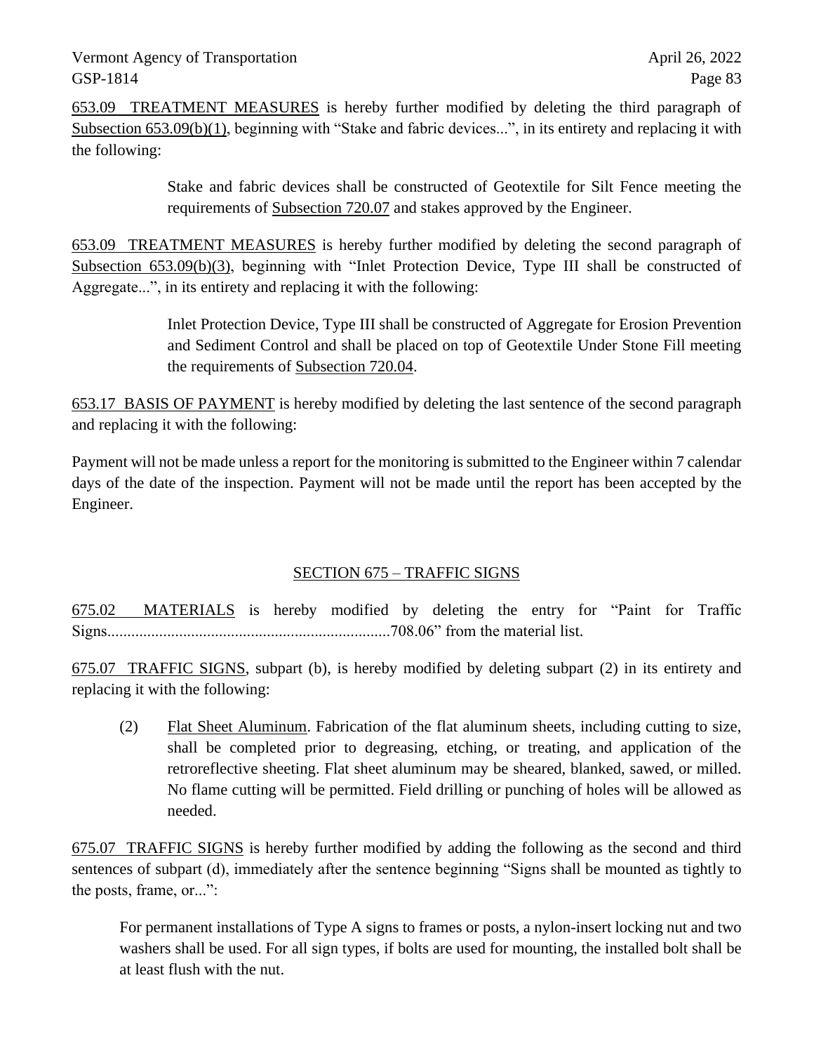653.09 TREATMENT MEASURES is hereby further modified by deleting the third paragraph of Subsection 653.09(b)(1), beginning with "Stake and fabric devices...", in its entirety and replacing it with the following:

> Stake and fabric devices shall be constructed of Geotextile for Silt Fence meeting the requirements of Subsection 720.07 and stakes approved by the Engineer.

653.09 TREATMENT MEASURES is hereby further modified by deleting the second paragraph of Subsection 653.09(b)(3), beginning with "Inlet Protection Device, Type III shall be constructed of Aggregate...", in its entirety and replacing it with the following:

> Inlet Protection Device, Type III shall be constructed of Aggregate for Erosion Prevention and Sediment Control and shall be placed on top of Geotextile Under Stone Fill meeting the requirements of Subsection 720.04.

653.17 BASIS OF PAYMENT is hereby modified by deleting the last sentence of the second paragraph and replacing it with the following:

Payment will not be made unless a report for the monitoring is submitted to the Engineer within 7 calendar days of the date of the inspection. Payment will not be made until the report has been accepted by the Engineer.

## SECTION 675 – TRAFFIC SIGNS

675.02 MATERIALS is hereby modified by deleting the entry for "Paint for Traffic Signs........................................................................708.06" from the material list.

675.07 TRAFFIC SIGNS, subpart (b), is hereby modified by deleting subpart (2) in its entirety and replacing it with the following:

(2) Flat Sheet Aluminum. Fabrication of the flat aluminum sheets, including cutting to size, shall be completed prior to degreasing, etching, or treating, and application of the retroreflective sheeting. Flat sheet aluminum may be sheared, blanked, sawed, or milled. No flame cutting will be permitted. Field drilling or punching of holes will be allowed as needed.

675.07 TRAFFIC SIGNS is hereby further modified by adding the following as the second and third sentences of subpart (d), immediately after the sentence beginning "Signs shall be mounted as tightly to the posts, frame, or...":

> For permanent installations of Type A signs to frames or posts, a nylon-insert locking nut and two washers shall be used. For all sign types, if bolts are used for mounting, the installed bolt shall be at least flush with the nut.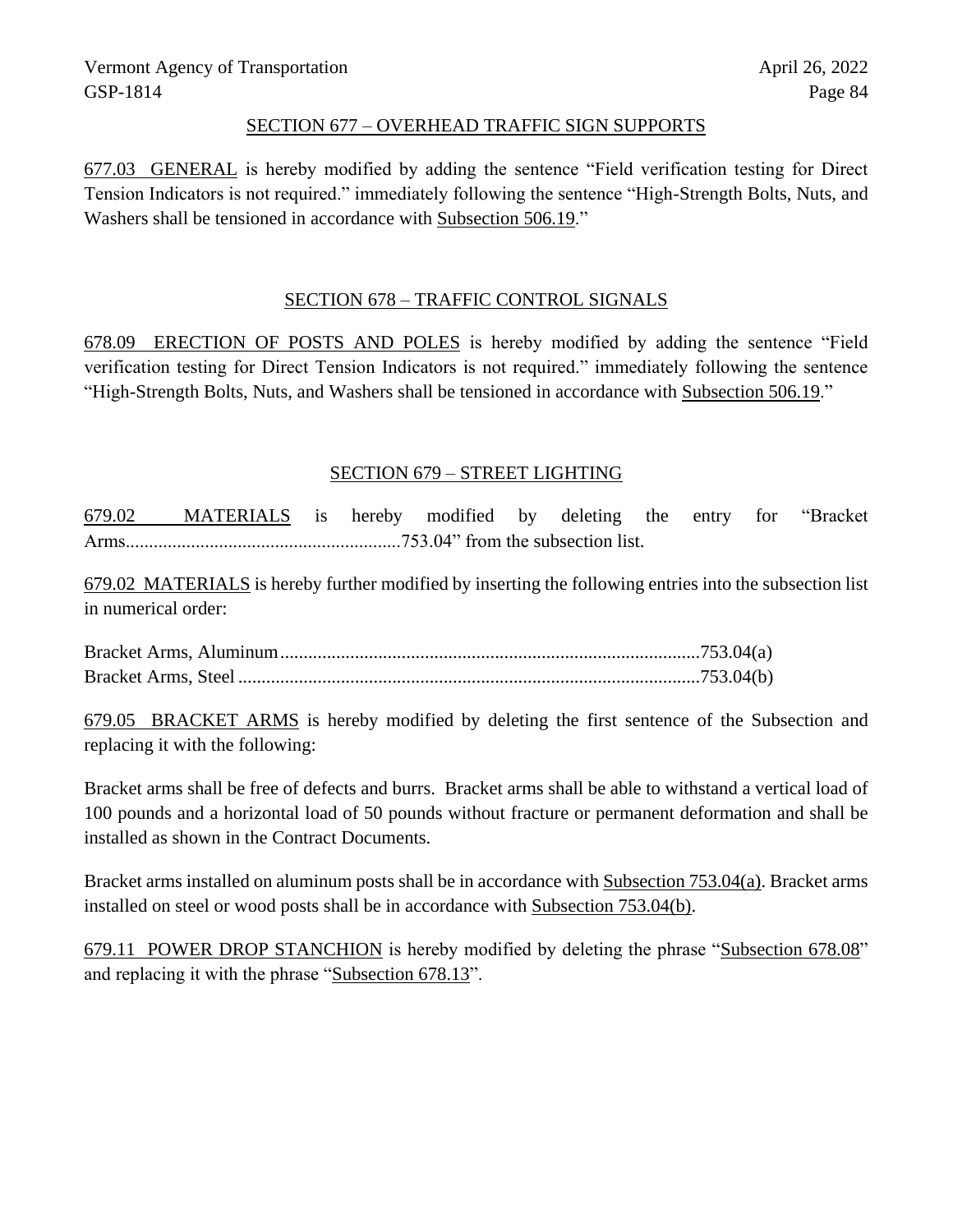## SECTION 677 – OVERHEAD TRAFFIC SIGN SUPPORTS

677.03 GENERAL is hereby modified by adding the sentence "Field verification testing for Direct Tension Indicators is not required." immediately following the sentence "High-Strength Bolts, Nuts, and Washers shall be tensioned in accordance with Subsection 506.19."

## SECTION 678 – TRAFFIC CONTROL SIGNALS

678.09 ERECTION OF POSTS AND POLES is hereby modified by adding the sentence "Field verification testing for Direct Tension Indicators is not required." immediately following the sentence "High-Strength Bolts, Nuts, and Washers shall be tensioned in accordance with Subsection 506.19."

## SECTION 679 – STREET LIGHTING

679.02 MATERIALS is hereby modified by deleting the entry for "Bracket Arms............................................................753.04" from the subsection list.

679.02 MATERIALS is hereby further modified by inserting the following entries into the subsection list in numerical order:

Bracket Arms, Aluminum.........................................................................................753.04(a)
Bracket Arms, Steel ..................................................................................................753.04(b)

679.05 BRACKET ARMS is hereby modified by deleting the first sentence of the Subsection and replacing it with the following:

Bracket arms shall be free of defects and burrs. Bracket arms shall be able to withstand a vertical load of 100 pounds and a horizontal load of 50 pounds without fracture or permanent deformation and shall be installed as shown in the Contract Documents.

Bracket arms installed on aluminum posts shall be in accordance with Subsection 753.04(a). Bracket arms installed on steel or wood posts shall be in accordance with Subsection 753.04(b).

679.11 POWER DROP STANCHION is hereby modified by deleting the phrase "Subsection 678.08" and replacing it with the phrase "Subsection 678.13".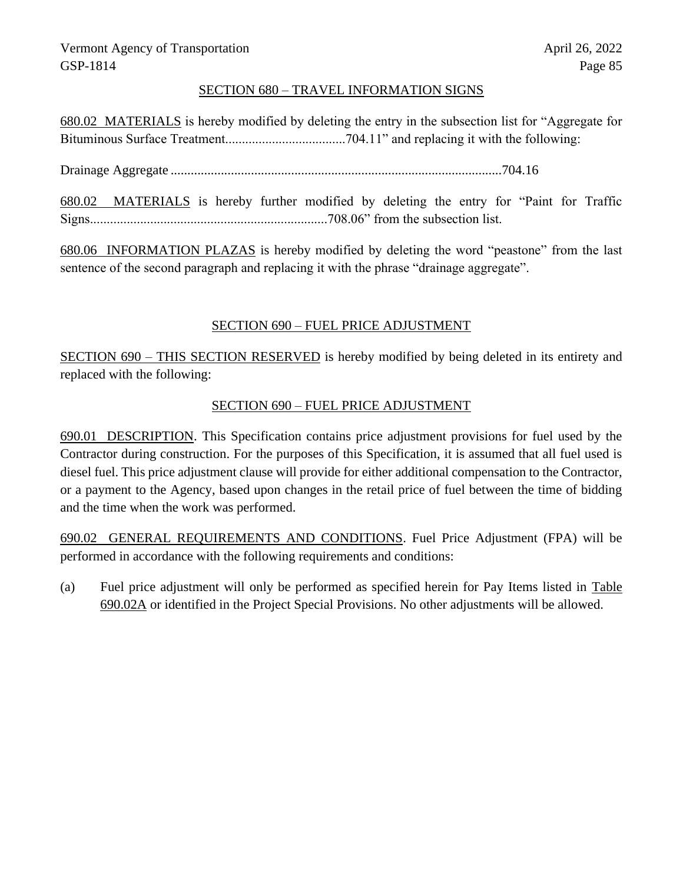## SECTION 680 – TRAVEL INFORMATION SIGNS

680.02 MATERIALS is hereby modified by deleting the entry in the subsection list for "Aggregate for Bituminous Surface Treatment....................................704.11" and replacing it with the following:

Drainage Aggregate ..................................................................................................704.16

680.02 MATERIALS is hereby further modified by deleting the entry for "Paint for Traffic Signs.......................................................................708.06" from the subsection list.

680.06 INFORMATION PLAZAS is hereby modified by deleting the word "peastone" from the last sentence of the second paragraph and replacing it with the phrase "drainage aggregate".

## SECTION 690 – FUEL PRICE ADJUSTMENT

SECTION 690 – THIS SECTION RESERVED is hereby modified by being deleted in its entirety and replaced with the following:

## SECTION 690 – FUEL PRICE ADJUSTMENT

690.01 DESCRIPTION. This Specification contains price adjustment provisions for fuel used by the Contractor during construction. For the purposes of this Specification, it is assumed that all fuel used is diesel fuel. This price adjustment clause will provide for either additional compensation to the Contractor, or a payment to the Agency, based upon changes in the retail price of fuel between the time of bidding and the time when the work was performed.

690.02 GENERAL REQUIREMENTS AND CONDITIONS. Fuel Price Adjustment (FPA) will be performed in accordance with the following requirements and conditions:

(a) Fuel price adjustment will only be performed as specified herein for Pay Items listed in Table 690.02A or identified in the Project Special Provisions. No other adjustments will be allowed.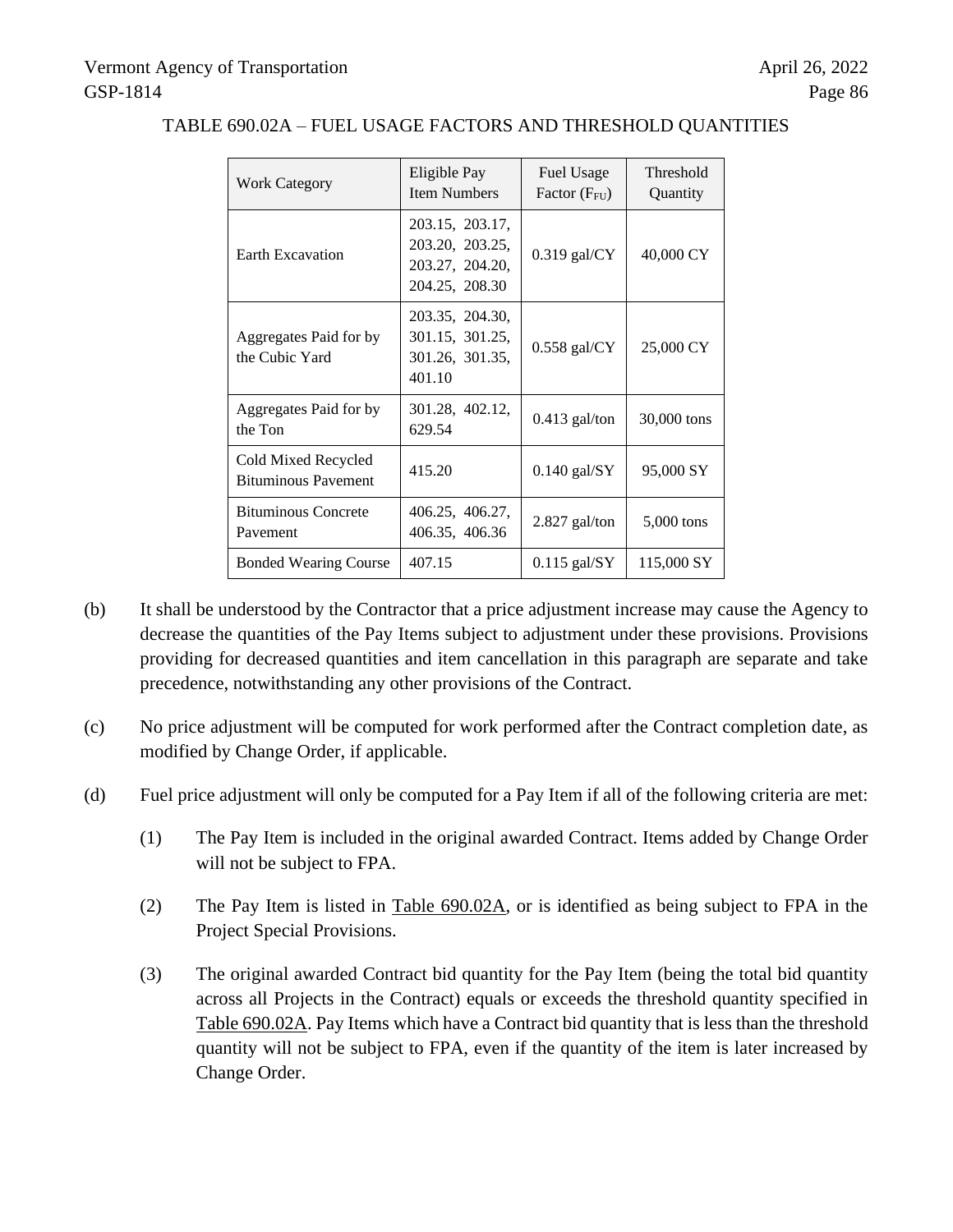TABLE 690.02A – FUEL USAGE FACTORS AND THRESHOLD QUANTITIES

| Work Category | Eligible Pay Item Numbers | Fuel Usage Factor ($F_{FU}$) | Threshold Quantity |
|---|---|---|---|
| Earth Excavation | 203.15, 203.17, 203.20, 203.25, 203.27, 204.20, 204.25, 208.30 | 0.319 gal/CY | 40,000 CY |
| Aggregates Paid for by the Cubic Yard | 203.35, 204.30, 301.15, 301.25, 301.26, 301.35, 401.10 | 0.558 gal/CY | 25,000 CY |
| Aggregates Paid for by the Ton | 301.28, 402.12, 629.54 | 0.413 gal/ton | 30,000 tons |
| Cold Mixed Recycled Bituminous Pavement | 415.20 | 0.140 gal/SY | 95,000 SY |
| Bituminous Concrete Pavement | 406.25, 406.27, 406.35, 406.36 | 2.827 gal/ton | 5,000 tons |
| Bonded Wearing Course | 407.15 | 0.115 gal/SY | 115,000 SY |

(b) It shall be understood by the Contractor that a price adjustment increase may cause the Agency to decrease the quantities of the Pay Items subject to adjustment under these provisions. Provisions providing for decreased quantities and item cancellation in this paragraph are separate and take precedence, notwithstanding any other provisions of the Contract.

(c) No price adjustment will be computed for work performed after the Contract completion date, as modified by Change Order, if applicable.

(d) Fuel price adjustment will only be computed for a Pay Item if all of the following criteria are met:

(1) The Pay Item is included in the original awarded Contract. Items added by Change Order will not be subject to FPA.

(2) The Pay Item is listed in Table 690.02A, or is identified as being subject to FPA in the Project Special Provisions.

(3) The original awarded Contract bid quantity for the Pay Item (being the total bid quantity across all Projects in the Contract) equals or exceeds the threshold quantity specified in Table 690.02A. Pay Items which have a Contract bid quantity that is less than the threshold quantity will not be subject to FPA, even if the quantity of the item is later increased by Change Order.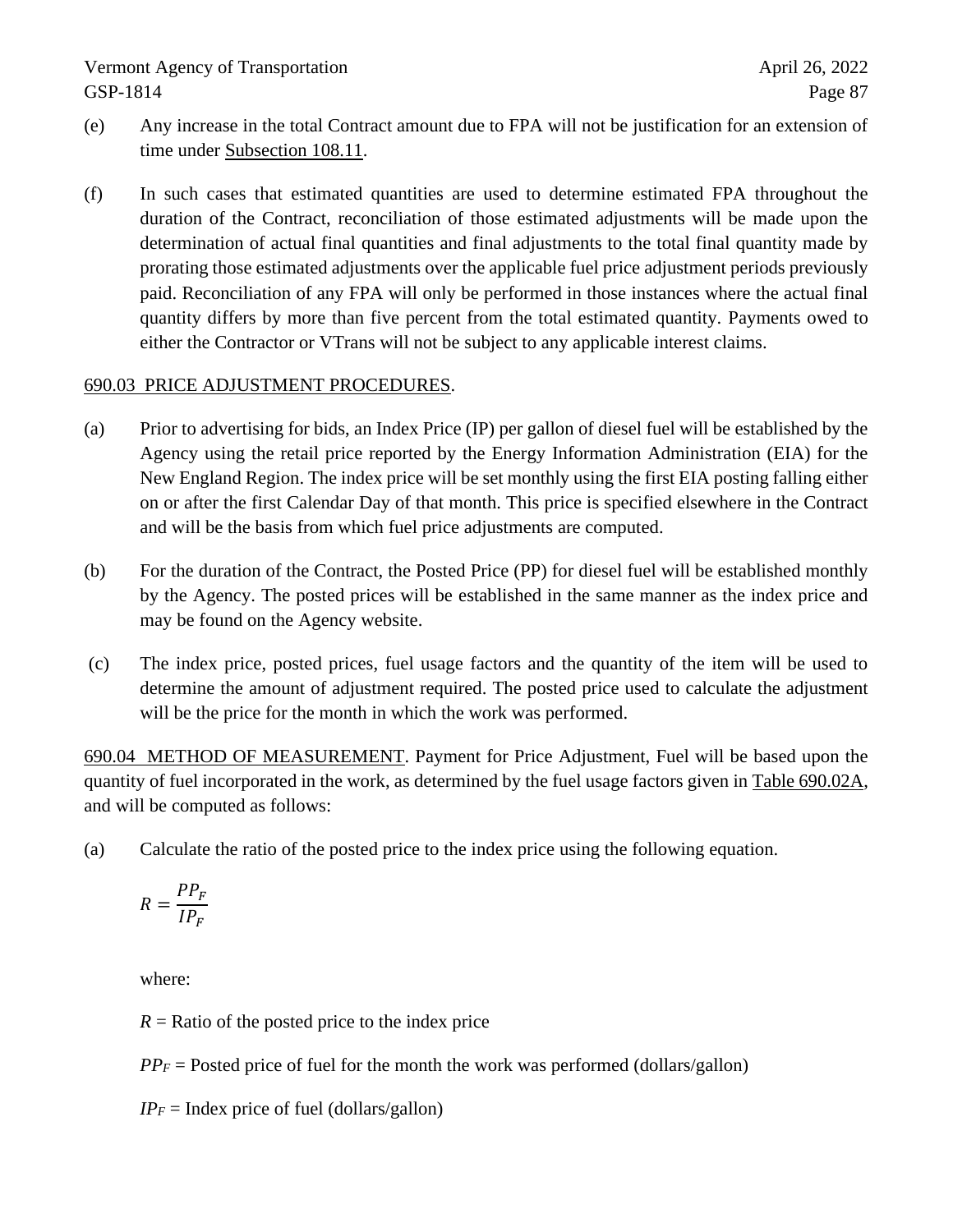(e) Any increase in the total Contract amount due to FPA will not be justification for an extension of time under Subsection 108.11.

(f) In such cases that estimated quantities are used to determine estimated FPA throughout the duration of the Contract, reconciliation of those estimated adjustments will be made upon the determination of actual final quantities and final adjustments to the total final quantity made by prorating those estimated adjustments over the applicable fuel price adjustment periods previously paid. Reconciliation of any FPA will only be performed in those instances where the actual final quantity differs by more than five percent from the total estimated quantity. Payments owed to either the Contractor or VTrans will not be subject to any applicable interest claims.

690.03 PRICE ADJUSTMENT PROCEDURES.

(a) Prior to advertising for bids, an Index Price (IP) per gallon of diesel fuel will be established by the Agency using the retail price reported by the Energy Information Administration (EIA) for the New England Region. The index price will be set monthly using the first EIA posting falling either on or after the first Calendar Day of that month. This price is specified elsewhere in the Contract and will be the basis from which fuel price adjustments are computed.

(b) For the duration of the Contract, the Posted Price (PP) for diesel fuel will be established monthly by the Agency. The posted prices will be established in the same manner as the index price and may be found on the Agency website.

(c) The index price, posted prices, fuel usage factors and the quantity of the item will be used to determine the amount of adjustment required. The posted price used to calculate the adjustment will be the price for the month in which the work was performed.

690.04 METHOD OF MEASUREMENT. Payment for Price Adjustment, Fuel will be based upon the quantity of fuel incorporated in the work, as determined by the fuel usage factors given in Table 690.02A, and will be computed as follows:

(a) Calculate the ratio of the posted price to the index price using the following equation.

$$R = \frac{PP_F}{IP_F}$$

where:

$R$ = Ratio of the posted price to the index price

$PP_F$ = Posted price of fuel for the month the work was performed (dollars/gallon)

$IP_F$ = Index price of fuel (dollars/gallon)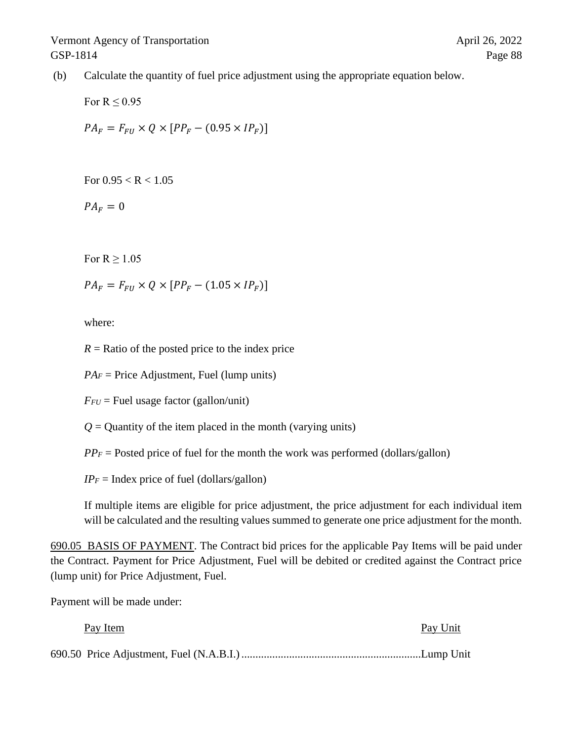(b) Calculate the quantity of fuel price adjustment using the appropriate equation below.

For $R \leq 0.95$

$$PA_F = F_{FU} \times Q \times [PP_F - (0.95 \times IP_F)]$$

For $0.95 < R < 1.05$

$$PA_F = 0$$

For $R \geq 1.05$

$$PA_F = F_{FU} \times Q \times [PP_F - (1.05 \times IP_F)]$$

where:

$R$ = Ratio of the posted price to the index price

$PA_F$ = Price Adjustment, Fuel (lump units)

$F_{FU}$ = Fuel usage factor (gallon/unit)

$Q$ = Quantity of the item placed in the month (varying units)

$PP_F$ = Posted price of fuel for the month the work was performed (dollars/gallon)

$IP_F$ = Index price of fuel (dollars/gallon)

If multiple items are eligible for price adjustment, the price adjustment for each individual item will be calculated and the resulting values summed to generate one price adjustment for the month.

690.05 BASIS OF PAYMENT. The Contract bid prices for the applicable Pay Items will be paid under the Contract. Payment for Price Adjustment, Fuel will be debited or credited against the Contract price (lump unit) for Price Adjustment, Fuel.

Payment will be made under:

| Pay Item | Pay Unit |
|---|---|
| 690.50 Price Adjustment, Fuel (N.A.B.I.) | Lump Unit |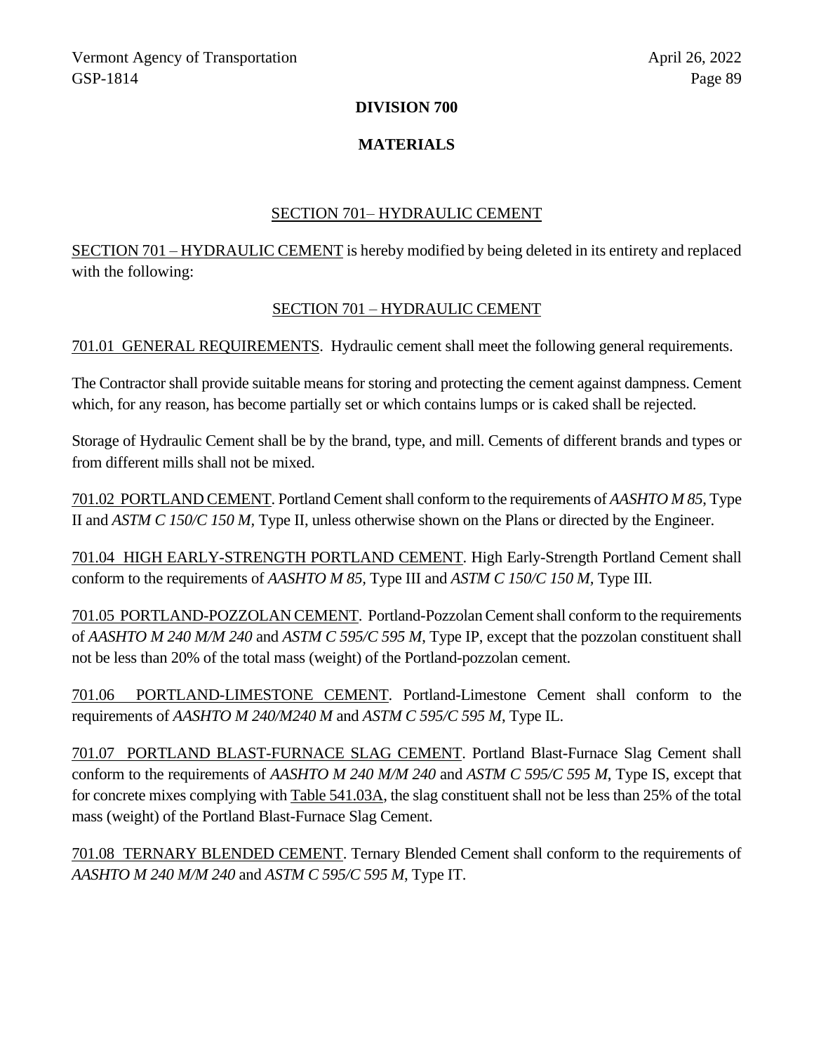# DIVISION 700

# MATERIALS

## SECTION 701– HYDRAULIC CEMENT

SECTION 701 – HYDRAULIC CEMENT is hereby modified by being deleted in its entirety and replaced with the following:

## SECTION 701 – HYDRAULIC CEMENT

701.01 GENERAL REQUIREMENTS. Hydraulic cement shall meet the following general requirements.

The Contractor shall provide suitable means for storing and protecting the cement against dampness. Cement which, for any reason, has become partially set or which contains lumps or is caked shall be rejected.

Storage of Hydraulic Cement shall be by the brand, type, and mill. Cements of different brands and types or from different mills shall not be mixed.

701.02 PORTLAND CEMENT. Portland Cement shall conform to the requirements of *AASHTO M 85*, Type II and *ASTM C 150/C 150 M*, Type II, unless otherwise shown on the Plans or directed by the Engineer.

701.04 HIGH EARLY-STRENGTH PORTLAND CEMENT. High Early-Strength Portland Cement shall conform to the requirements of *AASHTO M 85,* Type III and *ASTM C 150/C 150 M,* Type III.

701.05 PORTLAND-POZZOLAN CEMENT. Portland-Pozzolan Cement shall conform to the requirements of *AASHTO M 240 M/M 240* and *ASTM C 595/C 595 M*, Type IP, except that the pozzolan constituent shall not be less than 20% of the total mass (weight) of the Portland-pozzolan cement.

701.06 PORTLAND-LIMESTONE CEMENT. Portland-Limestone Cement shall conform to the requirements of *AASHTO M 240/M240 M* and *ASTM C 595/C 595 M*, Type IL.

701.07 PORTLAND BLAST-FURNACE SLAG CEMENT. Portland Blast-Furnace Slag Cement shall conform to the requirements of *AASHTO M 240 M/M 240* and *ASTM C 595/C 595 M*, Type IS, except that for concrete mixes complying with Table 541.03A, the slag constituent shall not be less than 25% of the total mass (weight) of the Portland Blast-Furnace Slag Cement.

701.08 TERNARY BLENDED CEMENT. Ternary Blended Cement shall conform to the requirements of *AASHTO M 240 M/M 240* and *ASTM C 595/C 595 M*, Type IT.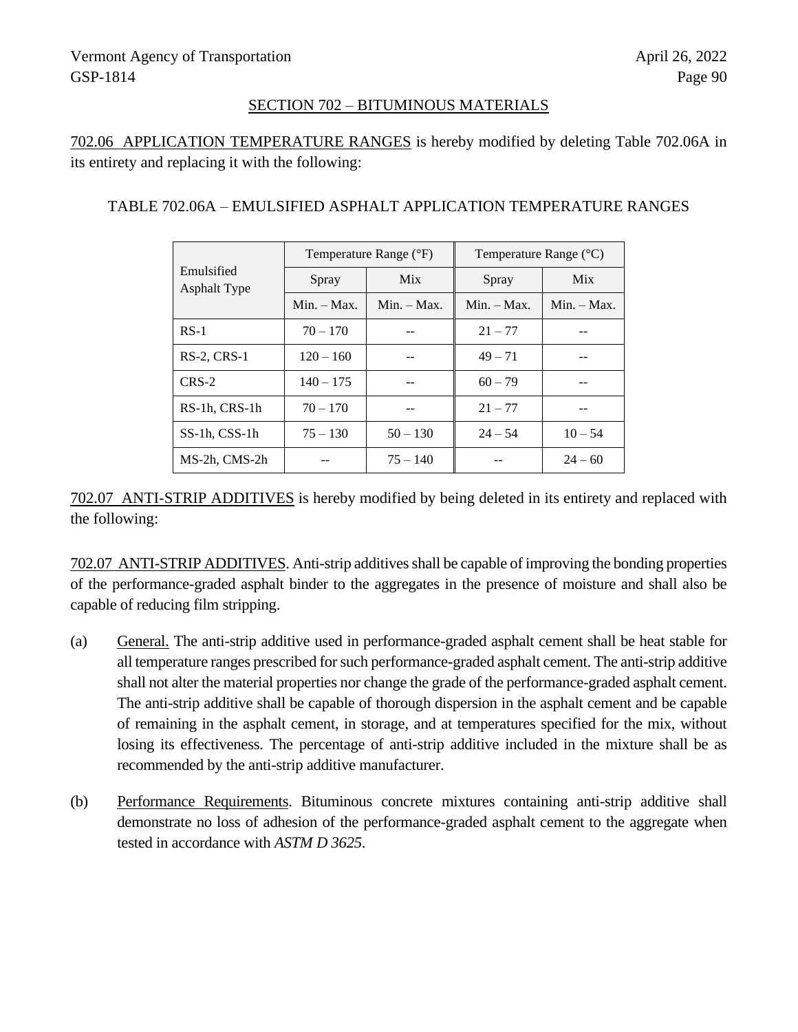## SECTION 702 – BITUMINOUS MATERIALS

702.06 APPLICATION TEMPERATURE RANGES is hereby modified by deleting Table 702.06A in its entirety and replacing it with the following:

TABLE 702.06A – EMULSIFIED ASPHALT APPLICATION TEMPERATURE RANGES

| Emulsified Asphalt Type | Temperature Range (°F) | | Temperature Range (°C) | |
|---|---|---|---|---|
| | Spray | Mix | Spray | Mix |
| | Min. – Max. | Min. – Max. | Min. – Max. | Min. – Max. |
| RS-1 | 70 – 170 | -- | 21 – 77 | -- |
| RS-2, CRS-1 | 120 – 160 | -- | 49 – 71 | -- |
| CRS-2 | 140 – 175 | -- | 60 – 79 | -- |
| RS-1h, CRS-1h | 70 – 170 | -- | 21 – 77 | -- |
| SS-1h, CSS-1h | 75 – 130 | 50 – 130 | 24 – 54 | 10 – 54 |
| MS-2h, CMS-2h | -- | 75 – 140 | -- | 24 – 60 |

702.07 ANTI-STRIP ADDITIVES is hereby modified by being deleted in its entirety and replaced with the following:

702.07 ANTI-STRIP ADDITIVES. Anti-strip additives shall be capable of improving the bonding properties of the performance-graded asphalt binder to the aggregates in the presence of moisture and shall also be capable of reducing film stripping.

(a) General. The anti-strip additive used in performance-graded asphalt cement shall be heat stable for all temperature ranges prescribed for such performance-graded asphalt cement. The anti-strip additive shall not alter the material properties nor change the grade of the performance-graded asphalt cement. The anti-strip additive shall be capable of thorough dispersion in the asphalt cement and be capable of remaining in the asphalt cement, in storage, and at temperatures specified for the mix, without losing its effectiveness. The percentage of anti-strip additive included in the mixture shall be as recommended by the anti-strip additive manufacturer.

(b) Performance Requirements. Bituminous concrete mixtures containing anti-strip additive shall demonstrate no loss of adhesion of the performance-graded asphalt cement to the aggregate when tested in accordance with *ASTM D 3625*.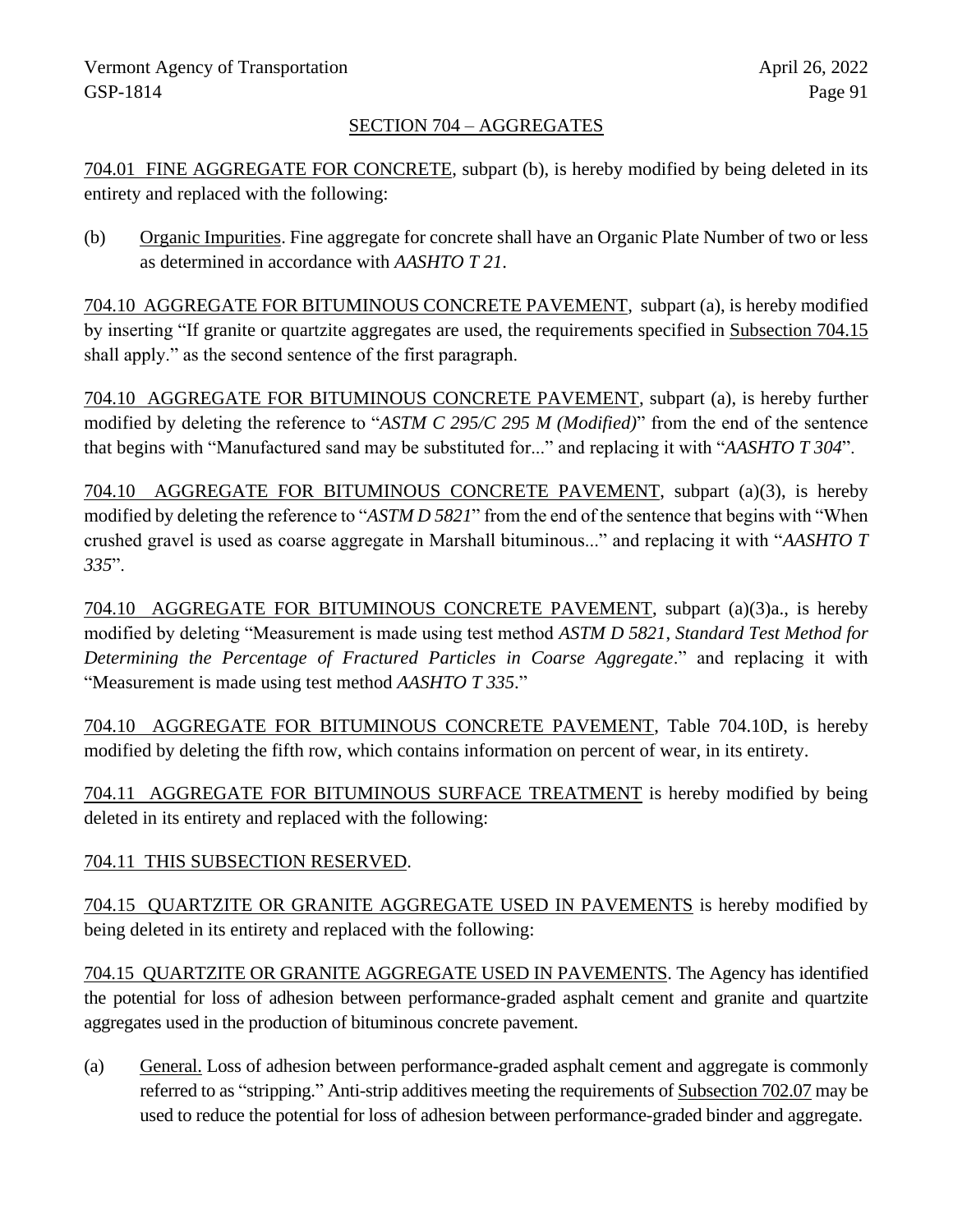## SECTION 704 – AGGREGATES

704.01 FINE AGGREGATE FOR CONCRETE, subpart (b), is hereby modified by being deleted in its entirety and replaced with the following:

(b) Organic Impurities. Fine aggregate for concrete shall have an Organic Plate Number of two or less as determined in accordance with *AASHTO T 21*.

704.10 AGGREGATE FOR BITUMINOUS CONCRETE PAVEMENT, subpart (a), is hereby modified by inserting "If granite or quartzite aggregates are used, the requirements specified in Subsection 704.15 shall apply." as the second sentence of the first paragraph.

704.10 AGGREGATE FOR BITUMINOUS CONCRETE PAVEMENT, subpart (a), is hereby further modified by deleting the reference to "*ASTM C 295/C 295 M (Modified)*" from the end of the sentence that begins with "Manufactured sand may be substituted for..." and replacing it with "*AASHTO T 304*".

704.10 AGGREGATE FOR BITUMINOUS CONCRETE PAVEMENT, subpart (a)(3), is hereby modified by deleting the reference to "*ASTM D 5821*" from the end of the sentence that begins with "When crushed gravel is used as coarse aggregate in Marshall bituminous..." and replacing it with "*AASHTO T 335*".

704.10 AGGREGATE FOR BITUMINOUS CONCRETE PAVEMENT, subpart (a)(3)a., is hereby modified by deleting "Measurement is made using test method *ASTM D 5821*, *Standard Test Method for Determining the Percentage of Fractured Particles in Coarse Aggregate*." and replacing it with "Measurement is made using test method *AASHTO T 335*."

704.10 AGGREGATE FOR BITUMINOUS CONCRETE PAVEMENT, Table 704.10D, is hereby modified by deleting the fifth row, which contains information on percent of wear, in its entirety.

704.11 AGGREGATE FOR BITUMINOUS SURFACE TREATMENT is hereby modified by being deleted in its entirety and replaced with the following:

704.11 THIS SUBSECTION RESERVED.

704.15 QUARTZITE OR GRANITE AGGREGATE USED IN PAVEMENTS is hereby modified by being deleted in its entirety and replaced with the following:

704.15 QUARTZITE OR GRANITE AGGREGATE USED IN PAVEMENTS. The Agency has identified the potential for loss of adhesion between performance-graded asphalt cement and granite and quartzite aggregates used in the production of bituminous concrete pavement.

(a) General. Loss of adhesion between performance-graded asphalt cement and aggregate is commonly referred to as "stripping." Anti-strip additives meeting the requirements of Subsection 702.07 may be used to reduce the potential for loss of adhesion between performance-graded binder and aggregate.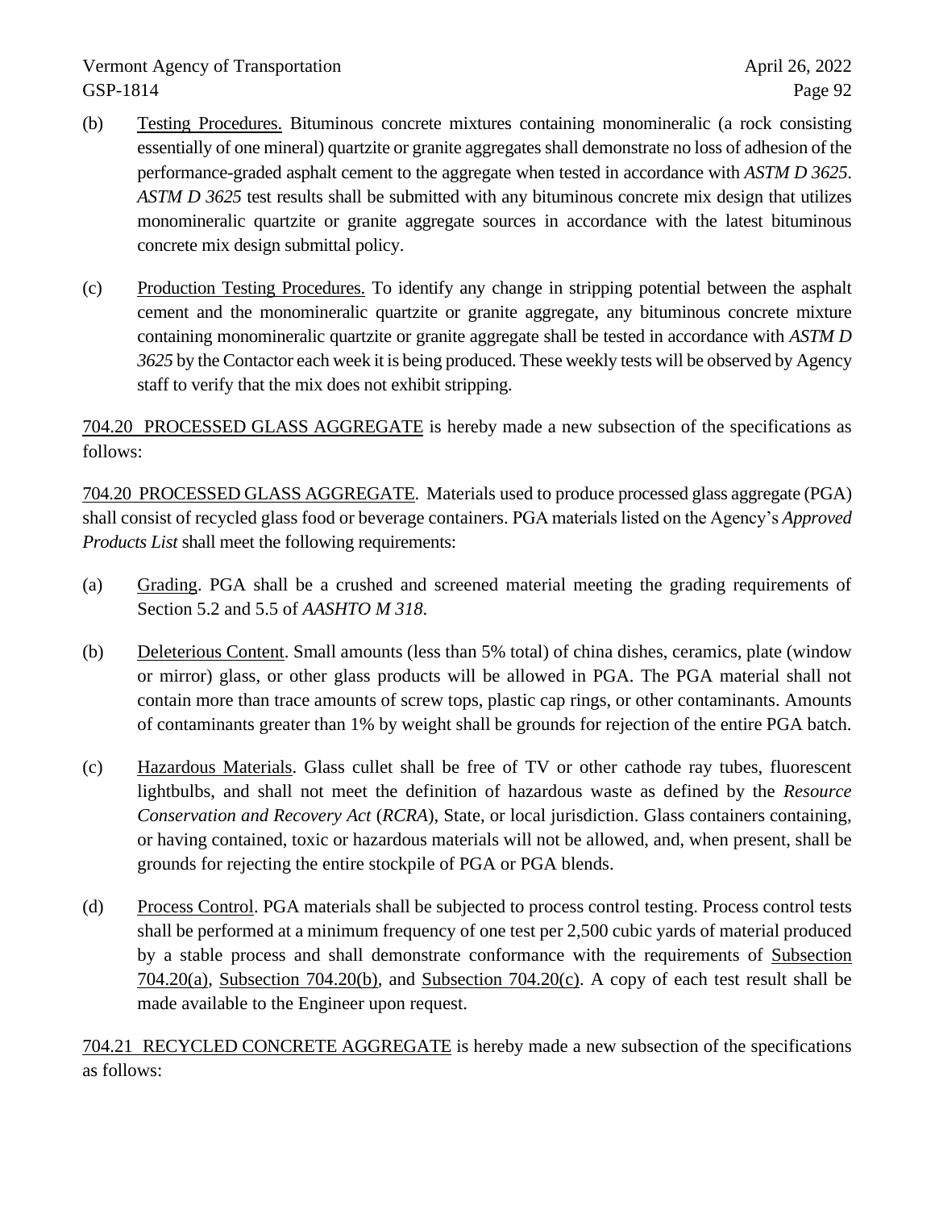(b) Testing Procedures. Bituminous concrete mixtures containing monomineralic (a rock consisting essentially of one mineral) quartzite or granite aggregates shall demonstrate no loss of adhesion of the performance-graded asphalt cement to the aggregate when tested in accordance with *ASTM D 3625*. *ASTM D 3625* test results shall be submitted with any bituminous concrete mix design that utilizes monomineralic quartzite or granite aggregate sources in accordance with the latest bituminous concrete mix design submittal policy.

(c) Production Testing Procedures. To identify any change in stripping potential between the asphalt cement and the monomineralic quartzite or granite aggregate, any bituminous concrete mixture containing monomineralic quartzite or granite aggregate shall be tested in accordance with *ASTM D 3625* by the Contactor each week it is being produced. These weekly tests will be observed by Agency staff to verify that the mix does not exhibit stripping.

704.20 PROCESSED GLASS AGGREGATE is hereby made a new subsection of the specifications as follows:

704.20 PROCESSED GLASS AGGREGATE. Materials used to produce processed glass aggregate (PGA) shall consist of recycled glass food or beverage containers. PGA materials listed on the Agency's *Approved Products List* shall meet the following requirements:

(a) Grading. PGA shall be a crushed and screened material meeting the grading requirements of Section 5.2 and 5.5 of *AASHTO M 318*.

(b) Deleterious Content. Small amounts (less than 5% total) of china dishes, ceramics, plate (window or mirror) glass, or other glass products will be allowed in PGA. The PGA material shall not contain more than trace amounts of screw tops, plastic cap rings, or other contaminants. Amounts of contaminants greater than 1% by weight shall be grounds for rejection of the entire PGA batch.

(c) Hazardous Materials. Glass cullet shall be free of TV or other cathode ray tubes, fluorescent lightbulbs, and shall not meet the definition of hazardous waste as defined by the *Resource Conservation and Recovery Act* (*RCRA*), State, or local jurisdiction. Glass containers containing, or having contained, toxic or hazardous materials will not be allowed, and, when present, shall be grounds for rejecting the entire stockpile of PGA or PGA blends.

(d) Process Control. PGA materials shall be subjected to process control testing. Process control tests shall be performed at a minimum frequency of one test per 2,500 cubic yards of material produced by a stable process and shall demonstrate conformance with the requirements of Subsection 704.20(a), Subsection 704.20(b), and Subsection 704.20(c). A copy of each test result shall be made available to the Engineer upon request.

704.21 RECYCLED CONCRETE AGGREGATE is hereby made a new subsection of the specifications as follows: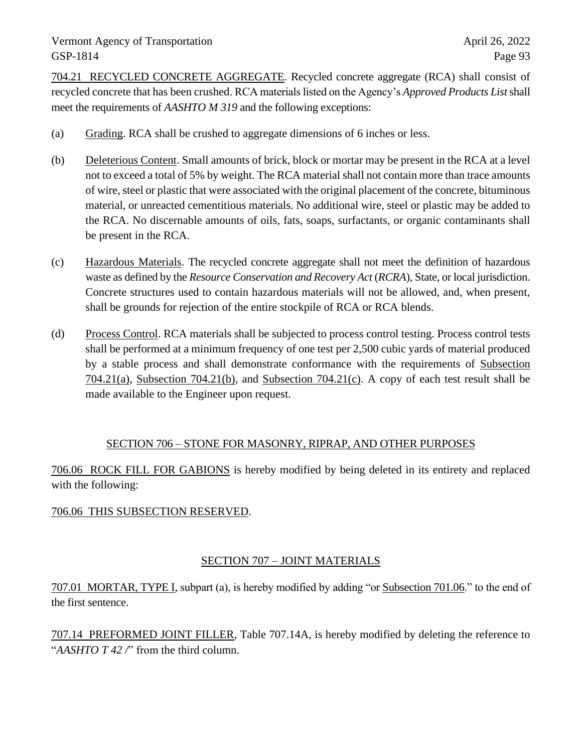704.21 RECYCLED CONCRETE AGGREGATE. Recycled concrete aggregate (RCA) shall consist of recycled concrete that has been crushed. RCA materials listed on the Agency's *Approved Products List* shall meet the requirements of *AASHTO M 319* and the following exceptions:

(a) Grading. RCA shall be crushed to aggregate dimensions of 6 inches or less.

(b) Deleterious Content. Small amounts of brick, block or mortar may be present in the RCA at a level not to exceed a total of 5% by weight. The RCA material shall not contain more than trace amounts of wire, steel or plastic that were associated with the original placement of the concrete, bituminous material, or unreacted cementitious materials. No additional wire, steel or plastic may be added to the RCA. No discernable amounts of oils, fats, soaps, surfactants, or organic contaminants shall be present in the RCA.

(c) Hazardous Materials. The recycled concrete aggregate shall not meet the definition of hazardous waste as defined by the *Resource Conservation and Recovery Act* (*RCRA*), State, or local jurisdiction. Concrete structures used to contain hazardous materials will not be allowed, and, when present, shall be grounds for rejection of the entire stockpile of RCA or RCA blends.

(d) Process Control. RCA materials shall be subjected to process control testing. Process control tests shall be performed at a minimum frequency of one test per 2,500 cubic yards of material produced by a stable process and shall demonstrate conformance with the requirements of Subsection 704.21(a), Subsection 704.21(b), and Subsection 704.21(c). A copy of each test result shall be made available to the Engineer upon request.

## SECTION 706 – STONE FOR MASONRY, RIPRAP, AND OTHER PURPOSES

706.06 ROCK FILL FOR GABIONS is hereby modified by being deleted in its entirety and replaced with the following:

706.06 THIS SUBSECTION RESERVED.

## SECTION 707 – JOINT MATERIALS

707.01 MORTAR, TYPE I, subpart (a), is hereby modified by adding "or Subsection 701.06." to the end of the first sentence.

707.14 PREFORMED JOINT FILLER, Table 707.14A, is hereby modified by deleting the reference to "*AASHTO T 42 /*" from the third column.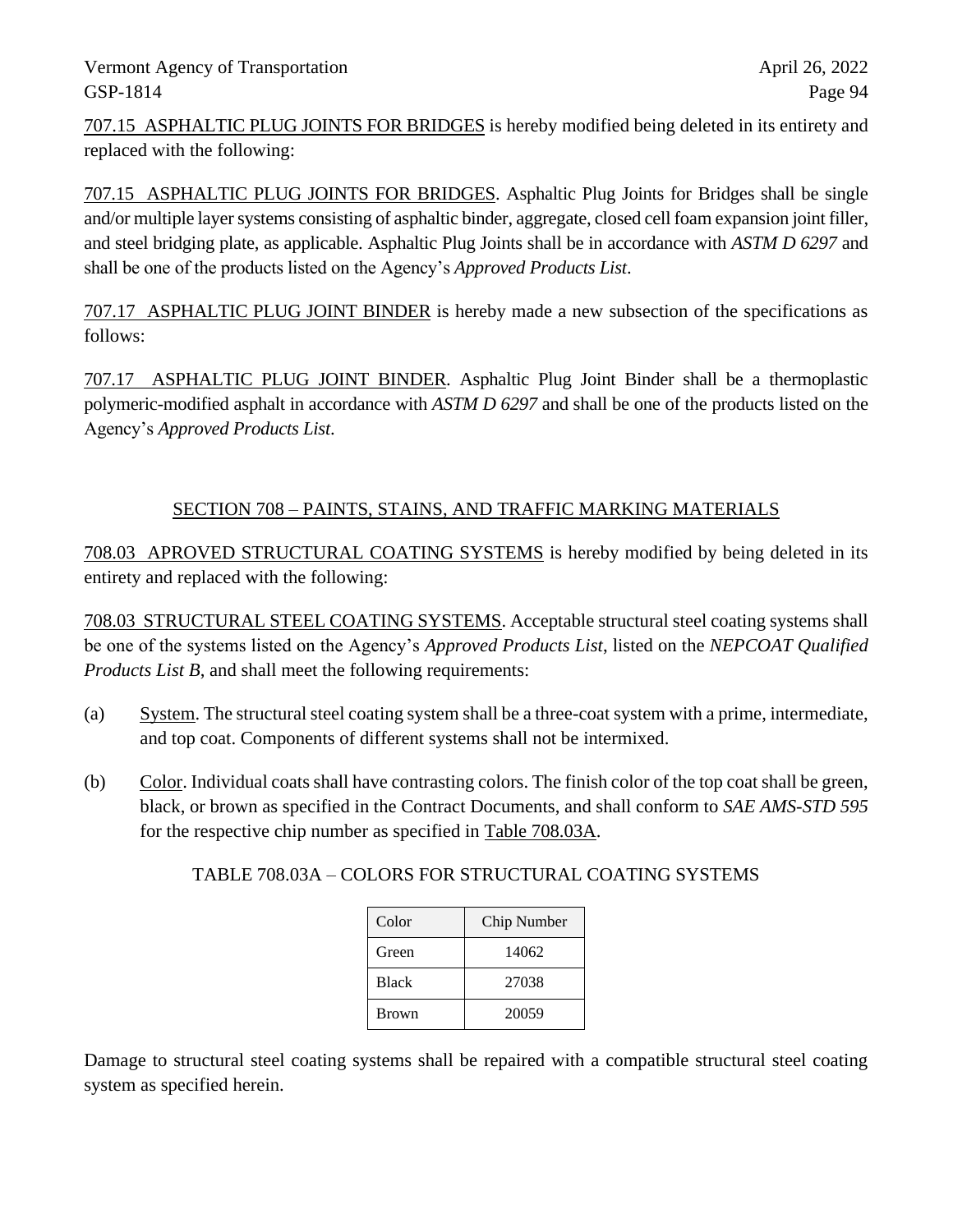707.15 ASPHALTIC PLUG JOINTS FOR BRIDGES is hereby modified being deleted in its entirety and replaced with the following:

707.15 ASPHALTIC PLUG JOINTS FOR BRIDGES. Asphaltic Plug Joints for Bridges shall be single and/or multiple layer systems consisting of asphaltic binder, aggregate, closed cell foam expansion joint filler, and steel bridging plate, as applicable. Asphaltic Plug Joints shall be in accordance with *ASTM D 6297* and shall be one of the products listed on the Agency's *Approved Products List*.

707.17 ASPHALTIC PLUG JOINT BINDER is hereby made a new subsection of the specifications as follows:

707.17 ASPHALTIC PLUG JOINT BINDER. Asphaltic Plug Joint Binder shall be a thermoplastic polymeric-modified asphalt in accordance with *ASTM D 6297* and shall be one of the products listed on the Agency's *Approved Products List*.

## SECTION 708 – PAINTS, STAINS, AND TRAFFIC MARKING MATERIALS

708.03 APROVED STRUCTURAL COATING SYSTEMS is hereby modified by being deleted in its entirety and replaced with the following:

708.03 STRUCTURAL STEEL COATING SYSTEMS. Acceptable structural steel coating systems shall be one of the systems listed on the Agency's *Approved Products List*, listed on the *NEPCOAT Qualified Products List B*, and shall meet the following requirements:

(a) System. The structural steel coating system shall be a three-coat system with a prime, intermediate, and top coat. Components of different systems shall not be intermixed.

(b) Color. Individual coats shall have contrasting colors. The finish color of the top coat shall be green, black, or brown as specified in the Contract Documents, and shall conform to *SAE AMS-STD 595* for the respective chip number as specified in Table 708.03A.

TABLE 708.03A – COLORS FOR STRUCTURAL COATING SYSTEMS

| Color | Chip Number |
|---|---|
| Green | 14062 |
| Black | 27038 |
| Brown | 20059 |

Damage to structural steel coating systems shall be repaired with a compatible structural steel coating system as specified herein.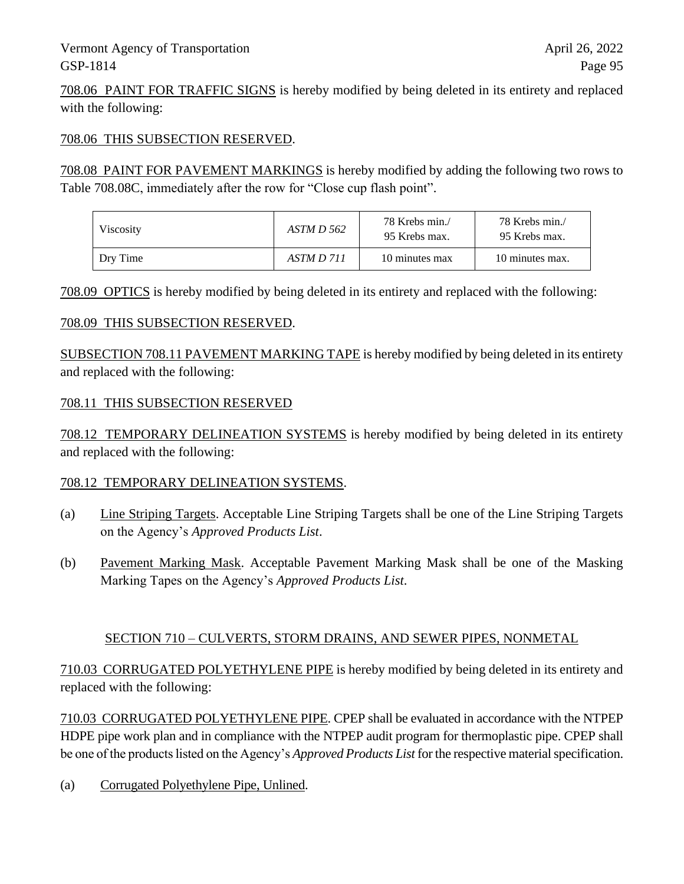708.06 PAINT FOR TRAFFIC SIGNS is hereby modified by being deleted in its entirety and replaced with the following:

708.06 THIS SUBSECTION RESERVED.

708.08 PAINT FOR PAVEMENT MARKINGS is hereby modified by adding the following two rows to Table 708.08C, immediately after the row for "Close cup flash point".

| | | | |
|---|---|---|---|
| Viscosity | *ASTM D 562* | 78 Krebs min./ 95 Krebs max. | 78 Krebs min./ 95 Krebs max. |
| Dry Time | *ASTM D 711* | 10 minutes max | 10 minutes max. |

708.09 OPTICS is hereby modified by being deleted in its entirety and replaced with the following:

708.09 THIS SUBSECTION RESERVED.

SUBSECTION 708.11 PAVEMENT MARKING TAPE is hereby modified by being deleted in its entirety and replaced with the following:

708.11 THIS SUBSECTION RESERVED

708.12 TEMPORARY DELINEATION SYSTEMS is hereby modified by being deleted in its entirety and replaced with the following:

708.12 TEMPORARY DELINEATION SYSTEMS.

(a) Line Striping Targets. Acceptable Line Striping Targets shall be one of the Line Striping Targets on the Agency's *Approved Products List*.

(b) Pavement Marking Mask. Acceptable Pavement Marking Mask shall be one of the Masking Marking Tapes on the Agency's *Approved Products List*.

## SECTION 710 – CULVERTS, STORM DRAINS, AND SEWER PIPES, NONMETAL

710.03 CORRUGATED POLYETHYLENE PIPE is hereby modified by being deleted in its entirety and replaced with the following:

710.03 CORRUGATED POLYETHYLENE PIPE. CPEP shall be evaluated in accordance with the NTPEP HDPE pipe work plan and in compliance with the NTPEP audit program for thermoplastic pipe. CPEP shall be one of the products listed on the Agency's *Approved Products List* for the respective material specification.

(a) Corrugated Polyethylene Pipe, Unlined.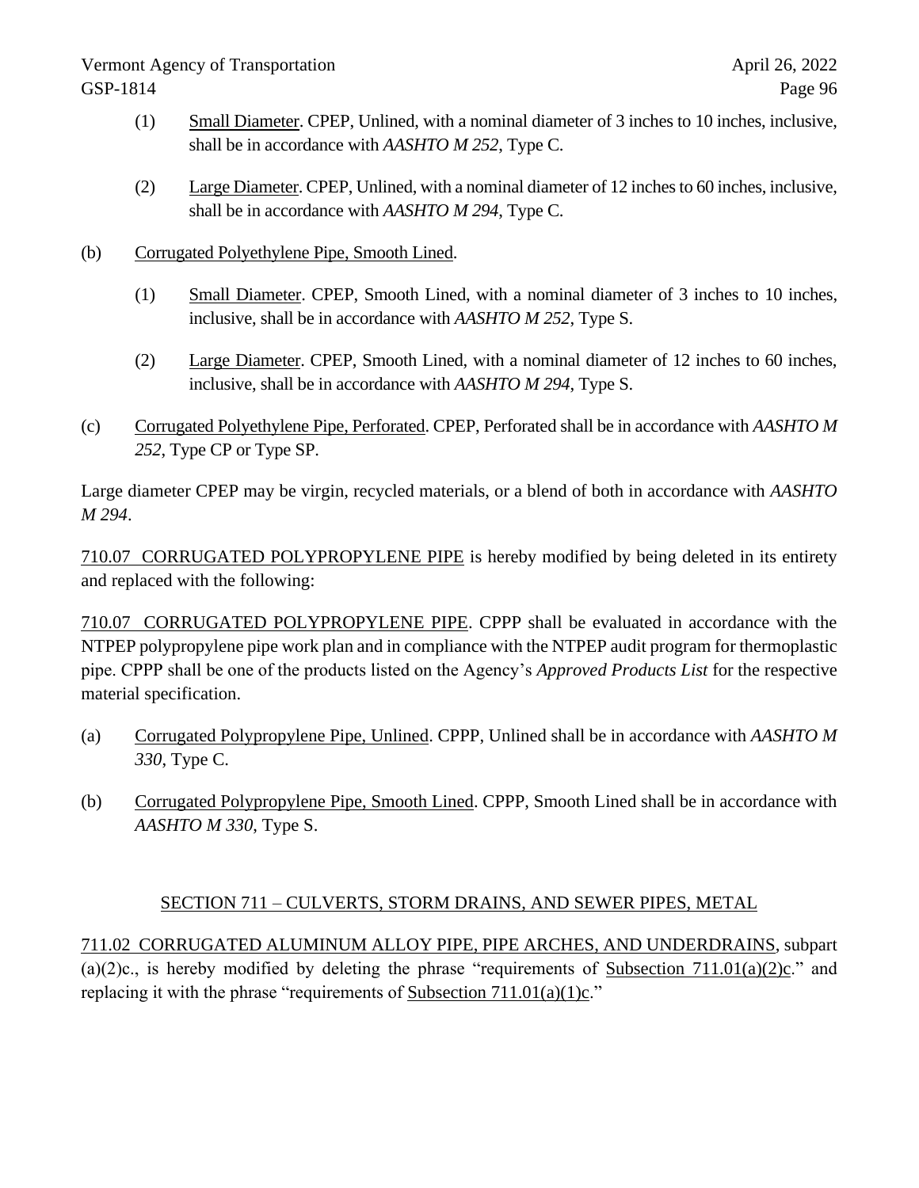(1) Small Diameter. CPEP, Unlined, with a nominal diameter of 3 inches to 10 inches, inclusive, shall be in accordance with *AASHTO M 252*, Type C.

(2) Large Diameter. CPEP, Unlined, with a nominal diameter of 12 inches to 60 inches, inclusive, shall be in accordance with *AASHTO M 294*, Type C.

(b) Corrugated Polyethylene Pipe, Smooth Lined.

(1) Small Diameter. CPEP, Smooth Lined, with a nominal diameter of 3 inches to 10 inches, inclusive, shall be in accordance with *AASHTO M 252*, Type S.

(2) Large Diameter. CPEP, Smooth Lined, with a nominal diameter of 12 inches to 60 inches, inclusive, shall be in accordance with *AASHTO M 294*, Type S.

(c) Corrugated Polyethylene Pipe, Perforated. CPEP, Perforated shall be in accordance with *AASHTO M 252*, Type CP or Type SP.

Large diameter CPEP may be virgin, recycled materials, or a blend of both in accordance with *AASHTO M 294*.

710.07 CORRUGATED POLYPROPYLENE PIPE is hereby modified by being deleted in its entirety and replaced with the following:

710.07 CORRUGATED POLYPROPYLENE PIPE. CPPP shall be evaluated in accordance with the NTPEP polypropylene pipe work plan and in compliance with the NTPEP audit program for thermoplastic pipe. CPPP shall be one of the products listed on the Agency's *Approved Products List* for the respective material specification.

(a) Corrugated Polypropylene Pipe, Unlined. CPPP, Unlined shall be in accordance with *AASHTO M 330*, Type C.

(b) Corrugated Polypropylene Pipe, Smooth Lined. CPPP, Smooth Lined shall be in accordance with *AASHTO M 330*, Type S.

## SECTION 711 – CULVERTS, STORM DRAINS, AND SEWER PIPES, METAL

711.02 CORRUGATED ALUMINUM ALLOY PIPE, PIPE ARCHES, AND UNDERDRAINS, subpart (a)(2)c., is hereby modified by deleting the phrase "requirements of Subsection 711.01(a)(2)c." and replacing it with the phrase "requirements of Subsection 711.01(a)(1)c."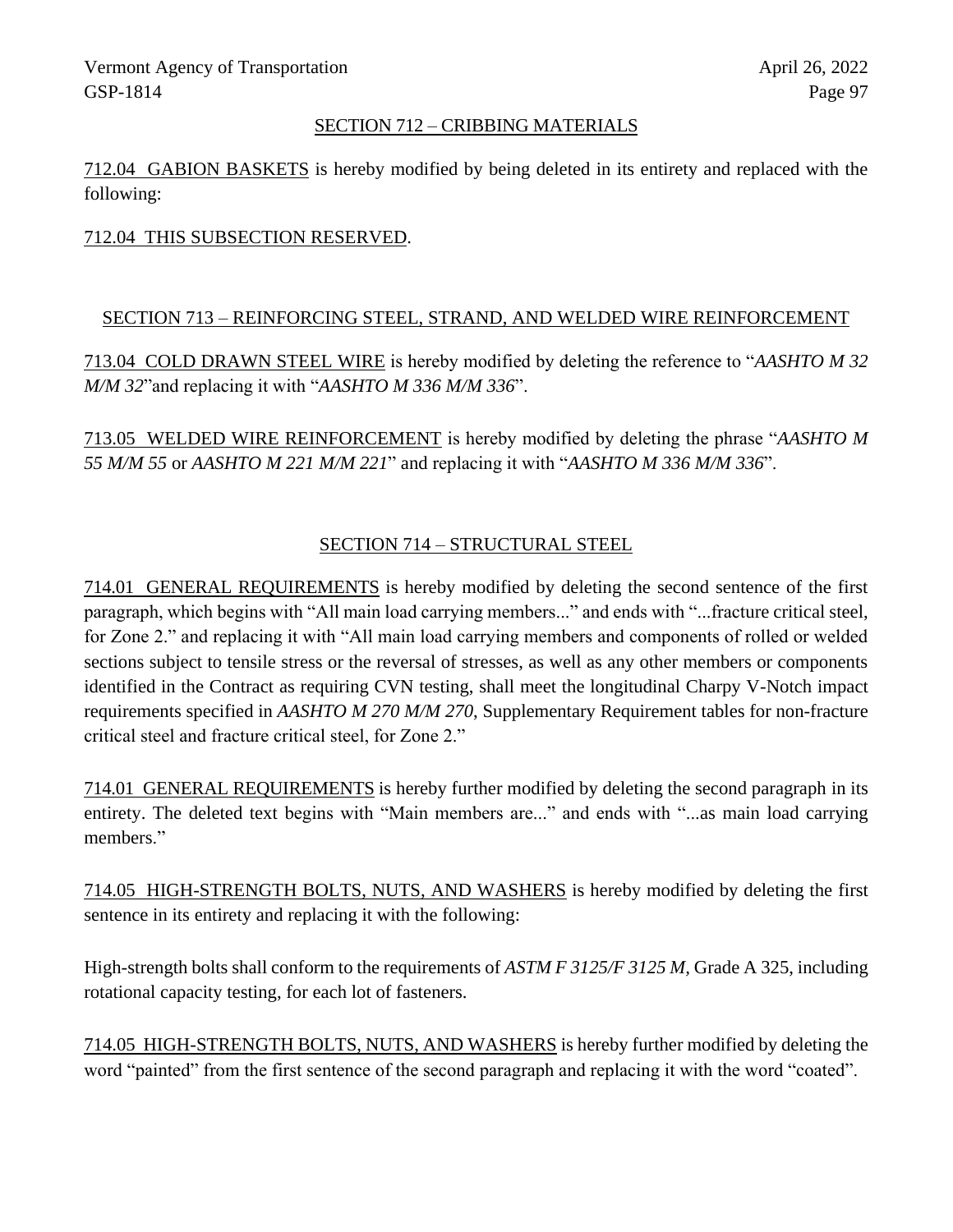## SECTION 712 – CRIBBING MATERIALS

712.04 GABION BASKETS is hereby modified by being deleted in its entirety and replaced with the following:

712.04 THIS SUBSECTION RESERVED.

## SECTION 713 – REINFORCING STEEL, STRAND, AND WELDED WIRE REINFORCEMENT

713.04 COLD DRAWN STEEL WIRE is hereby modified by deleting the reference to "*AASHTO M 32 M/M 32*"and replacing it with "*AASHTO M 336 M/M 336*".

713.05 WELDED WIRE REINFORCEMENT is hereby modified by deleting the phrase "*AASHTO M 55 M/M 55* or *AASHTO M 221 M/M 221*" and replacing it with "*AASHTO M 336 M/M 336*".

## SECTION 714 – STRUCTURAL STEEL

714.01 GENERAL REQUIREMENTS is hereby modified by deleting the second sentence of the first paragraph, which begins with "All main load carrying members..." and ends with "...fracture critical steel, for Zone 2." and replacing it with "All main load carrying members and components of rolled or welded sections subject to tensile stress or the reversal of stresses, as well as any other members or components identified in the Contract as requiring CVN testing, shall meet the longitudinal Charpy V-Notch impact requirements specified in *AASHTO M 270 M/M 270*, Supplementary Requirement tables for non-fracture critical steel and fracture critical steel, for Zone 2."

714.01 GENERAL REQUIREMENTS is hereby further modified by deleting the second paragraph in its entirety. The deleted text begins with "Main members are..." and ends with "...as main load carrying members."

714.05 HIGH-STRENGTH BOLTS, NUTS, AND WASHERS is hereby modified by deleting the first sentence in its entirety and replacing it with the following:

High-strength bolts shall conform to the requirements of *ASTM F 3125/F 3125 M,* Grade A 325, including rotational capacity testing, for each lot of fasteners.

714.05 HIGH-STRENGTH BOLTS, NUTS, AND WASHERS is hereby further modified by deleting the word "painted" from the first sentence of the second paragraph and replacing it with the word "coated".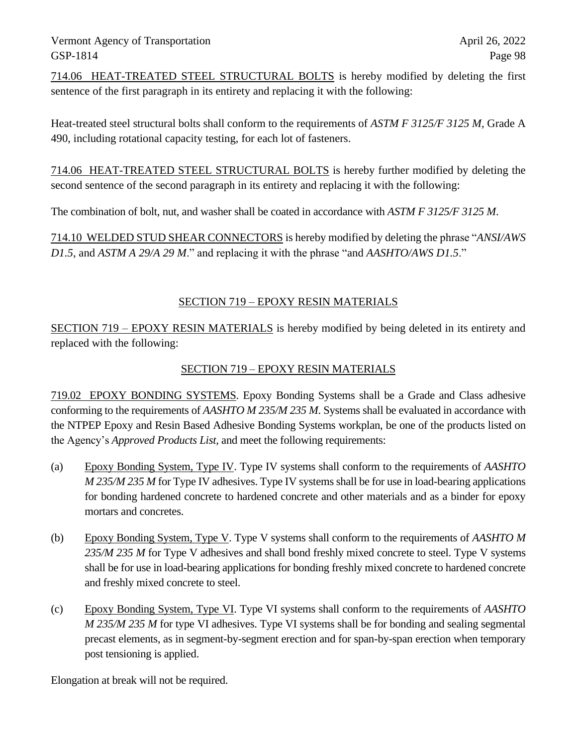<u>714.06 HEAT-TREATED STEEL STRUCTURAL BOLTS</u> is hereby modified by deleting the first sentence of the first paragraph in its entirety and replacing it with the following:

Heat-treated steel structural bolts shall conform to the requirements of *ASTM F 3125/F 3125 M*, Grade A 490, including rotational capacity testing, for each lot of fasteners.

<u>714.06 HEAT-TREATED STEEL STRUCTURAL BOLTS</u> is hereby further modified by deleting the second sentence of the second paragraph in its entirety and replacing it with the following:

The combination of bolt, nut, and washer shall be coated in accordance with *ASTM F 3125/F 3125 M*.

<u>714.10 WELDED STUD SHEAR CONNECTORS</u> is hereby modified by deleting the phrase "*ANSI/AWS D1.5*, and *ASTM A 29/A 29 M*." and replacing it with the phrase "and *AASHTO/AWS D1.5*."

## SECTION 719 – EPOXY RESIN MATERIALS

<u>SECTION 719 – EPOXY RESIN MATERIALS</u> is hereby modified by being deleted in its entirety and replaced with the following:

### SECTION 719 – EPOXY RESIN MATERIALS

<u>719.02 EPOXY BONDING SYSTEMS</u>. Epoxy Bonding Systems shall be a Grade and Class adhesive conforming to the requirements of *AASHTO M 235/M 235 M*. Systems shall be evaluated in accordance with the NTPEP Epoxy and Resin Based Adhesive Bonding Systems workplan, be one of the products listed on the Agency's *Approved Products List*, and meet the following requirements:

(a) <u>Epoxy Bonding System, Type IV</u>. Type IV systems shall conform to the requirements of *AASHTO M 235/M 235 M* for Type IV adhesives. Type IV systems shall be for use in load-bearing applications for bonding hardened concrete to hardened concrete and other materials and as a binder for epoxy mortars and concretes.

(b) <u>Epoxy Bonding System, Type V</u>. Type V systems shall conform to the requirements of *AASHTO M 235/M 235 M* for Type V adhesives and shall bond freshly mixed concrete to steel. Type V systems shall be for use in load-bearing applications for bonding freshly mixed concrete to hardened concrete and freshly mixed concrete to steel.

(c) <u>Epoxy Bonding System, Type VI</u>. Type VI systems shall conform to the requirements of *AASHTO M 235/M 235 M* for type VI adhesives. Type VI systems shall be for bonding and sealing segmental precast elements, as in segment-by-segment erection and for span-by-span erection when temporary post tensioning is applied.

Elongation at break will not be required.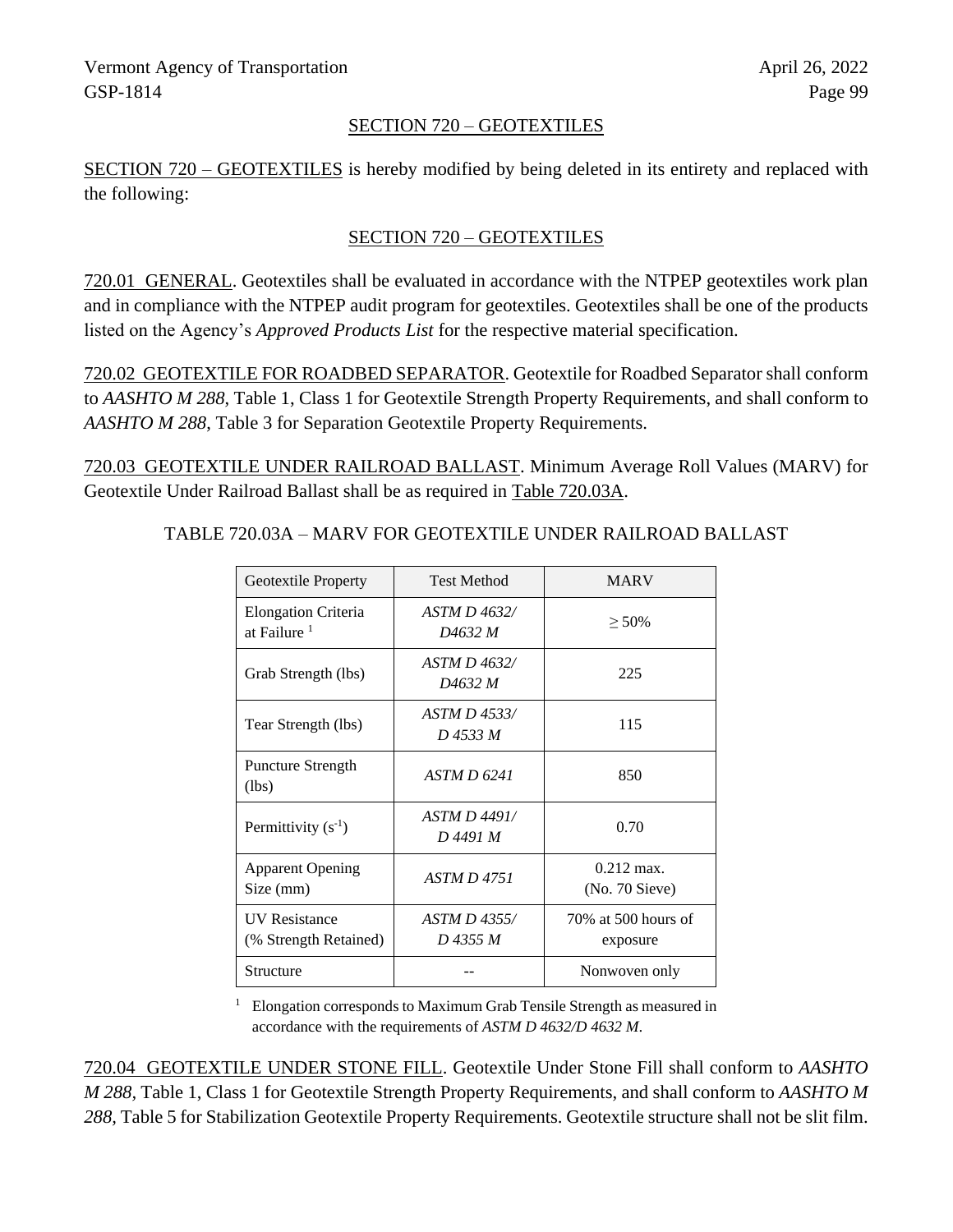## SECTION 720 – GEOTEXTILES

SECTION 720 – GEOTEXTILES is hereby modified by being deleted in its entirety and replaced with the following:

## SECTION 720 – GEOTEXTILES

720.01 GENERAL. Geotextiles shall be evaluated in accordance with the NTPEP geotextiles work plan and in compliance with the NTPEP audit program for geotextiles. Geotextiles shall be one of the products listed on the Agency's *Approved Products List* for the respective material specification.

720.02 GEOTEXTILE FOR ROADBED SEPARATOR. Geotextile for Roadbed Separator shall conform to *AASHTO M 288*, Table 1, Class 1 for Geotextile Strength Property Requirements, and shall conform to *AASHTO M 288*, Table 3 for Separation Geotextile Property Requirements.

720.03 GEOTEXTILE UNDER RAILROAD BALLAST. Minimum Average Roll Values (MARV) for Geotextile Under Railroad Ballast shall be as required in Table 720.03A.

TABLE 720.03A – MARV FOR GEOTEXTILE UNDER RAILROAD BALLAST

| Geotextile Property | Test Method | MARV |
|---|---|---|
| Elongation Criteria at Failure [1] | *ASTM D 4632/ D4632 M* | ≥ 50% |
| Grab Strength (lbs) | *ASTM D 4632/ D4632 M* | 225 |
| Tear Strength (lbs) | *ASTM D 4533/ D 4533 M* | 115 |
| Puncture Strength (lbs) | *ASTM D 6241* | 850 |
| Permittivity ($s^{-1}$) | *ASTM D 4491/ D 4491 M* | 0.70 |
| Apparent Opening Size (mm) | *ASTM D 4751* | 0.212 max. (No. 70 Sieve) |
| UV Resistance (% Strength Retained) | *ASTM D 4355/ D 4355 M* | 70% at 500 hours of exposure |
| Structure | -- | Nonwoven only |

[1] Elongation corresponds to Maximum Grab Tensile Strength as measured in accordance with the requirements of *ASTM D 4632/D 4632 M*.

720.04 GEOTEXTILE UNDER STONE FILL. Geotextile Under Stone Fill shall conform to *AASHTO M 288*, Table 1, Class 1 for Geotextile Strength Property Requirements, and shall conform to *AASHTO M 288*, Table 5 for Stabilization Geotextile Property Requirements. Geotextile structure shall not be slit film.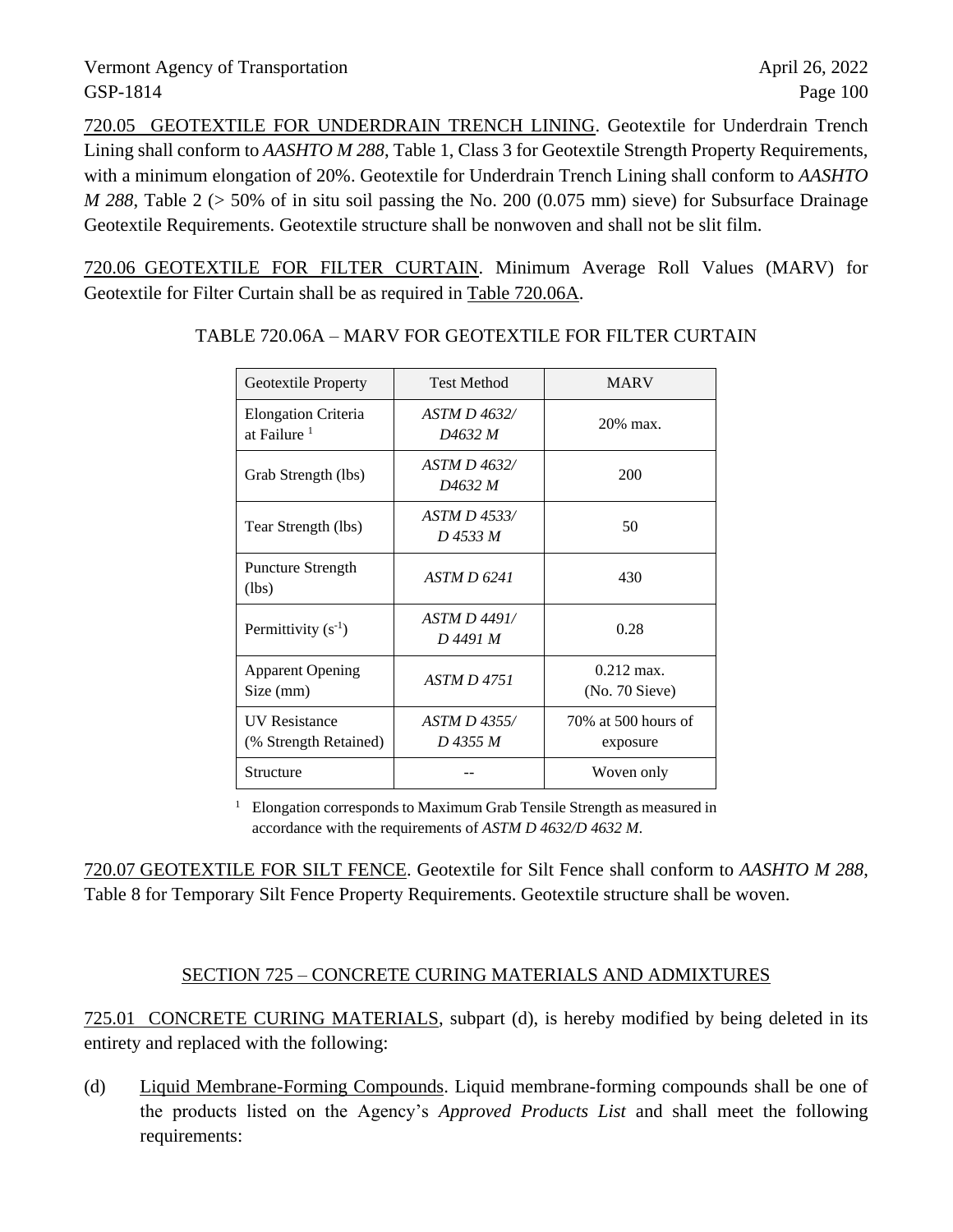<u>720.05 GEOTEXTILE FOR UNDERDRAIN TRENCH LINING</u>. Geotextile for Underdrain Trench Lining shall conform to *AASHTO M 288*, Table 1, Class 3 for Geotextile Strength Property Requirements, with a minimum elongation of 20%. Geotextile for Underdrain Trench Lining shall conform to *AASHTO M 288*, Table 2 (> 50% of in situ soil passing the No. 200 (0.075 mm) sieve) for Subsurface Drainage Geotextile Requirements. Geotextile structure shall be nonwoven and shall not be slit film.

<u>720.06 GEOTEXTILE FOR FILTER CURTAIN</u>. Minimum Average Roll Values (MARV) for Geotextile for Filter Curtain shall be as required in <u>Table 720.06A</u>.

TABLE 720.06A – MARV FOR GEOTEXTILE FOR FILTER CURTAIN

| Geotextile Property | Test Method | MARV |
|---|---|---|
| Elongation Criteria at Failure [1] | *ASTM D 4632/ D4632 M* | 20% max. |
| Grab Strength (lbs) | *ASTM D 4632/ D4632 M* | 200 |
| Tear Strength (lbs) | *ASTM D 4533/ D 4533 M* | 50 |
| Puncture Strength (lbs) | *ASTM D 6241* | 430 |
| Permittivity ($s^{-1}$) | *ASTM D 4491/ D 4491 M* | 0.28 |
| Apparent Opening Size (mm) | *ASTM D 4751* | 0.212 max. (No. 70 Sieve) |
| UV Resistance (% Strength Retained) | *ASTM D 4355/ D 4355 M* | 70% at 500 hours of exposure |
| Structure | -- | Woven only |

[1] Elongation corresponds to Maximum Grab Tensile Strength as measured in accordance with the requirements of *ASTM D 4632/D 4632 M*.

<u>720.07 GEOTEXTILE FOR SILT FENCE</u>. Geotextile for Silt Fence shall conform to *AASHTO M 288*, Table 8 for Temporary Silt Fence Property Requirements. Geotextile structure shall be woven.

## <u>SECTION 725 – CONCRETE CURING MATERIALS AND ADMIXTURES</u>

<u>725.01 CONCRETE CURING MATERIALS</u>, subpart (d), is hereby modified by being deleted in its entirety and replaced with the following:

(d) <u>Liquid Membrane-Forming Compounds</u>. Liquid membrane-forming compounds shall be one of the products listed on the Agency's *Approved Products List* and shall meet the following requirements: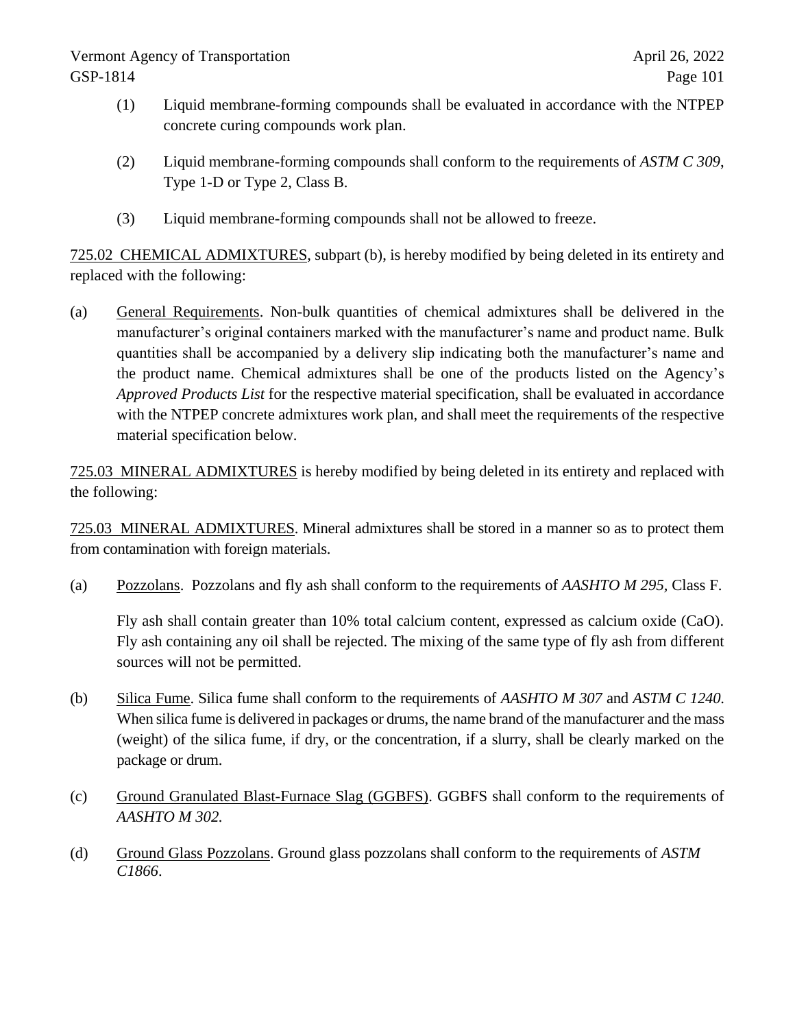(1) Liquid membrane-forming compounds shall be evaluated in accordance with the NTPEP concrete curing compounds work plan.

(2) Liquid membrane-forming compounds shall conform to the requirements of *ASTM C 309*, Type 1-D or Type 2, Class B.

(3) Liquid membrane-forming compounds shall not be allowed to freeze.

725.02 CHEMICAL ADMIXTURES, subpart (b), is hereby modified by being deleted in its entirety and replaced with the following:

(a) General Requirements. Non-bulk quantities of chemical admixtures shall be delivered in the manufacturer's original containers marked with the manufacturer's name and product name. Bulk quantities shall be accompanied by a delivery slip indicating both the manufacturer's name and the product name. Chemical admixtures shall be one of the products listed on the Agency's *Approved Products List* for the respective material specification, shall be evaluated in accordance with the NTPEP concrete admixtures work plan, and shall meet the requirements of the respective material specification below.

725.03 MINERAL ADMIXTURES is hereby modified by being deleted in its entirety and replaced with the following:

725.03 MINERAL ADMIXTURES. Mineral admixtures shall be stored in a manner so as to protect them from contamination with foreign materials.

(a) Pozzolans. Pozzolans and fly ash shall conform to the requirements of *AASHTO M 295*, Class F.

Fly ash shall contain greater than 10% total calcium content, expressed as calcium oxide (CaO). Fly ash containing any oil shall be rejected. The mixing of the same type of fly ash from different sources will not be permitted.

(b) Silica Fume. Silica fume shall conform to the requirements of *AASHTO M 307* and *ASTM C 1240*. When silica fume is delivered in packages or drums, the name brand of the manufacturer and the mass (weight) of the silica fume, if dry, or the concentration, if a slurry, shall be clearly marked on the package or drum.

(c) Ground Granulated Blast-Furnace Slag (GGBFS). GGBFS shall conform to the requirements of *AASHTO M 302.*

(d) Ground Glass Pozzolans. Ground glass pozzolans shall conform to the requirements of *ASTM C1866*.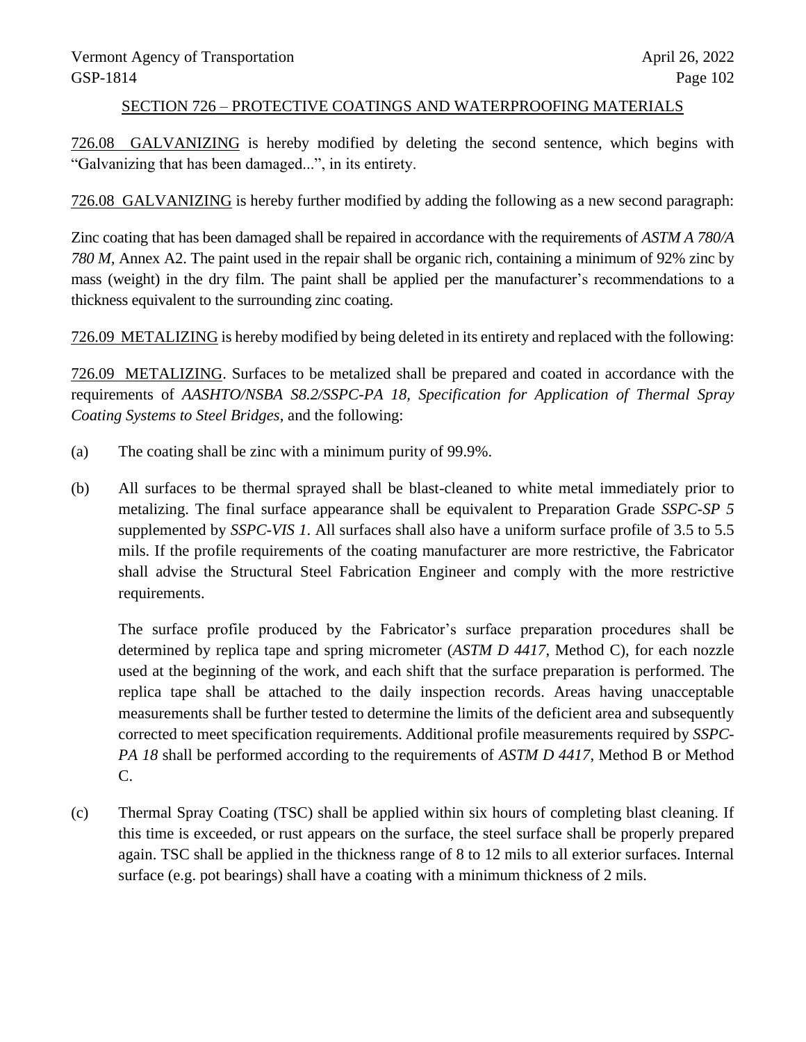## SECTION 726 – PROTECTIVE COATINGS AND WATERPROOFING MATERIALS

726.08 GALVANIZING is hereby modified by deleting the second sentence, which begins with "Galvanizing that has been damaged...", in its entirety.

726.08 GALVANIZING is hereby further modified by adding the following as a new second paragraph:

Zinc coating that has been damaged shall be repaired in accordance with the requirements of *ASTM A 780/A 780 M*, Annex A2. The paint used in the repair shall be organic rich, containing a minimum of 92% zinc by mass (weight) in the dry film. The paint shall be applied per the manufacturer's recommendations to a thickness equivalent to the surrounding zinc coating.

726.09 METALIZING is hereby modified by being deleted in its entirety and replaced with the following:

726.09 METALIZING. Surfaces to be metalized shall be prepared and coated in accordance with the requirements of *AASHTO/NSBA S8.2/SSPC-PA 18, Specification for Application of Thermal Spray Coating Systems to Steel Bridges*, and the following:

(a) The coating shall be zinc with a minimum purity of 99.9%.

(b) All surfaces to be thermal sprayed shall be blast-cleaned to white metal immediately prior to metalizing. The final surface appearance shall be equivalent to Preparation Grade *SSPC-SP 5* supplemented by *SSPC-VIS 1*. All surfaces shall also have a uniform surface profile of 3.5 to 5.5 mils. If the profile requirements of the coating manufacturer are more restrictive, the Fabricator shall advise the Structural Steel Fabrication Engineer and comply with the more restrictive requirements.

The surface profile produced by the Fabricator's surface preparation procedures shall be determined by replica tape and spring micrometer (*ASTM D 4417*, Method C), for each nozzle used at the beginning of the work, and each shift that the surface preparation is performed. The replica tape shall be attached to the daily inspection records. Areas having unacceptable measurements shall be further tested to determine the limits of the deficient area and subsequently corrected to meet specification requirements. Additional profile measurements required by *SSPC-PA 18* shall be performed according to the requirements of *ASTM D 4417*, Method B or Method C.

(c) Thermal Spray Coating (TSC) shall be applied within six hours of completing blast cleaning. If this time is exceeded, or rust appears on the surface, the steel surface shall be properly prepared again. TSC shall be applied in the thickness range of 8 to 12 mils to all exterior surfaces. Internal surface (e.g. pot bearings) shall have a coating with a minimum thickness of 2 mils.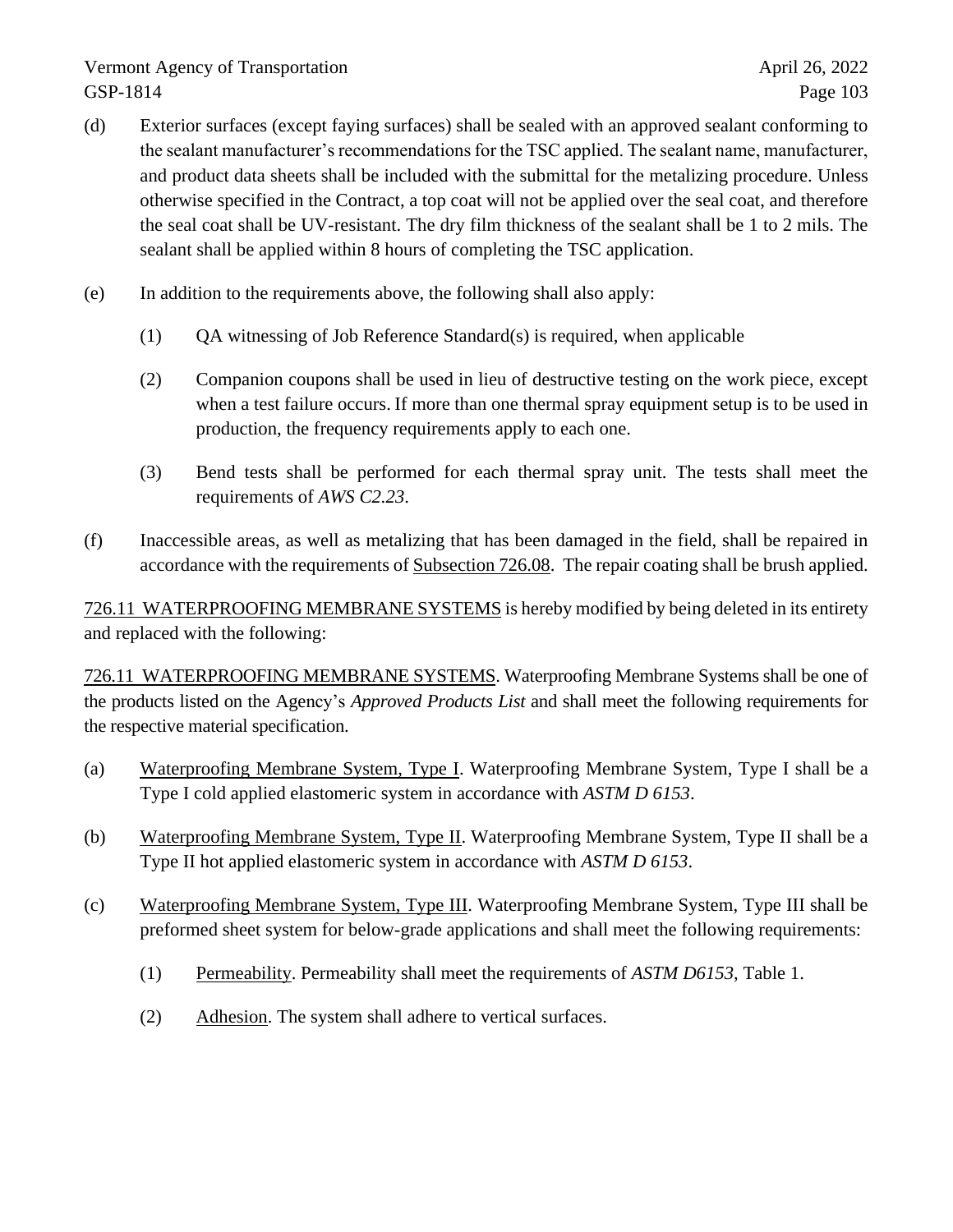(d) Exterior surfaces (except faying surfaces) shall be sealed with an approved sealant conforming to the sealant manufacturer's recommendations for the TSC applied. The sealant name, manufacturer, and product data sheets shall be included with the submittal for the metalizing procedure. Unless otherwise specified in the Contract, a top coat will not be applied over the seal coat, and therefore the seal coat shall be UV-resistant. The dry film thickness of the sealant shall be 1 to 2 mils. The sealant shall be applied within 8 hours of completing the TSC application.

(e) In addition to the requirements above, the following shall also apply:

(1) QA witnessing of Job Reference Standard(s) is required, when applicable

(2) Companion coupons shall be used in lieu of destructive testing on the work piece, except when a test failure occurs. If more than one thermal spray equipment setup is to be used in production, the frequency requirements apply to each one.

(3) Bend tests shall be performed for each thermal spray unit. The tests shall meet the requirements of *AWS C2.23*.

(f) Inaccessible areas, as well as metalizing that has been damaged in the field, shall be repaired in accordance with the requirements of <u>Subsection 726.08</u>. The repair coating shall be brush applied.

<u>726.11 WATERPROOFING MEMBRANE SYSTEMS</u> is hereby modified by being deleted in its entirety and replaced with the following:

<u>726.11 WATERPROOFING MEMBRANE SYSTEMS</u>. Waterproofing Membrane Systems shall be one of the products listed on the Agency's *Approved Products List* and shall meet the following requirements for the respective material specification.

(a) <u>Waterproofing Membrane System, Type I</u>. Waterproofing Membrane System, Type I shall be a Type I cold applied elastomeric system in accordance with *ASTM D 6153*.

(b) <u>Waterproofing Membrane System, Type II</u>. Waterproofing Membrane System, Type II shall be a Type II hot applied elastomeric system in accordance with *ASTM D 6153*.

(c) <u>Waterproofing Membrane System, Type III</u>. Waterproofing Membrane System, Type III shall be preformed sheet system for below-grade applications and shall meet the following requirements:

(1) <u>Permeability</u>. Permeability shall meet the requirements of *ASTM D6153*, Table 1.

(2) <u>Adhesion</u>. The system shall adhere to vertical surfaces.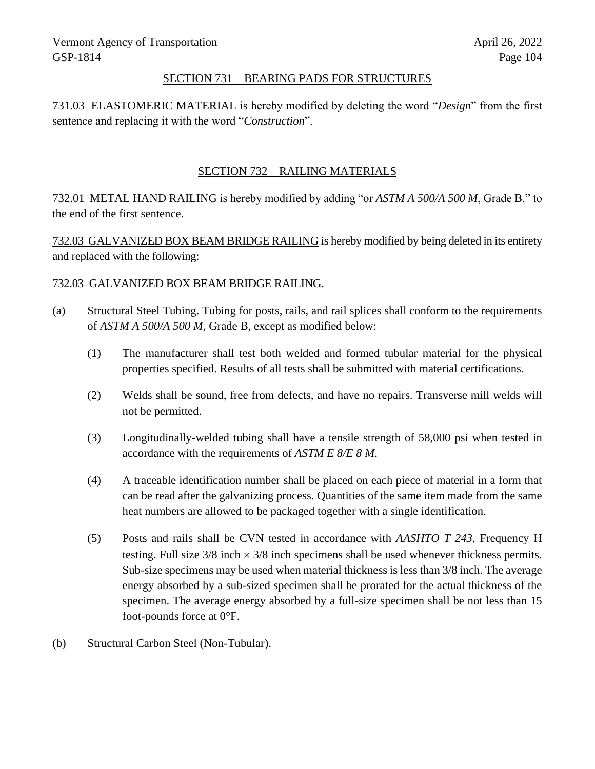## SECTION 731 – BEARING PADS FOR STRUCTURES

731.03 ELASTOMERIC MATERIAL is hereby modified by deleting the word "*Design*" from the first sentence and replacing it with the word "*Construction*".

## SECTION 732 – RAILING MATERIALS

732.01 METAL HAND RAILING is hereby modified by adding "or *ASTM A 500/A 500 M*, Grade B." to the end of the first sentence.

732.03 GALVANIZED BOX BEAM BRIDGE RAILING is hereby modified by being deleted in its entirety and replaced with the following:

732.03 GALVANIZED BOX BEAM BRIDGE RAILING.

(a) Structural Steel Tubing. Tubing for posts, rails, and rail splices shall conform to the requirements of *ASTM A 500/A 500 M*, Grade B, except as modified below:

(1) The manufacturer shall test both welded and formed tubular material for the physical properties specified. Results of all tests shall be submitted with material certifications.

(2) Welds shall be sound, free from defects, and have no repairs. Transverse mill welds will not be permitted.

(3) Longitudinally-welded tubing shall have a tensile strength of 58,000 psi when tested in accordance with the requirements of *ASTM E 8/E 8 M*.

(4) A traceable identification number shall be placed on each piece of material in a form that can be read after the galvanizing process. Quantities of the same item made from the same heat numbers are allowed to be packaged together with a single identification.

(5) Posts and rails shall be CVN tested in accordance with *AASHTO T 243*, Frequency H testing. Full size 3/8 inch × 3/8 inch specimens shall be used whenever thickness permits. Sub-size specimens may be used when material thickness is less than 3/8 inch. The average energy absorbed by a sub-sized specimen shall be prorated for the actual thickness of the specimen. The average energy absorbed by a full-size specimen shall be not less than 15 foot-pounds force at 0°F.

(b) Structural Carbon Steel (Non-Tubular).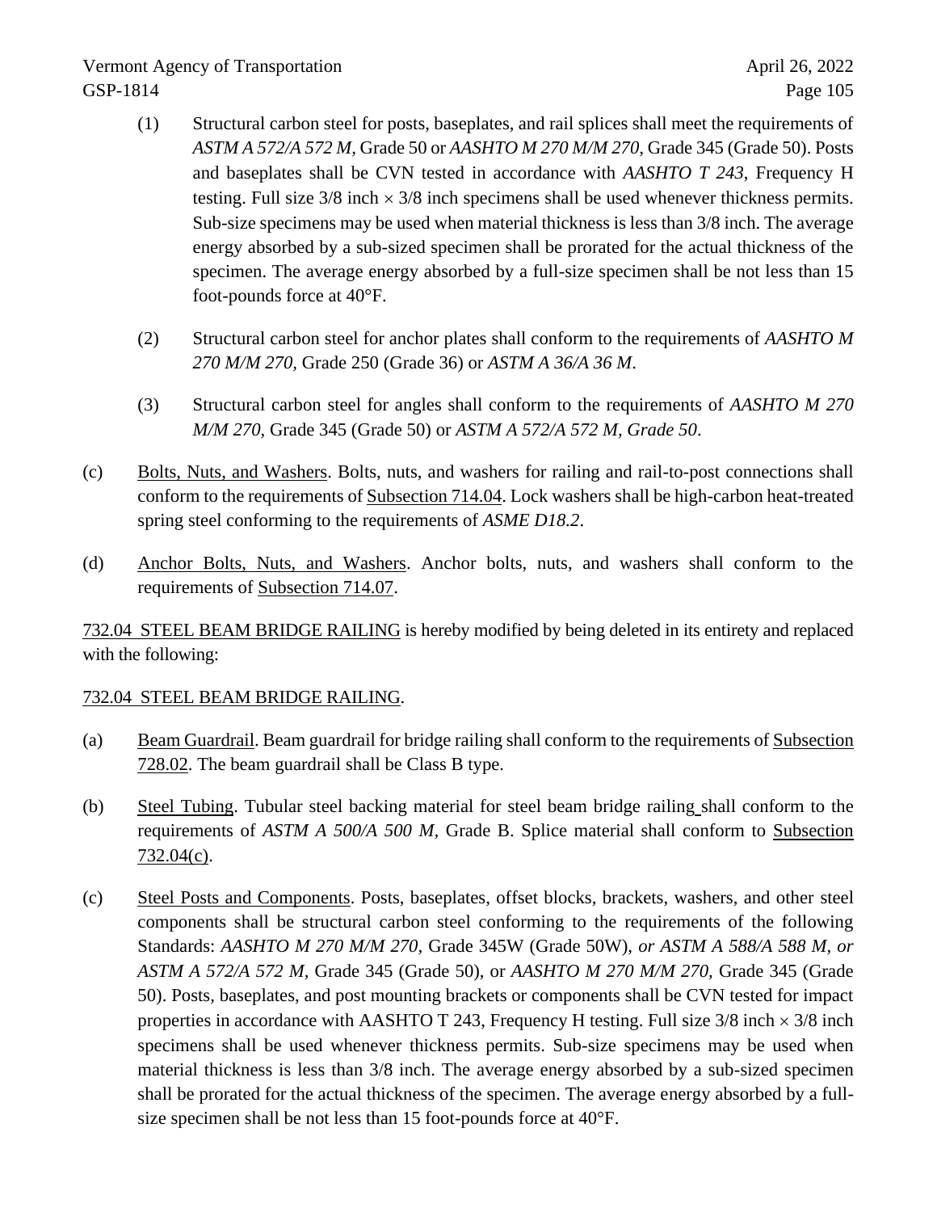(1) Structural carbon steel for posts, baseplates, and rail splices shall meet the requirements of *ASTM A 572/A 572 M*, Grade 50 or *AASHTO M 270 M/M 270*, Grade 345 (Grade 50). Posts and baseplates shall be CVN tested in accordance with *AASHTO T 243*, Frequency H testing. Full size 3/8 inch × 3/8 inch specimens shall be used whenever thickness permits. Sub-size specimens may be used when material thickness is less than 3/8 inch. The average energy absorbed by a sub-sized specimen shall be prorated for the actual thickness of the specimen. The average energy absorbed by a full-size specimen shall be not less than 15 foot-pounds force at 40°F.

(2) Structural carbon steel for anchor plates shall conform to the requirements of *AASHTO M 270 M/M 270*, Grade 250 (Grade 36) or *ASTM A 36/A 36 M*.

(3) Structural carbon steel for angles shall conform to the requirements of *AASHTO M 270 M/M 270*, Grade 345 (Grade 50) or *ASTM A 572/A 572 M, Grade 50*.

(c) Bolts, Nuts, and Washers. Bolts, nuts, and washers for railing and rail-to-post connections shall conform to the requirements of Subsection 714.04. Lock washers shall be high-carbon heat-treated spring steel conforming to the requirements of *ASME D18.2*.

(d) Anchor Bolts, Nuts, and Washers. Anchor bolts, nuts, and washers shall conform to the requirements of Subsection 714.07.

732.04 STEEL BEAM BRIDGE RAILING is hereby modified by being deleted in its entirety and replaced with the following:

732.04 STEEL BEAM BRIDGE RAILING.

(a) Beam Guardrail. Beam guardrail for bridge railing shall conform to the requirements of Subsection 728.02. The beam guardrail shall be Class B type.

(b) Steel Tubing. Tubular steel backing material for steel beam bridge railing shall conform to the requirements of *ASTM A 500/A 500 M*, Grade B. Splice material shall conform to Subsection 732.04(c).

(c) Steel Posts and Components. Posts, baseplates, offset blocks, brackets, washers, and other steel components shall be structural carbon steel conforming to the requirements of the following Standards: *AASHTO M 270 M/M 270*, Grade 345W (Grade 50W), *or ASTM A 588/A 588 M, or ASTM A 572/A 572 M*, Grade 345 (Grade 50), or *AASHTO M 270 M/M 270*, Grade 345 (Grade 50). Posts, baseplates, and post mounting brackets or components shall be CVN tested for impact properties in accordance with AASHTO T 243, Frequency H testing. Full size 3/8 inch × 3/8 inch specimens shall be used whenever thickness permits. Sub-size specimens may be used when material thickness is less than 3/8 inch. The average energy absorbed by a sub-sized specimen shall be prorated for the actual thickness of the specimen. The average energy absorbed by a full-size specimen shall be not less than 15 foot-pounds force at 40°F.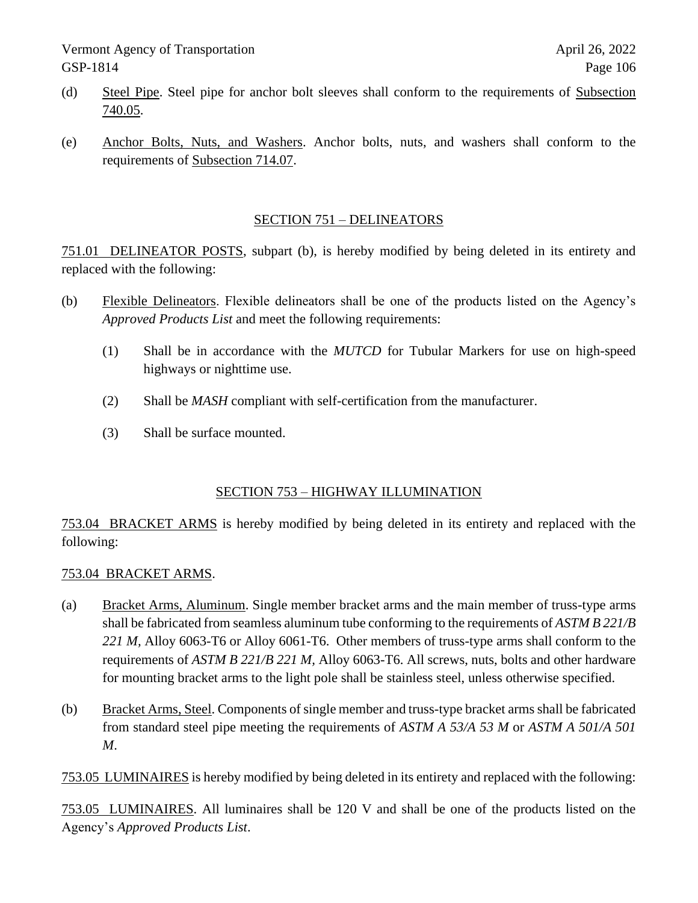(d) Steel Pipe. Steel pipe for anchor bolt sleeves shall conform to the requirements of Subsection 740.05.

(e) Anchor Bolts, Nuts, and Washers. Anchor bolts, nuts, and washers shall conform to the requirements of Subsection 714.07.

## SECTION 751 – DELINEATORS

751.01 DELINEATOR POSTS, subpart (b), is hereby modified by being deleted in its entirety and replaced with the following:

(b) Flexible Delineators. Flexible delineators shall be one of the products listed on the Agency's *Approved Products List* and meet the following requirements:

(1) Shall be in accordance with the *MUTCD* for Tubular Markers for use on high-speed highways or nighttime use.

(2) Shall be *MASH* compliant with self-certification from the manufacturer.

(3) Shall be surface mounted.

## SECTION 753 – HIGHWAY ILLUMINATION

753.04 BRACKET ARMS is hereby modified by being deleted in its entirety and replaced with the following:

753.04 BRACKET ARMS.

(a) Bracket Arms, Aluminum. Single member bracket arms and the main member of truss-type arms shall be fabricated from seamless aluminum tube conforming to the requirements of *ASTM B 221/B 221 M,* Alloy 6063-T6 or Alloy 6061-T6. Other members of truss-type arms shall conform to the requirements of *ASTM B 221/B 221 M,* Alloy 6063-T6. All screws, nuts, bolts and other hardware for mounting bracket arms to the light pole shall be stainless steel, unless otherwise specified.

(b) Bracket Arms, Steel. Components of single member and truss-type bracket arms shall be fabricated from standard steel pipe meeting the requirements of *ASTM A 53/A 53 M* or *ASTM A 501/A 501 M*.

753.05 LUMINAIRES is hereby modified by being deleted in its entirety and replaced with the following:

753.05 LUMINAIRES. All luminaires shall be 120 V and shall be one of the products listed on the Agency's *Approved Products List*.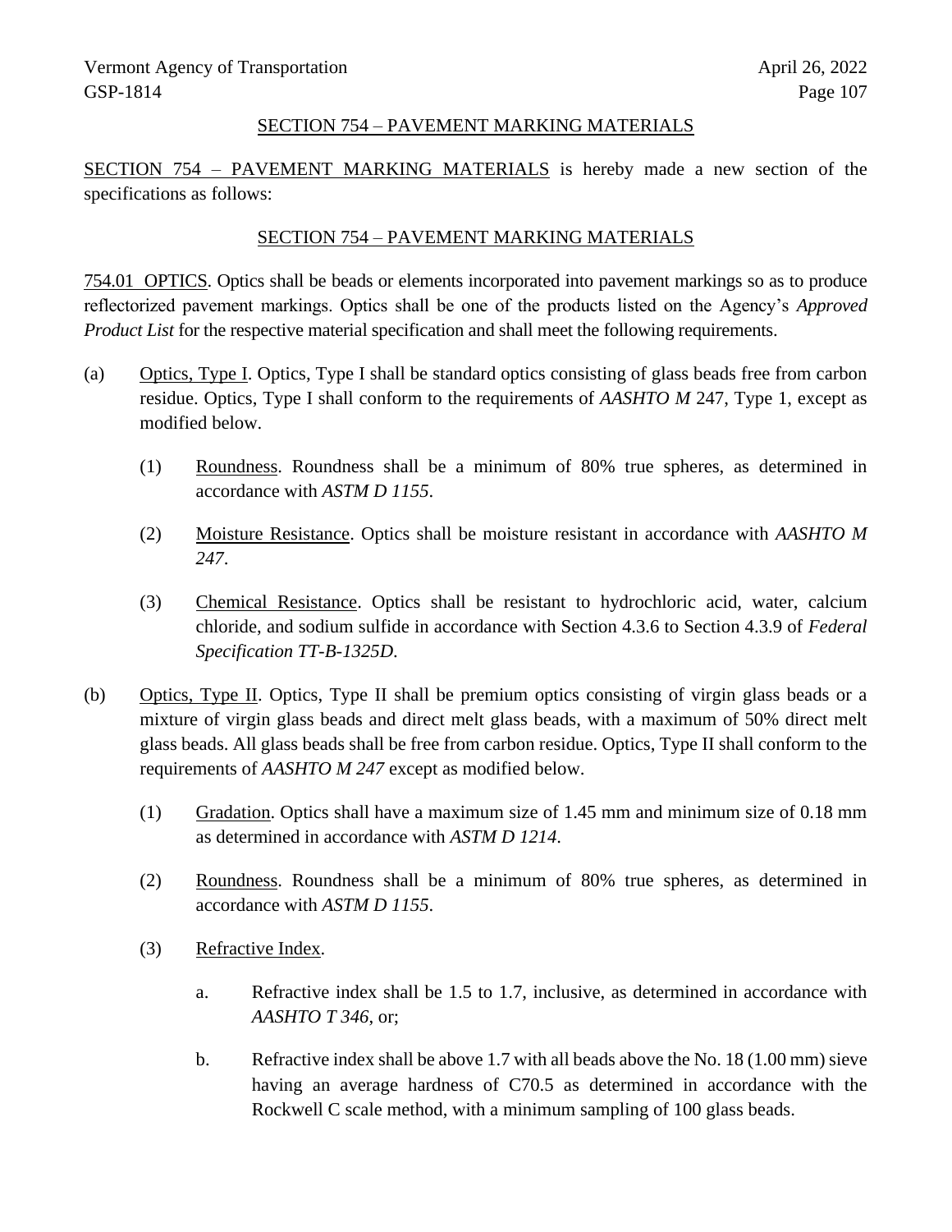## SECTION 754 – PAVEMENT MARKING MATERIALS

SECTION 754 – PAVEMENT MARKING MATERIALS is hereby made a new section of the specifications as follows:

## SECTION 754 – PAVEMENT MARKING MATERIALS

754.01 OPTICS. Optics shall be beads or elements incorporated into pavement markings so as to produce reflectorized pavement markings. Optics shall be one of the products listed on the Agency's *Approved Product List* for the respective material specification and shall meet the following requirements.

(a) Optics, Type I. Optics, Type I shall be standard optics consisting of glass beads free from carbon residue. Optics, Type I shall conform to the requirements of *AASHTO M* 247, Type 1, except as modified below.

  (1) Roundness. Roundness shall be a minimum of 80% true spheres, as determined in accordance with *ASTM D 1155*.

  (2) Moisture Resistance. Optics shall be moisture resistant in accordance with *AASHTO M 247*.

  (3) Chemical Resistance. Optics shall be resistant to hydrochloric acid, water, calcium chloride, and sodium sulfide in accordance with Section 4.3.6 to Section 4.3.9 of *Federal Specification TT-B-1325D.*

(b) Optics, Type II. Optics, Type II shall be premium optics consisting of virgin glass beads or a mixture of virgin glass beads and direct melt glass beads, with a maximum of 50% direct melt glass beads. All glass beads shall be free from carbon residue. Optics, Type II shall conform to the requirements of *AASHTO M 247* except as modified below.

  (1) Gradation. Optics shall have a maximum size of 1.45 mm and minimum size of 0.18 mm as determined in accordance with *ASTM D 1214*.

  (2) Roundness. Roundness shall be a minimum of 80% true spheres, as determined in accordance with *ASTM D 1155*.

  (3) Refractive Index.

    a. Refractive index shall be 1.5 to 1.7, inclusive, as determined in accordance with *AASHTO T 346*, or;

    b. Refractive index shall be above 1.7 with all beads above the No. 18 (1.00 mm) sieve having an average hardness of C70.5 as determined in accordance with the Rockwell C scale method, with a minimum sampling of 100 glass beads.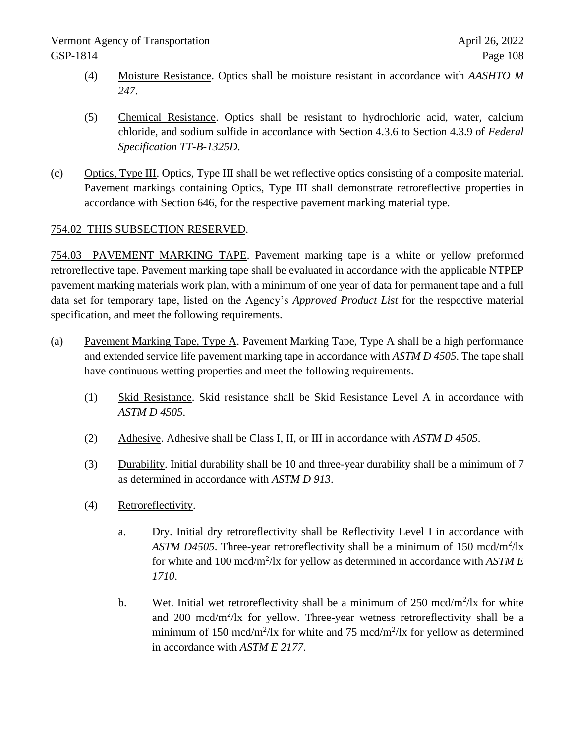(4) Moisture Resistance. Optics shall be moisture resistant in accordance with *AASHTO M 247*.

(5) Chemical Resistance. Optics shall be resistant to hydrochloric acid, water, calcium chloride, and sodium sulfide in accordance with Section 4.3.6 to Section 4.3.9 of *Federal Specification TT-B-1325D*.

(c) Optics, Type III. Optics, Type III shall be wet reflective optics consisting of a composite material. Pavement markings containing Optics, Type III shall demonstrate retroreflective properties in accordance with Section 646, for the respective pavement marking material type.

754.02 THIS SUBSECTION RESERVED.

754.03 PAVEMENT MARKING TAPE. Pavement marking tape is a white or yellow preformed retroreflective tape. Pavement marking tape shall be evaluated in accordance with the applicable NTPEP pavement marking materials work plan, with a minimum of one year of data for permanent tape and a full data set for temporary tape, listed on the Agency's *Approved Product List* for the respective material specification, and meet the following requirements.

(a) Pavement Marking Tape, Type A. Pavement Marking Tape, Type A shall be a high performance and extended service life pavement marking tape in accordance with *ASTM D 4505*. The tape shall have continuous wetting properties and meet the following requirements.

(1) Skid Resistance. Skid resistance shall be Skid Resistance Level A in accordance with *ASTM D 4505*.

(2) Adhesive. Adhesive shall be Class I, II, or III in accordance with *ASTM D 4505*.

(3) Durability. Initial durability shall be 10 and three-year durability shall be a minimum of 7 as determined in accordance with *ASTM D 913*.

(4) Retroreflectivity.

a. Dry. Initial dry retroreflectivity shall be Reflectivity Level I in accordance with *ASTM D4505*. Three-year retroreflectivity shall be a minimum of 150 mcd/m$^2$/lx for white and 100 mcd/m$^2$/lx for yellow as determined in accordance with *ASTM E 1710*.

b. Wet. Initial wet retroreflectivity shall be a minimum of 250 mcd/m$^2$/lx for white and 200 mcd/m$^2$/lx for yellow. Three-year wetness retroreflectivity shall be a minimum of 150 mcd/m$^2$/lx for white and 75 mcd/m$^2$/lx for yellow as determined in accordance with *ASTM E 2177*.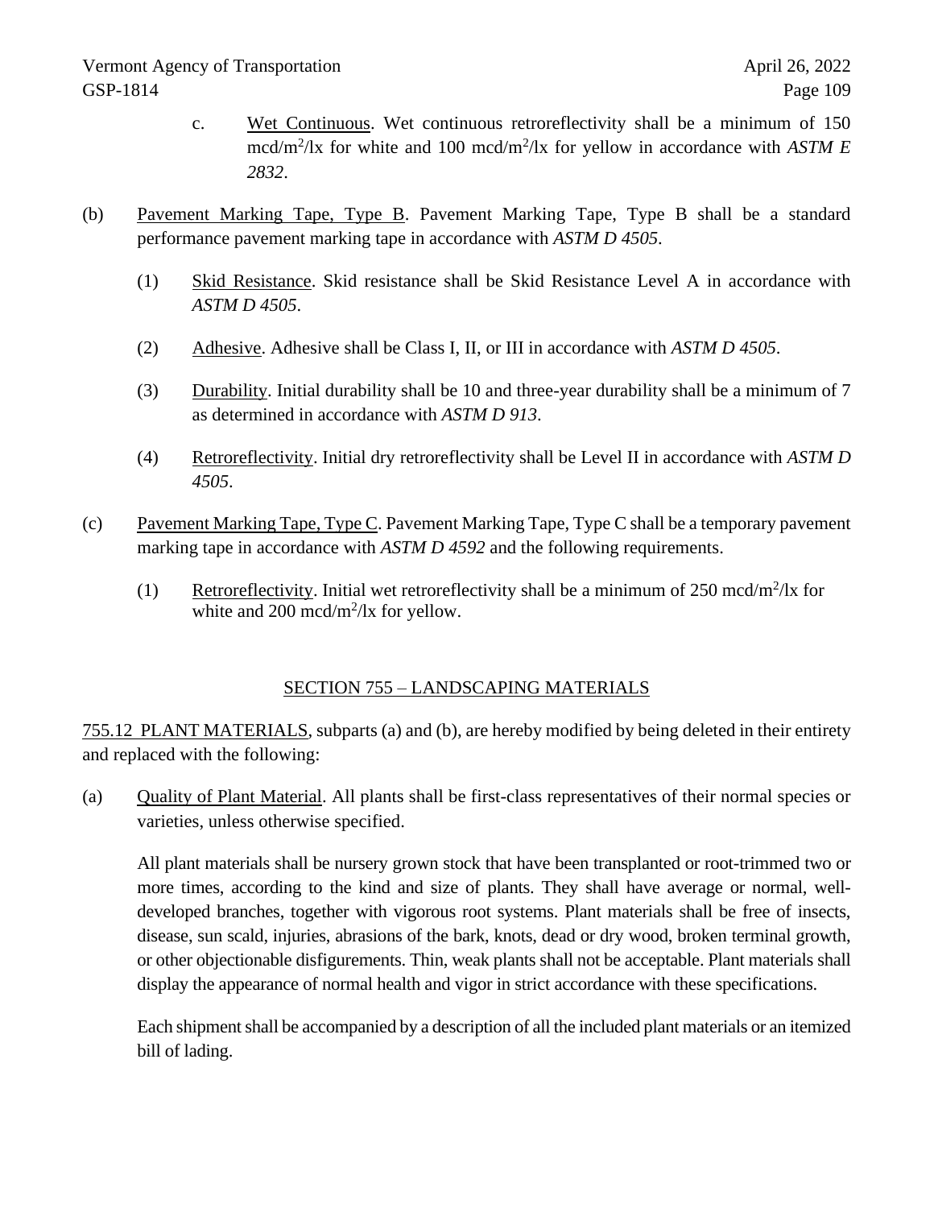c. Wet Continuous. Wet continuous retroreflectivity shall be a minimum of 150 $mcd/m^2/lx$ for white and 100 $mcd/m^2/lx$ for yellow in accordance with *ASTM E 2832*.

(b) Pavement Marking Tape, Type B. Pavement Marking Tape, Type B shall be a standard performance pavement marking tape in accordance with *ASTM D 4505*.

(1) Skid Resistance. Skid resistance shall be Skid Resistance Level A in accordance with *ASTM D 4505*.

(2) Adhesive. Adhesive shall be Class I, II, or III in accordance with *ASTM D 4505*.

(3) Durability. Initial durability shall be 10 and three-year durability shall be a minimum of 7 as determined in accordance with *ASTM D 913*.

(4) Retroreflectivity. Initial dry retroreflectivity shall be Level II in accordance with *ASTM D 4505*.

(c) Pavement Marking Tape, Type C. Pavement Marking Tape, Type C shall be a temporary pavement marking tape in accordance with *ASTM D 4592* and the following requirements.

(1) Retroreflectivity. Initial wet retroreflectivity shall be a minimum of 250 $mcd/m^2/lx$ for white and 200 $mcd/m^2/lx$ for yellow.

## SECTION 755 – LANDSCAPING MATERIALS

755.12 PLANT MATERIALS, subparts (a) and (b), are hereby modified by being deleted in their entirety and replaced with the following:

(a) Quality of Plant Material. All plants shall be first-class representatives of their normal species or varieties, unless otherwise specified.

All plant materials shall be nursery grown stock that have been transplanted or root-trimmed two or more times, according to the kind and size of plants. They shall have average or normal, well-developed branches, together with vigorous root systems. Plant materials shall be free of insects, disease, sun scald, injuries, abrasions of the bark, knots, dead or dry wood, broken terminal growth, or other objectionable disfigurements. Thin, weak plants shall not be acceptable. Plant materials shall display the appearance of normal health and vigor in strict accordance with these specifications.

Each shipment shall be accompanied by a description of all the included plant materials or an itemized bill of lading.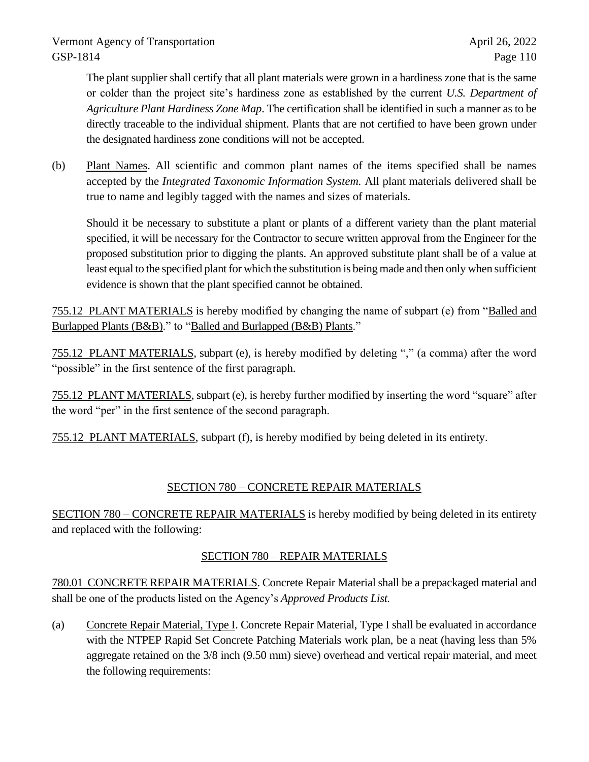The plant supplier shall certify that all plant materials were grown in a hardiness zone that is the same or colder than the project site's hardiness zone as established by the current *U.S. Department of Agriculture Plant Hardiness Zone Map*. The certification shall be identified in such a manner as to be directly traceable to the individual shipment. Plants that are not certified to have been grown under the designated hardiness zone conditions will not be accepted.

(b) Plant Names. All scientific and common plant names of the items specified shall be names accepted by the *Integrated Taxonomic Information System.* All plant materials delivered shall be true to name and legibly tagged with the names and sizes of materials.

Should it be necessary to substitute a plant or plants of a different variety than the plant material specified, it will be necessary for the Contractor to secure written approval from the Engineer for the proposed substitution prior to digging the plants. An approved substitute plant shall be of a value at least equal to the specified plant for which the substitution is being made and then only when sufficient evidence is shown that the plant specified cannot be obtained.

755.12 PLANT MATERIALS is hereby modified by changing the name of subpart (e) from "Balled and Burlapped Plants (B&B)." to "Balled and Burlapped (B&B) Plants."

755.12 PLANT MATERIALS, subpart (e), is hereby modified by deleting "," (a comma) after the word "possible" in the first sentence of the first paragraph.

755.12 PLANT MATERIALS, subpart (e), is hereby further modified by inserting the word "square" after the word "per" in the first sentence of the second paragraph.

755.12 PLANT MATERIALS, subpart (f), is hereby modified by being deleted in its entirety.

## SECTION 780 – CONCRETE REPAIR MATERIALS

SECTION 780 – CONCRETE REPAIR MATERIALS is hereby modified by being deleted in its entirety and replaced with the following:

## SECTION 780 – REPAIR MATERIALS

780.01 CONCRETE REPAIR MATERIALS. Concrete Repair Material shall be a prepackaged material and shall be one of the products listed on the Agency's *Approved Products List.*

(a) Concrete Repair Material, Type I. Concrete Repair Material, Type I shall be evaluated in accordance with the NTPEP Rapid Set Concrete Patching Materials work plan, be a neat (having less than 5% aggregate retained on the 3/8 inch (9.50 mm) sieve) overhead and vertical repair material, and meet the following requirements: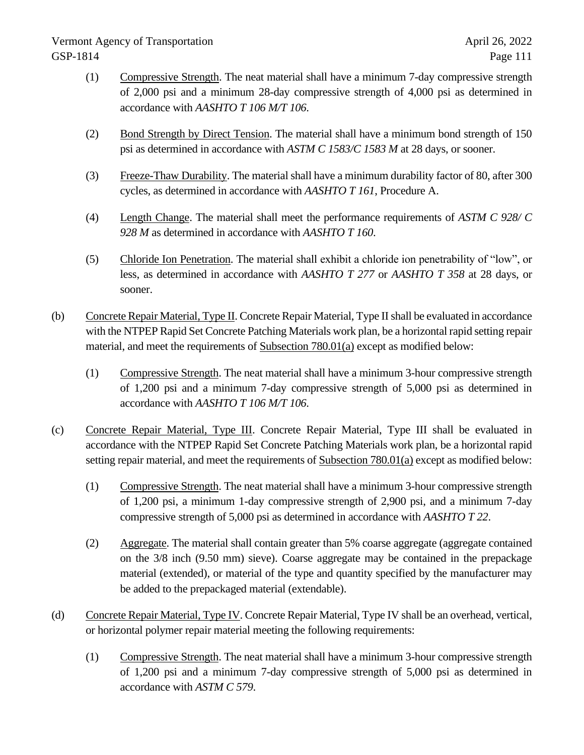(1) <u>Compressive Strength</u>. The neat material shall have a minimum 7-day compressive strength of 2,000 psi and a minimum 28-day compressive strength of 4,000 psi as determined in accordance with *AASHTO T 106 M/T 106*.

(2) <u>Bond Strength by Direct Tension</u>. The material shall have a minimum bond strength of 150 psi as determined in accordance with *ASTM C 1583/C 1583 M* at 28 days, or sooner.

(3) <u>Freeze-Thaw Durability</u>. The material shall have a minimum durability factor of 80, after 300 cycles, as determined in accordance with *AASHTO T 161*, Procedure A.

(4) <u>Length Change</u>. The material shall meet the performance requirements of *ASTM C 928/ C 928 M* as determined in accordance with *AASHTO T 160*.

(5) <u>Chloride Ion Penetration</u>. The material shall exhibit a chloride ion penetrability of "low", or less, as determined in accordance with *AASHTO T 277* or *AASHTO T 358* at 28 days, or sooner.

(b) <u>Concrete Repair Material, Type II</u>. Concrete Repair Material, Type II shall be evaluated in accordance with the NTPEP Rapid Set Concrete Patching Materials work plan, be a horizontal rapid setting repair material, and meet the requirements of <u>Subsection 780.01(a)</u> except as modified below:

(1) <u>Compressive Strength</u>. The neat material shall have a minimum 3-hour compressive strength of 1,200 psi and a minimum 7-day compressive strength of 5,000 psi as determined in accordance with *AASHTO T 106 M/T 106*.

(c) <u>Concrete Repair Material, Type III</u>. Concrete Repair Material, Type III shall be evaluated in accordance with the NTPEP Rapid Set Concrete Patching Materials work plan, be a horizontal rapid setting repair material, and meet the requirements of <u>Subsection 780.01(a)</u> except as modified below:

(1) <u>Compressive Strength</u>. The neat material shall have a minimum 3-hour compressive strength of 1,200 psi, a minimum 1-day compressive strength of 2,900 psi, and a minimum 7-day compressive strength of 5,000 psi as determined in accordance with *AASHTO T 22*.

(2) <u>Aggregate</u>. The material shall contain greater than 5% coarse aggregate (aggregate contained on the 3/8 inch (9.50 mm) sieve). Coarse aggregate may be contained in the prepackage material (extended), or material of the type and quantity specified by the manufacturer may be added to the prepackaged material (extendable).

(d) <u>Concrete Repair Material, Type IV</u>. Concrete Repair Material, Type IV shall be an overhead, vertical, or horizontal polymer repair material meeting the following requirements:

(1) <u>Compressive Strength</u>. The neat material shall have a minimum 3-hour compressive strength of 1,200 psi and a minimum 7-day compressive strength of 5,000 psi as determined in accordance with *ASTM C 579*.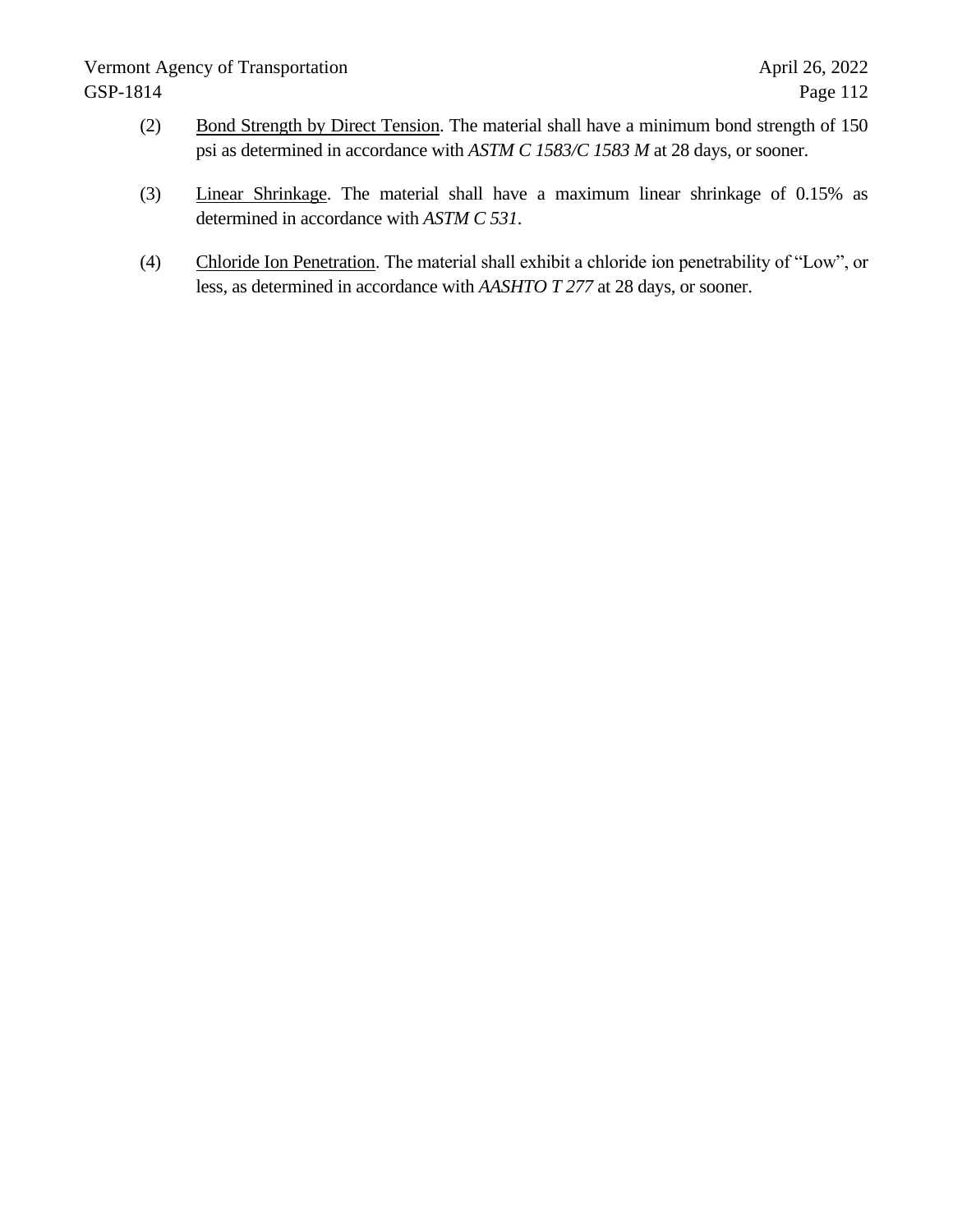(2) Bond Strength by Direct Tension. The material shall have a minimum bond strength of 150 psi as determined in accordance with *ASTM C 1583/C 1583 M* at 28 days, or sooner.

(3) Linear Shrinkage. The material shall have a maximum linear shrinkage of 0.15% as determined in accordance with *ASTM C 531*.

(4) Chloride Ion Penetration. The material shall exhibit a chloride ion penetrability of "Low", or less, as determined in accordance with *AASHTO T 277* at 28 days, or sooner.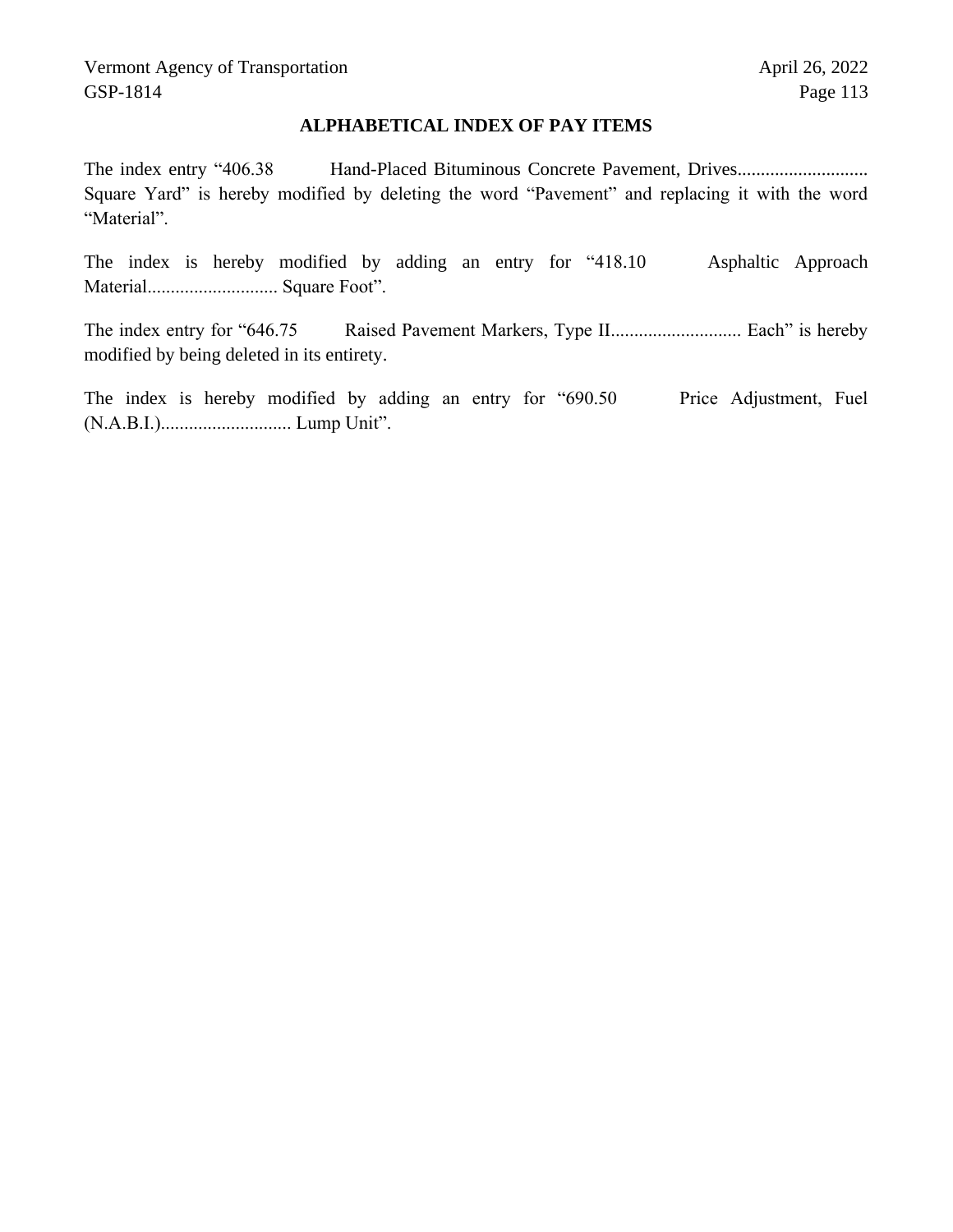## ALPHABETICAL INDEX OF PAY ITEMS

The index entry "406.38 Hand-Placed Bituminous Concrete Pavement, Drives............................ Square Yard" is hereby modified by deleting the word "Pavement" and replacing it with the word "Material".

The index is hereby modified by adding an entry for "418.10 Asphaltic Approach Material............................ Square Foot".

The index entry for "646.75 Raised Pavement Markers, Type II............................ Each" is hereby modified by being deleted in its entirety.

The index is hereby modified by adding an entry for "690.50 Price Adjustment, Fuel (N.A.B.I.)............................ Lump Unit".